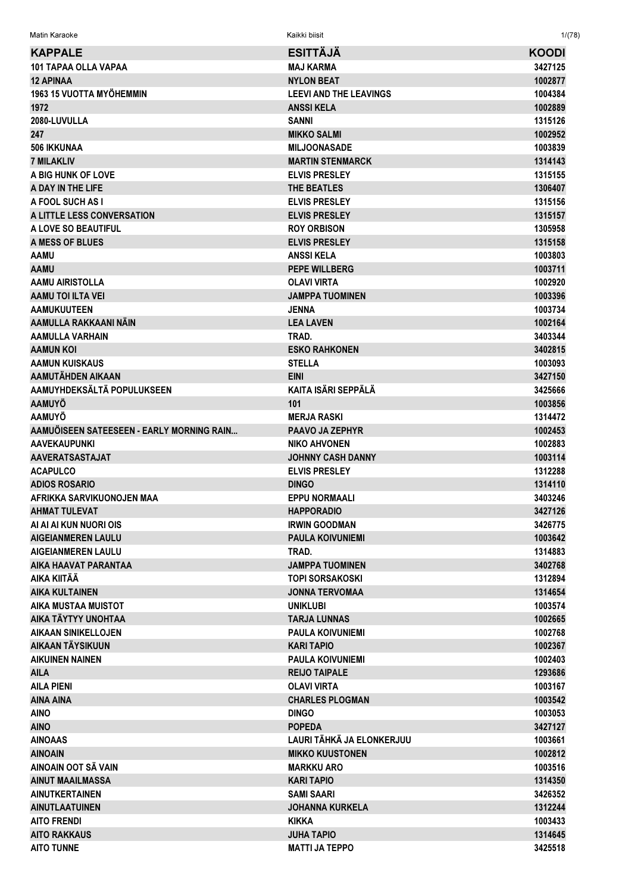| KAPPALE | ESITTÄJÄ | KOODI |
| --- | --- | --- |
| 101 TAPAA OLLA VAPAA | MAJ KARMA | 3427125 |
| 12 APINAA | NYLON BEAT | 1002877 |
| 1963 15 VUOTTA MYÖHEMMIN | LEEVI AND THE LEAVINGS | 1004384 |
| 1972 | ANSSI KELA | 1002889 |
| 2080-LUVULLA | SANNI | 1315126 |
| 247 | MIKKO SALMI | 1002952 |
| 506 IKKUNAA | MILJOONASADE | 1003839 |
| 7 MILAKLIV | MARTIN STENMARCK | 1314143 |
| A BIG HUNK OF LOVE | ELVIS PRESLEY | 1315155 |
| A DAY IN THE LIFE | THE BEATLES | 1306407 |
| A FOOL SUCH AS I | ELVIS PRESLEY | 1315156 |
| A LITTLE LESS CONVERSATION | ELVIS PRESLEY | 1315157 |
| A LOVE SO BEAUTIFUL | ROY ORBISON | 1305958 |
| A MESS OF BLUES | ELVIS PRESLEY | 1315158 |
| AAMU | ANSSI KELA | 1003803 |
| AAMU | PEPE WILLBERG | 1003711 |
| AAMU AIRISTOLLA | OLAVI VIRTA | 1002920 |
| AAMU TOI ILTA VEI | JAMPPA TUOMINEN | 1003396 |
| AAMUKUUTEEN | JENNA | 1003734 |
| AAMULLA RAKKAANI NÄIN | LEA LAVEN | 1002164 |
| AAMULLA VARHAIN | TRAD. | 3403344 |
| AAMUN KOI | ESKO RAHKONEN | 3402815 |
| AAMUN KUISKAUS | STELLA | 1003093 |
| AAMUTÄHDEN AIKAAN | EINI | 3427150 |
| AAMUYHDEKSÄLTÄ POPULUKSEEN | KAITA ISÄRI SEPPÄLÄ | 3425666 |
| AAMUYÖ | 101 | 1003856 |
| AAMUYÖ | MERJA RASKI | 1314472 |
| AAMUÖISEEN SATEESEEN - EARLY MORNING RAIN... | PAAVO JA ZEPHYR | 1002453 |
| AAVEKAUPUNKI | NIKO AHVONEN | 1002883 |
| AAVERATSASTAJAT | JOHNNY CASH DANNY | 1003114 |
| ACAPULCO | ELVIS PRESLEY | 1312288 |
| ADIOS ROSARIO | DINGO | 1314110 |
| AFRIKKA SARVIKUONOJEN MAA | EPPU NORMAALI | 3403246 |
| AHMAT TULEVAT | HAPPORADIO | 3427126 |
| AI AI AI KUN NUORI OIS | IRWIN GOODMAN | 3426775 |
| AIGEIANMEREN LAULU | PAULA KOIVUNIEMI | 1003642 |
| AIGEIANMEREN LAULU | TRAD. | 1314883 |
| AIKA HAAVAT PARANTAA | JAMPPA TUOMINEN | 3402768 |
| AIKA KIITÄÄ | TOPI SORSAKOSKI | 1312894 |
| AIKA KULTAINEN | JONNA TERVOMAA | 1314654 |
| AIKA MUSTAA MUISTOT | UNIKLUBI | 1003574 |
| AIKA TÄYTYY UNOHTAA | TARJA LUNNAS | 1002665 |
| AIKAAN SINIKELLOJEN | PAULA KOIVUNIEMI | 1002768 |
| AIKAAN TÄYSIKUUN | KARI TAPIO | 1002367 |
| AIKUINEN NAINEN | PAULA KOIVUNIEMI | 1002403 |
| AILA | REIJO TAIPALE | 1293686 |
| AILA PIENI | OLAVI VIRTA | 1003167 |
| AINA AINA | CHARLES PLOGMAN | 1003542 |
| AINO | DINGO | 1003053 |
| AINO | POPEDA | 3427127 |
| AINOAAS | LAURI TÄHKÄ JA ELONKERJUU | 1003661 |
| AINOAIN | MIKKO KUUSTONEN | 1002812 |
| AINOAIN OOT SÄ VAIN | MARKKU ARO | 1003516 |
| AINUT MAAILMASSA | KARI TAPIO | 1314350 |
| AINUTKERTAINEN | SAMI SAARI | 3426352 |
| AINUTLAATUINEN | JOHANNA KURKELA | 1312244 |
| AITO FRENDI | KIKKA | 1003433 |
| AITO RAKKAUS | JUHA TAPIO | 1314645 |
| AITO TUNNE | MATTI JA TEPPO | 3425518 |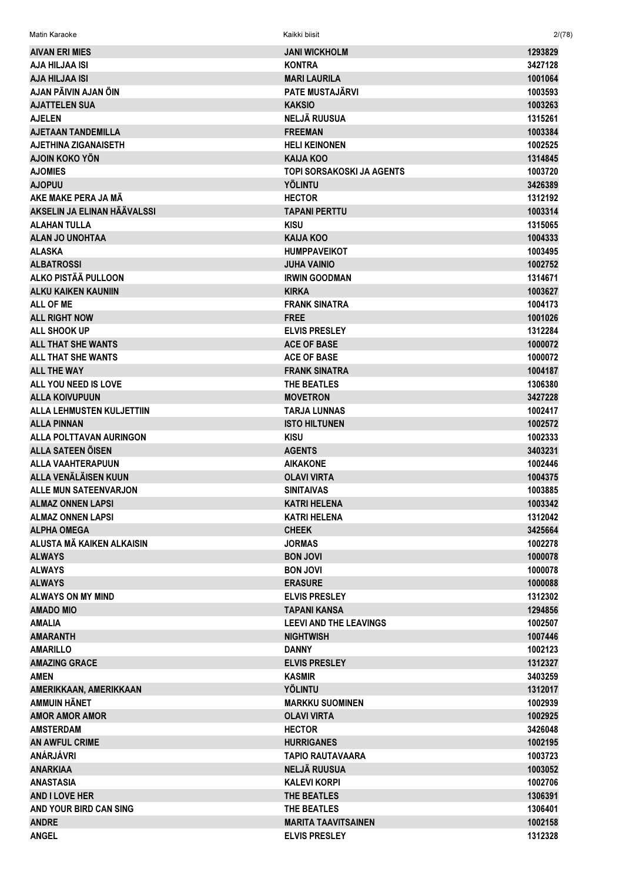| | | |
|---|---|---|
| AIVAN ERI MIES | JANI WICKHOLM | 1293829 |
| AJA HILJAA ISI | KONTRA | 3427128 |
| AJA HILJAA ISI | MARI LAURILA | 1001064 |
| AJAN PÄIVIN AJAN ÖIN | PATE MUSTAJÄRVI | 1003593 |
| AJATTELEN SUA | KAKSIO | 1003263 |
| AJELEN | NELJÄ RUUSUA | 1315261 |
| AJETAAN TANDEMILLA | FREEMAN | 1003384 |
| AJETHINA ZIGANAISETH | HELI KEINONEN | 1002525 |
| AJOIN KOKO YÖN | KAIJA KOO | 1314845 |
| AJOMIES | TOPI SORSAKOSKI JA AGENTS | 1003720 |
| AJOPUU | YÖLINTU | 3426389 |
| AKE MAKE PERA JA MÄ | HECTOR | 1312192 |
| AKSELIN JA ELINAN HÄÄVALSSI | TAPANI PERTTU | 1003314 |
| ALAHAN TULLA | KISU | 1315065 |
| ALAN JO UNOHTAA | KAIJA KOO | 1004333 |
| ALASKA | HUMPPAVEIKOT | 1003495 |
| ALBATROSSI | JUHA VAINIO | 1002752 |
| ALKO PISTÄÄ PULLOON | IRWIN GOODMAN | 1314671 |
| ALKU KAIKEN KAUNIIN | KIRKA | 1003627 |
| ALL OF ME | FRANK SINATRA | 1004173 |
| ALL RIGHT NOW | FREE | 1001026 |
| ALL SHOOK UP | ELVIS PRESLEY | 1312284 |
| ALL THAT SHE WANTS | ACE OF BASE | 1000072 |
| ALL THAT SHE WANTS | ACE OF BASE | 1000072 |
| ALL THE WAY | FRANK SINATRA | 1004187 |
| ALL YOU NEED IS LOVE | THE BEATLES | 1306380 |
| ALLA KOIVUPUUN | MOVETRON | 3427228 |
| ALLA LEHMUSTEN KULJETTIIN | TARJA LUNNAS | 1002417 |
| ALLA PINNAN | ISTO HILTUNEN | 1002572 |
| ALLA POLTTAVAN AURINGON | KISU | 1002333 |
| ALLA SATEEN ÖISEN | AGENTS | 3403231 |
| ALLA VAAHTERAPUUN | AIKAKONE | 1002446 |
| ALLA VENÄLÄISEN KUUN | OLAVI VIRTA | 1004375 |
| ALLE MUN SATEENVARJON | SINITAIVAS | 1003885 |
| ALMAZ ONNEN LAPSI | KATRI HELENA | 1003342 |
| ALMAZ ONNEN LAPSI | KATRI HELENA | 1312042 |
| ALPHA OMEGA | CHEEK | 3425664 |
| ALUSTA MÄ KAIKEN ALKAISIN | JORMAS | 1002278 |
| ALWAYS | BON JOVI | 1000078 |
| ALWAYS | BON JOVI | 1000078 |
| ALWAYS | ERASURE | 1000088 |
| ALWAYS ON MY MIND | ELVIS PRESLEY | 1312302 |
| AMADO MIO | TAPANI KANSA | 1294856 |
| AMALIA | LEEVI AND THE LEAVINGS | 1002507 |
| AMARANTH | NIGHTWISH | 1007446 |
| AMARILLO | DANNY | 1002123 |
| AMAZING GRACE | ELVIS PRESLEY | 1312327 |
| AMEN | KASMIR | 3403259 |
| AMERIKKAAN, AMERIKKAAN | YÖLINTU | 1312017 |
| AMMUIN HÄNET | MARKKU SUOMINEN | 1002939 |
| AMOR AMOR AMOR | OLAVI VIRTA | 1002925 |
| AMSTERDAM | HECTOR | 3426048 |
| AN AWFUL CRIME | HURRIGANES | 1002195 |
| ANÁRJÁVRI | TAPIO RAUTAVAARA | 1003723 |
| ANARKIAA | NELJÄ RUUSUA | 1003052 |
| ANASTASIA | KALEVI KORPI | 1002706 |
| AND I LOVE HER | THE BEATLES | 1306391 |
| AND YOUR BIRD CAN SING | THE BEATLES | 1306401 |
| ANDRE | MARITA TAAVITSAINEN | 1002158 |
| ANGEL | ELVIS PRESLEY | 1312328 |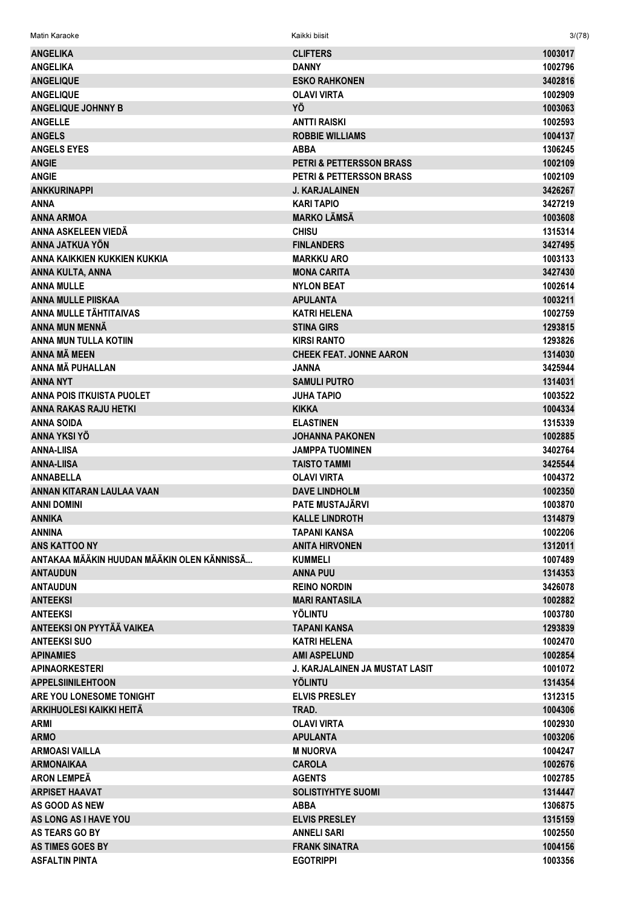| | | |
|---|---|---|
| ANGELIKA | CLIFTERS | 1003017 |
| ANGELIKA | DANNY | 1002796 |
| ANGELIQUE | ESKO RAHKONEN | 3402816 |
| ANGELIQUE | OLAVI VIRTA | 1002909 |
| ANGELIQUE JOHNNY B | YÖ | 1003063 |
| ANGELLE | ANTTI RAISKI | 1002593 |
| ANGELS | ROBBIE WILLIAMS | 1004137 |
| ANGELS EYES | ABBA | 1306245 |
| ANGIE | PETRI & PETTERSSON BRASS | 1002109 |
| ANGIE | PETRI & PETTERSSON BRASS | 1002109 |
| ANKKURINAPPI | J. KARJALAINEN | 3426267 |
| ANNA | KARI TAPIO | 3427219 |
| ANNA ARMOA | MARKO LÄMSÄ | 1003608 |
| ANNA ASKELEEN VIEDÄ | CHISU | 1315314 |
| ANNA JATKUA YÖN | FINLANDERS | 3427495 |
| ANNA KAIKKIEN KUKKIEN KUKKIA | MARKKU ARO | 1003133 |
| ANNA KULTA, ANNA | MONA CARITA | 3427430 |
| ANNA MULLE | NYLON BEAT | 1002614 |
| ANNA MULLE PIISKAA | APULANTA | 1003211 |
| ANNA MULLE TÄHTITAIVAS | KATRI HELENA | 1002759 |
| ANNA MUN MENNÄ | STINA GIRS | 1293815 |
| ANNA MUN TULLA KOTIIN | KIRSI RANTO | 1293826 |
| ANNA MÄ MEEN | CHEEK FEAT. JONNE AARON | 1314030 |
| ANNA MÄ PUHALLAN | JANNA | 3425944 |
| ANNA NYT | SAMULI PUTRO | 1314031 |
| ANNA POIS ITKUISTA PUOLET | JUHA TAPIO | 1003522 |
| ANNA RAKAS RAJU HETKI | KIKKA | 1004334 |
| ANNA SOIDA | ELASTINEN | 1315339 |
| ANNA YKSI YÖ | JOHANNA PAKONEN | 1002885 |
| ANNA-LIISA | JAMPPA TUOMINEN | 3402764 |
| ANNA-LIISA | TAISTO TAMMI | 3425544 |
| ANNABELLA | OLAVI VIRTA | 1004372 |
| ANNAN KITARAN LAULAA VAAN | DAVE LINDHOLM | 1002350 |
| ANNI DOMINI | PATE MUSTAJÄRVI | 1003870 |
| ANNIKA | KALLE LINDROTH | 1314879 |
| ANNINA | TAPANI KANSA | 1002206 |
| ANS KATTOO NY | ANITA HIRVONEN | 1312011 |
| ANTAKAA MÄÄKIN HUUDAN MÄÄKIN OLEN KÄNNISSÄ... | KUMMELI | 1007489 |
| ANTAUDUN | ANNA PUU | 1314353 |
| ANTAUDUN | REINO NORDIN | 3426078 |
| ANTEEKSI | MARI RANTASILA | 1002882 |
| ANTEEKSI | YÖLINTU | 1003780 |
| ANTEEKSI ON PYYTÄÄ VAIKEA | TAPANI KANSA | 1293839 |
| ANTEEKSI SUO | KATRI HELENA | 1002470 |
| APINAMIES | AMI ASPELUND | 1002854 |
| APINAORKESTERI | J. KARJALAINEN JA MUSTAT LASIT | 1001072 |
| APPELSIINILEHTOON | YÖLINTU | 1314354 |
| ARE YOU LONESOME TONIGHT | ELVIS PRESLEY | 1312315 |
| ARKIHUOLESI KAIKKI HEITÄ | TRAD. | 1004306 |
| ARMI | OLAVI VIRTA | 1002930 |
| ARMO | APULANTA | 1003206 |
| ARMOASI VAILLA | M NUORVA | 1004247 |
| ARMONAIKAA | CAROLA | 1002676 |
| ARON LEMPEÄ | AGENTS | 1002785 |
| ARPISET HAAVAT | SOLISTIYHTYE SUOMI | 1314447 |
| AS GOOD AS NEW | ABBA | 1306875 |
| AS LONG AS I HAVE YOU | ELVIS PRESLEY | 1315159 |
| AS TEARS GO BY | ANNELI SARI | 1002550 |
| AS TIMES GOES BY | FRANK SINATRA | 1004156 |
| ASFALTIN PINTA | EGOTRIPPI | 1003356 |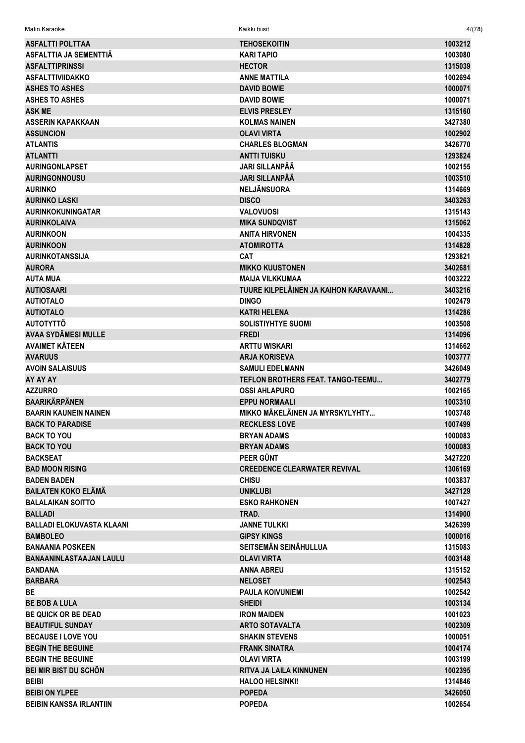| | | |
|---|---|---|
| ASFALTTI POLTTAA | TEHOSEKOITIN | 1003212 |
| ASFALTTIA JA SEMENTTIÄ | KARI TAPIO | 1003080 |
| ASFALTTIPRINSSI | HECTOR | 1315039 |
| ASFALTTIVIIDAKKO | ANNE MATTILA | 1002694 |
| ASHES TO ASHES | DAVID BOWIE | 1000071 |
| ASHES TO ASHES | DAVID BOWIE | 1000071 |
| ASK ME | ELVIS PRESLEY | 1315160 |
| ASSERIN KAPAKKAAN | KOLMAS NAINEN | 3427380 |
| ASSUNCION | OLAVI VIRTA | 1002902 |
| ATLANTIS | CHARLES BLOGMAN | 3426770 |
| ATLANTTI | ANTTI TUISKU | 1293824 |
| AURINGONLAPSET | JARI SILLANPÄÄ | 1002155 |
| AURINGONNOUSU | JARI SILLANPÄÄ | 1003510 |
| AURINKO | NELJÄNSUORA | 1314669 |
| AURINKO LASKI | DISCO | 3403263 |
| AURINKOKUNINGATAR | VALOVUOSI | 1315143 |
| AURINKOLAIVA | MIKA SUNDQVIST | 1315062 |
| AURINKOON | ANITA HIRVONEN | 1004335 |
| AURINKOON | ATOMIROTTA | 1314828 |
| AURINKOTANSSIJA | CAT | 1293821 |
| AURORA | MIKKO KUUSTONEN | 3402681 |
| AUTA MUA | MAIJA VILKKUMAA | 1003222 |
| AUTIOSAARI | TUURE KILPELÄINEN JA KAIHON KARAVAANI... | 3403216 |
| AUTIOTALO | DINGO | 1002479 |
| AUTIOTALO | KATRI HELENA | 1314286 |
| AUTOTYTTÖ | SOLISTIYHTYE SUOMI | 1003508 |
| AVAA SYDÄMESI MULLE | FREDI | 1314096 |
| AVAIMET KÄTEEN | ARTTU WISKARI | 1314662 |
| AVARUUS | ARJA KORISEVA | 1003777 |
| AVOIN SALAISUUS | SAMULI EDELMANN | 3426049 |
| AY AY AY | TEFLON BROTHERS FEAT. TANGO-TEEMU... | 3402779 |
| AZZURRO | OSSI AHLAPURO | 1002165 |
| BAARIKÄRPÄNEN | EPPU NORMAALI | 1003310 |
| BAARIN KAUNEIN NAINEN | MIKKO MÄKELÄINEN JA MYRSKYLYHTY... | 1003748 |
| BACK TO PARADISE | RECKLESS LOVE | 1007499 |
| BACK TO YOU | BRYAN ADAMS | 1000083 |
| BACK TO YOU | BRYAN ADAMS | 1000083 |
| BACKSEAT | PEER GÜNT | 3427220 |
| BAD MOON RISING | CREEDENCE CLEARWATER REVIVAL | 1306169 |
| BADEN BADEN | CHISU | 1003837 |
| BAILATEN KOKO ELÄMÄ | UNIKLUBI | 3427129 |
| BALALAIKAN SOITTO | ESKO RAHKONEN | 1007427 |
| BALLADI | TRAD. | 1314900 |
| BALLADI ELOKUVASTA KLAANI | JANNE TULKKI | 3426399 |
| BAMBOLEO | GIPSY KINGS | 1000016 |
| BANAANIA POSKEEN | SEITSEMÄN SEINÄHULLUA | 1315083 |
| BANAANINLASTAAJAN LAULU | OLAVI VIRTA | 1003148 |
| BANDANA | ANNA ABREU | 1315152 |
| BARBARA | NELOSET | 1002543 |
| BE | PAULA KOIVUNIEMI | 1002542 |
| BE BOB A LULA | SHEIDI | 1003134 |
| BE QUICK OR BE DEAD | IRON MAIDEN | 1001023 |
| BEAUTIFUL SUNDAY | ARTO SOTAVALTA | 1002309 |
| BECAUSE I LOVE YOU | SHAKIN STEVENS | 1000051 |
| BEGIN THE BEGUINE | FRANK SINATRA | 1004174 |
| BEGIN THE BEGUINE | OLAVI VIRTA | 1003199 |
| BEI MIR BIST DU SCHÖN | RITVA JA LAILA KINNUNEN | 1002395 |
| BEIBI | HALOO HELSINKI! | 1314846 |
| BEIBI ON YLPEE | POPEDA | 3426050 |
| BEIBIN KANSSA IRLANTIIN | POPEDA | 1002654 |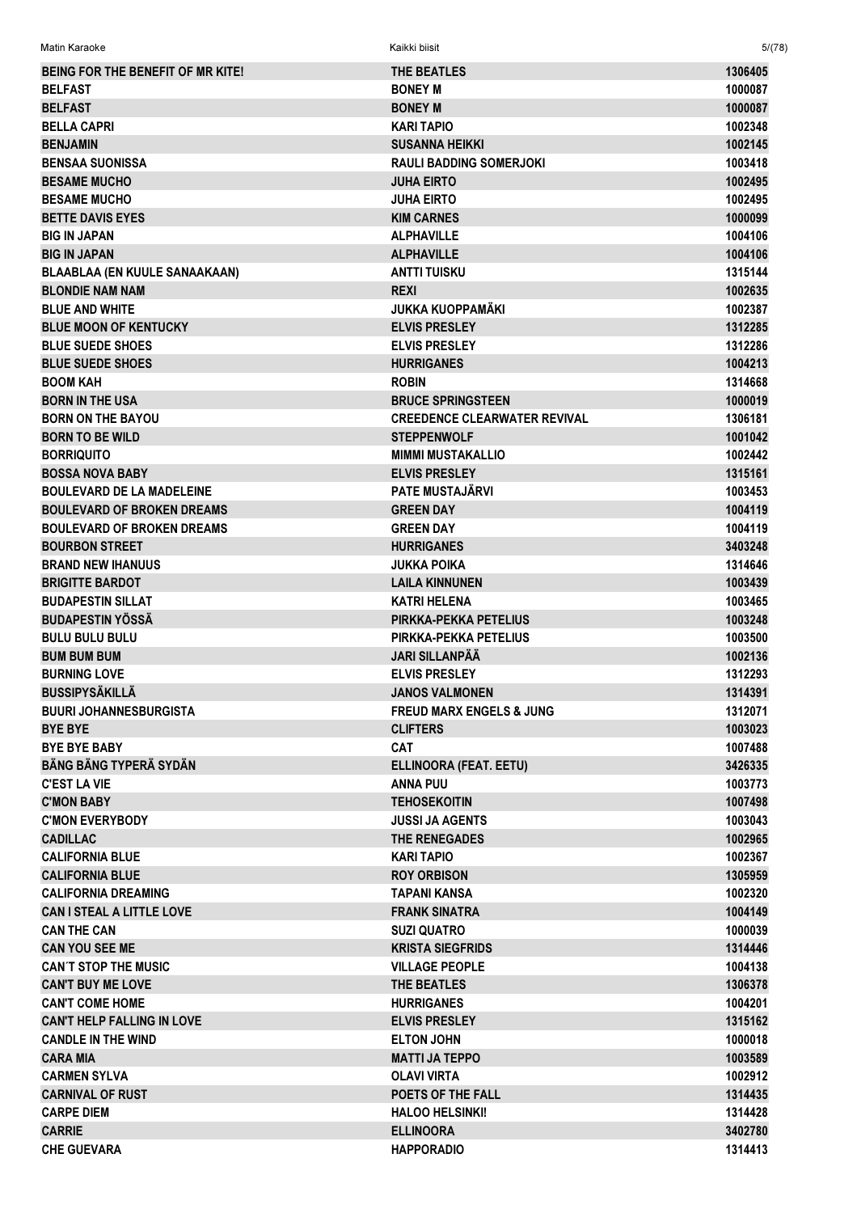| | | |
|---|---|---|
| BEING FOR THE BENEFIT OF MR KITE! | THE BEATLES | 1306405 |
| BELFAST | BONEY M | 1000087 |
| BELFAST | BONEY M | 1000087 |
| BELLA CAPRI | KARI TAPIO | 1002348 |
| BENJAMIN | SUSANNA HEIKKI | 1002145 |
| BENSAA SUONISSA | RAULI BADDING SOMERJOKI | 1003418 |
| BESAME MUCHO | JUHA EIRTO | 1002495 |
| BESAME MUCHO | JUHA EIRTO | 1002495 |
| BETTE DAVIS EYES | KIM CARNES | 1000099 |
| BIG IN JAPAN | ALPHAVILLE | 1004106 |
| BIG IN JAPAN | ALPHAVILLE | 1004106 |
| BLAABLAA (EN KUULE SANAAKAAN) | ANTTI TUISKU | 1315144 |
| BLONDIE NAM NAM | REXI | 1002635 |
| BLUE AND WHITE | JUKKA KUOPPAMÄKI | 1002387 |
| BLUE MOON OF KENTUCKY | ELVIS PRESLEY | 1312285 |
| BLUE SUEDE SHOES | ELVIS PRESLEY | 1312286 |
| BLUE SUEDE SHOES | HURRIGANES | 1004213 |
| BOOM KAH | ROBIN | 1314668 |
| BORN IN THE USA | BRUCE SPRINGSTEEN | 1000019 |
| BORN ON THE BAYOU | CREEDENCE CLEARWATER REVIVAL | 1306181 |
| BORN TO BE WILD | STEPPENWOLF | 1001042 |
| BORRIQUITO | MIMMI MUSTAKALLIO | 1002442 |
| BOSSA NOVA BABY | ELVIS PRESLEY | 1315161 |
| BOULEVARD DE LA MADELEINE | PATE MUSTAJÄRVI | 1003453 |
| BOULEVARD OF BROKEN DREAMS | GREEN DAY | 1004119 |
| BOULEVARD OF BROKEN DREAMS | GREEN DAY | 1004119 |
| BOURBON STREET | HURRIGANES | 3403248 |
| BRAND NEW IHANUUS | JUKKA POIKA | 1314646 |
| BRIGITTE BARDOT | LAILA KINNUNEN | 1003439 |
| BUDAPESTIN SILLAT | KATRI HELENA | 1003465 |
| BUDAPESTIN YÖSSÄ | PIRKKA-PEKKA PETELIUS | 1003248 |
| BULU BULU BULU | PIRKKA-PEKKA PETELIUS | 1003500 |
| BUM BUM BUM | JARI SILLANPÄÄ | 1002136 |
| BURNING LOVE | ELVIS PRESLEY | 1312293 |
| BUSSIPYSÄKILLÄ | JANOS VALMONEN | 1314391 |
| BUURI JOHANNESBURGISTA | FREUD MARX ENGELS & JUNG | 1312071 |
| BYE BYE | CLIFTERS | 1003023 |
| BYE BYE BABY | CAT | 1007488 |
| BÄNG BÄNG TYPERÄ SYDÄN | ELLINOORA (FEAT. EETU) | 3426335 |
| C'EST LA VIE | ANNA PUU | 1003773 |
| C'MON BABY | TEHOSEKOITIN | 1007498 |
| C'MON EVERYBODY | JUSSI JA AGENTS | 1003043 |
| CADILLAC | THE RENEGADES | 1002965 |
| CALIFORNIA BLUE | KARI TAPIO | 1002367 |
| CALIFORNIA BLUE | ROY ORBISON | 1305959 |
| CALIFORNIA DREAMING | TAPANI KANSA | 1002320 |
| CAN I STEAL A LITTLE LOVE | FRANK SINATRA | 1004149 |
| CAN THE CAN | SUZI QUATRO | 1000039 |
| CAN YOU SEE ME | KRISTA SIEGFRIDS | 1314446 |
| CAN´T STOP THE MUSIC | VILLAGE PEOPLE | 1004138 |
| CAN'T BUY ME LOVE | THE BEATLES | 1306378 |
| CAN'T COME HOME | HURRIGANES | 1004201 |
| CAN'T HELP FALLING IN LOVE | ELVIS PRESLEY | 1315162 |
| CANDLE IN THE WIND | ELTON JOHN | 1000018 |
| CARA MIA | MATTI JA TEPPO | 1003589 |
| CARMEN SYLVA | OLAVI VIRTA | 1002912 |
| CARNIVAL OF RUST | POETS OF THE FALL | 1314435 |
| CARPE DIEM | HALOO HELSINKI! | 1314428 |
| CARRIE | ELLINOORA | 3402780 |
| CHE GUEVARA | HAPPORADIO | 1314413 |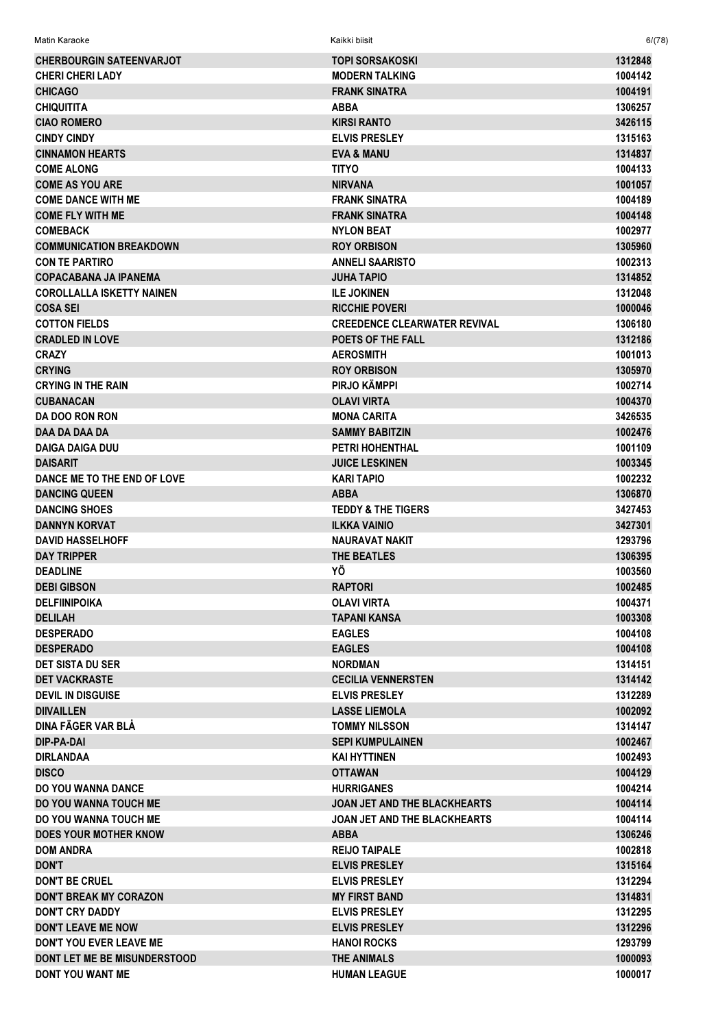| CHERBOURGIN SATEENVARJOT | TOPI SORSAKOSKI | 1312848 |
|---|---|---|
| CHERI CHERI LADY | MODERN TALKING | 1004142 |
| CHICAGO | FRANK SINATRA | 1004191 |
| CHIQUITITA | ABBA | 1306257 |
| CIAO ROMERO | KIRSI RANTO | 3426115 |
| CINDY CINDY | ELVIS PRESLEY | 1315163 |
| CINNAMON HEARTS | EVA & MANU | 1314837 |
| COME ALONG | TITYO | 1004133 |
| COME AS YOU ARE | NIRVANA | 1001057 |
| COME DANCE WITH ME | FRANK SINATRA | 1004189 |
| COME FLY WITH ME | FRANK SINATRA | 1004148 |
| COMEBACK | NYLON BEAT | 1002977 |
| COMMUNICATION BREAKDOWN | ROY ORBISON | 1305960 |
| CON TE PARTIRO | ANNELI SAARISTO | 1002313 |
| COPACABANA JA IPANEMA | JUHA TAPIO | 1314852 |
| COROLLALLA ISKETTY NAINEN | ILE JOKINEN | 1312048 |
| COSA SEI | RICCHIE POVERI | 1000046 |
| COTTON FIELDS | CREEDENCE CLEARWATER REVIVAL | 1306180 |
| CRADLED IN LOVE | POETS OF THE FALL | 1312186 |
| CRAZY | AEROSMITH | 1001013 |
| CRYING | ROY ORBISON | 1305970 |
| CRYING IN THE RAIN | PIRJO KÄMPPI | 1002714 |
| CUBANACAN | OLAVI VIRTA | 1004370 |
| DA DOO RON RON | MONA CARITA | 3426535 |
| DAA DA DAA DA | SAMMY BABITZIN | 1002476 |
| DAIGA DAIGA DUU | PETRI HOHENTHAL | 1001109 |
| DAISARIT | JUICE LESKINEN | 1003345 |
| DANCE ME TO THE END OF LOVE | KARI TAPIO | 1002232 |
| DANCING QUEEN | ABBA | 1306870 |
| DANCING SHOES | TEDDY & THE TIGERS | 3427453 |
| DANNYN KORVAT | ILKKA VAINIO | 3427301 |
| DAVID HASSELHOFF | NAURAVAT NAKIT | 1293796 |
| DAY TRIPPER | THE BEATLES | 1306395 |
| DEADLINE | YÖ | 1003560 |
| DEBI GIBSON | RAPTORI | 1002485 |
| DELFIINIPOIKA | OLAVI VIRTA | 1004371 |
| DELILAH | TAPANI KANSA | 1003308 |
| DESPERADO | EAGLES | 1004108 |
| DESPERADO | EAGLES | 1004108 |
| DET SISTA DU SER | NORDMAN | 1314151 |
| DET VACKRASTE | CECILIA VENNERSTEN | 1314142 |
| DEVIL IN DISGUISE | ELVIS PRESLEY | 1312289 |
| DIIVAILLEN | LASSE LIEMOLA | 1002092 |
| DINA FÄGER VAR BLÅ | TOMMY NILSSON | 1314147 |
| DIP-PA-DAI | SEPI KUMPULAINEN | 1002467 |
| DIRLANDAA | KAI HYTTINEN | 1002493 |
| DISCO | OTTAWAN | 1004129 |
| DO YOU WANNA DANCE | HURRIGANES | 1004214 |
| DO YOU WANNA TOUCH ME | JOAN JET AND THE BLACKHEARTS | 1004114 |
| DO YOU WANNA TOUCH ME | JOAN JET AND THE BLACKHEARTS | 1004114 |
| DOES YOUR MOTHER KNOW | ABBA | 1306246 |
| DOM ANDRA | REIJO TAIPALE | 1002818 |
| DON'T | ELVIS PRESLEY | 1315164 |
| DON'T BE CRUEL | ELVIS PRESLEY | 1312294 |
| DON'T BREAK MY CORAZON | MY FIRST BAND | 1314831 |
| DON'T CRY DADDY | ELVIS PRESLEY | 1312295 |
| DON'T LEAVE ME NOW | ELVIS PRESLEY | 1312296 |
| DON'T YOU EVER LEAVE ME | HANOI ROCKS | 1293799 |
| DONT LET ME BE MISUNDERSTOOD | THE ANIMALS | 1000093 |
| DONT YOU WANT ME | HUMAN LEAGUE | 1000017 |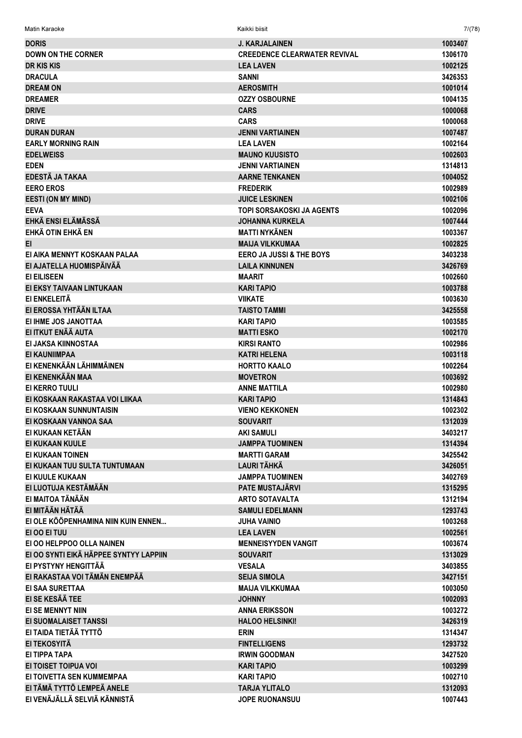| | | |
|---|---|---|
| DORIS | J. KARJALAINEN | 1003407 |
| DOWN ON THE CORNER | CREEDENCE CLEARWATER REVIVAL | 1306170 |
| DR KIS KIS | LEA LAVEN | 1002125 |
| DRACULA | SANNI | 3426353 |
| DREAM ON | AEROSMITH | 1001014 |
| DREAMER | OZZY OSBOURNE | 1004135 |
| DRIVE | CARS | 1000068 |
| DRIVE | CARS | 1000068 |
| DURAN DURAN | JENNI VARTIAINEN | 1007487 |
| EARLY MORNING RAIN | LEA LAVEN | 1002164 |
| EDELWEISS | MAUNO KUUSISTO | 1002603 |
| EDEN | JENNI VARTIAINEN | 1314813 |
| EDESTÄ JA TAKAA | AARNE TENKANEN | 1004052 |
| EERO EROS | FREDERIK | 1002989 |
| EESTI (ON MY MIND) | JUICE LESKINEN | 1002106 |
| EEVA | TOPI SORSAKOSKI JA AGENTS | 1002096 |
| EHKÄ ENSI ELÄMÄSSÄ | JOHANNA KURKELA | 1007444 |
| EHKÄ OTIN EHKÄ EN | MATTI NYKÄNEN | 1003367 |
| EI | MAIJA VILKKUMAA | 1002825 |
| EI AIKA MENNYT KOSKAAN PALAA | EERO JA JUSSI & THE BOYS | 3403238 |
| EI AJATELLA HUOMISPÄIVÄÄ | LAILA KINNUNEN | 3426769 |
| EI EILISEEN | MAARIT | 1002660 |
| EI EKSY TAIVAAN LINTUKAAN | KARI TAPIO | 1003788 |
| EI ENKELEITÄ | VIIKATE | 1003630 |
| EI EROSSA YHTÄÄN ILTAA | TAISTO TAMMI | 3425558 |
| EI IHME JOS JANOTTAA | KARI TAPIO | 1003585 |
| EI ITKUT ENÄÄ AUTA | MATTI ESKO | 1002170 |
| EI JAKSA KIINNOSTAA | KIRSI RANTO | 1002986 |
| EI KAUNIIMPAA | KATRI HELENA | 1003118 |
| EI KENENKÄÄN LÄHIMMÄINEN | HORTTO KAALO | 1002264 |
| EI KENENKÄÄN MAA | MOVETRON | 1003692 |
| EI KERRO TUULI | ANNE MATTILA | 1002980 |
| EI KOSKAAN RAKASTAA VOI LIIKAA | KARI TAPIO | 1314843 |
| EI KOSKAAN SUNNUNTAISIN | VIENO KEKKONEN | 1002302 |
| EI KOSKAAN VANNOA SAA | SOUVARIT | 1312039 |
| EI KUKAAN KETÄÄN | AKI SAMULI | 3403217 |
| EI KUKAAN KUULE | JAMPPA TUOMINEN | 1314394 |
| EI KUKAAN TOINEN | MARTTI GARAM | 3425542 |
| EI KUKAAN TUU SULTA TUNTUMAAN | LAURI TÄHKÄ | 3426051 |
| EI KUULE KUKAAN | JAMPPA TUOMINEN | 3402769 |
| EI LUOTUJA KESTÄMÄÄN | PATE MUSTAJÄRVI | 1315295 |
| EI MAITOA TÄNÄÄN | ARTO SOTAVALTA | 1312194 |
| EI MITÄÄN HÄTÄÄ | SAMULI EDELMANN | 1293743 |
| EI OLE KÖÖPENHAMINA NIIN KUIN ENNEN... | JUHA VAINIO | 1003268 |
| EI OO EI TUU | LEA LAVEN | 1002561 |
| EI OO HELPPOO OLLA NAINEN | MENNEISYYDEN VANGIT | 1003674 |
| EI OO SYNTI EIKÄ HÄPPEE SYNTYY LAPPIIN | SOUVARIT | 1313029 |
| EI PYSTYNY HENGITTÄÄ | VESALA | 3403855 |
| EI RAKASTAA VOI TÄMÄN ENEMPÄÄ | SEIJA SIMOLA | 3427151 |
| EI SAA SURETTAA | MAIJA VILKKUMAA | 1003050 |
| EI SE KESÄÄ TEE | JOHNNY | 1002093 |
| EI SE MENNYT NIIN | ANNA ERIKSSON | 1003272 |
| EI SUOMALAISET TANSSI | HALOO HELSINKI! | 3426319 |
| EI TAIDA TIETÄÄ TYTTÖ | ERIN | 1314347 |
| EI TEKOSYITÄ | FINTELLIGENS | 1293732 |
| EI TIPPA TAPA | IRWIN GOODMAN | 3427520 |
| EI TOISET TOIPUA VOI | KARI TAPIO | 1003299 |
| EI TOIVETTA SEN KUMMEMPAA | KARI TAPIO | 1002710 |
| EI TÄMÄ TYTTÖ LEMPEÄ ANELE | TARJA YLITALO | 1312093 |
| EI VENÄJÄLLÄ SELVIÄ KÄNNISTÄ | JOPE RUONANSUU | 1007443 |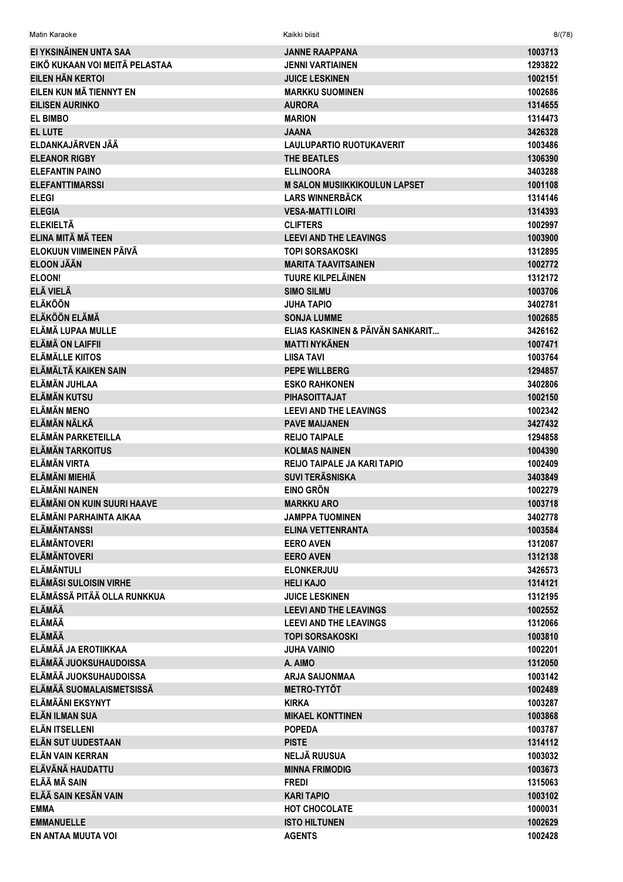| | | |
|---|---|---|
| EI YKSINÄINEN UNTA SAA | JANNE RAAPPANA | 1003713 |
| EIKÖ KUKAAN VOI MEITÄ PELASTAA | JENNI VARTIAINEN | 1293822 |
| EILEN HÄN KERTOI | JUICE LESKINEN | 1002151 |
| EILEN KUN MÄ TIENNYT EN | MARKKU SUOMINEN | 1002686 |
| EILISEN AURINKO | AURORA | 1314655 |
| EL BIMBO | MARION | 1314473 |
| EL LUTE | JAANA | 3426328 |
| ELDANKAJÄRVEN JÄÄ | LAULUPARTIO RUOTUKAVERIT | 1003486 |
| ELEANOR RIGBY | THE BEATLES | 1306390 |
| ELEFANTIN PAINO | ELLINOORA | 3403288 |
| ELEFANTTIMARSSI | M SALON MUSIIKKIKOULUN LAPSET | 1001108 |
| ELEGI | LARS WINNERBÄCK | 1314146 |
| ELEGIA | VESA-MATTI LOIRI | 1314393 |
| ELEKIELTÄ | CLIFTERS | 1002997 |
| ELINA MITÄ MÄ TEEN | LEEVI AND THE LEAVINGS | 1003900 |
| ELOKUUN VIIMEINEN PÄIVÄ | TOPI SORSAKOSKI | 1312895 |
| ELOON JÄÄN | MARITA TAAVITSAINEN | 1002772 |
| ELOON! | TUURE KILPELÄINEN | 1312172 |
| ELÄ VIELÄ | SIMO SILMU | 1003706 |
| ELÄKÖÖN | JUHA TAPIO | 3402781 |
| ELÄKÖÖN ELÄMÄ | SONJA LUMME | 1002685 |
| ELÄMÄ LUPAA MULLE | ELIAS KASKINEN & PÄIVÄN SANKARIT... | 3426162 |
| ELÄMÄ ON LAIFFII | MATTI NYKÄNEN | 1007471 |
| ELÄMÄLLE KIITOS | LIISA TAVI | 1003764 |
| ELÄMÄLTÄ KAIKEN SAIN | PEPE WILLBERG | 1294857 |
| ELÄMÄN JUHLAA | ESKO RAHKONEN | 3402806 |
| ELÄMÄN KUTSU | PIHASOITTAJAT | 1002150 |
| ELÄMÄN MENO | LEEVI AND THE LEAVINGS | 1002342 |
| ELÄMÄN NÄLKÄ | PAVE MAIJANEN | 3427432 |
| ELÄMÄN PARKETEILLA | REIJO TAIPALE | 1294858 |
| ELÄMÄN TARKOITUS | KOLMAS NAINEN | 1004390 |
| ELÄMÄN VIRTA | REIJO TAIPALE JA KARI TAPIO | 1002409 |
| ELÄMÄNI MIEHIÄ | SUVI TERÄSNISKA | 3403849 |
| ELÄMÄNI NAINEN | EINO GRÖN | 1002279 |
| ELÄMÄNI ON KUIN SUURI HAAVE | MARKKU ARO | 1003718 |
| ELÄMÄNI PARHAINTA AIKAA | JAMPPA TUOMINEN | 3402778 |
| ELÄMÄNTANSSI | ELINA VETTENRANTA | 1003584 |
| ELÄMÄNTOVERI | EERO AVEN | 1312087 |
| ELÄMÄNTOVERI | EERO AVEN | 1312138 |
| ELÄMÄNTULI | ELONKERJUU | 3426573 |
| ELÄMÄSI SULOISIN VIRHE | HELI KAJO | 1314121 |
| ELÄMÄSSÄ PITÄÄ OLLA RUNKKUA | JUICE LESKINEN | 1312195 |
| ELÄMÄÄ | LEEVI AND THE LEAVINGS | 1002552 |
| ELÄMÄÄ | LEEVI AND THE LEAVINGS | 1312066 |
| ELÄMÄÄ | TOPI SORSAKOSKI | 1003810 |
| ELÄMÄÄ JA EROTIIKKAA | JUHA VAINIO | 1002201 |
| ELÄMÄÄ JUOKSUHAUDOISSA | A. AIMO | 1312050 |
| ELÄMÄÄ JUOKSUHAUDOISSA | ARJA SAIJONMAA | 1003142 |
| ELÄMÄÄ SUOMALAISMETSISSÄ | METRO-TYTÖT | 1002489 |
| ELÄMÄÄNI EKSYNYT | KIRKA | 1003287 |
| ELÄN ILMAN SUA | MIKAEL KONTTINEN | 1003868 |
| ELÄN ITSELLENI | POPEDA | 1003787 |
| ELÄN SUT UUDESTAAN | PISTE | 1314112 |
| ELÄN VAIN KERRAN | NELJÄ RUUSUA | 1003032 |
| ELÄVÄNÄ HAUDATTU | MINNA FRIMODIG | 1003673 |
| ELÄÄ MÄ SAIN | FREDI | 1315063 |
| ELÄÄ SAIN KESÄN VAIN | KARI TAPIO | 1003102 |
| EMMA | HOT CHOCOLATE | 1000031 |
| EMMANUELLE | ISTO HILTUNEN | 1002629 |
| EN ANTAA MUUTA VOI | AGENTS | 1002428 |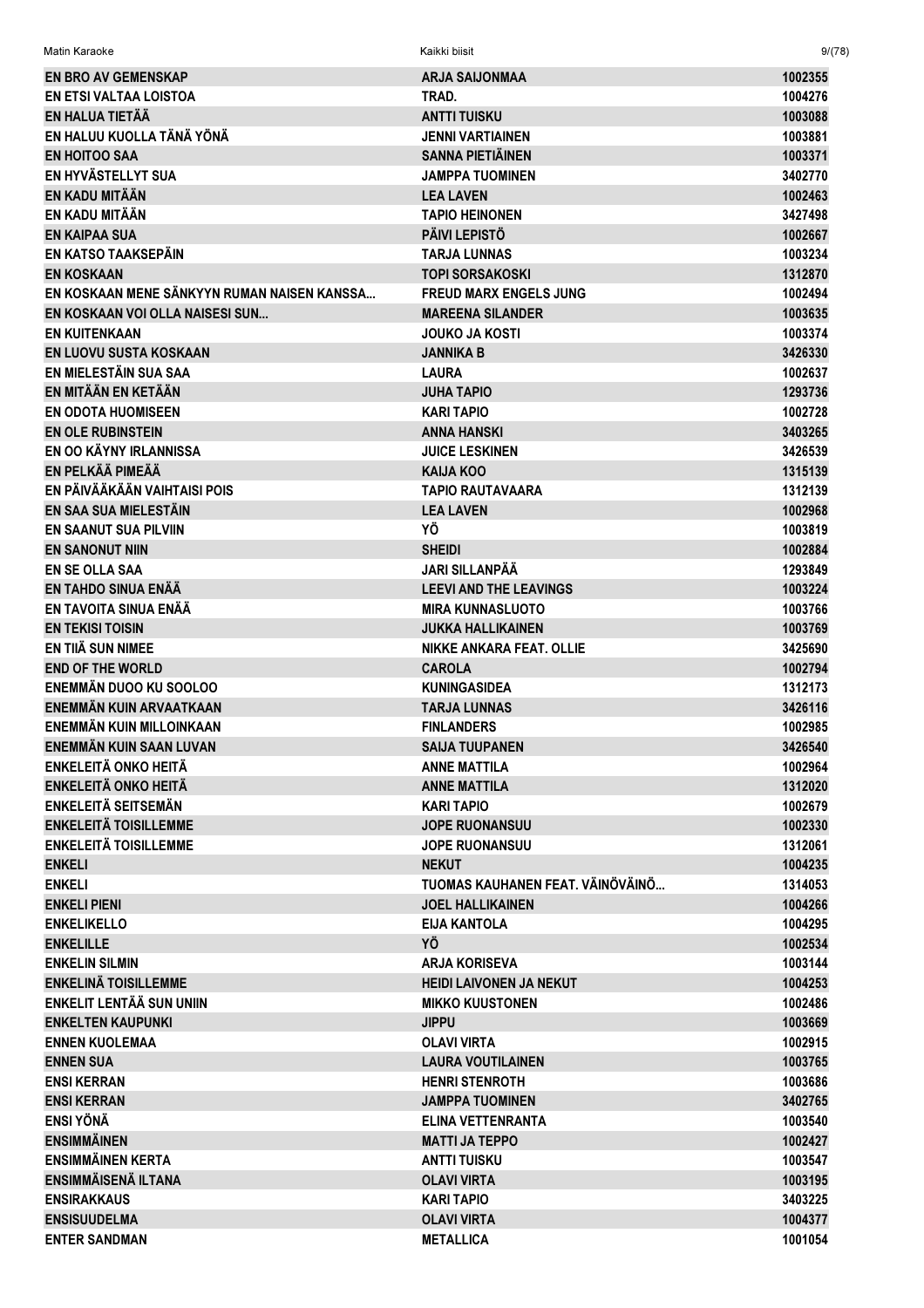| | | |
|---|---|---|
| EN BRO AV GEMENSKAP | ARJA SAIJONMAA | 1002355 |
| EN ETSI VALTAA LOISTOA | TRAD. | 1004276 |
| EN HALUA TIETÄÄ | ANTTI TUISKU | 1003088 |
| EN HALUU KUOLLA TÄNÄ YÖNÄ | JENNI VARTIAINEN | 1003881 |
| EN HOITOO SAA | SANNA PIETIÄINEN | 1003371 |
| EN HYVÄSTELLYT SUA | JAMPPA TUOMINEN | 3402770 |
| EN KADU MITÄÄN | LEA LAVEN | 1002463 |
| EN KADU MITÄÄN | TAPIO HEINONEN | 3427498 |
| EN KAIPAA SUA | PÄIVI LEPISTÖ | 1002667 |
| EN KATSO TAAKSEPÄIN | TARJA LUNNAS | 1003234 |
| EN KOSKAAN | TOPI SORSAKOSKI | 1312870 |
| EN KOSKAAN MENE SÄNKYYN RUMAN NAISEN KANSSA... | FREUD MARX ENGELS JUNG | 1002494 |
| EN KOSKAAN VOI OLLA NAISESI SUN... | MAREENA SILANDER | 1003635 |
| EN KUITENKAAN | JOUKO JA KOSTI | 1003374 |
| EN LUOVU SUSTA KOSKAAN | JANNIKA B | 3426330 |
| EN MIELESTÄIN SUA SAA | LAURA | 1002637 |
| EN MITÄÄN EN KETÄÄN | JUHA TAPIO | 1293736 |
| EN ODOTA HUOMISEEN | KARI TAPIO | 1002728 |
| EN OLE RUBINSTEIN | ANNA HANSKI | 3403265 |
| EN OO KÄYNY IRLANNISSA | JUICE LESKINEN | 3426539 |
| EN PELKÄÄ PIMEÄÄ | KAIJA KOO | 1315139 |
| EN PÄIVÄÄKÄÄN VAIHTAISI POIS | TAPIO RAUTAVAARA | 1312139 |
| EN SAA SUA MIELESTÄIN | LEA LAVEN | 1002968 |
| EN SAANUT SUA PILVIIN | YÖ | 1003819 |
| EN SANONUT NIIN | SHEIDI | 1002884 |
| EN SE OLLA SAA | JARI SILLANPÄÄ | 1293849 |
| EN TAHDO SINUA ENÄÄ | LEEVI AND THE LEAVINGS | 1003224 |
| EN TAVOITA SINUA ENÄÄ | MIRA KUNNASLUOTO | 1003766 |
| EN TEKISI TOISIN | JUKKA HALLIKAINEN | 1003769 |
| EN TIIÄ SUN NIMEE | NIKKE ANKARA FEAT. OLLIE | 3425690 |
| END OF THE WORLD | CAROLA | 1002794 |
| ENEMMÄN DUOO KU SOOLOO | KUNINGASIDEA | 1312173 |
| ENEMMÄN KUIN ARVAATKAAN | TARJA LUNNAS | 3426116 |
| ENEMMÄN KUIN MILLOINKAAN | FINLANDERS | 1002985 |
| ENEMMÄN KUIN SAAN LUVAN | SAIJA TUUPANEN | 3426540 |
| ENKELEITÄ ONKO HEITÄ | ANNE MATTILA | 1002964 |
| ENKELEITÄ ONKO HEITÄ | ANNE MATTILA | 1312020 |
| ENKELEITÄ SEITSEMÄN | KARI TAPIO | 1002679 |
| ENKELEITÄ TOISILLEMME | JOPE RUONANSUU | 1002330 |
| ENKELEITÄ TOISILLEMME | JOPE RUONANSUU | 1312061 |
| ENKELI | NEKUT | 1004235 |
| ENKELI | TUOMAS KAUHANEN FEAT. VÄINÖVÄINÖ... | 1314053 |
| ENKELI PIENI | JOEL HALLIKAINEN | 1004266 |
| ENKELIKELLO | EIJA KANTOLA | 1004295 |
| ENKELILLE | YÖ | 1002534 |
| ENKELIN SILMIN | ARJA KORISEVA | 1003144 |
| ENKELINÄ TOISILLEMME | HEIDI LAIVONEN JA NEKUT | 1004253 |
| ENKELIT LENTÄÄ SUN UNIIN | MIKKO KUUSTONEN | 1002486 |
| ENKELTEN KAUPUNKI | JIPPU | 1003669 |
| ENNEN KUOLEMAA | OLAVI VIRTA | 1002915 |
| ENNEN SUA | LAURA VOUTILAINEN | 1003765 |
| ENSI KERRAN | HENRI STENROTH | 1003686 |
| ENSI KERRAN | JAMPPA TUOMINEN | 3402765 |
| ENSI YÖNÄ | ELINA VETTENRANTA | 1003540 |
| ENSIMMÄINEN | MATTI JA TEPPO | 1002427 |
| ENSIMMÄINEN KERTA | ANTTI TUISKU | 1003547 |
| ENSIMMÄISENÄ ILTANA | OLAVI VIRTA | 1003195 |
| ENSIRAKKAUS | KARI TAPIO | 3403225 |
| ENSISUUDELMA | OLAVI VIRTA | 1004377 |
| ENTER SANDMAN | METALLICA | 1001054 |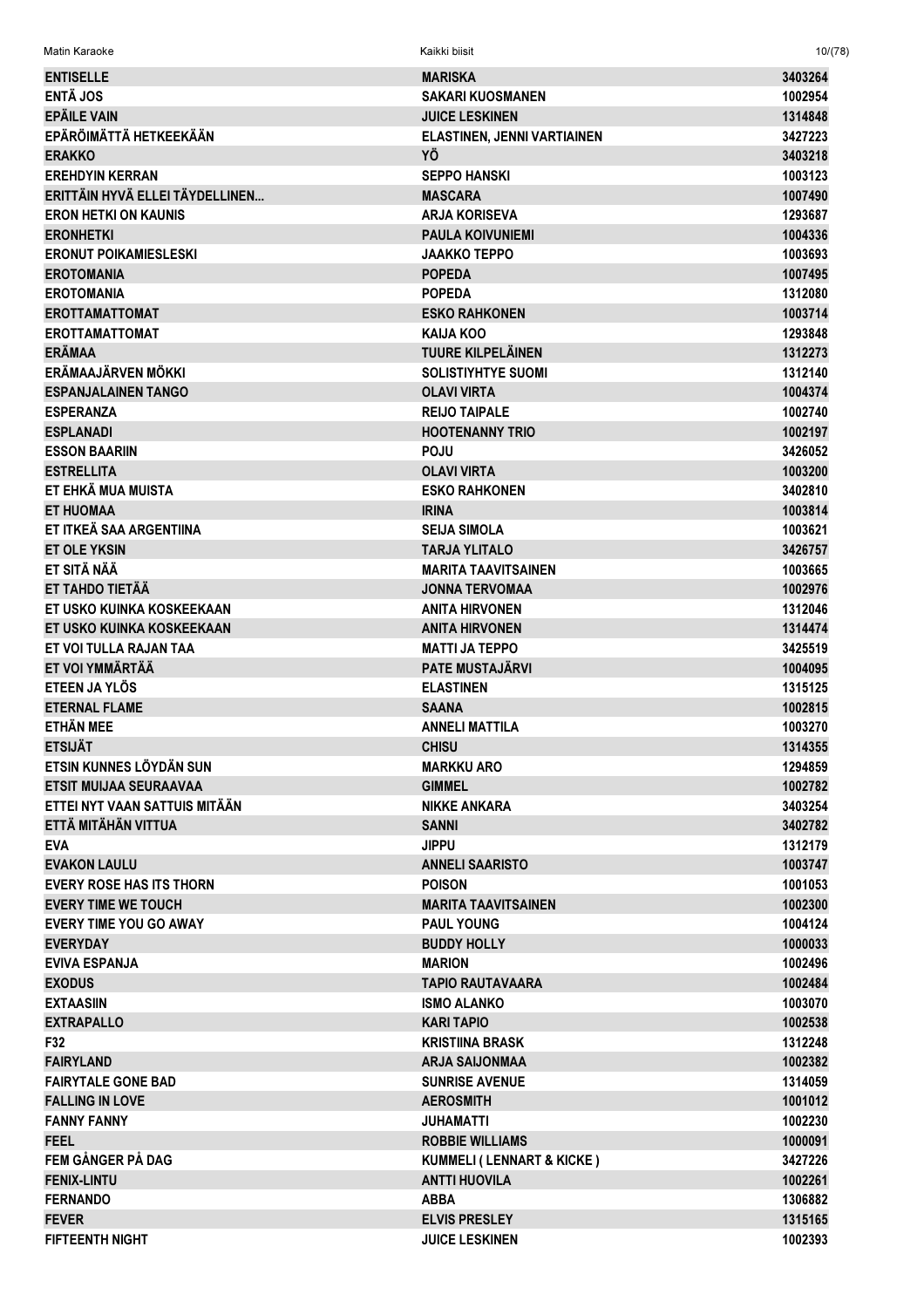| | | |
|---|---|---|
| ENTISELLE | MARISKA | 3403264 |
| ENTÄ JOS | SAKARI KUOSMANEN | 1002954 |
| EPÄILE VAIN | JUICE LESKINEN | 1314848 |
| EPÄRÖIMÄTTÄ HETKEEKÄÄN | ELASTINEN, JENNI VARTIAINEN | 3427223 |
| ERAKKO | YÖ | 3403218 |
| EREHDYIN KERRAN | SEPPO HANSKI | 1003123 |
| ERITTÄIN HYVÄ ELLEI TÄYDELLINEN... | MASCARA | 1007490 |
| ERON HETKI ON KAUNIS | ARJA KORISEVA | 1293687 |
| ERONHETKI | PAULA KOIVUNIEMI | 1004336 |
| ERONUT POIKAMIESLESKI | JAAKKO TEPPO | 1003693 |
| EROTOMANIA | POPEDA | 1007495 |
| EROTOMANIA | POPEDA | 1312080 |
| EROTTAMATTOMAT | ESKO RAHKONEN | 1003714 |
| EROTTAMATTOMAT | KAIJA KOO | 1293848 |
| ERÄMAA | TUURE KILPELÄINEN | 1312273 |
| ERÄMAAJÄRVEN MÖKKI | SOLISTIYHTYE SUOMI | 1312140 |
| ESPANJALAINEN TANGO | OLAVI VIRTA | 1004374 |
| ESPERANZA | REIJO TAIPALE | 1002740 |
| ESPLANADI | HOOTENANNY TRIO | 1002197 |
| ESSON BAARIIN | POJU | 3426052 |
| ESTRELLITA | OLAVI VIRTA | 1003200 |
| ET EHKÄ MUA MUISTA | ESKO RAHKONEN | 3402810 |
| ET HUOMAA | IRINA | 1003814 |
| ET ITKEÄ SAA ARGENTIINA | SEIJA SIMOLA | 1003621 |
| ET OLE YKSIN | TARJA YLITALO | 3426757 |
| ET SITÄ NÄÄ | MARITA TAAVITSAINEN | 1003665 |
| ET TAHDO TIETÄÄ | JONNA TERVOMAA | 1002976 |
| ET USKO KUINKA KOSKEEKAAN | ANITA HIRVONEN | 1312046 |
| ET USKO KUINKA KOSKEEKAAN | ANITA HIRVONEN | 1314474 |
| ET VOI TULLA RAJAN TAA | MATTI JA TEPPO | 3425519 |
| ET VOI YMMÄRTÄÄ | PATE MUSTAJÄRVI | 1004095 |
| ETEEN JA YLÖS | ELASTINEN | 1315125 |
| ETERNAL FLAME | SAANA | 1002815 |
| ETHÄN MEE | ANNELI MATTILA | 1003270 |
| ETSIJÄT | CHISU | 1314355 |
| ETSIN KUNNES LÖYDÄN SUN | MARKKU ARO | 1294859 |
| ETSIT MUIJAA SEURAAVAA | GIMMEL | 1002782 |
| ETTEI NYT VAAN SATTUIS MITÄÄN | NIKKE ANKARA | 3403254 |
| ETTÄ MITÄHÄN VITTUA | SANNI | 3402782 |
| EVA | JIPPU | 1312179 |
| EVAKON LAULU | ANNELI SAARISTO | 1003747 |
| EVERY ROSE HAS ITS THORN | POISON | 1001053 |
| EVERY TIME WE TOUCH | MARITA TAAVITSAINEN | 1002300 |
| EVERY TIME YOU GO AWAY | PAUL YOUNG | 1004124 |
| EVERYDAY | BUDDY HOLLY | 1000033 |
| EVIVA ESPANJA | MARION | 1002496 |
| EXODUS | TAPIO RAUTAVAARA | 1002484 |
| EXTAASIIN | ISMO ALANKO | 1003070 |
| EXTRAPALLO | KARI TAPIO | 1002538 |
| F32 | KRISTIINA BRASK | 1312248 |
| FAIRYLAND | ARJA SAIJONMAA | 1002382 |
| FAIRYTALE GONE BAD | SUNRISE AVENUE | 1314059 |
| FALLING IN LOVE | AEROSMITH | 1001012 |
| FANNY FANNY | JUHAMATTI | 1002230 |
| FEEL | ROBBIE WILLIAMS | 1000091 |
| FEM GÅNGER PÅ DAG | KUMMELI ( LENNART & KICKE ) | 3427226 |
| FENIX-LINTU | ANTTI HUOVILA | 1002261 |
| FERNANDO | ABBA | 1306882 |
| FEVER | ELVIS PRESLEY | 1315165 |
| FIFTEENTH NIGHT | JUICE LESKINEN | 1002393 |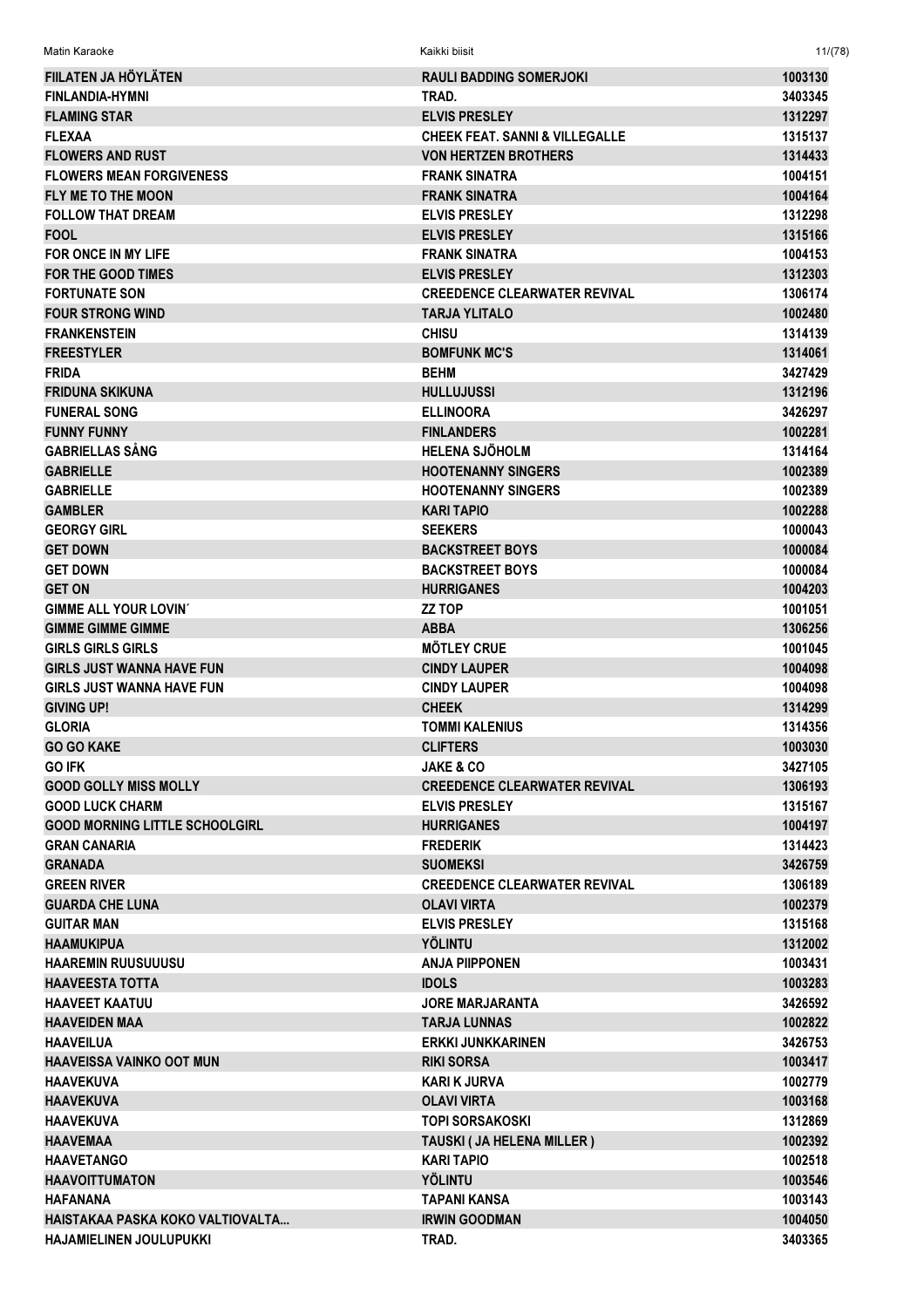| | | |
|---|---|---|
| FIILATEN JA HÖYLÄTEN | RAULI BADDING SOMERJOKI | 1003130 |
| FINLANDIA-HYMNI | TRAD. | 3403345 |
| FLAMING STAR | ELVIS PRESLEY | 1312297 |
| FLEXAA | CHEEK FEAT. SANNI & VILLEGALLE | 1315137 |
| FLOWERS AND RUST | VON HERTZEN BROTHERS | 1314433 |
| FLOWERS MEAN FORGIVENESS | FRANK SINATRA | 1004151 |
| FLY ME TO THE MOON | FRANK SINATRA | 1004164 |
| FOLLOW THAT DREAM | ELVIS PRESLEY | 1312298 |
| FOOL | ELVIS PRESLEY | 1315166 |
| FOR ONCE IN MY LIFE | FRANK SINATRA | 1004153 |
| FOR THE GOOD TIMES | ELVIS PRESLEY | 1312303 |
| FORTUNATE SON | CREEDENCE CLEARWATER REVIVAL | 1306174 |
| FOUR STRONG WIND | TARJA YLITALO | 1002480 |
| FRANKENSTEIN | CHISU | 1314139 |
| FREESTYLER | BOMFUNK MC'S | 1314061 |
| FRIDA | BEHM | 3427429 |
| FRIDUNA SKIKUNA | HULLUJUSSI | 1312196 |
| FUNERAL SONG | ELLINOORA | 3426297 |
| FUNNY FUNNY | FINLANDERS | 1002281 |
| GABRIELLAS SÅNG | HELENA SJÖHOLM | 1314164 |
| GABRIELLE | HOOTENANNY SINGERS | 1002389 |
| GABRIELLE | HOOTENANNY SINGERS | 1002389 |
| GAMBLER | KARI TAPIO | 1002288 |
| GEORGY GIRL | SEEKERS | 1000043 |
| GET DOWN | BACKSTREET BOYS | 1000084 |
| GET DOWN | BACKSTREET BOYS | 1000084 |
| GET ON | HURRIGANES | 1004203 |
| GIMME ALL YOUR LOVIN´ | ZZ TOP | 1001051 |
| GIMME GIMME GIMME | ABBA | 1306256 |
| GIRLS GIRLS GIRLS | MÖTLEY CRUE | 1001045 |
| GIRLS JUST WANNA HAVE FUN | CINDY LAUPER | 1004098 |
| GIRLS JUST WANNA HAVE FUN | CINDY LAUPER | 1004098 |
| GIVING UP! | CHEEK | 1314299 |
| GLORIA | TOMMI KALENIUS | 1314356 |
| GO GO KAKE | CLIFTERS | 1003030 |
| GO IFK | JAKE & CO | 3427105 |
| GOOD GOLLY MISS MOLLY | CREEDENCE CLEARWATER REVIVAL | 1306193 |
| GOOD LUCK CHARM | ELVIS PRESLEY | 1315167 |
| GOOD MORNING LITTLE SCHOOLGIRL | HURRIGANES | 1004197 |
| GRAN CANARIA | FREDERIK | 1314423 |
| GRANADA | SUOMEKSI | 3426759 |
| GREEN RIVER | CREEDENCE CLEARWATER REVIVAL | 1306189 |
| GUARDA CHE LUNA | OLAVI VIRTA | 1002379 |
| GUITAR MAN | ELVIS PRESLEY | 1315168 |
| HAAMUKIPUA | YÖLINTU | 1312002 |
| HAAREMIN RUUSUUUSU | ANJA PIIPPONEN | 1003431 |
| HAAVEESTA TOTTA | IDOLS | 1003283 |
| HAAVEET KAATUU | JORE MARJARANTA | 3426592 |
| HAAVEIDEN MAA | TARJA LUNNAS | 1002822 |
| HAAVEILUA | ERKKI JUNKKARINEN | 3426753 |
| HAAVEISSA VAINKO OOT MUN | RIKI SORSA | 1003417 |
| HAAVEKUVA | KARI K JURVA | 1002779 |
| HAAVEKUVA | OLAVI VIRTA | 1003168 |
| HAAVEKUVA | TOPI SORSAKOSKI | 1312869 |
| HAAVEMAA | TAUSKI ( JA HELENA MILLER ) | 1002392 |
| HAAVETANGO | KARI TAPIO | 1002518 |
| HAAVOITTUMATON | YÖLINTU | 1003546 |
| HAFANANA | TAPANI KANSA | 1003143 |
| HAISTAKAA PASKA KOKO VALTIOVALTA... | IRWIN GOODMAN | 1004050 |
| HAJAMIELINEN JOULUPUKKI | TRAD. | 3403365 |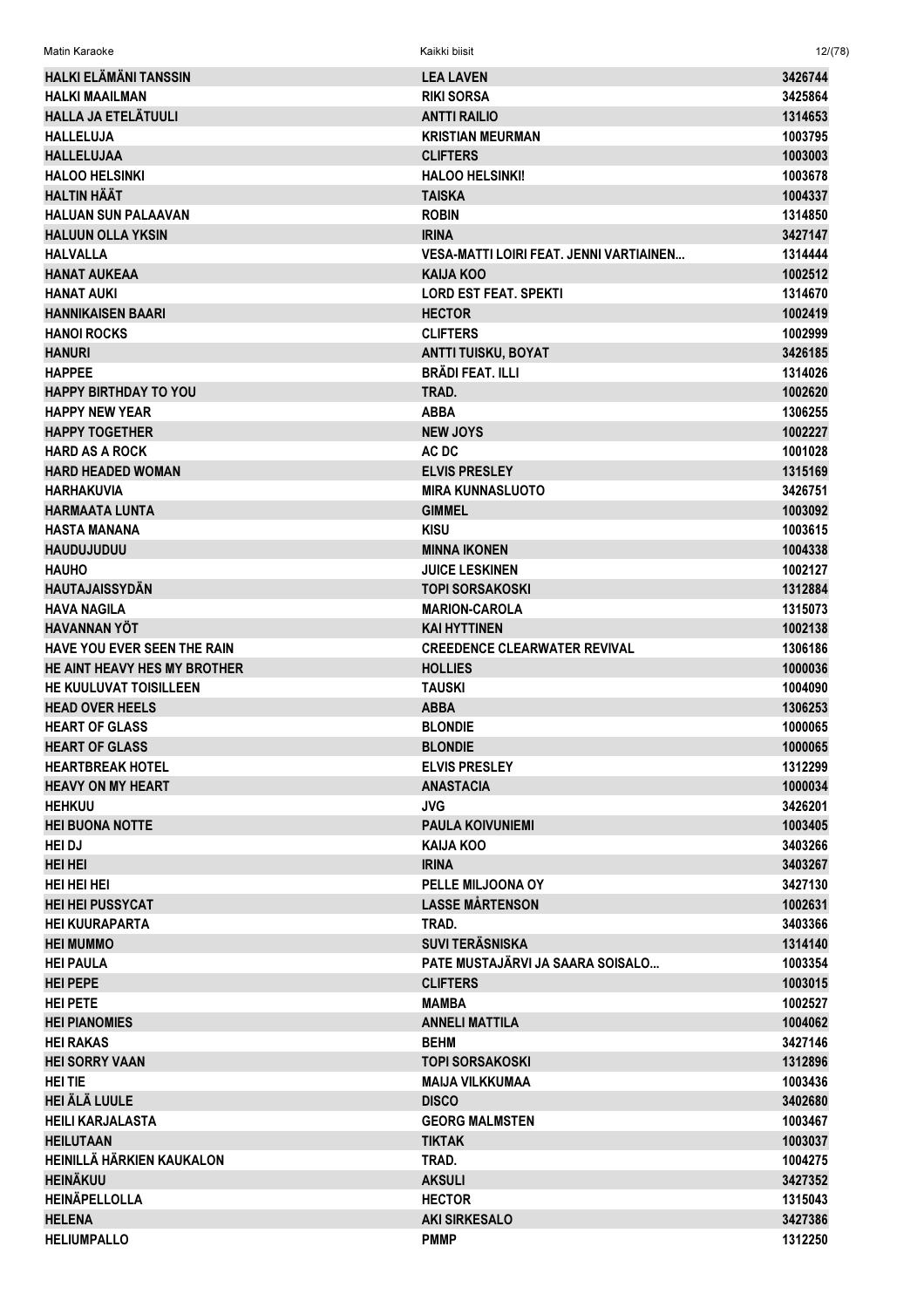| | | |
|---|---|---|
| HALKI ELÄMÄNI TANSSIN | LEA LAVEN | 3426744 |
| HALKI MAAILMAN | RIKI SORSA | 3425864 |
| HALLA JA ETELÄTUULI | ANTTI RAILIO | 1314653 |
| HALLELUJA | KRISTIAN MEURMAN | 1003795 |
| HALLELUJAA | CLIFTERS | 1003003 |
| HALOO HELSINKI | HALOO HELSINKI! | 1003678 |
| HALTIN HÄÄT | TAISKA | 1004337 |
| HALUAN SUN PALAAVAN | ROBIN | 1314850 |
| HALUUN OLLA YKSIN | IRINA | 3427147 |
| HALVALLA | VESA-MATTI LOIRI FEAT. JENNI VARTIAINEN... | 1314444 |
| HANAT AUKEAA | KAIJA KOO | 1002512 |
| HANAT AUKI | LORD EST FEAT. SPEKTI | 1314670 |
| HANNIKAISEN BAARI | HECTOR | 1002419 |
| HANOI ROCKS | CLIFTERS | 1002999 |
| HANURI | ANTTI TUISKU, BOYAT | 3426185 |
| HAPPEE | BRÄDI FEAT. ILLI | 1314026 |
| HAPPY BIRTHDAY TO YOU | TRAD. | 1002620 |
| HAPPY NEW YEAR | ABBA | 1306255 |
| HAPPY TOGETHER | NEW JOYS | 1002227 |
| HARD AS A ROCK | AC DC | 1001028 |
| HARD HEADED WOMAN | ELVIS PRESLEY | 1315169 |
| HARHAKUVIA | MIRA KUNNASLUOTO | 3426751 |
| HARMAATA LUNTA | GIMMEL | 1003092 |
| HASTA MANANA | KISU | 1003615 |
| HAUDUJUDUU | MINNA IKONEN | 1004338 |
| HAUHO | JUICE LESKINEN | 1002127 |
| HAUTAJAISSYDÄN | TOPI SORSAKOSKI | 1312884 |
| HAVA NAGILA | MARION-CAROLA | 1315073 |
| HAVANNAN YÖT | KAI HYTTINEN | 1002138 |
| HAVE YOU EVER SEEN THE RAIN | CREEDENCE CLEARWATER REVIVAL | 1306186 |
| HE AINT HEAVY HES MY BROTHER | HOLLIES | 1000036 |
| HE KUULUVAT TOISILLEEN | TAUSKI | 1004090 |
| HEAD OVER HEELS | ABBA | 1306253 |
| HEART OF GLASS | BLONDIE | 1000065 |
| HEART OF GLASS | BLONDIE | 1000065 |
| HEARTBREAK HOTEL | ELVIS PRESLEY | 1312299 |
| HEAVY ON MY HEART | ANASTACIA | 1000034 |
| HEHKUU | JVG | 3426201 |
| HEI BUONA NOTTE | PAULA KOIVUNIEMI | 1003405 |
| HEI DJ | KAIJA KOO | 3403266 |
| HEI HEI | IRINA | 3403267 |
| HEI HEI HEI | PELLE MILJOONA OY | 3427130 |
| HEI HEI PUSSYCAT | LASSE MÅRTENSON | 1002631 |
| HEI KUURAPARTA | TRAD. | 3403366 |
| HEI MUMMO | SUVI TERÄSNISKA | 1314140 |
| HEI PAULA | PATE MUSTAJÄRVI JA SAARA SOISALO... | 1003354 |
| HEI PEPE | CLIFTERS | 1003015 |
| HEI PETE | MAMBA | 1002527 |
| HEI PIANOMIES | ANNELI MATTILA | 1004062 |
| HEI RAKAS | BEHM | 3427146 |
| HEI SORRY VAAN | TOPI SORSAKOSKI | 1312896 |
| HEI TIE | MAIJA VILKKUMAA | 1003436 |
| HEI ÄLÄ LUULE | DISCO | 3402680 |
| HEILI KARJALASTA | GEORG MALMSTEN | 1003467 |
| HEILUTAAN | TIKTAK | 1003037 |
| HEINILLÄ HÄRKIEN KAUKALON | TRAD. | 1004275 |
| HEINÄKUU | AKSULI | 3427352 |
| HEINÄPELLOLLA | HECTOR | 1315043 |
| HELENA | AKI SIRKESALO | 3427386 |
| HELIUMPALLO | PMMP | 1312250 |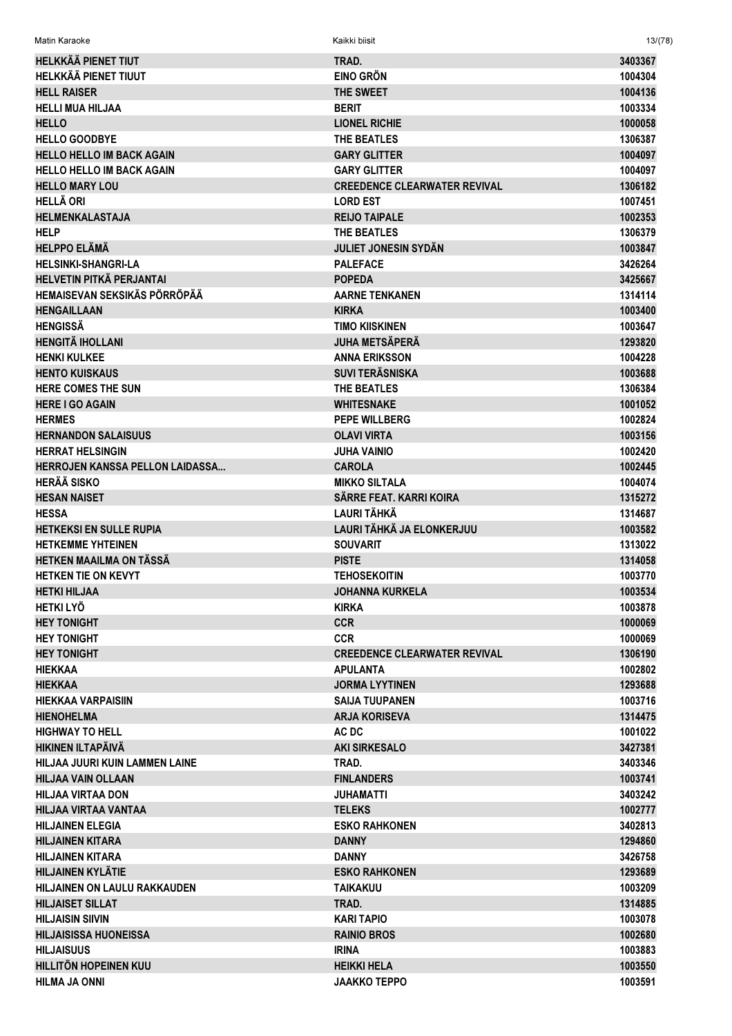| | | |
|---|---|---|
| HELKKÄÄ PIENET TIUT | TRAD. | 3403367 |
| HELKKÄÄ PIENET TIUUT | EINO GRÖN | 1004304 |
| HELL RAISER | THE SWEET | 1004136 |
| HELLI MUA HILJAA | BERIT | 1003334 |
| HELLO | LIONEL RICHIE | 1000058 |
| HELLO GOODBYE | THE BEATLES | 1306387 |
| HELLO HELLO IM BACK AGAIN | GARY GLITTER | 1004097 |
| HELLO HELLO IM BACK AGAIN | GARY GLITTER | 1004097 |
| HELLO MARY LOU | CREEDENCE CLEARWATER REVIVAL | 1306182 |
| HELLÄ ORI | LORD EST | 1007451 |
| HELMENKALASTAJA | REIJO TAIPALE | 1002353 |
| HELP | THE BEATLES | 1306379 |
| HELPPO ELÄMÄ | JULIET JONESIN SYDÄN | 1003847 |
| HELSINKI-SHANGRI-LA | PALEFACE | 3426264 |
| HELVETIN PITKÄ PERJANTAI | POPEDA | 3425667 |
| HEMAISEVAN SEKSIKÄS PÖRRÖPÄÄ | AARNE TENKANEN | 1314114 |
| HENGAILLAAN | KIRKA | 1003400 |
| HENGISSÄ | TIMO KIISKINEN | 1003647 |
| HENGITÄ IHOLLANI | JUHA METSÄPERÄ | 1293820 |
| HENKI KULKEE | ANNA ERIKSSON | 1004228 |
| HENTO KUISKAUS | SUVI TERÄSNISKA | 1003688 |
| HERE COMES THE SUN | THE BEATLES | 1306384 |
| HERE I GO AGAIN | WHITESNAKE | 1001052 |
| HERMES | PEPE WILLBERG | 1002824 |
| HERNANDON SALAISUUS | OLAVI VIRTA | 1003156 |
| HERRAT HELSINGIN | JUHA VAINIO | 1002420 |
| HERROJEN KANSSA PELLON LAIDASSA... | CAROLA | 1002445 |
| HERÄÄ SISKO | MIKKO SILTALA | 1004074 |
| HESAN NAISET | SÄRRE FEAT. KARRI KOIRA | 1315272 |
| HESSA | LAURI TÄHKÄ | 1314687 |
| HETKEKSI EN SULLE RUPIA | LAURI TÄHKÄ JA ELONKERJUU | 1003582 |
| HETKEMME YHTEINEN | SOUVARIT | 1313022 |
| HETKEN MAAILMA ON TÄSSÄ | PISTE | 1314058 |
| HETKEN TIE ON KEVYT | TEHOSEKOITIN | 1003770 |
| HETKI HILJAA | JOHANNA KURKELA | 1003534 |
| HETKI LYÖ | KIRKA | 1003878 |
| HEY TONIGHT | CCR | 1000069 |
| HEY TONIGHT | CCR | 1000069 |
| HEY TONIGHT | CREEDENCE CLEARWATER REVIVAL | 1306190 |
| HIEKKAA | APULANTA | 1002802 |
| HIEKKAA | JORMA LYYTINEN | 1293688 |
| HIEKKAA VARPAISIIN | SAIJA TUUPANEN | 1003716 |
| HIENOHELMA | ARJA KORISEVA | 1314475 |
| HIGHWAY TO HELL | AC DC | 1001022 |
| HIKINEN ILTAPÄIVÄ | AKI SIRKESALO | 3427381 |
| HILJAA JUURI KUIN LAMMEN LAINE | TRAD. | 3403346 |
| HILJAA VAIN OLLAAN | FINLANDERS | 1003741 |
| HILJAA VIRTAA DON | JUHAMATTI | 3403242 |
| HILJAA VIRTAA VANTAA | TELEKS | 1002777 |
| HILJAINEN ELEGIA | ESKO RAHKONEN | 3402813 |
| HILJAINEN KITARA | DANNY | 1294860 |
| HILJAINEN KITARA | DANNY | 3426758 |
| HILJAINEN KYLÄTIE | ESKO RAHKONEN | 1293689 |
| HILJAINEN ON LAULU RAKKAUDEN | TAIKAKUU | 1003209 |
| HILJAISET SILLAT | TRAD. | 1314885 |
| HILJAISIN SIIVIN | KARI TAPIO | 1003078 |
| HILJAISISSA HUONEISSA | RAINIO BROS | 1002680 |
| HILJAISUUS | IRINA | 1003883 |
| HILLITÖN HOPEINEN KUU | HEIKKI HELA | 1003550 |
| HILMA JA ONNI | JAAKKO TEPPO | 1003591 |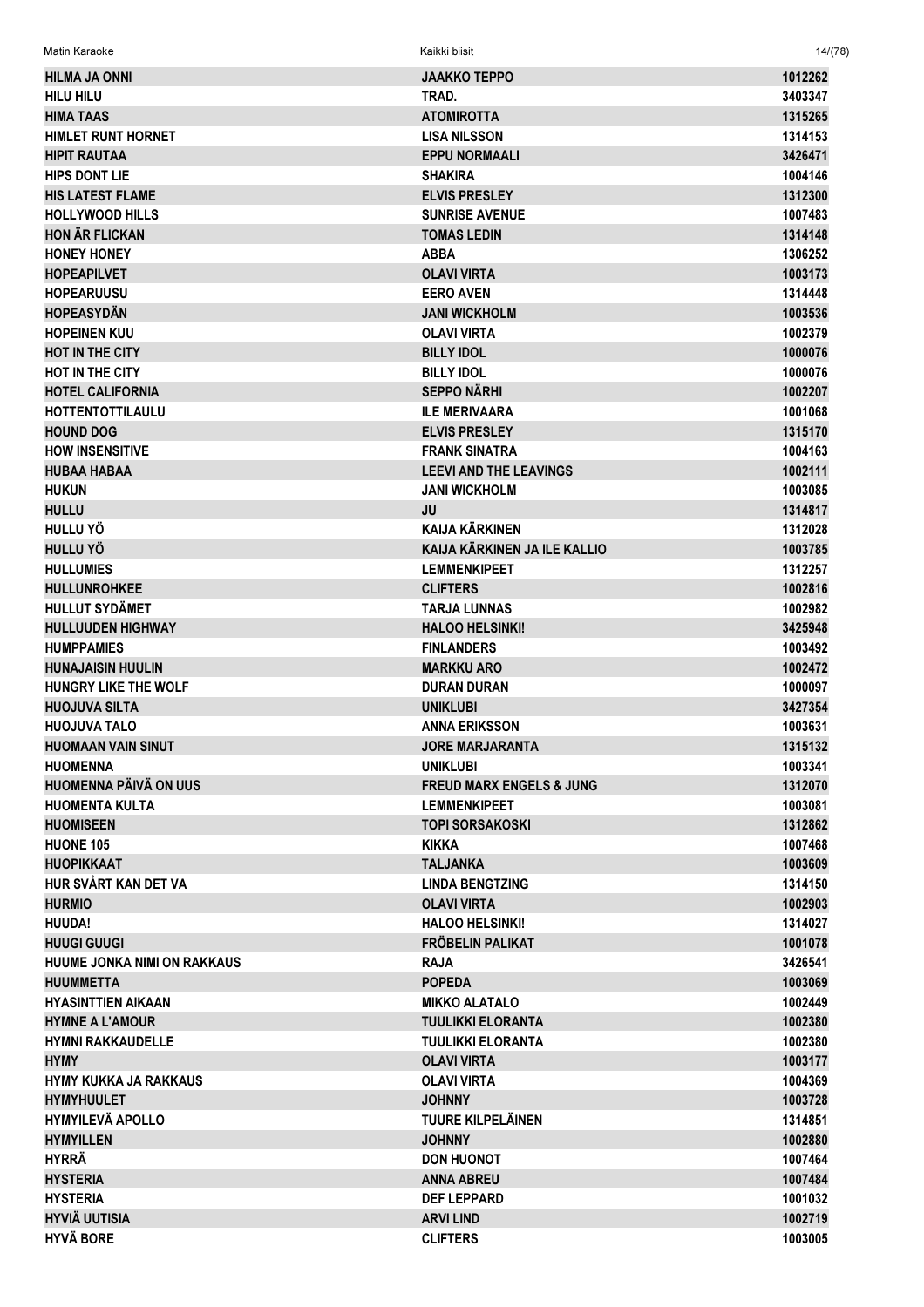| | | |
|---|---|---|
| HILMA JA ONNI | JAAKKO TEPPO | 1012262 |
| HILU HILU | TRAD. | 3403347 |
| HIMA TAAS | ATOMIROTTA | 1315265 |
| HIMLET RUNT HORNET | LISA NILSSON | 1314153 |
| HIPIT RAUTAA | EPPU NORMAALI | 3426471 |
| HIPS DONT LIE | SHAKIRA | 1004146 |
| HIS LATEST FLAME | ELVIS PRESLEY | 1312300 |
| HOLLYWOOD HILLS | SUNRISE AVENUE | 1007483 |
| HON ÄR FLICKAN | TOMAS LEDIN | 1314148 |
| HONEY HONEY | ABBA | 1306252 |
| HOPEAPILVET | OLAVI VIRTA | 1003173 |
| HOPEARUUSU | EERO AVEN | 1314448 |
| HOPEASYDÄN | JANI WICKHOLM | 1003536 |
| HOPEINEN KUU | OLAVI VIRTA | 1002379 |
| HOT IN THE CITY | BILLY IDOL | 1000076 |
| HOT IN THE CITY | BILLY IDOL | 1000076 |
| HOTEL CALIFORNIA | SEPPO NÄRHI | 1002207 |
| HOTTENTOTTILAULU | ILE MERIVAARA | 1001068 |
| HOUND DOG | ELVIS PRESLEY | 1315170 |
| HOW INSENSITIVE | FRANK SINATRA | 1004163 |
| HUBAA HABAA | LEEVI AND THE LEAVINGS | 1002111 |
| HUKUN | JANI WICKHOLM | 1003085 |
| HULLU | JU | 1314817 |
| HULLU YÖ | KAIJA KÄRKINEN | 1312028 |
| HULLU YÖ | KAIJA KÄRKINEN JA ILE KALLIO | 1003785 |
| HULLUMIES | LEMMENKIPEET | 1312257 |
| HULLUNROHKEE | CLIFTERS | 1002816 |
| HULLUT SYDÄMET | TARJA LUNNAS | 1002982 |
| HULLUUDEN HIGHWAY | HALOO HELSINKI! | 3425948 |
| HUMPPAMIES | FINLANDERS | 1003492 |
| HUNAJAISIN HUULIN | MARKKU ARO | 1002472 |
| HUNGRY LIKE THE WOLF | DURAN DURAN | 1000097 |
| HUOJUVA SILTA | UNIKLUBI | 3427354 |
| HUOJUVA TALO | ANNA ERIKSSON | 1003631 |
| HUOMAAN VAIN SINUT | JORE MARJARANTA | 1315132 |
| HUOMENNA | UNIKLUBI | 1003341 |
| HUOMENNA PÄIVÄ ON UUS | FREUD MARX ENGELS & JUNG | 1312070 |
| HUOMENTA KULTA | LEMMENKIPEET | 1003081 |
| HUOMISEEN | TOPI SORSAKOSKI | 1312862 |
| HUONE 105 | KIKKA | 1007468 |
| HUOPIKKAAT | TALJANKA | 1003609 |
| HUR SVÅRT KAN DET VA | LINDA BENGTZING | 1314150 |
| HURMIO | OLAVI VIRTA | 1002903 |
| HUUDA! | HALOO HELSINKI! | 1314027 |
| HUUGI GUUGI | FRÖBELIN PALIKAT | 1001078 |
| HUUME JONKA NIMI ON RAKKAUS | RAJA | 3426541 |
| HUUMMETTA | POPEDA | 1003069 |
| HYASINTTIEN AIKAAN | MIKKO ALATALO | 1002449 |
| HYMNE A L'AMOUR | TUULIKKI ELORANTA | 1002380 |
| HYMNI RAKKAUDELLE | TUULIKKI ELORANTA | 1002380 |
| HYMY | OLAVI VIRTA | 1003177 |
| HYMY KUKKA JA RAKKAUS | OLAVI VIRTA | 1004369 |
| HYMYHUULET | JOHNNY | 1003728 |
| HYMYILEVÄ APOLLO | TUURE KILPELÄINEN | 1314851 |
| HYMYILLEN | JOHNNY | 1002880 |
| HYRRÄ | DON HUONOT | 1007464 |
| HYSTERIA | ANNA ABREU | 1007484 |
| HYSTERIA | DEF LEPPARD | 1001032 |
| HYVIÄ UUTISIA | ARVI LIND | 1002719 |
| HYVÄ BORE | CLIFTERS | 1003005 |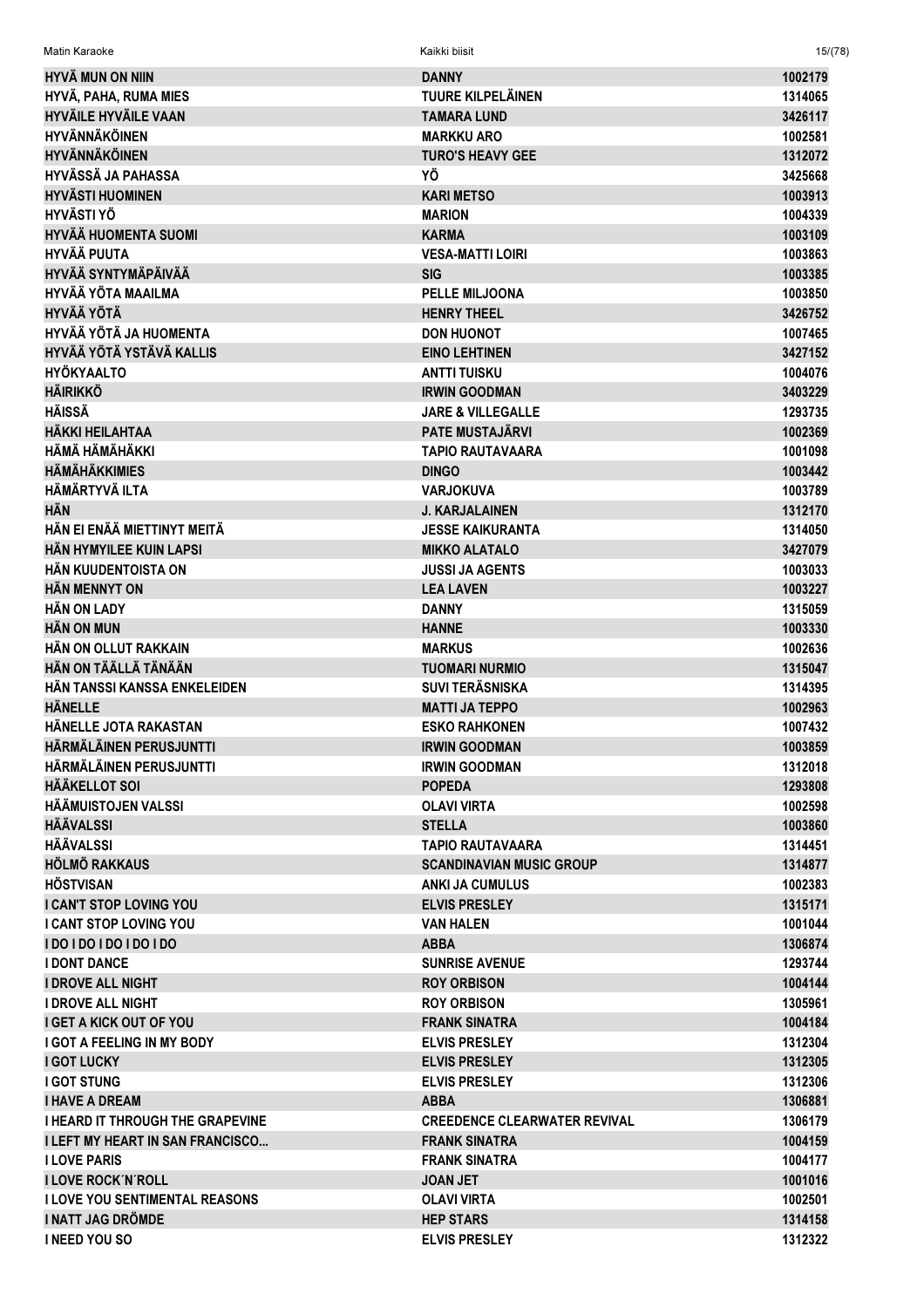| HYVÄ MUN ON NIIN | DANNY | 1002179 |
|---|---|---|
| HYVÄ, PAHA, RUMA MIES | TUURE KILPELÄINEN | 1314065 |
| HYVÄILE HYVÄILE VAAN | TAMARA LUND | 3426117 |
| HYVÄNNÄKÖINEN | MARKKU ARO | 1002581 |
| HYVÄNNÄKÖINEN | TURO'S HEAVY GEE | 1312072 |
| HYVÄSSÄ JA PAHASSA | YÖ | 3425668 |
| HYVÄSTI HUOMINEN | KARI METSO | 1003913 |
| HYVÄSTI YÖ | MARION | 1004339 |
| HYVÄÄ HUOMENTA SUOMI | KARMA | 1003109 |
| HYVÄÄ PUUTA | VESA-MATTI LOIRI | 1003863 |
| HYVÄÄ SYNTYMÄPÄIVÄÄ | SIG | 1003385 |
| HYVÄÄ YÖTA MAAILMA | PELLE MILJOONA | 1003850 |
| HYVÄÄ YÖTÄ | HENRY THEEL | 3426752 |
| HYVÄÄ YÖTÄ JA HUOMENTA | DON HUONOT | 1007465 |
| HYVÄÄ YÖTÄ YSTÄVÄ KALLIS | EINO LEHTINEN | 3427152 |
| HYÖKYAALTO | ANTTI TUISKU | 1004076 |
| HÄIRIKKÖ | IRWIN GOODMAN | 3403229 |
| HÄISSÄ | JARE & VILLEGALLE | 1293735 |
| HÄKKI HEILAHTAA | PATE MUSTAJÄRVI | 1002369 |
| HÄMÄ HÄMÄHÄKKI | TAPIO RAUTAVAARA | 1001098 |
| HÄMÄHÄKKIMIES | DINGO | 1003442 |
| HÄMÄRTYVÄ ILTA | VARJOKUVA | 1003789 |
| HÄN | J. KARJALAINEN | 1312170 |
| HÄN EI ENÄÄ MIETTINYT MEITÄ | JESSE KAIKURANTA | 1314050 |
| HÄN HYMYILEE KUIN LAPSI | MIKKO ALATALO | 3427079 |
| HÄN KUUDENTOISTA ON | JUSSI JA AGENTS | 1003033 |
| HÄN MENNYT ON | LEA LAVEN | 1003227 |
| HÄN ON LADY | DANNY | 1315059 |
| HÄN ON MUN | HANNE | 1003330 |
| HÄN ON OLLUT RAKKAIN | MARKUS | 1002636 |
| HÄN ON TÄÄLLÄ TÄNÄÄN | TUOMARI NURMIO | 1315047 |
| HÄN TANSSI KANSSA ENKELEIDEN | SUVI TERÄSNISKA | 1314395 |
| HÄNELLE | MATTI JA TEPPO | 1002963 |
| HÄNELLE JOTA RAKASTAN | ESKO RAHKONEN | 1007432 |
| HÄRMÄLÄINEN PERUSJUNTTI | IRWIN GOODMAN | 1003859 |
| HÄRMÄLÄINEN PERUSJUNTTI | IRWIN GOODMAN | 1312018 |
| HÄÄKELLOT SOI | POPEDA | 1293808 |
| HÄÄMUISTOJEN VALSSI | OLAVI VIRTA | 1002598 |
| HÄÄVALSSI | STELLA | 1003860 |
| HÄÄVALSSI | TAPIO RAUTAVAARA | 1314451 |
| HÖLMÖ RAKKAUS | SCANDINAVIAN MUSIC GROUP | 1314877 |
| HÖSTVISAN | ANKI JA CUMULUS | 1002383 |
| I CAN'T STOP LOVING YOU | ELVIS PRESLEY | 1315171 |
| I CANT STOP LOVING YOU | VAN HALEN | 1001044 |
| I DO I DO I DO I DO I DO | ABBA | 1306874 |
| I DONT DANCE | SUNRISE AVENUE | 1293744 |
| I DROVE ALL NIGHT | ROY ORBISON | 1004144 |
| I DROVE ALL NIGHT | ROY ORBISON | 1305961 |
| I GET A KICK OUT OF YOU | FRANK SINATRA | 1004184 |
| I GOT A FEELING IN MY BODY | ELVIS PRESLEY | 1312304 |
| I GOT LUCKY | ELVIS PRESLEY | 1312305 |
| I GOT STUNG | ELVIS PRESLEY | 1312306 |
| I HAVE A DREAM | ABBA | 1306881 |
| I HEARD IT THROUGH THE GRAPEVINE | CREEDENCE CLEARWATER REVIVAL | 1306179 |
| I LEFT MY HEART IN SAN FRANCISCO... | FRANK SINATRA | 1004159 |
| I LOVE PARIS | FRANK SINATRA | 1004177 |
| I LOVE ROCK´N´ROLL | JOAN JET | 1001016 |
| I LOVE YOU SENTIMENTAL REASONS | OLAVI VIRTA | 1002501 |
| I NATT JAG DRÖMDE | HEP STARS | 1314158 |
| I NEED YOU SO | ELVIS PRESLEY | 1312322 |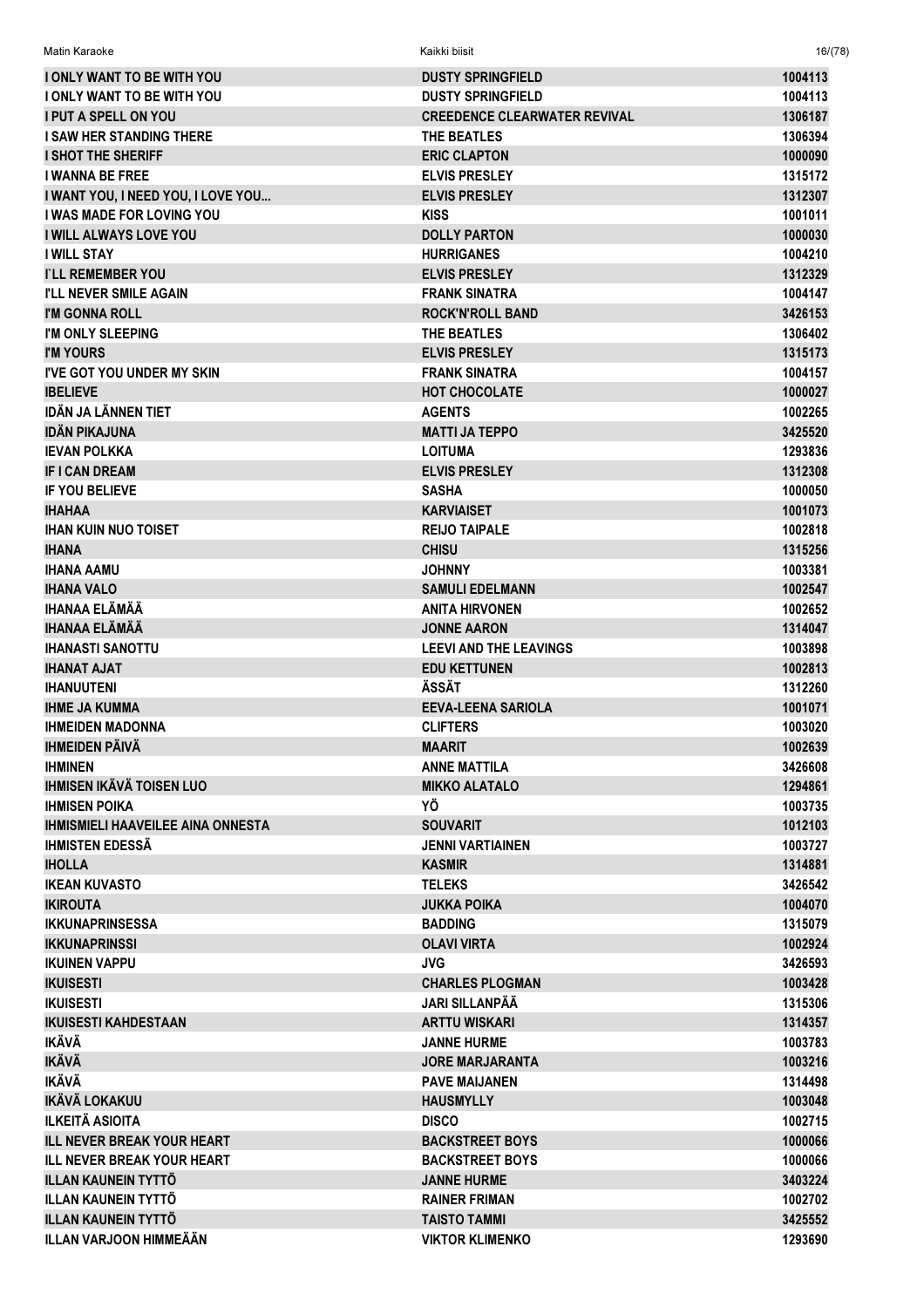| | | |
|---|---|---|
| I ONLY WANT TO BE WITH YOU | DUSTY SPRINGFIELD | 1004113 |
| I ONLY WANT TO BE WITH YOU | DUSTY SPRINGFIELD | 1004113 |
| I PUT A SPELL ON YOU | CREEDENCE CLEARWATER REVIVAL | 1306187 |
| I SAW HER STANDING THERE | THE BEATLES | 1306394 |
| I SHOT THE SHERIFF | ERIC CLAPTON | 1000090 |
| I WANNA BE FREE | ELVIS PRESLEY | 1315172 |
| I WANT YOU, I NEED YOU, I LOVE YOU... | ELVIS PRESLEY | 1312307 |
| I WAS MADE FOR LOVING YOU | KISS | 1001011 |
| I WILL ALWAYS LOVE YOU | DOLLY PARTON | 1000030 |
| I WILL STAY | HURRIGANES | 1004210 |
| I`LL REMEMBER YOU | ELVIS PRESLEY | 1312329 |
| I'LL NEVER SMILE AGAIN | FRANK SINATRA | 1004147 |
| I'M GONNA ROLL | ROCK'N'ROLL BAND | 3426153 |
| I'M ONLY SLEEPING | THE BEATLES | 1306402 |
| I'M YOURS | ELVIS PRESLEY | 1315173 |
| I'VE GOT YOU UNDER MY SKIN | FRANK SINATRA | 1004157 |
| IBELIEVE | HOT CHOCOLATE | 1000027 |
| IDÄN JA LÄNNEN TIET | AGENTS | 1002265 |
| IDÄN PIKAJUNA | MATTI JA TEPPO | 3425520 |
| IEVAN POLKKA | LOITUMA | 1293836 |
| IF I CAN DREAM | ELVIS PRESLEY | 1312308 |
| IF YOU BELIEVE | SASHA | 1000050 |
| IHAHAA | KARVIAISET | 1001073 |
| IHAN KUIN NUO TOISET | REIJO TAIPALE | 1002818 |
| IHANA | CHISU | 1315256 |
| IHANA AAMU | JOHNNY | 1003381 |
| IHANA VALO | SAMULI EDELMANN | 1002547 |
| IHANAA ELÄMÄÄ | ANITA HIRVONEN | 1002652 |
| IHANAA ELÄMÄÄ | JONNE AARON | 1314047 |
| IHANASTI SANOTTU | LEEVI AND THE LEAVINGS | 1003898 |
| IHANAT AJAT | EDU KETTUNEN | 1002813 |
| IHANUUTENI | ÄSSÄT | 1312260 |
| IHME JA KUMMA | EEVA-LEENA SARIOLA | 1001071 |
| IHMEIDEN MADONNA | CLIFTERS | 1003020 |
| IHMEIDEN PÄIVÄ | MAARIT | 1002639 |
| IHMINEN | ANNE MATTILA | 3426608 |
| IHMISEN IKÄVÄ TOISEN LUO | MIKKO ALATALO | 1294861 |
| IHMISEN POIKA | YÖ | 1003735 |
| IHMISMIELI HAAVEILEE AINA ONNESTA | SOUVARIT | 1012103 |
| IHMISTEN EDESSÄ | JENNI VARTIAINEN | 1003727 |
| IHOLLA | KASMIR | 1314881 |
| IKEAN KUVASTO | TELEKS | 3426542 |
| IKIROUTA | JUKKA POIKA | 1004070 |
| IKKUNAPRINSESSA | BADDING | 1315079 |
| IKKUNAPRINSSI | OLAVI VIRTA | 1002924 |
| IKUINEN VAPPU | JVG | 3426593 |
| IKUISESTI | CHARLES PLOGMAN | 1003428 |
| IKUISESTI | JARI SILLANPÄÄ | 1315306 |
| IKUISESTI KAHDESTAAN | ARTTU WISKARI | 1314357 |
| IKÄVÄ | JANNE HURME | 1003783 |
| IKÄVÄ | JORE MARJARANTA | 1003216 |
| IKÄVÄ | PAVE MAIJANEN | 1314498 |
| IKÄVÄ LOKAKUU | HAUSMYLLY | 1003048 |
| ILKEITÄ ASIOITA | DISCO | 1002715 |
| ILL NEVER BREAK YOUR HEART | BACKSTREET BOYS | 1000066 |
| ILL NEVER BREAK YOUR HEART | BACKSTREET BOYS | 1000066 |
| ILLAN KAUNEIN TYTTÖ | JANNE HURME | 3403224 |
| ILLAN KAUNEIN TYTTÖ | RAINER FRIMAN | 1002702 |
| ILLAN KAUNEIN TYTTÖ | TAISTO TAMMI | 3425552 |
| ILLAN VARJOON HIMMEÄÄN | VIKTOR KLIMENKO | 1293690 |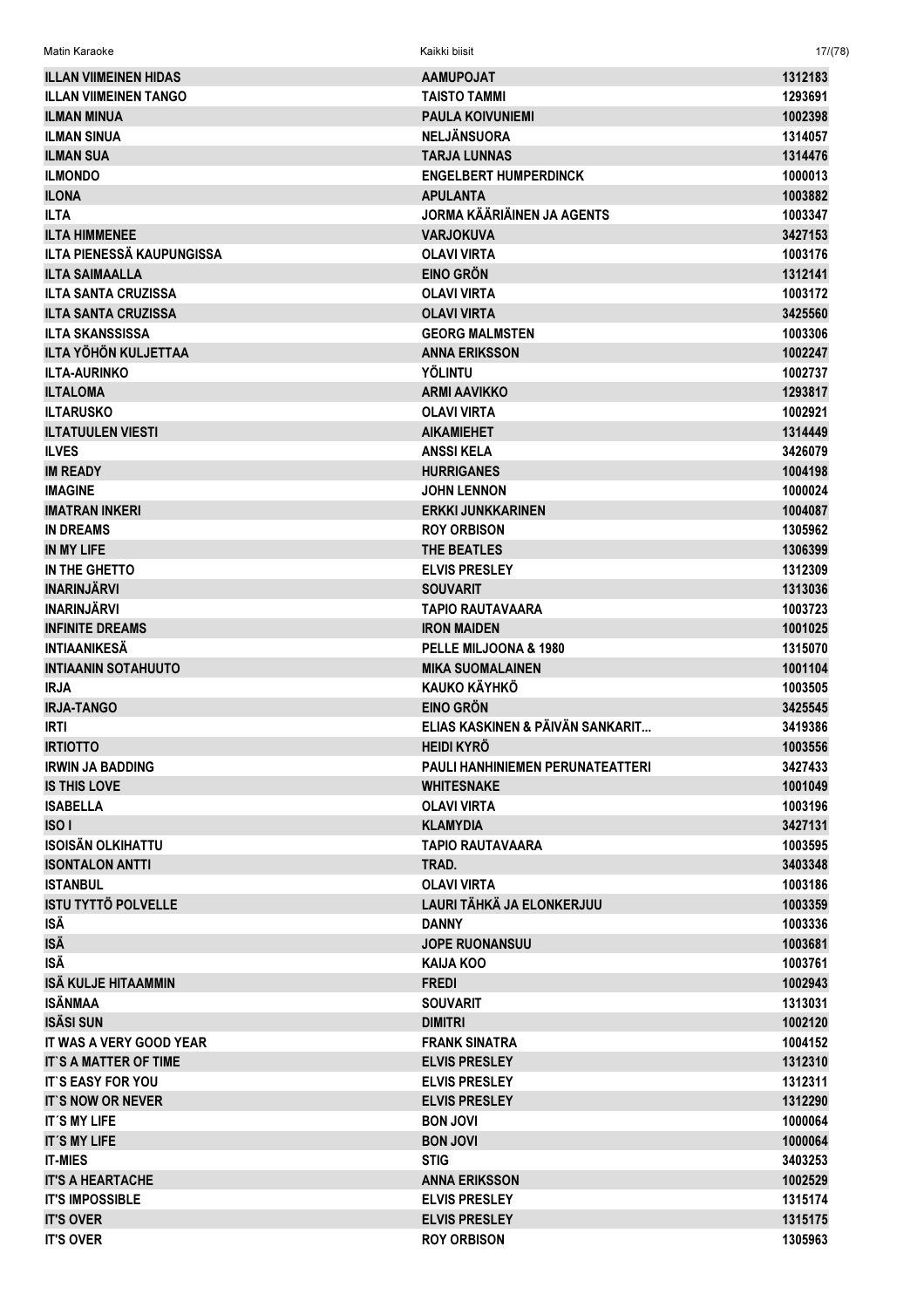| ILLAN VIIMEINEN HIDAS | AAMUPOJAT | 1312183 |
|---|---|---|
| ILLAN VIIMEINEN TANGO | TAISTO TAMMI | 1293691 |
| ILMAN MINUA | PAULA KOIVUNIEMI | 1002398 |
| ILMAN SINUA | NELJÄNSUORA | 1314057 |
| ILMAN SUA | TARJA LUNNAS | 1314476 |
| ILMONDO | ENGELBERT HUMPERDINCK | 1000013 |
| ILONA | APULANTA | 1003882 |
| ILTA | JORMA KÄÄRIÄINEN JA AGENTS | 1003347 |
| ILTA HIMMENEE | VARJOKUVA | 3427153 |
| ILTA PIENESSÄ KAUPUNGISSA | OLAVI VIRTA | 1003176 |
| ILTA SAIMAALLA | EINO GRÖN | 1312141 |
| ILTA SANTA CRUZISSA | OLAVI VIRTA | 1003172 |
| ILTA SANTA CRUZISSA | OLAVI VIRTA | 3425560 |
| ILTA SKANSSISSA | GEORG MALMSTEN | 1003306 |
| ILTA YÖHÖN KULJETTAA | ANNA ERIKSSON | 1002247 |
| ILTA-AURINKO | YÖLINTU | 1002737 |
| ILTALOMA | ARMI AAVIKKO | 1293817 |
| ILTARUSKO | OLAVI VIRTA | 1002921 |
| ILTATUULEN VIESTI | AIKAMIEHET | 1314449 |
| ILVES | ANSSI KELA | 3426079 |
| IM READY | HURRIGANES | 1004198 |
| IMAGINE | JOHN LENNON | 1000024 |
| IMATRAN INKERI | ERKKI JUNKKARINEN | 1004087 |
| IN DREAMS | ROY ORBISON | 1305962 |
| IN MY LIFE | THE BEATLES | 1306399 |
| IN THE GHETTO | ELVIS PRESLEY | 1312309 |
| INARINJÄRVI | SOUVARIT | 1313036 |
| INARINJÄRVI | TAPIO RAUTAVAARA | 1003723 |
| INFINITE DREAMS | IRON MAIDEN | 1001025 |
| INTIAANIKESÄ | PELLE MILJOONA & 1980 | 1315070 |
| INTIAANIN SOTAHUUTO | MIKA SUOMALAINEN | 1001104 |
| IRJA | KAUKO KÄYHKÖ | 1003505 |
| IRJA-TANGO | EINO GRÖN | 3425545 |
| IRTI | ELIAS KASKINEN & PÄIVÄN SANKARIT... | 3419386 |
| IRTIOTTO | HEIDI KYRÖ | 1003556 |
| IRWIN JA BADDING | PAULI HANHINIEMEN PERUNATEATTERI | 3427433 |
| IS THIS LOVE | WHITESNAKE | 1001049 |
| ISABELLA | OLAVI VIRTA | 1003196 |
| ISO I | KLAMYDIA | 3427131 |
| ISOISÄN OLKIHATTU | TAPIO RAUTAVAARA | 1003595 |
| ISONTALON ANTTI | TRAD. | 3403348 |
| ISTANBUL | OLAVI VIRTA | 1003186 |
| ISTU TYTTÖ POLVELLE | LAURI TÄHKÄ JA ELONKERJUU | 1003359 |
| ISÄ | DANNY | 1003336 |
| ISÄ | JOPE RUONANSUU | 1003681 |
| ISÄ | KAIJA KOO | 1003761 |
| ISÄ KULJE HITAAMMIN | FREDI | 1002943 |
| ISÄNMAA | SOUVARIT | 1313031 |
| ISÄSI SUN | DIMITRI | 1002120 |
| IT WAS A VERY GOOD YEAR | FRANK SINATRA | 1004152 |
| IT`S A MATTER OF TIME | ELVIS PRESLEY | 1312310 |
| IT`S EASY FOR YOU | ELVIS PRESLEY | 1312311 |
| IT`S NOW OR NEVER | ELVIS PRESLEY | 1312290 |
| IT´S MY LIFE | BON JOVI | 1000064 |
| IT´S MY LIFE | BON JOVI | 1000064 |
| IT-MIES | STIG | 3403253 |
| IT'S A HEARTACHE | ANNA ERIKSSON | 1002529 |
| IT'S IMPOSSIBLE | ELVIS PRESLEY | 1315174 |
| IT'S OVER | ELVIS PRESLEY | 1315175 |
| IT'S OVER | ROY ORBISON | 1305963 |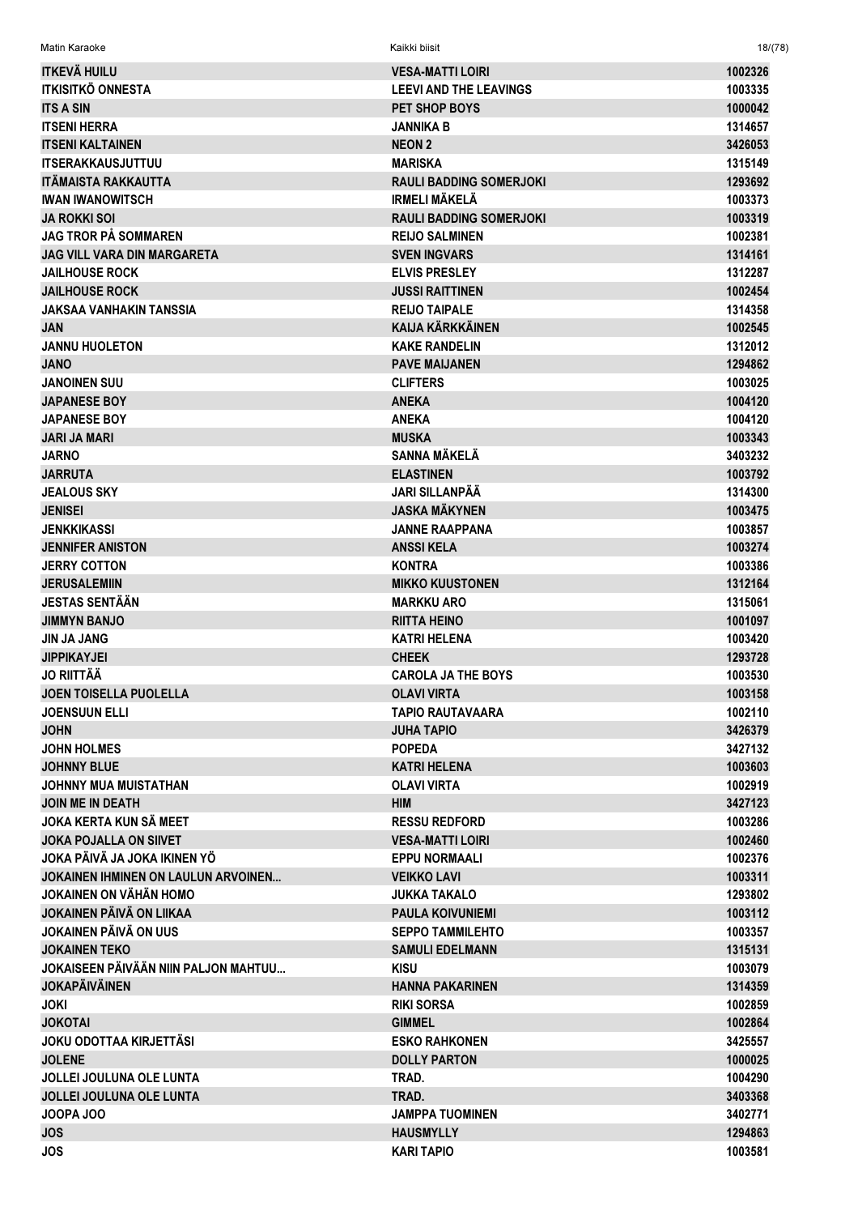| ITKEVÄ HUILU | VESA-MATTI LOIRI | 1002326 |
|---|---|---|
| ITKISITKÖ ONNESTA | LEEVI AND THE LEAVINGS | 1003335 |
| ITS A SIN | PET SHOP BOYS | 1000042 |
| ITSENI HERRA | JANNIKA B | 1314657 |
| ITSENI KALTAINEN | NEON 2 | 3426053 |
| ITSERAKKAUSJUTTUU | MARISKA | 1315149 |
| ITÄMAISTA RAKKAUTTA | RAULI BADDING SOMERJOKI | 1293692 |
| IWAN IWANOWITSCH | IRMELI MÄKELÄ | 1003373 |
| JA ROKKI SOI | RAULI BADDING SOMERJOKI | 1003319 |
| JAG TROR PÅ SOMMAREN | REIJO SALMINEN | 1002381 |
| JAG VILL VARA DIN MARGARETA | SVEN INGVARS | 1314161 |
| JAILHOUSE ROCK | ELVIS PRESLEY | 1312287 |
| JAILHOUSE ROCK | JUSSI RAITTINEN | 1002454 |
| JAKSAA VANHAKIN TANSSIA | REIJO TAIPALE | 1314358 |
| JAN | KAIJA KÄRKKÄINEN | 1002545 |
| JANNU HUOLETON | KAKE RANDELIN | 1312012 |
| JANO | PAVE MAIJANEN | 1294862 |
| JANOINEN SUU | CLIFTERS | 1003025 |
| JAPANESE BOY | ANEKA | 1004120 |
| JAPANESE BOY | ANEKA | 1004120 |
| JARI JA MARI | MUSKA | 1003343 |
| JARNO | SANNA MÄKELÄ | 3403232 |
| JARRUTA | ELASTINEN | 1003792 |
| JEALOUS SKY | JARI SILLANPÄÄ | 1314300 |
| JENISEI | JASKA MÄKYNEN | 1003475 |
| JENKKIKASSI | JANNE RAAPPANA | 1003857 |
| JENNIFER ANISTON | ANSSI KELA | 1003274 |
| JERRY COTTON | KONTRA | 1003386 |
| JERUSALEMIIN | MIKKO KUUSTONEN | 1312164 |
| JESTAS SENTÄÄN | MARKKU ARO | 1315061 |
| JIMMYN BANJO | RIITTA HEINO | 1001097 |
| JIN JA JANG | KATRI HELENA | 1003420 |
| JIPPIKAYJEI | CHEEK | 1293728 |
| JO RIITTÄÄ | CAROLA JA THE BOYS | 1003530 |
| JOEN TOISELLA PUOLELLA | OLAVI VIRTA | 1003158 |
| JOENSUUN ELLI | TAPIO RAUTAVAARA | 1002110 |
| JOHN | JUHA TAPIO | 3426379 |
| JOHN HOLMES | POPEDA | 3427132 |
| JOHNNY BLUE | KATRI HELENA | 1003603 |
| JOHNNY MUA MUISTATHAN | OLAVI VIRTA | 1002919 |
| JOIN ME IN DEATH | HIM | 3427123 |
| JOKA KERTA KUN SÄ MEET | RESSU REDFORD | 1003286 |
| JOKA POJALLA ON SIIVET | VESA-MATTI LOIRI | 1002460 |
| JOKA PÄIVÄ JA JOKA IKINEN YÖ | EPPU NORMAALI | 1002376 |
| JOKAINEN IHMINEN ON LAULUN ARVOINEN... | VEIKKO LAVI | 1003311 |
| JOKAINEN ON VÄHÄN HOMO | JUKKA TAKALO | 1293802 |
| JOKAINEN PÄIVÄ ON LIIKAA | PAULA KOIVUNIEMI | 1003112 |
| JOKAINEN PÄIVÄ ON UUS | SEPPO TAMMILEHTO | 1003357 |
| JOKAINEN TEKO | SAMULI EDELMANN | 1315131 |
| JOKAISEEN PÄIVÄÄN NIIN PALJON MAHTUU... | KISU | 1003079 |
| JOKAPÄIVÄINEN | HANNA PAKARINEN | 1314359 |
| JOKI | RIKI SORSA | 1002859 |
| JOKOTAI | GIMMEL | 1002864 |
| JOKU ODOTTAA KIRJETTÄSI | ESKO RAHKONEN | 3425557 |
| JOLENE | DOLLY PARTON | 1000025 |
| JOLLEI JOULUNA OLE LUNTA | TRAD. | 1004290 |
| JOLLEI JOULUNA OLE LUNTA | TRAD. | 3403368 |
| JOOPA JOO | JAMPPA TUOMINEN | 3402771 |
| JOS | HAUSMYLLY | 1294863 |
| JOS | KARI TAPIO | 1003581 |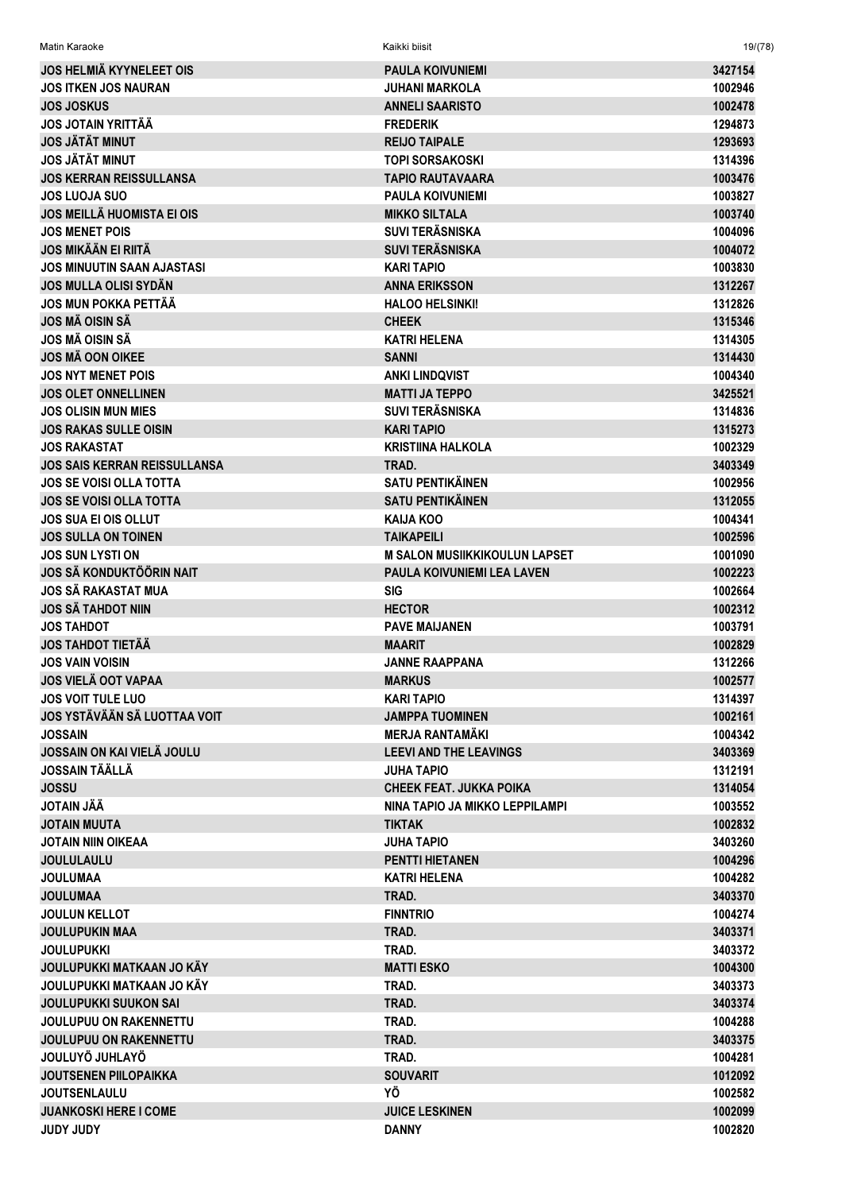| | | |
|---|---|---|
| JOS HELMIÄ KYYNELEET OIS | PAULA KOIVUNIEMI | 3427154 |
| JOS ITKEN JOS NAURAN | JUHANI MARKOLA | 1002946 |
| JOS JOSKUS | ANNELI SAARISTO | 1002478 |
| JOS JOTAIN YRITTÄÄ | FREDERIK | 1294873 |
| JOS JÄTÄT MINUT | REIJO TAIPALE | 1293693 |
| JOS JÄTÄT MINUT | TOPI SORSAKOSKI | 1314396 |
| JOS KERRAN REISSULLANSA | TAPIO RAUTAVAARA | 1003476 |
| JOS LUOJA SUO | PAULA KOIVUNIEMI | 1003827 |
| JOS MEILLÄ HUOMISTA EI OIS | MIKKO SILTALA | 1003740 |
| JOS MENET POIS | SUVI TERÄSNISKA | 1004096 |
| JOS MIKÄÄN EI RIITÄ | SUVI TERÄSNISKA | 1004072 |
| JOS MINUUTIN SAAN AJASTASI | KARI TAPIO | 1003830 |
| JOS MULLA OLISI SYDÄN | ANNA ERIKSSON | 1312267 |
| JOS MUN POKKA PETTÄÄ | HALOO HELSINKI! | 1312826 |
| JOS MÄ OISIN SÄ | CHEEK | 1315346 |
| JOS MÄ OISIN SÄ | KATRI HELENA | 1314305 |
| JOS MÄ OON OIKEE | SANNI | 1314430 |
| JOS NYT MENET POIS | ANKI LINDQVIST | 1004340 |
| JOS OLET ONNELLINEN | MATTI JA TEPPO | 3425521 |
| JOS OLISIN MUN MIES | SUVI TERÄSNISKA | 1314836 |
| JOS RAKAS SULLE OISIN | KARI TAPIO | 1315273 |
| JOS RAKASTAT | KRISTIINA HALKOLA | 1002329 |
| JOS SAIS KERRAN REISSULLANSA | TRAD. | 3403349 |
| JOS SE VOISI OLLA TOTTA | SATU PENTIKÄINEN | 1002956 |
| JOS SE VOISI OLLA TOTTA | SATU PENTIKÄINEN | 1312055 |
| JOS SUA EI OIS OLLUT | KAIJA KOO | 1004341 |
| JOS SULLA ON TOINEN | TAIKAPEILI | 1002596 |
| JOS SUN LYSTI ON | M SALON MUSIIKKIKOULUN LAPSET | 1001090 |
| JOS SÄ KONDUKTÖÖRIN NAIT | PAULA KOIVUNIEMI LEA LAVEN | 1002223 |
| JOS SÄ RAKASTAT MUA | SIG | 1002664 |
| JOS SÄ TAHDOT NIIN | HECTOR | 1002312 |
| JOS TAHDOT | PAVE MAIJANEN | 1003791 |
| JOS TAHDOT TIETÄÄ | MAARIT | 1002829 |
| JOS VAIN VOISIN | JANNE RAAPPANA | 1312266 |
| JOS VIELÄ OOT VAPAA | MARKUS | 1002577 |
| JOS VOIT TULE LUO | KARI TAPIO | 1314397 |
| JOS YSTÄVÄÄN SÄ LUOTTAA VOIT | JAMPPA TUOMINEN | 1002161 |
| JOSSAIN | MERJA RANTAMÄKI | 1004342 |
| JOSSAIN ON KAI VIELÄ JOULU | LEEVI AND THE LEAVINGS | 3403369 |
| JOSSAIN TÄÄLLÄ | JUHA TAPIO | 1312191 |
| JOSSU | CHEEK FEAT. JUKKA POIKA | 1314054 |
| JOTAIN JÄÄ | NINA TAPIO JA MIKKO LEPPILAMPI | 1003552 |
| JOTAIN MUUTA | TIKTAK | 1002832 |
| JOTAIN NIIN OIKEAA | JUHA TAPIO | 3403260 |
| JOULULAULU | PENTTI HIETANEN | 1004296 |
| JOULUMAA | KATRI HELENA | 1004282 |
| JOULUMAA | TRAD. | 3403370 |
| JOULUN KELLOT | FINNTRIO | 1004274 |
| JOULUPUKIN MAA | TRAD. | 3403371 |
| JOULUPUKKI | TRAD. | 3403372 |
| JOULUPUKKI MATKAAN JO KÄY | MATTI ESKO | 1004300 |
| JOULUPUKKI MATKAAN JO KÄY | TRAD. | 3403373 |
| JOULUPUKKI SUUKON SAI | TRAD. | 3403374 |
| JOULUPUU ON RAKENNETTU | TRAD. | 1004288 |
| JOULUPUU ON RAKENNETTU | TRAD. | 3403375 |
| JOULUYÖ JUHLAYÖ | TRAD. | 1004281 |
| JOUTSENEN PIILOPAIKKA | SOUVARIT | 1012092 |
| JOUTSENLAULU | YÖ | 1002582 |
| JUANKOSKI HERE I COME | JUICE LESKINEN | 1002099 |
| JUDY JUDY | DANNY | 1002820 |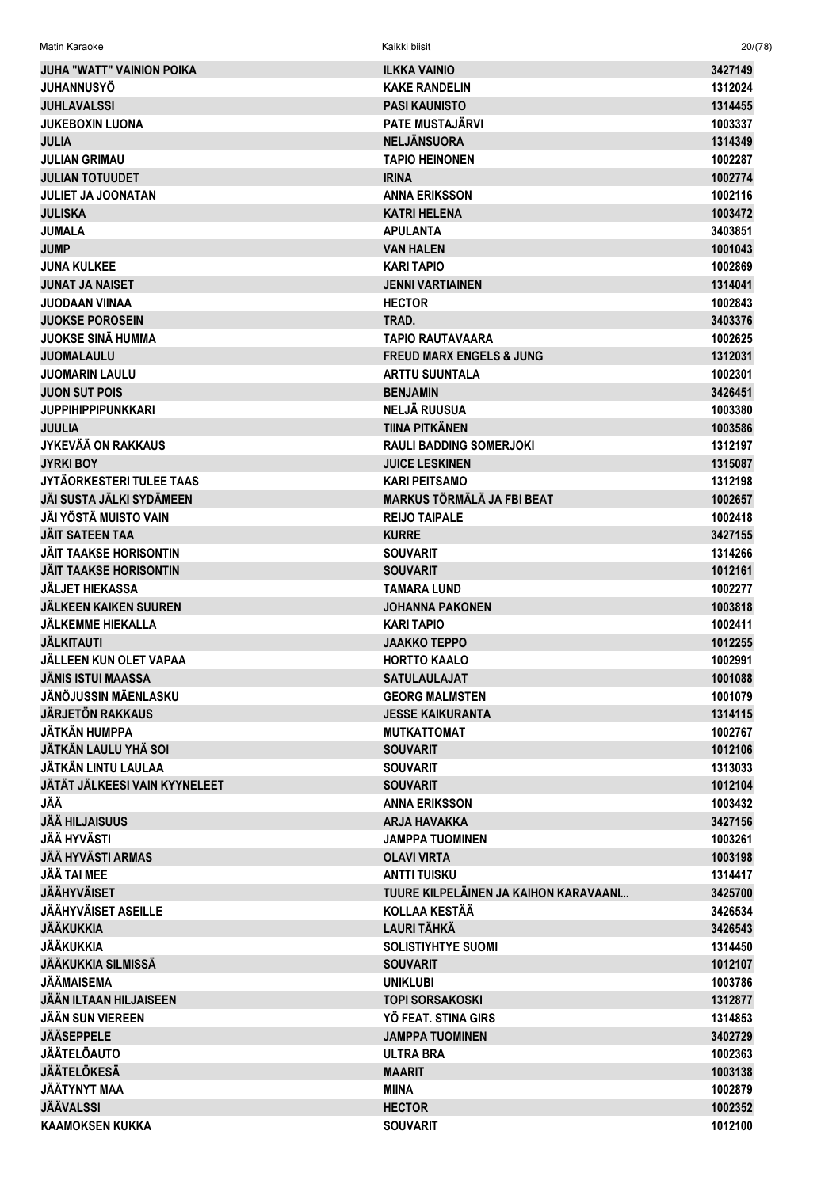| | | |
|---|---|---|
| JUHA "WATT" VAINION POIKA | ILKKA VAINIO | 3427149 |
| JUHANNUSYÖ | KAKE RANDELIN | 1312024 |
| JUHLAVALSSI | PASI KAUNISTO | 1314455 |
| JUKEBOXIN LUONA | PATE MUSTAJÄRVI | 1003337 |
| JULIA | NELJÄNSUORA | 1314349 |
| JULIAN GRIMAU | TAPIO HEINONEN | 1002287 |
| JULIAN TOTUUDET | IRINA | 1002774 |
| JULIET JA JOONATAN | ANNA ERIKSSON | 1002116 |
| JULISKA | KATRI HELENA | 1003472 |
| JUMALA | APULANTA | 3403851 |
| JUMP | VAN HALEN | 1001043 |
| JUNA KULKEE | KARI TAPIO | 1002869 |
| JUNAT JA NAISET | JENNI VARTIAINEN | 1314041 |
| JUODAAN VIINAA | HECTOR | 1002843 |
| JUOKSE POROSEIN | TRAD. | 3403376 |
| JUOKSE SINÄ HUMMA | TAPIO RAUTAVAARA | 1002625 |
| JUOMALAULU | FREUD MARX ENGELS & JUNG | 1312031 |
| JUOMARIN LAULU | ARTTU SUUNTALA | 1002301 |
| JUON SUT POIS | BENJAMIN | 3426451 |
| JUPPIHIPPIPUNKKARI | NELJÄ RUUSUA | 1003380 |
| JUULIA | TIINA PITKÄNEN | 1003586 |
| JYKEVÄÄ ON RAKKAUS | RAULI BADDING SOMERJOKI | 1312197 |
| JYRKI BOY | JUICE LESKINEN | 1315087 |
| JYTÄORKESTERI TULEE TAAS | KARI PEITSAMO | 1312198 |
| JÄI SUSTA JÄLKI SYDÄMEEN | MARKUS TÖRMÄLÄ JA FBI BEAT | 1002657 |
| JÄI YÖSTÄ MUISTO VAIN | REIJO TAIPALE | 1002418 |
| JÄIT SATEEN TAA | KURRE | 3427155 |
| JÄIT TAAKSE HORISONTIN | SOUVARIT | 1314266 |
| JÄIT TAAKSE HORISONTIN | SOUVARIT | 1012161 |
| JÄLJET HIEKASSA | TAMARA LUND | 1002277 |
| JÄLKEEN KAIKEN SUUREN | JOHANNA PAKONEN | 1003818 |
| JÄLKEMME HIEKALLA | KARI TAPIO | 1002411 |
| JÄLKITAUTI | JAAKKO TEPPO | 1012255 |
| JÄLLEEN KUN OLET VAPAA | HORTTO KAALO | 1002991 |
| JÄNIS ISTUI MAASSA | SATULAULAJAT | 1001088 |
| JÄNÖJUSSIN MÄENLASKU | GEORG MALMSTEN | 1001079 |
| JÄRJETÖN RAKKAUS | JESSE KAIKURANTA | 1314115 |
| JÄTKÄN HUMPPA | MUTKATTOMAT | 1002767 |
| JÄTKÄN LAULU YHÄ SOI | SOUVARIT | 1012106 |
| JÄTKÄN LINTU LAULAA | SOUVARIT | 1313033 |
| JÄTÄT JÄLKEESI VAIN KYYNELEET | SOUVARIT | 1012104 |
| JÄÄ | ANNA ERIKSSON | 1003432 |
| JÄÄ HILJAISUUS | ARJA HAVAKKA | 3427156 |
| JÄÄ HYVÄSTI | JAMPPA TUOMINEN | 1003261 |
| JÄÄ HYVÄSTI ARMAS | OLAVI VIRTA | 1003198 |
| JÄÄ TAI MEE | ANTTI TUISKU | 1314417 |
| JÄÄHYVÄISET | TUURE KILPELÄINEN JA KAIHON KARAVAANI... | 3425700 |
| JÄÄHYVÄISET ASEILLE | KOLLAA KESTÄÄ | 3426534 |
| JÄÄKUKKIA | LAURI TÄHKÄ | 3426543 |
| JÄÄKUKKIA | SOLISTIYHTYE SUOMI | 1314450 |
| JÄÄKUKKIA SILMISSÄ | SOUVARIT | 1012107 |
| JÄÄMAISEMA | UNIKLUBI | 1003786 |
| JÄÄN ILTAAN HILJAISEEN | TOPI SORSAKOSKI | 1312877 |
| JÄÄN SUN VIEREEN | YÖ FEAT. STINA GIRS | 1314853 |
| JÄÄSEPPELE | JAMPPA TUOMINEN | 3402729 |
| JÄÄTELÖAUTO | ULTRA BRA | 1002363 |
| JÄÄTELÖKESÄ | MAARIT | 1003138 |
| JÄÄTYNYT MAA | MIINA | 1002879 |
| JÄÄVALSSI | HECTOR | 1002352 |
| KAAMOKSEN KUKKA | SOUVARIT | 1012100 |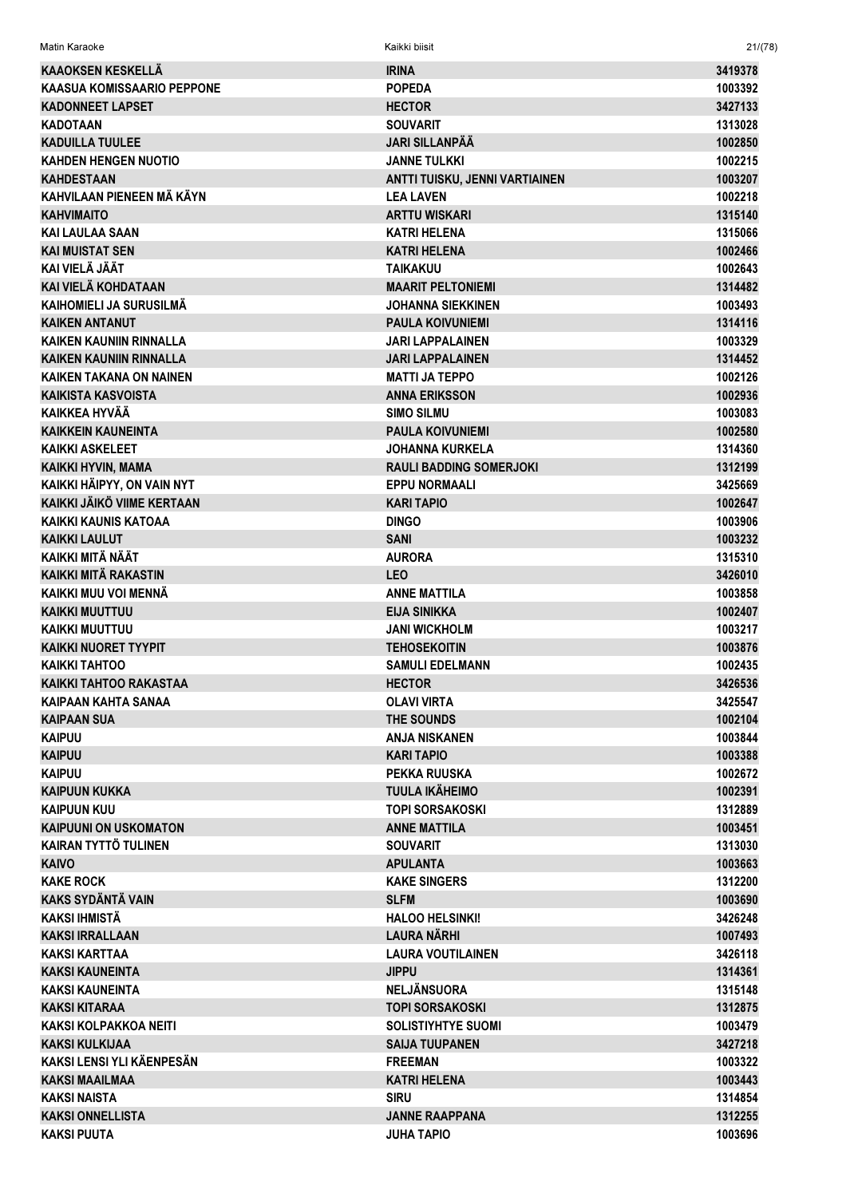| | | |
|---|---|---|
| KAAOKSEN KESKELLÄ | IRINA | 3419378 |
| KAASUA KOMISSAARIO PEPPONE | POPEDA | 1003392 |
| KADONNEET LAPSET | HECTOR | 3427133 |
| KADOTAAN | SOUVARIT | 1313028 |
| KADUILLA TUULEE | JARI SILLANPÄÄ | 1002850 |
| KAHDEN HENGEN NUOTIO | JANNE TULKKI | 1002215 |
| KAHDESTAAN | ANTTI TUISKU, JENNI VARTIAINEN | 1003207 |
| KAHVILAAN PIENEEN MÄ KÄYN | LEA LAVEN | 1002218 |
| KAHVIMAITO | ARTTU WISKARI | 1315140 |
| KAI LAULAA SAAN | KATRI HELENA | 1315066 |
| KAI MUISTAT SEN | KATRI HELENA | 1002466 |
| KAI VIELÄ JÄÄT | TAIKAKUU | 1002643 |
| KAI VIELÄ KOHDATAAN | MAARIT PELTONIEMI | 1314482 |
| KAIHOMIELI JA SURUSILMÄ | JOHANNA SIEKKINEN | 1003493 |
| KAIKEN ANTANUT | PAULA KOIVUNIEMI | 1314116 |
| KAIKEN KAUNIIN RINNALLA | JARI LAPPALAINEN | 1003329 |
| KAIKEN KAUNIIN RINNALLA | JARI LAPPALAINEN | 1314452 |
| KAIKEN TAKANA ON NAINEN | MATTI JA TEPPO | 1002126 |
| KAIKISTA KASVOISTA | ANNA ERIKSSON | 1002936 |
| KAIKKEA HYVÄÄ | SIMO SILMU | 1003083 |
| KAIKKEIN KAUNEINTA | PAULA KOIVUNIEMI | 1002580 |
| KAIKKI ASKELEET | JOHANNA KURKELA | 1314360 |
| KAIKKI HYVIN, MAMA | RAULI BADDING SOMERJOKI | 1312199 |
| KAIKKI HÄIPYY, ON VAIN NYT | EPPU NORMAALI | 3425669 |
| KAIKKI JÄIKÖ VIIME KERTAAN | KARI TAPIO | 1002647 |
| KAIKKI KAUNIS KATOAA | DINGO | 1003906 |
| KAIKKI LAULUT | SANI | 1003232 |
| KAIKKI MITÄ NÄÄT | AURORA | 1315310 |
| KAIKKI MITÄ RAKASTIN | LEO | 3426010 |
| KAIKKI MUU VOI MENNÄ | ANNE MATTILA | 1003858 |
| KAIKKI MUUTTUU | EIJA SINIKKA | 1002407 |
| KAIKKI MUUTTUU | JANI WICKHOLM | 1003217 |
| KAIKKI NUORET TYYPIT | TEHOSEKOITIN | 1003876 |
| KAIKKI TAHTOO | SAMULI EDELMANN | 1002435 |
| KAIKKI TAHTOO RAKASTAA | HECTOR | 3426536 |
| KAIPAAN KAHTA SANAA | OLAVI VIRTA | 3425547 |
| KAIPAAN SUA | THE SOUNDS | 1002104 |
| KAIPUU | ANJA NISKANEN | 1003844 |
| KAIPUU | KARI TAPIO | 1003388 |
| KAIPUU | PEKKA RUUSKA | 1002672 |
| KAIPUUN KUKKA | TUULA IKÄHEIMO | 1002391 |
| KAIPUUN KUU | TOPI SORSAKOSKI | 1312889 |
| KAIPUUNI ON USKOMATON | ANNE MATTILA | 1003451 |
| KAIRAN TYTTÖ TULINEN | SOUVARIT | 1313030 |
| KAIVO | APULANTA | 1003663 |
| KAKE ROCK | KAKE SINGERS | 1312200 |
| KAKS SYDÄNTÄ VAIN | SLFM | 1003690 |
| KAKSI IHMISTÄ | HALOO HELSINKI! | 3426248 |
| KAKSI IRRALLAAN | LAURA NÄRHI | 1007493 |
| KAKSI KARTTAA | LAURA VOUTILAINEN | 3426118 |
| KAKSI KAUNEINTA | JIPPU | 1314361 |
| KAKSI KAUNEINTA | NELJÄNSUORA | 1315148 |
| KAKSI KITARAA | TOPI SORSAKOSKI | 1312875 |
| KAKSI KOLPAKKOA NEITI | SOLISTIYHTYE SUOMI | 1003479 |
| KAKSI KULKIJAA | SAIJA TUUPANEN | 3427218 |
| KAKSI LENSI YLI KÄENPESÄN | FREEMAN | 1003322 |
| KAKSI MAAILMAA | KATRI HELENA | 1003443 |
| KAKSI NAISTA | SIRU | 1314854 |
| KAKSI ONNELLISTA | JANNE RAAPPANA | 1312255 |
| KAKSI PUUTA | JUHA TAPIO | 1003696 |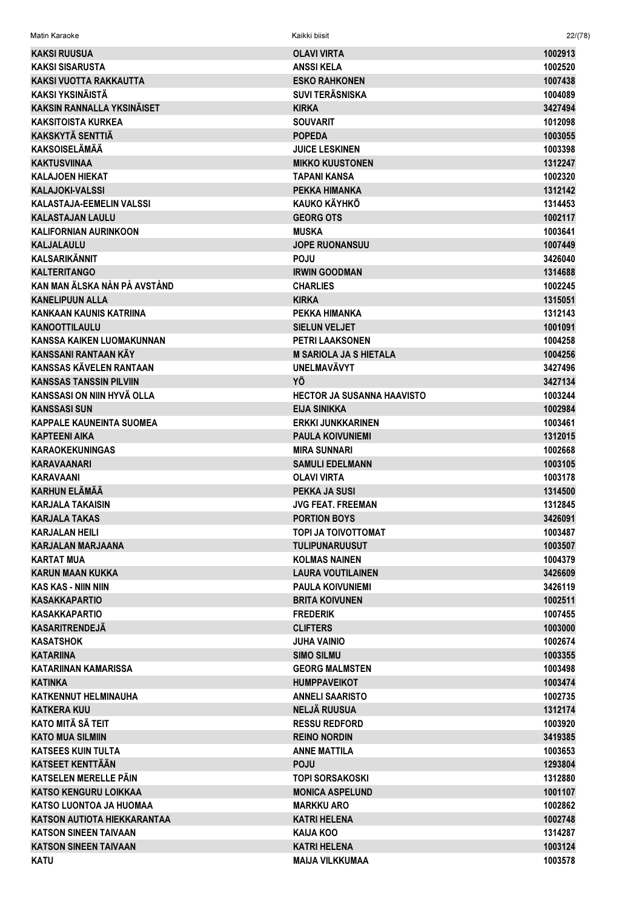| | | |
|---|---|---|
| KAKSI RUUSUA | OLAVI VIRTA | 1002913 |
| KAKSI SISARUSTA | ANSSI KELA | 1002520 |
| KAKSI VUOTTA RAKKAUTTA | ESKO RAHKONEN | 1007438 |
| KAKSI YKSINÄISTÄ | SUVI TERÄSNISKA | 1004089 |
| KAKSIN RANNALLA YKSINÄISET | KIRKA | 3427494 |
| KAKSITOISTA KURKEA | SOUVARIT | 1012098 |
| KAKSKYTÄ SENTTIÄ | POPEDA | 1003055 |
| KAKSOISELÄMÄÄ | JUICE LESKINEN | 1003398 |
| KAKTUSVIINAA | MIKKO KUUSTONEN | 1312247 |
| KALAJOEN HIEKAT | TAPANI KANSA | 1002320 |
| KALAJOKI-VALSSI | PEKKA HIMANKA | 1312142 |
| KALASTAJA-EEMELIN VALSSI | KAUKO KÄYHKÖ | 1314453 |
| KALASTAJAN LAULU | GEORG OTS | 1002117 |
| KALIFORNIAN AURINKOON | MUSKA | 1003641 |
| KALJALAULU | JOPE RUONANSUU | 1007449 |
| KALSARIKÄNNIT | POJU | 3426040 |
| KALTERITANGO | IRWIN GOODMAN | 1314688 |
| KAN MAN ÄLSKA NÅN PÅ AVSTÅND | CHARLIES | 1002245 |
| KANELIPUUN ALLA | KIRKA | 1315051 |
| KANKAAN KAUNIS KATRIINA | PEKKA HIMANKA | 1312143 |
| KANOOTTILAULU | SIELUN VELJET | 1001091 |
| KANSSA KAIKEN LUOMAKUNNAN | PETRI LAAKSONEN | 1004258 |
| KANSSANI RANTAAN KÄY | M SARIOLA JA S HIETALA | 1004256 |
| KANSSAS KÄVELEN RANTAAN | UNELMAVÄVYT | 3427496 |
| KANSSAS TANSSIN PILVIIN | YÖ | 3427134 |
| KANSSASI ON NIIN HYVÄ OLLA | HECTOR JA SUSANNA HAAVISTO | 1003244 |
| KANSSASI SUN | EIJA SINIKKA | 1002984 |
| KAPPALE KAUNEINTA SUOMEA | ERKKI JUNKKARINEN | 1003461 |
| KAPTEENI AIKA | PAULA KOIVUNIEMI | 1312015 |
| KARAOKEKUNINGAS | MIRA SUNNARI | 1002668 |
| KARAVAANARI | SAMULI EDELMANN | 1003105 |
| KARAVAANI | OLAVI VIRTA | 1003178 |
| KARHUN ELÄMÄÄ | PEKKA JA SUSI | 1314500 |
| KARJALA TAKAISIN | JVG FEAT. FREEMAN | 1312845 |
| KARJALA TAKAS | PORTION BOYS | 3426091 |
| KARJALAN HEILI | TOPI JA TOIVOTTOMAT | 1003487 |
| KARJALAN MARJAANA | TULIPUNARUUSUT | 1003507 |
| KARTAT MUA | KOLMAS NAINEN | 1004379 |
| KARUN MAAN KUKKA | LAURA VOUTILAINEN | 3426609 |
| KAS KAS - NIIN NIIN | PAULA KOIVUNIEMI | 3426119 |
| KASAKKAPARTIO | BRITA KOIVUNEN | 1002511 |
| KASAKKAPARTIO | FREDERIK | 1007455 |
| KASARITRENDEJÄ | CLIFTERS | 1003000 |
| KASATSHOK | JUHA VAINIO | 1002674 |
| KATARIINA | SIMO SILMU | 1003355 |
| KATARIINAN KAMARISSA | GEORG MALMSTEN | 1003498 |
| KATINKA | HUMPPAVEIKOT | 1003474 |
| KATKENNUT HELMINAUHA | ANNELI SAARISTO | 1002735 |
| KATKERA KUU | NELJÄ RUUSUA | 1312174 |
| KATO MITÄ SÄ TEIT | RESSU REDFORD | 1003920 |
| KATO MUA SILMIIN | REINO NORDIN | 3419385 |
| KATSEES KUIN TULTA | ANNE MATTILA | 1003653 |
| KATSEET KENTTÄÄN | POJU | 1293804 |
| KATSELEN MERELLE PÄIN | TOPI SORSAKOSKI | 1312880 |
| KATSO KENGURU LOIKKAA | MONICA ASPELUND | 1001107 |
| KATSO LUONTOA JA HUOMAA | MARKKU ARO | 1002862 |
| KATSON AUTIOTA HIEKKARANTAA | KATRI HELENA | 1002748 |
| KATSON SINEEN TAIVAAN | KAIJA KOO | 1314287 |
| KATSON SINEEN TAIVAAN | KATRI HELENA | 1003124 |
| KATU | MAIJA VILKKUMAA | 1003578 |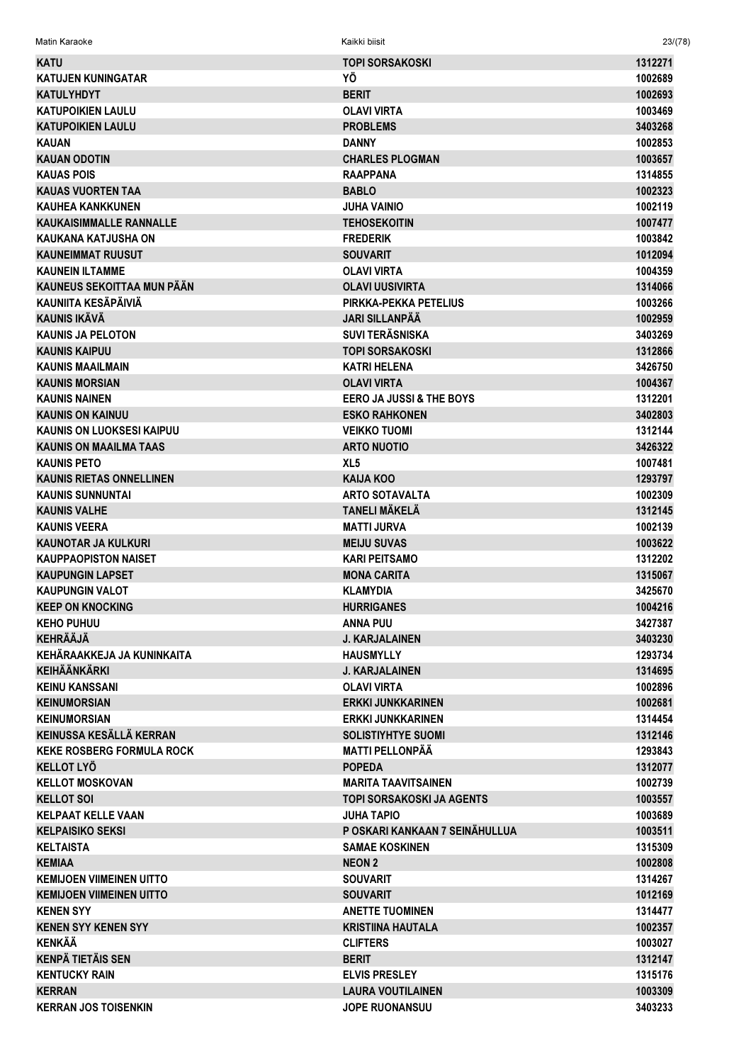| | | |
|---|---|---|
| KATU | TOPI SORSAKOSKI | 1312271 |
| KATUJEN KUNINGATAR | YÖ | 1002689 |
| KATULYHDYT | BERIT | 1002693 |
| KATUPOIKIEN LAULU | OLAVI VIRTA | 1003469 |
| KATUPOIKIEN LAULU | PROBLEMS | 3403268 |
| KAUAN | DANNY | 1002853 |
| KAUAN ODOTIN | CHARLES PLOGMAN | 1003657 |
| KAUAS POIS | RAAPPANA | 1314855 |
| KAUAS VUORTEN TAA | BABLO | 1002323 |
| KAUHEA KANKKUNEN | JUHA VAINIO | 1002119 |
| KAUKAISIMMALLE RANNALLE | TEHOSEKOITIN | 1007477 |
| KAUKANA KATJUSHA ON | FREDERIK | 1003842 |
| KAUNEIMMAT RUUSUT | SOUVARIT | 1012094 |
| KAUNEIN ILTAMME | OLAVI VIRTA | 1004359 |
| KAUNEUS SEKOITTAA MUN PÄÄN | OLAVI UUSIVIRTA | 1314066 |
| KAUNIITA KESÄPÄIVIÄ | PIRKKA-PEKKA PETELIUS | 1003266 |
| KAUNIS IKÄVÄ | JARI SILLANPÄÄ | 1002959 |
| KAUNIS JA PELOTON | SUVI TERÄSNISKA | 3403269 |
| KAUNIS KAIPUU | TOPI SORSAKOSKI | 1312866 |
| KAUNIS MAAILMAIN | KATRI HELENA | 3426750 |
| KAUNIS MORSIAN | OLAVI VIRTA | 1004367 |
| KAUNIS NAINEN | EERO JA JUSSI & THE BOYS | 1312201 |
| KAUNIS ON KAINUU | ESKO RAHKONEN | 3402803 |
| KAUNIS ON LUOKSESI KAIPUU | VEIKKO TUOMI | 1312144 |
| KAUNIS ON MAAILMA TAAS | ARTO NUOTIO | 3426322 |
| KAUNIS PETO | XL5 | 1007481 |
| KAUNIS RIETAS ONNELLINEN | KAIJA KOO | 1293797 |
| KAUNIS SUNNUNTAI | ARTO SOTAVALTA | 1002309 |
| KAUNIS VALHE | TANELI MÄKELÄ | 1312145 |
| KAUNIS VEERA | MATTI JURVA | 1002139 |
| KAUNOTAR JA KULKURI | MEIJU SUVAS | 1003622 |
| KAUPPAOPISTON NAISET | KARI PEITSAMO | 1312202 |
| KAUPUNGIN LAPSET | MONA CARITA | 1315067 |
| KAUPUNGIN VALOT | KLAMYDIA | 3425670 |
| KEEP ON KNOCKING | HURRIGANES | 1004216 |
| KEHO PUHUU | ANNA PUU | 3427387 |
| KEHRÄÄJÄ | J. KARJALAINEN | 3403230 |
| KEHÄRAAKKEJA JA KUNINKAITA | HAUSMYLLY | 1293734 |
| KEIHÄÄNKÄRKI | J. KARJALAINEN | 1314695 |
| KEINU KANSSANI | OLAVI VIRTA | 1002896 |
| KEINUMORSIAN | ERKKI JUNKKARINEN | 1002681 |
| KEINUMORSIAN | ERKKI JUNKKARINEN | 1314454 |
| KEINUSSA KESÄLLÄ KERRAN | SOLISTIYHTYE SUOMI | 1312146 |
| KEKE ROSBERG FORMULA ROCK | MATTI PELLONPÄÄ | 1293843 |
| KELLOT LYÖ | POPEDA | 1312077 |
| KELLOT MOSKOVAN | MARITA TAAVITSAINEN | 1002739 |
| KELLOT SOI | TOPI SORSAKOSKI JA AGENTS | 1003557 |
| KELPAAT KELLE VAAN | JUHA TAPIO | 1003689 |
| KELPAISIKO SEKSI | P OSKARI KANKAAN 7 SEINÄHULLUA | 1003511 |
| KELTAISTA | SAMAE KOSKINEN | 1315309 |
| KEMIAA | NEON 2 | 1002808 |
| KEMIJOEN VIIMEINEN UITTO | SOUVARIT | 1314267 |
| KEMIJOEN VIIMEINEN UITTO | SOUVARIT | 1012169 |
| KENEN SYY | ANETTE TUOMINEN | 1314477 |
| KENEN SYY KENEN SYY | KRISTIINA HAUTALA | 1002357 |
| KENKÄÄ | CLIFTERS | 1003027 |
| KENPÄ TIETÄIS SEN | BERIT | 1312147 |
| KENTUCKY RAIN | ELVIS PRESLEY | 1315176 |
| KERRAN | LAURA VOUTILAINEN | 1003309 |
| KERRAN JOS TOISENKIN | JOPE RUONANSUU | 3403233 |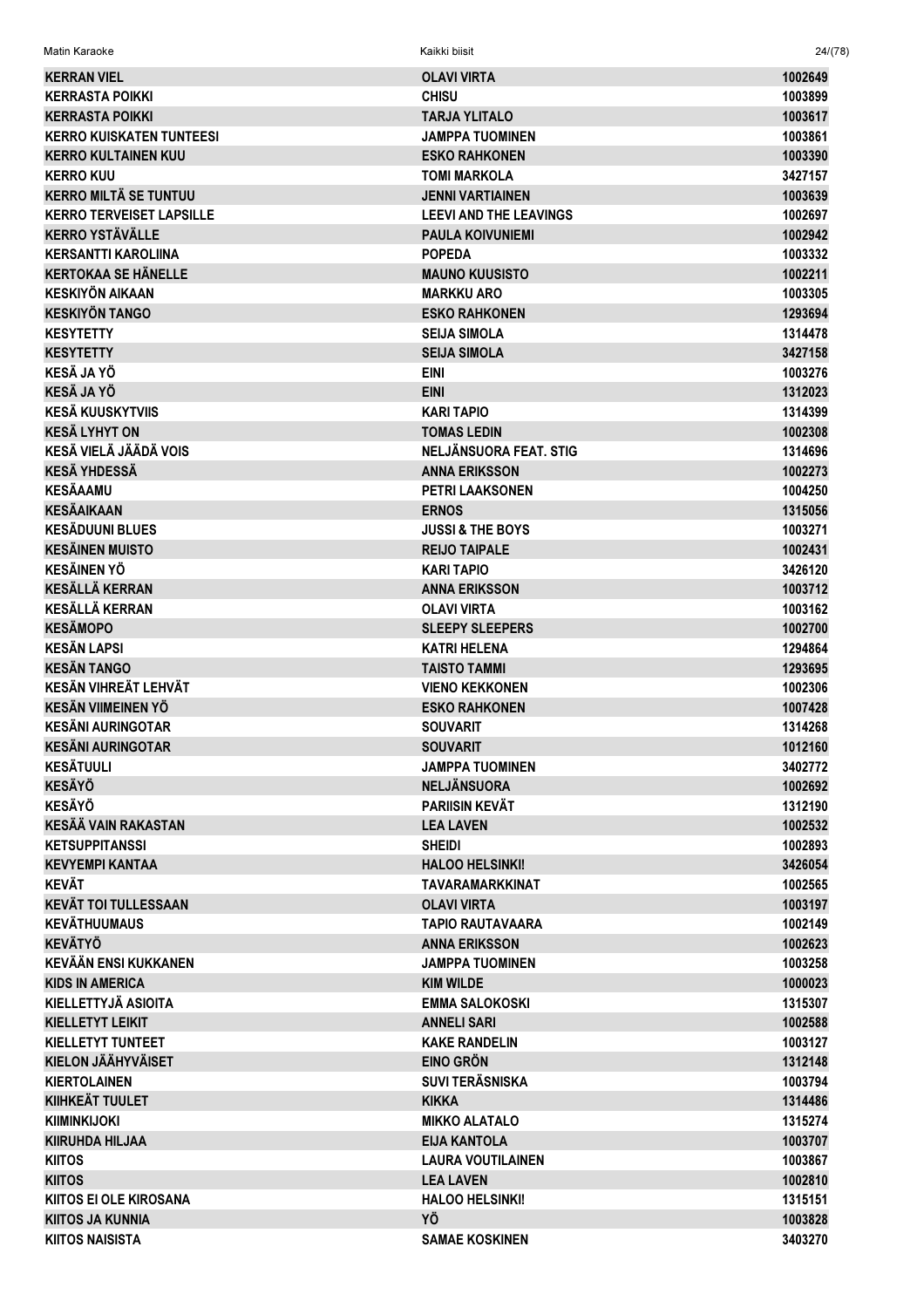| | | |
|---|---|---|
| KERRAN VIEL | OLAVI VIRTA | 1002649 |
| KERRASTA POIKKI | CHISU | 1003899 |
| KERRASTA POIKKI | TARJA YLITALO | 1003617 |
| KERRO KUISKATEN TUNTEESI | JAMPPA TUOMINEN | 1003861 |
| KERRO KULTAINEN KUU | ESKO RAHKONEN | 1003390 |
| KERRO KUU | TOMI MARKOLA | 3427157 |
| KERRO MILTÄ SE TUNTUU | JENNI VARTIAINEN | 1003639 |
| KERRO TERVEISET LAPSILLE | LEEVI AND THE LEAVINGS | 1002697 |
| KERRO YSTÄVÄLLE | PAULA KOIVUNIEMI | 1002942 |
| KERSANTTI KAROLIINA | POPEDA | 1003332 |
| KERTOKAA SE HÄNELLE | MAUNO KUUSISTO | 1002211 |
| KESKIYÖN AIKAAN | MARKKU ARO | 1003305 |
| KESKIYÖN TANGO | ESKO RAHKONEN | 1293694 |
| KESYTETTY | SEIJA SIMOLA | 1314478 |
| KESYTETTY | SEIJA SIMOLA | 3427158 |
| KESÄ JA YÖ | EINI | 1003276 |
| KESÄ JA YÖ | EINI | 1312023 |
| KESÄ KUUSKYTVIIS | KARI TAPIO | 1314399 |
| KESÄ LYHYT ON | TOMAS LEDIN | 1002308 |
| KESÄ VIELÄ JÄÄDÄ VOIS | NELJÄNSUORA FEAT. STIG | 1314696 |
| KESÄ YHDESSÄ | ANNA ERIKSSON | 1002273 |
| KESÄAAMU | PETRI LAAKSONEN | 1004250 |
| KESÄAIKAAN | ERNOS | 1315056 |
| KESÄDUUNI BLUES | JUSSI & THE BOYS | 1003271 |
| KESÄINEN MUISTO | REIJO TAIPALE | 1002431 |
| KESÄINEN YÖ | KARI TAPIO | 3426120 |
| KESÄLLÄ KERRAN | ANNA ERIKSSON | 1003712 |
| KESÄLLÄ KERRAN | OLAVI VIRTA | 1003162 |
| KESÄMOPO | SLEEPY SLEEPERS | 1002700 |
| KESÄN LAPSI | KATRI HELENA | 1294864 |
| KESÄN TANGO | TAISTO TAMMI | 1293695 |
| KESÄN VIHREÄT LEHVÄT | VIENO KEKKONEN | 1002306 |
| KESÄN VIIMEINEN YÖ | ESKO RAHKONEN | 1007428 |
| KESÄNI AURINGOTAR | SOUVARIT | 1314268 |
| KESÄNI AURINGOTAR | SOUVARIT | 1012160 |
| KESÄTUULI | JAMPPA TUOMINEN | 3402772 |
| KESÄYÖ | NELJÄNSUORA | 1002692 |
| KESÄYÖ | PARIISIN KEVÄT | 1312190 |
| KESÄÄ VAIN RAKASTAN | LEA LAVEN | 1002532 |
| KETSUPPITANSSI | SHEIDI | 1002893 |
| KEVYEMPI KANTAA | HALOO HELSINKI! | 3426054 |
| KEVÄT | TAVARAMARKKINAT | 1002565 |
| KEVÄT TOI TULLESSAAN | OLAVI VIRTA | 1003197 |
| KEVÄTHUUMAUS | TAPIO RAUTAVAARA | 1002149 |
| KEVÄTYÖ | ANNA ERIKSSON | 1002623 |
| KEVÄÄN ENSI KUKKANEN | JAMPPA TUOMINEN | 1003258 |
| KIDS IN AMERICA | KIM WILDE | 1000023 |
| KIELLETTYJÄ ASIOITA | EMMA SALOKOSKI | 1315307 |
| KIELLETYT LEIKIT | ANNELI SARI | 1002588 |
| KIELLETYT TUNTEET | KAKE RANDELIN | 1003127 |
| KIELON JÄÄHYVÄISET | EINO GRÖN | 1312148 |
| KIERTOLAINEN | SUVI TERÄSNISKA | 1003794 |
| KIIHKEÄT TUULET | KIKKA | 1314486 |
| KIIMINKIJOKI | MIKKO ALATALO | 1315274 |
| KIIRUHDA HILJAA | EIJA KANTOLA | 1003707 |
| KIITOS | LAURA VOUTILAINEN | 1003867 |
| KIITOS | LEA LAVEN | 1002810 |
| KIITOS EI OLE KIROSANA | HALOO HELSINKI! | 1315151 |
| KIITOS JA KUNNIA | YÖ | 1003828 |
| KIITOS NAISISTA | SAMAE KOSKINEN | 3403270 |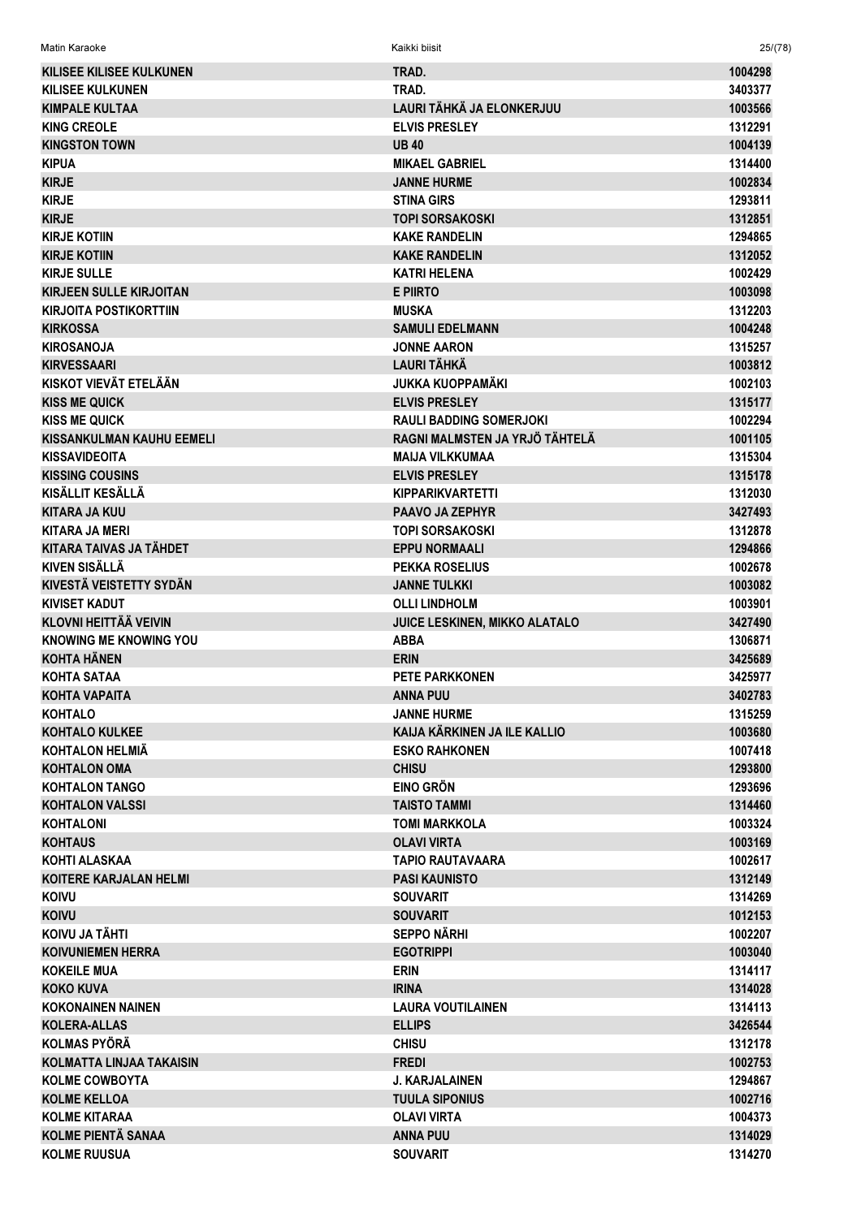| | | |
|---|---|---|
| KILISEE KILISEE KULKUNEN | TRAD. | 1004298 |
| KILISEE KULKUNEN | TRAD. | 3403377 |
| KIMPALE KULTAA | LAURI TÄHKÄ JA ELONKERJUU | 1003566 |
| KING CREOLE | ELVIS PRESLEY | 1312291 |
| KINGSTON TOWN | UB 40 | 1004139 |
| KIPUA | MIKAEL GABRIEL | 1314400 |
| KIRJE | JANNE HURME | 1002834 |
| KIRJE | STINA GIRS | 1293811 |
| KIRJE | TOPI SORSAKOSKI | 1312851 |
| KIRJE KOTIIN | KAKE RANDELIN | 1294865 |
| KIRJE KOTIIN | KAKE RANDELIN | 1312052 |
| KIRJE SULLE | KATRI HELENA | 1002429 |
| KIRJEEN SULLE KIRJOITAN | E PIIRTO | 1003098 |
| KIRJOITA POSTIKORTTIIN | MUSKA | 1312203 |
| KIRKOSSA | SAMULI EDELMANN | 1004248 |
| KIROSANOJA | JONNE AARON | 1315257 |
| KIRVESSAARI | LAURI TÄHKÄ | 1003812 |
| KISKOT VIEVÄT ETELÄÄN | JUKKA KUOPPAMÄKI | 1002103 |
| KISS ME QUICK | ELVIS PRESLEY | 1315177 |
| KISS ME QUICK | RAULI BADDING SOMERJOKI | 1002294 |
| KISSANKULMAN KAUHU EEMELI | RAGNI MALMSTEN JA YRJÖ TÄHTELÄ | 1001105 |
| KISSAVIDEOITA | MAIJA VILKKUMAA | 1315304 |
| KISSING COUSINS | ELVIS PRESLEY | 1315178 |
| KISÄLLIT KESÄLLÄ | KIPPARIKVARTETTI | 1312030 |
| KITARA JA KUU | PAAVO JA ZEPHYR | 3427493 |
| KITARA JA MERI | TOPI SORSAKOSKI | 1312878 |
| KITARA TAIVAS JA TÄHDET | EPPU NORMAALI | 1294866 |
| KIVEN SISÄLLÄ | PEKKA ROSELIUS | 1002678 |
| KIVESTÄ VEISTETTY SYDÄN | JANNE TULKKI | 1003082 |
| KIVISET KADUT | OLLI LINDHOLM | 1003901 |
| KLOVNI HEITTÄÄ VEIVIN | JUICE LESKINEN, MIKKO ALATALO | 3427490 |
| KNOWING ME KNOWING YOU | ABBA | 1306871 |
| KOHTA HÄNEN | ERIN | 3425689 |
| KOHTA SATAA | PETE PARKKONEN | 3425977 |
| KOHTA VAPAITA | ANNA PUU | 3402783 |
| KOHTALO | JANNE HURME | 1315259 |
| KOHTALO KULKEE | KAIJA KÄRKINEN JA ILE KALLIO | 1003680 |
| KOHTALON HELMIÄ | ESKO RAHKONEN | 1007418 |
| KOHTALON OMA | CHISU | 1293800 |
| KOHTALON TANGO | EINO GRÖN | 1293696 |
| KOHTALON VALSSI | TAISTO TAMMI | 1314460 |
| KOHTALONI | TOMI MARKKOLA | 1003324 |
| KOHTAUS | OLAVI VIRTA | 1003169 |
| KOHTI ALASKAA | TAPIO RAUTAVAARA | 1002617 |
| KOITERE KARJALAN HELMI | PASI KAUNISTO | 1312149 |
| KOIVU | SOUVARIT | 1314269 |
| KOIVU | SOUVARIT | 1012153 |
| KOIVU JA TÄHTI | SEPPO NÄRHI | 1002207 |
| KOIVUNIEMEN HERRA | EGOTRIPPI | 1003040 |
| KOKEILE MUA | ERIN | 1314117 |
| KOKO KUVA | IRINA | 1314028 |
| KOKONAINEN NAINEN | LAURA VOUTILAINEN | 1314113 |
| KOLERA-ALLAS | ELLIPS | 3426544 |
| KOLMAS PYÖRÄ | CHISU | 1312178 |
| KOLMATTA LINJAA TAKAISIN | FREDI | 1002753 |
| KOLME COWBOYTA | J. KARJALAINEN | 1294867 |
| KOLME KELLOA | TUULA SIPONIUS | 1002716 |
| KOLME KITARAA | OLAVI VIRTA | 1004373 |
| KOLME PIENTÄ SANAA | ANNA PUU | 1314029 |
| KOLME RUUSUA | SOUVARIT | 1314270 |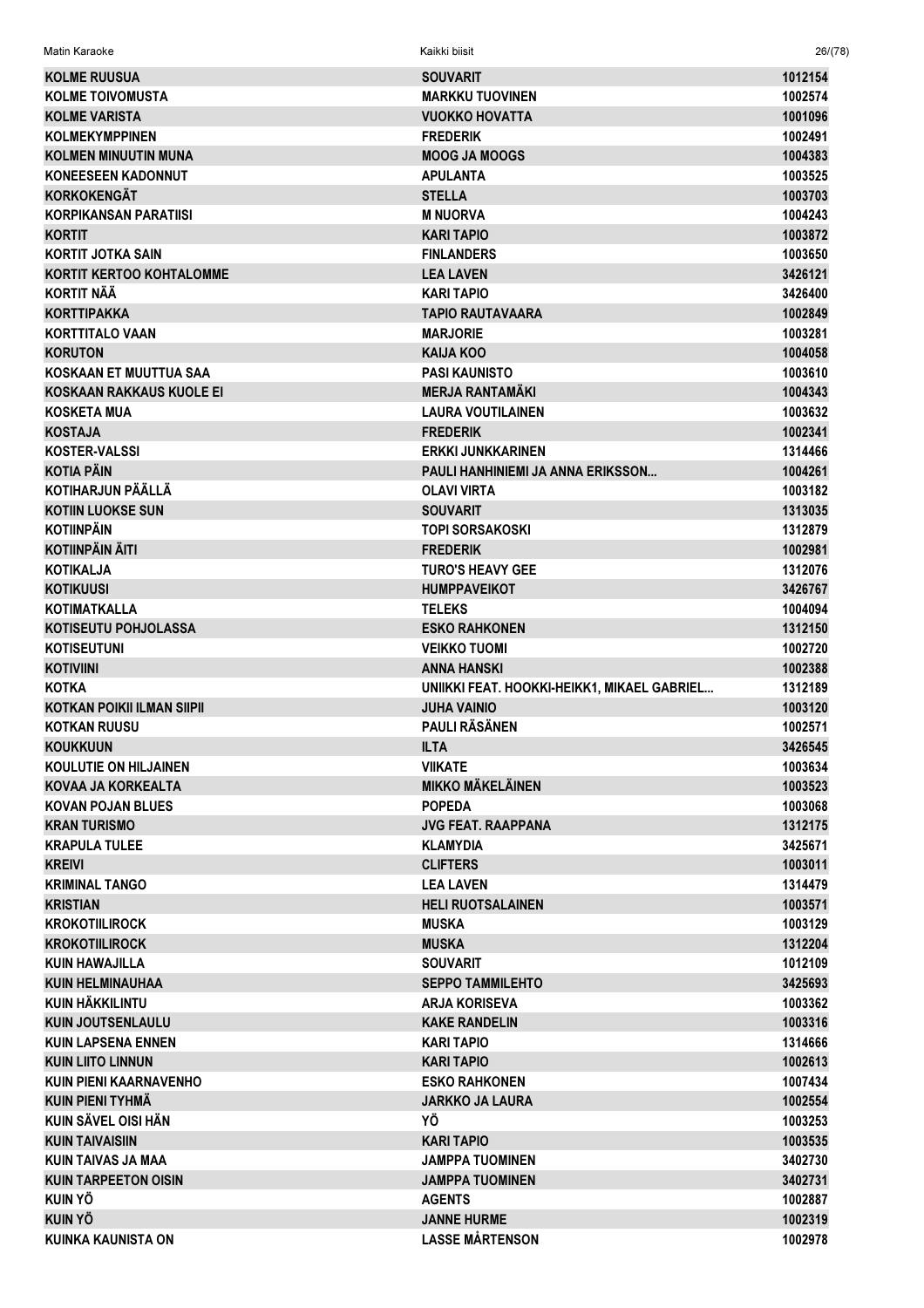| | | |
|---|---|---|
| KOLME RUUSUA | SOUVARIT | 1012154 |
| KOLME TOIVOMUSTA | MARKKU TUOVINEN | 1002574 |
| KOLME VARISTA | VUOKKO HOVATTA | 1001096 |
| KOLMEKYMPPINEN | FREDERIK | 1002491 |
| KOLMEN MINUUTIN MUNA | MOOG JA MOOGS | 1004383 |
| KONEESEEN KADONNUT | APULANTA | 1003525 |
| KORKOKENGÄT | STELLA | 1003703 |
| KORPIKANSAN PARATIISI | M NUORVA | 1004243 |
| KORTIT | KARI TAPIO | 1003872 |
| KORTIT JOTKA SAIN | FINLANDERS | 1003650 |
| KORTIT KERTOO KOHTALOMME | LEA LAVEN | 3426121 |
| KORTIT NÄÄ | KARI TAPIO | 3426400 |
| KORTTIPAKKA | TAPIO RAUTAVAARA | 1002849 |
| KORTTITALO VAAN | MARJORIE | 1003281 |
| KORUTON | KAIJA KOO | 1004058 |
| KOSKAAN ET MUUTTUA SAA | PASI KAUNISTO | 1003610 |
| KOSKAAN RAKKAUS KUOLE EI | MERJA RANTAMÄKI | 1004343 |
| KOSKETA MUA | LAURA VOUTILAINEN | 1003632 |
| KOSTAJA | FREDERIK | 1002341 |
| KOSTER-VALSSI | ERKKI JUNKKARINEN | 1314466 |
| KOTIA PÄIN | PAULI HANHINIEMI JA ANNA ERIKSSON... | 1004261 |
| KOTIHARJUN PÄÄLLÄ | OLAVI VIRTA | 1003182 |
| KOTIIN LUOKSE SUN | SOUVARIT | 1313035 |
| KOTIINPÄIN | TOPI SORSAKOSKI | 1312879 |
| KOTIINPÄIN ÄITI | FREDERIK | 1002981 |
| KOTIKALJA | TURO'S HEAVY GEE | 1312076 |
| KOTIKUUSI | HUMPPAVEIKOT | 3426767 |
| KOTIMATKALLA | TELEKS | 1004094 |
| KOTISEUTU POHJOLASSA | ESKO RAHKONEN | 1312150 |
| KOTISEUTUNI | VEIKKO TUOMI | 1002720 |
| KOTIVIINI | ANNA HANSKI | 1002388 |
| KOTKA | UNIIKKI FEAT. HOOKKI-HEIKK1, MIKAEL GABRIEL... | 1312189 |
| KOTKAN POIKII ILMAN SIIPII | JUHA VAINIO | 1003120 |
| KOTKAN RUUSU | PAULI RÄSÄNEN | 1002571 |
| KOUKKUUN | ILTA | 3426545 |
| KOULUTIE ON HILJAINEN | VIIKATE | 1003634 |
| KOVAA JA KORKEALTA | MIKKO MÄKELÄINEN | 1003523 |
| KOVAN POJAN BLUES | POPEDA | 1003068 |
| KRAN TURISMO | JVG FEAT. RAAPPANA | 1312175 |
| KRAPULA TULEE | KLAMYDIA | 3425671 |
| KREIVI | CLIFTERS | 1003011 |
| KRIMINAL TANGO | LEA LAVEN | 1314479 |
| KRISTIAN | HELI RUOTSALAINEN | 1003571 |
| KROKOTIILIROCK | MUSKA | 1003129 |
| KROKOTIILIROCK | MUSKA | 1312204 |
| KUIN HAWAJILLA | SOUVARIT | 1012109 |
| KUIN HELMINAUHAA | SEPPO TAMMILEHTO | 3425693 |
| KUIN HÄKKILINTU | ARJA KORISEVA | 1003362 |
| KUIN JOUTSENLAULU | KAKE RANDELIN | 1003316 |
| KUIN LAPSENA ENNEN | KARI TAPIO | 1314666 |
| KUIN LIITO LINNUN | KARI TAPIO | 1002613 |
| KUIN PIENI KAARNAVENHO | ESKO RAHKONEN | 1007434 |
| KUIN PIENI TYHMÄ | JARKKO JA LAURA | 1002554 |
| KUIN SÄVEL OISI HÄN | YÖ | 1003253 |
| KUIN TAIVAISIIN | KARI TAPIO | 1003535 |
| KUIN TAIVAS JA MAA | JAMPPA TUOMINEN | 3402730 |
| KUIN TARPEETON OISIN | JAMPPA TUOMINEN | 3402731 |
| KUIN YÖ | AGENTS | 1002887 |
| KUIN YÖ | JANNE HURME | 1002319 |
| KUINKA KAUNISTA ON | LASSE MÅRTENSON | 1002978 |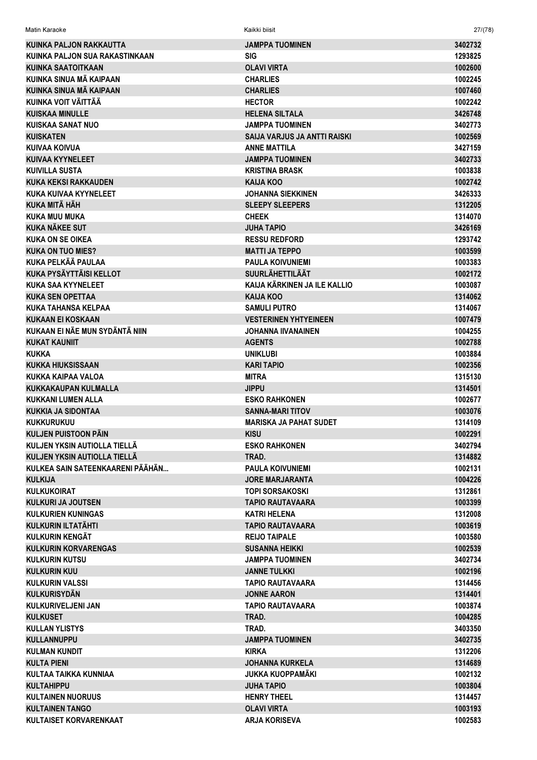| | | |
|---|---|---|
| KUINKA PALJON RAKKAUTTA | JAMPPA TUOMINEN | 3402732 |
| KUINKA PALJON SUA RAKASTINKAAN | SIG | 1293825 |
| KUINKA SAATOITKAAN | OLAVI VIRTA | 1002600 |
| KUINKA SINUA MÄ KAIPAAN | CHARLIES | 1002245 |
| KUINKA SINUA MÄ KAIPAAN | CHARLIES | 1007460 |
| KUINKA VOIT VÄITTÄÄ | HECTOR | 1002242 |
| KUISKAA MINULLE | HELENA SILTALA | 3426748 |
| KUISKAA SANAT NUO | JAMPPA TUOMINEN | 3402773 |
| KUISKATEN | SAIJA VARJUS JA ANTTI RAISKI | 1002569 |
| KUIVAA KOIVUA | ANNE MATTILA | 3427159 |
| KUIVAA KYYNELEET | JAMPPA TUOMINEN | 3402733 |
| KUIVILLA SUSTA | KRISTINA BRASK | 1003838 |
| KUKA KEKSI RAKKAUDEN | KAIJA KOO | 1002742 |
| KUKA KUIVAA KYYNELEET | JOHANNA SIEKKINEN | 3426333 |
| KUKA MITÄ HÄH | SLEEPY SLEEPERS | 1312205 |
| KUKA MUU MUKA | CHEEK | 1314070 |
| KUKA NÄKEE SUT | JUHA TAPIO | 3426169 |
| KUKA ON SE OIKEA | RESSU REDFORD | 1293742 |
| KUKA ON TUO MIES? | MATTI JA TEPPO | 1003599 |
| KUKA PELKÄÄ PAULAA | PAULA KOIVUNIEMI | 1003383 |
| KUKA PYSÄYTTÄISI KELLOT | SUURLÄHETTILÄÄT | 1002172 |
| KUKA SAA KYYNELEET | KAIJA KÄRKINEN JA ILE KALLIO | 1003087 |
| KUKA SEN OPETTAA | KAIJA KOO | 1314062 |
| KUKA TAHANSA KELPAA | SAMULI PUTRO | 1314067 |
| KUKAAN EI KOSKAAN | VESTERINEN YHTYEINEEN | 1007479 |
| KUKAAN EI NÄE MUN SYDÄNTÄ NIIN | JOHANNA IIVANAINEN | 1004255 |
| KUKAT KAUNIIT | AGENTS | 1002788 |
| KUKKA | UNIKLUBI | 1003884 |
| KUKKA HIUKSISSAAN | KARI TAPIO | 1002356 |
| KUKKA KAIPAA VALOA | MITRA | 1315130 |
| KUKKAKAUPAN KULMALLA | JIPPU | 1314501 |
| KUKKANI LUMEN ALLA | ESKO RAHKONEN | 1002677 |
| KUKKIA JA SIDONTAA | SANNA-MARI TITOV | 1003076 |
| KUKKURUKUU | MARISKA JA PAHAT SUDET | 1314109 |
| KULJEN PUISTOON PÄIN | KISU | 1002291 |
| KULJEN YKSIN AUTIOLLA TIELLÄ | ESKO RAHKONEN | 3402794 |
| KULJEN YKSIN AUTIOLLA TIELLÄ | TRAD. | 1314882 |
| KULKEA SAIN SATEENKAARENI PÄÄHÄN... | PAULA KOIVUNIEMI | 1002131 |
| KULKIJA | JORE MARJARANTA | 1004226 |
| KULKUKOIRAT | TOPI SORSAKOSKI | 1312861 |
| KULKURI JA JOUTSEN | TAPIO RAUTAVAARA | 1003399 |
| KULKURIEN KUNINGAS | KATRI HELENA | 1312008 |
| KULKURIN ILTATÄHTI | TAPIO RAUTAVAARA | 1003619 |
| KULKURIN KENGÄT | REIJO TAIPALE | 1003580 |
| KULKURIN KORVARENGAS | SUSANNA HEIKKI | 1002539 |
| KULKURIN KUTSU | JAMPPA TUOMINEN | 3402734 |
| KULKURIN KUU | JANNE TULKKI | 1002196 |
| KULKURIN VALSSI | TAPIO RAUTAVAARA | 1314456 |
| KULKURISYDÄN | JONNE AARON | 1314401 |
| KULKURIVELJENI JAN | TAPIO RAUTAVAARA | 1003874 |
| KULKUSET | TRAD. | 1004285 |
| KULLAN YLISTYS | TRAD. | 3403350 |
| KULLANNUPPU | JAMPPA TUOMINEN | 3402735 |
| KULMAN KUNDIT | KIRKA | 1312206 |
| KULTA PIENI | JOHANNA KURKELA | 1314689 |
| KULTAA TAIKKA KUNNIAA | JUKKA KUOPPAMÄKI | 1002132 |
| KULTAHIPPU | JUHA TAPIO | 1003804 |
| KULTAINEN NUORUUS | HENRY THEEL | 1314457 |
| KULTAINEN TANGO | OLAVI VIRTA | 1003193 |
| KULTAISET KORVARENKAAT | ARJA KORISEVA | 1002583 |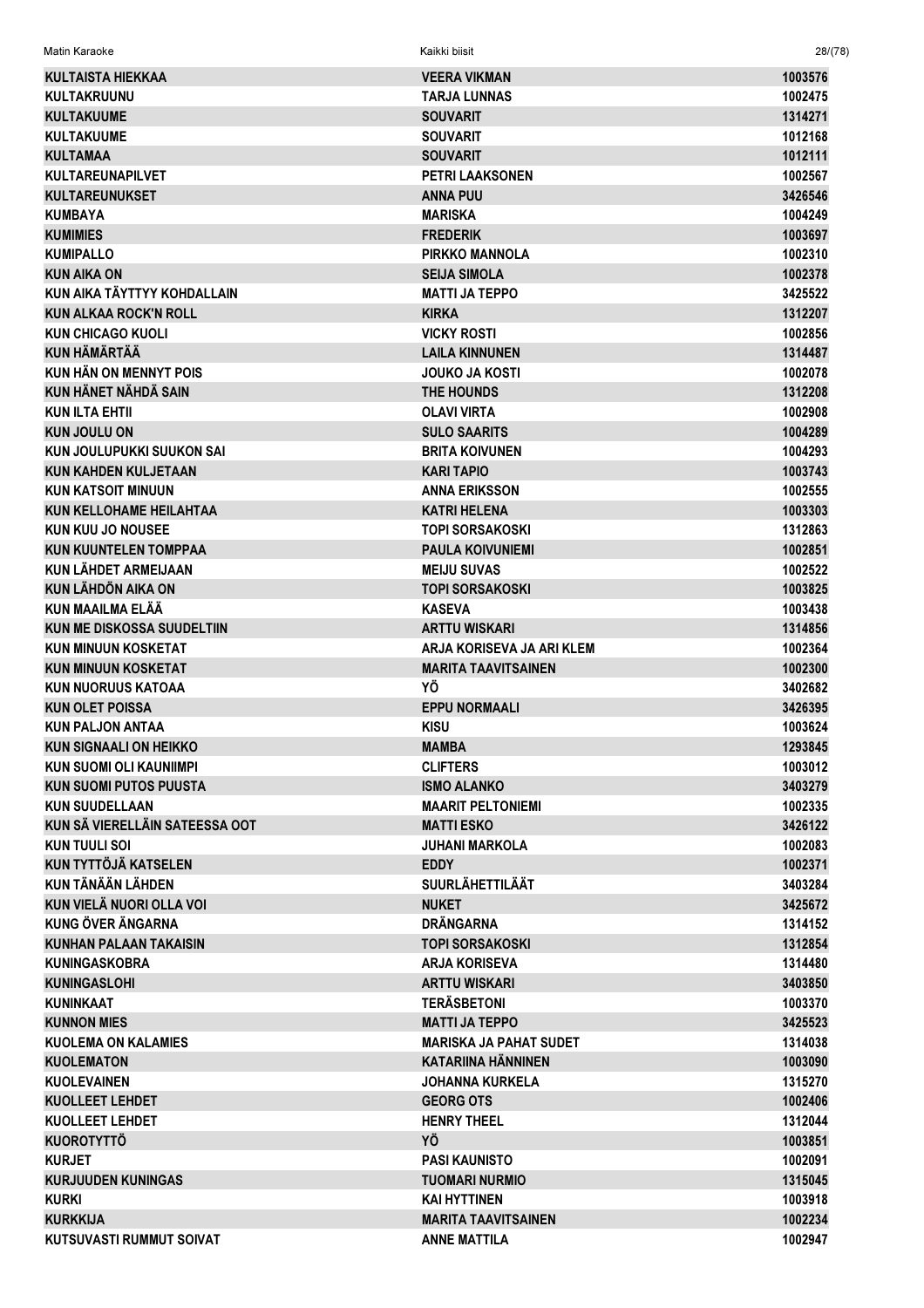| KULTAISTA HIEKKAA | VEERA VIKMAN | 1003576 |
|---|---|---|
| KULTAKRUUNU | TARJA LUNNAS | 1002475 |
| KULTAKUUME | SOUVARIT | 1314271 |
| KULTAKUUME | SOUVARIT | 1012168 |
| KULTAMAA | SOUVARIT | 1012111 |
| KULTAREUNAPILVET | PETRI LAAKSONEN | 1002567 |
| KULTAREUNUKSET | ANNA PUU | 3426546 |
| KUMBAYA | MARISKA | 1004249 |
| KUMIMIES | FREDERIK | 1003697 |
| KUMIPALLO | PIRKKO MANNOLA | 1002310 |
| KUN AIKA ON | SEIJA SIMOLA | 1002378 |
| KUN AIKA TÄYTTYY KOHDALLAIN | MATTI JA TEPPO | 3425522 |
| KUN ALKAA ROCK'N ROLL | KIRKA | 1312207 |
| KUN CHICAGO KUOLI | VICKY ROSTI | 1002856 |
| KUN HÄMÄRTÄÄ | LAILA KINNUNEN | 1314487 |
| KUN HÄN ON MENNYT POIS | JOUKO JA KOSTI | 1002078 |
| KUN HÄNET NÄHDÄ SAIN | THE HOUNDS | 1312208 |
| KUN ILTA EHTII | OLAVI VIRTA | 1002908 |
| KUN JOULU ON | SULO SAARITS | 1004289 |
| KUN JOULUPUKKI SUUKON SAI | BRITA KOIVUNEN | 1004293 |
| KUN KAHDEN KULJETAAN | KARI TAPIO | 1003743 |
| KUN KATSOIT MINUUN | ANNA ERIKSSON | 1002555 |
| KUN KELLOHAME HEILAHTAA | KATRI HELENA | 1003303 |
| KUN KUU JO NOUSEE | TOPI SORSAKOSKI | 1312863 |
| KUN KUUNTELEN TOMPPAA | PAULA KOIVUNIEMI | 1002851 |
| KUN LÄHDET ARMEIJAAN | MEIJU SUVAS | 1002522 |
| KUN LÄHDÖN AIKA ON | TOPI SORSAKOSKI | 1003825 |
| KUN MAAILMA ELÄÄ | KASEVA | 1003438 |
| KUN ME DISKOSSA SUUDELTIIN | ARTTU WISKARI | 1314856 |
| KUN MINUUN KOSKETAT | ARJA KORISEVA JA ARI KLEM | 1002364 |
| KUN MINUUN KOSKETAT | MARITA TAAVITSAINEN | 1002300 |
| KUN NUORUUS KATOAA | YÖ | 3402682 |
| KUN OLET POISSA | EPPU NORMAALI | 3426395 |
| KUN PALJON ANTAA | KISU | 1003624 |
| KUN SIGNAALI ON HEIKKO | MAMBA | 1293845 |
| KUN SUOMI OLI KAUNIIMPI | CLIFTERS | 1003012 |
| KUN SUOMI PUTOS PUUSTA | ISMO ALANKO | 3403279 |
| KUN SUUDELLAAN | MAARIT PELTONIEMI | 1002335 |
| KUN SÄ VIERELLÄIN SATEESSA OOT | MATTI ESKO | 3426122 |
| KUN TUULI SOI | JUHANI MARKOLA | 1002083 |
| KUN TYTTÖJÄ KATSELEN | EDDY | 1002371 |
| KUN TÄNÄÄN LÄHDEN | SUURLÄHETTILÄÄT | 3403284 |
| KUN VIELÄ NUORI OLLA VOI | NUKET | 3425672 |
| KUNG ÖVER ÄNGARNA | DRÄNGARNA | 1314152 |
| KUNHAN PALAAN TAKAISIN | TOPI SORSAKOSKI | 1312854 |
| KUNINGASKOBRA | ARJA KORISEVA | 1314480 |
| KUNINGASLOHI | ARTTU WISKARI | 3403850 |
| KUNINKAAT | TERÄSBETONI | 1003370 |
| KUNNON MIES | MATTI JA TEPPO | 3425523 |
| KUOLEMA ON KALAMIES | MARISKA JA PAHAT SUDET | 1314038 |
| KUOLEMATON | KATARIINA HÄNNINEN | 1003090 |
| KUOLEVAINEN | JOHANNA KURKELA | 1315270 |
| KUOLLEET LEHDET | GEORG OTS | 1002406 |
| KUOLLEET LEHDET | HENRY THEEL | 1312044 |
| KUOROTYTTÖ | YÖ | 1003851 |
| KURJET | PASI KAUNISTO | 1002091 |
| KURJUUDEN KUNINGAS | TUOMARI NURMIO | 1315045 |
| KURKI | KAI HYTTINEN | 1003918 |
| KURKKIJA | MARITA TAAVITSAINEN | 1002234 |
| KUTSUVASTI RUMMUT SOIVAT | ANNE MATTILA | 1002947 |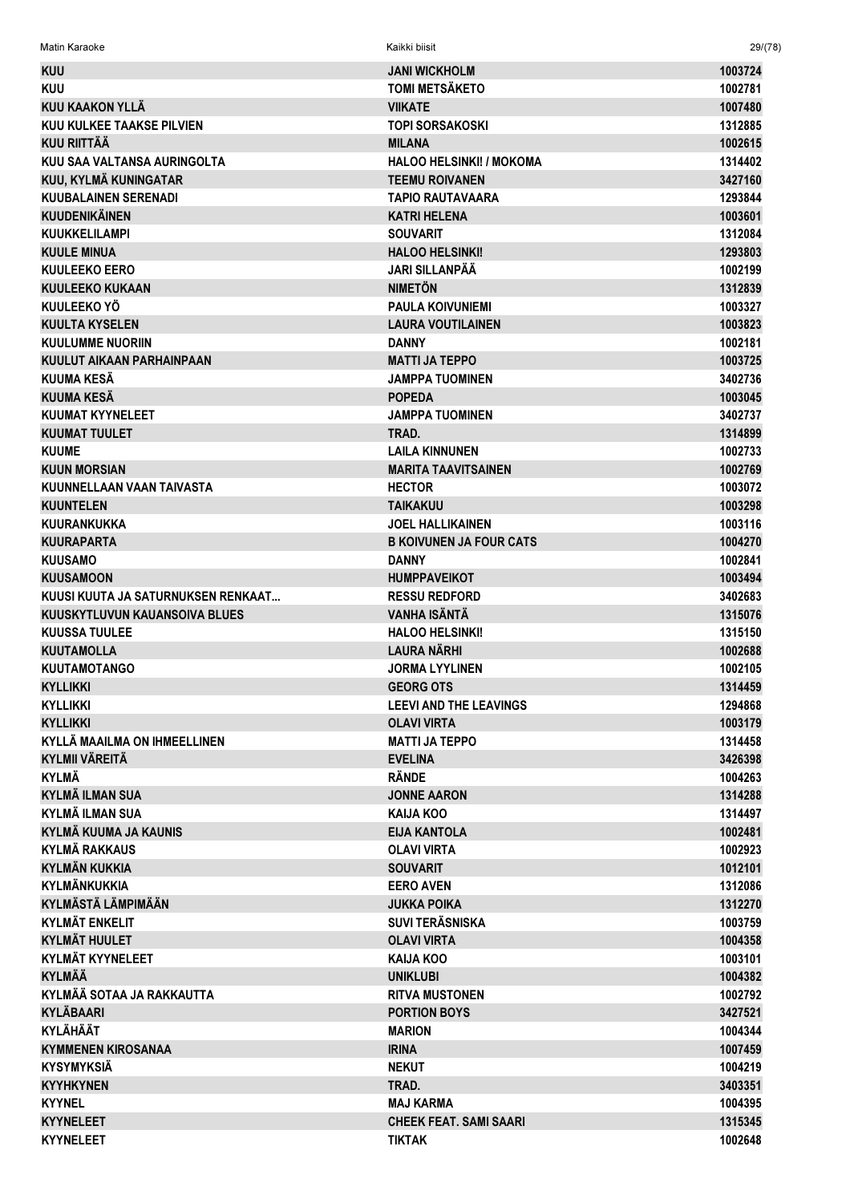| KUU | JANI WICKHOLM | 1003724 |
|---|---|---|
| KUU | TOMI METSÄKETO | 1002781 |
| KUU KAAKON YLLÄ | VIIKATE | 1007480 |
| KUU KULKEE TAAKSE PILVIEN | TOPI SORSAKOSKI | 1312885 |
| KUU RIITTÄÄ | MILANA | 1002615 |
| KUU SAA VALTANSA AURINGOLTA | HALOO HELSINKI! / MOKOMA | 1314402 |
| KUU, KYLMÄ KUNINGATAR | TEEMU ROIVANEN | 3427160 |
| KUUBALAINEN SERENADI | TAPIO RAUTAVAARA | 1293844 |
| KUUDENIKÄINEN | KATRI HELENA | 1003601 |
| KUUKKELILAMPI | SOUVARIT | 1312084 |
| KUULE MINUA | HALOO HELSINKI! | 1293803 |
| KUULEEKO EERO | JARI SILLANPÄÄ | 1002199 |
| KUULEEKO KUKAAN | NIMETÖN | 1312839 |
| KUULEEKO YÖ | PAULA KOIVUNIEMI | 1003327 |
| KUULTA KYSELEN | LAURA VOUTILAINEN | 1003823 |
| KUULUMME NUORIIN | DANNY | 1002181 |
| KUULUT AIKAAN PARHAINPAAN | MATTI JA TEPPO | 1003725 |
| KUUMA KESÄ | JAMPPA TUOMINEN | 3402736 |
| KUUMA KESÄ | POPEDA | 1003045 |
| KUUMAT KYYNELEET | JAMPPA TUOMINEN | 3402737 |
| KUUMAT TUULET | TRAD. | 1314899 |
| KUUME | LAILA KINNUNEN | 1002733 |
| KUUN MORSIAN | MARITA TAAVITSAINEN | 1002769 |
| KUUNNELLAAN VAAN TAIVASTA | HECTOR | 1003072 |
| KUUNTELEN | TAIKAKUU | 1003298 |
| KUURANKUKKA | JOEL HALLIKAINEN | 1003116 |
| KUURAPARTA | B KOIVUNEN JA FOUR CATS | 1004270 |
| KUUSAMO | DANNY | 1002841 |
| KUUSAMOON | HUMPPAVEIKOT | 1003494 |
| KUUSI KUUTA JA SATURNUKSEN RENKAAT... | RESSU REDFORD | 3402683 |
| KUUSKYTLUVUN KAUANSOIVA BLUES | VANHA ISÄNTÄ | 1315076 |
| KUUSSA TUULEE | HALOO HELSINKI! | 1315150 |
| KUUTAMOLLA | LAURA NÄRHI | 1002688 |
| KUUTAMOTANGO | JORMA LYYLINEN | 1002105 |
| KYLLIKKI | GEORG OTS | 1314459 |
| KYLLIKKI | LEEVI AND THE LEAVINGS | 1294868 |
| KYLLIKKI | OLAVI VIRTA | 1003179 |
| KYLLÄ MAAILMA ON IHMEELLINEN | MATTI JA TEPPO | 1314458 |
| KYLMII VÄREITÄ | EVELINA | 3426398 |
| KYLMÄ | RÄNDE | 1004263 |
| KYLMÄ ILMAN SUA | JONNE AARON | 1314288 |
| KYLMÄ ILMAN SUA | KAIJA KOO | 1314497 |
| KYLMÄ KUUMA JA KAUNIS | EIJA KANTOLA | 1002481 |
| KYLMÄ RAKKAUS | OLAVI VIRTA | 1002923 |
| KYLMÄN KUKKIA | SOUVARIT | 1012101 |
| KYLMÄNKUKKIA | EERO AVEN | 1312086 |
| KYLMÄSTÄ LÄMPIMÄÄN | JUKKA POIKA | 1312270 |
| KYLMÄT ENKELIT | SUVI TERÄSNISKA | 1003759 |
| KYLMÄT HUULET | OLAVI VIRTA | 1004358 |
| KYLMÄT KYYNELEET | KAIJA KOO | 1003101 |
| KYLMÄÄ | UNIKLUBI | 1004382 |
| KYLMÄÄ SOTAA JA RAKKAUTTA | RITVA MUSTONEN | 1002792 |
| KYLÄBAARI | PORTION BOYS | 3427521 |
| KYLÄHÄÄT | MARION | 1004344 |
| KYMMENEN KIROSANAA | IRINA | 1007459 |
| KYSYMYKSIÄ | NEKUT | 1004219 |
| KYYHKYNEN | TRAD. | 3403351 |
| KYYNEL | MAJ KARMA | 1004395 |
| KYYNELEET | CHEEK FEAT. SAMI SAARI | 1315345 |
| KYYNELEET | TIKTAK | 1002648 |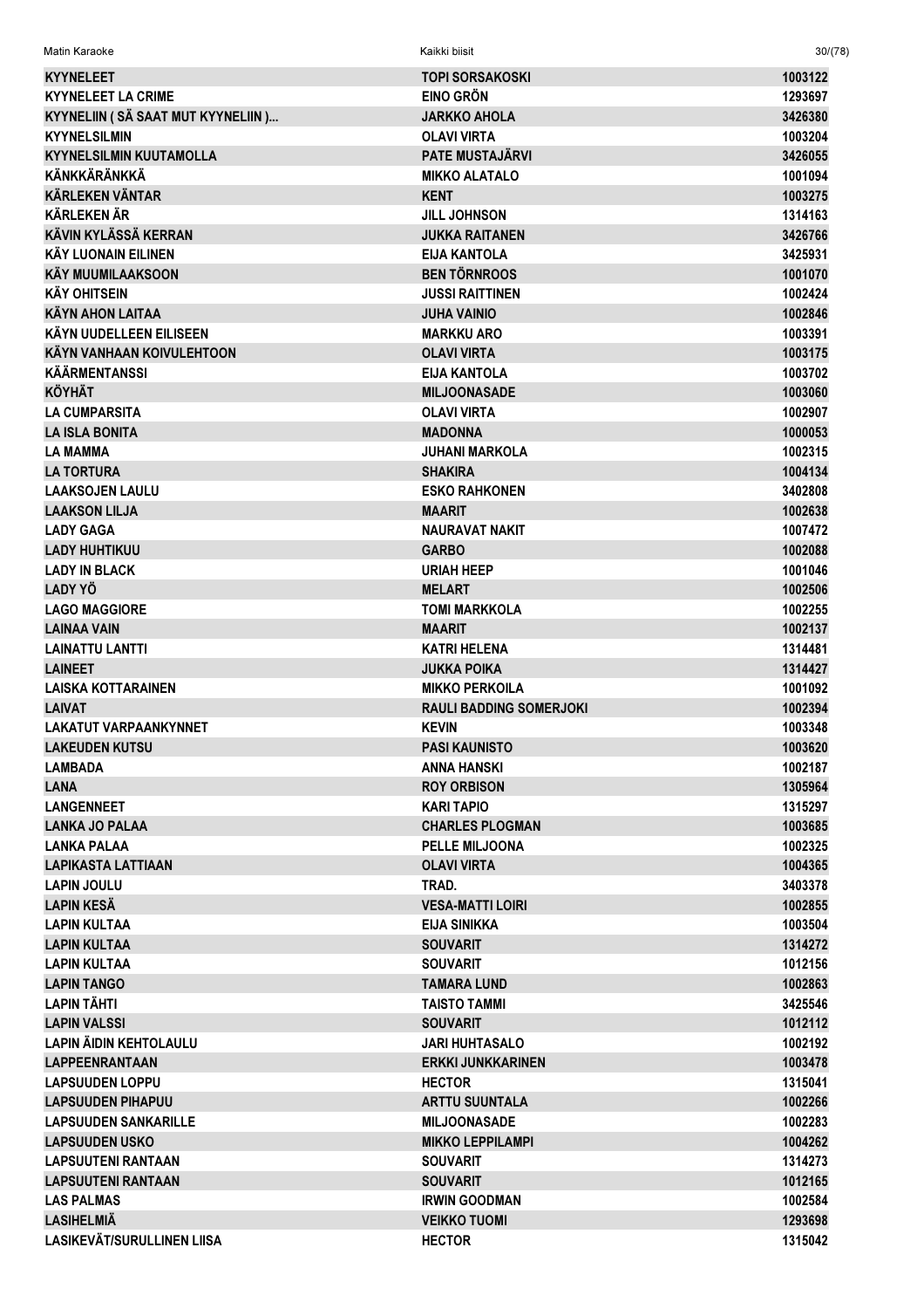| | | |
|---|---|---|
| KYYNELEET | TOPI SORSAKOSKI | 1003122 |
| KYYNELEET LA CRIME | EINO GRÖN | 1293697 |
| KYYNELIIN ( SÄ SAAT MUT KYYNELIIN )... | JARKKO AHOLA | 3426380 |
| KYYNELSILMIN | OLAVI VIRTA | 1003204 |
| KYYNELSILMIN KUUTAMOLLA | PATE MUSTAJÄRVI | 3426055 |
| KÄNKKÄRÄNKKÄ | MIKKO ALATALO | 1001094 |
| KÄRLEKEN VÄNTAR | KENT | 1003275 |
| KÄRLEKEN ÄR | JILL JOHNSON | 1314163 |
| KÄVIN KYLÄSSÄ KERRAN | JUKKA RAITANEN | 3426766 |
| KÄY LUONAIN EILINEN | EIJA KANTOLA | 3425931 |
| KÄY MUUMILAAKSOON | BEN TÖRNROOS | 1001070 |
| KÄY OHITSEIN | JUSSI RAITTINEN | 1002424 |
| KÄYN AHON LAITAA | JUHA VAINIO | 1002846 |
| KÄYN UUDELLEEN EILISEEN | MARKKU ARO | 1003391 |
| KÄYN VANHAAN KOIVULEHTOON | OLAVI VIRTA | 1003175 |
| KÄÄRMENTANSSI | EIJA KANTOLA | 1003702 |
| KÖYHÄT | MILJOONASADE | 1003060 |
| LA CUMPARSITA | OLAVI VIRTA | 1002907 |
| LA ISLA BONITA | MADONNA | 1000053 |
| LA MAMMA | JUHANI MARKOLA | 1002315 |
| LA TORTURA | SHAKIRA | 1004134 |
| LAAKSOJEN LAULU | ESKO RAHKONEN | 3402808 |
| LAAKSON LILJA | MAARIT | 1002638 |
| LADY GAGA | NAURAVAT NAKIT | 1007472 |
| LADY HUHTIKUU | GARBO | 1002088 |
| LADY IN BLACK | URIAH HEEP | 1001046 |
| LADY YÖ | MELART | 1002506 |
| LAGO MAGGIORE | TOMI MARKKOLA | 1002255 |
| LAINAA VAIN | MAARIT | 1002137 |
| LAINATTU LANTTI | KATRI HELENA | 1314481 |
| LAINEET | JUKKA POIKA | 1314427 |
| LAISKA KOTTARAINEN | MIKKO PERKOILA | 1001092 |
| LAIVAT | RAULI BADDING SOMERJOKI | 1002394 |
| LAKATUT VARPAANKYNNET | KEVIN | 1003348 |
| LAKEUDEN KUTSU | PASI KAUNISTO | 1003620 |
| LAMBADA | ANNA HANSKI | 1002187 |
| LANA | ROY ORBISON | 1305964 |
| LANGENNEET | KARI TAPIO | 1315297 |
| LANKA JO PALAA | CHARLES PLOGMAN | 1003685 |
| LANKA PALAA | PELLE MILJOONA | 1002325 |
| LAPIKASTA LATTIAAN | OLAVI VIRTA | 1004365 |
| LAPIN JOULU | TRAD. | 3403378 |
| LAPIN KESÄ | VESA-MATTI LOIRI | 1002855 |
| LAPIN KULTAA | EIJA SINIKKA | 1003504 |
| LAPIN KULTAA | SOUVARIT | 1314272 |
| LAPIN KULTAA | SOUVARIT | 1012156 |
| LAPIN TANGO | TAMARA LUND | 1002863 |
| LAPIN TÄHTI | TAISTO TAMMI | 3425546 |
| LAPIN VALSSI | SOUVARIT | 1012112 |
| LAPIN ÄIDIN KEHTOLAULU | JARI HUHTASALO | 1002192 |
| LAPPEENRANTAAN | ERKKI JUNKKARINEN | 1003478 |
| LAPSUUDEN LOPPU | HECTOR | 1315041 |
| LAPSUUDEN PIHAPUU | ARTTU SUUNTALA | 1002266 |
| LAPSUUDEN SANKARILLE | MILJOONASADE | 1002283 |
| LAPSUUDEN USKO | MIKKO LEPPILAMPI | 1004262 |
| LAPSUUTENI RANTAAN | SOUVARIT | 1314273 |
| LAPSUUTENI RANTAAN | SOUVARIT | 1012165 |
| LAS PALMAS | IRWIN GOODMAN | 1002584 |
| LASIHELMIÄ | VEIKKO TUOMI | 1293698 |
| LASIKEVÄT/SURULLINEN LIISA | HECTOR | 1315042 |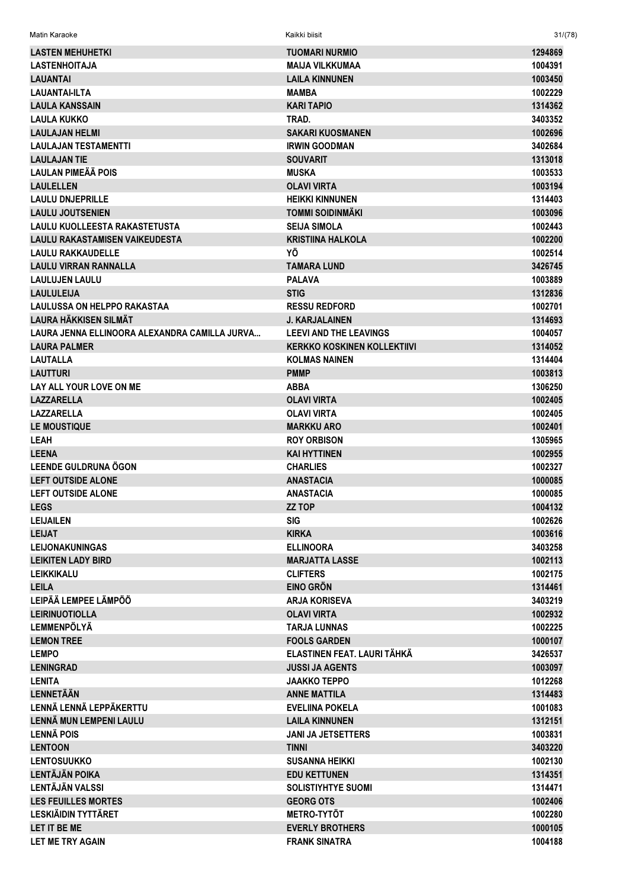| | | |
|---|---|---|
| LASTEN MEHUHETKI | TUOMARI NURMIO | 1294869 |
| LASTENHOITAJA | MAIJA VILKKUMAA | 1004391 |
| LAUANTAI | LAILA KINNUNEN | 1003450 |
| LAUANTAI-ILTA | MAMBA | 1002229 |
| LAULA KANSSAIN | KARI TAPIO | 1314362 |
| LAULA KUKKO | TRAD. | 3403352 |
| LAULAJAN HELMI | SAKARI KUOSMANEN | 1002696 |
| LAULAJAN TESTAMENTTI | IRWIN GOODMAN | 3402684 |
| LAULAJAN TIE | SOUVARIT | 1313018 |
| LAULAN PIMEÄÄ POIS | MUSKA | 1003533 |
| LAULELLEN | OLAVI VIRTA | 1003194 |
| LAULU DNJEPRILLE | HEIKKI KINNUNEN | 1314403 |
| LAULU JOUTSENIEN | TOMMI SOIDINMÄKI | 1003096 |
| LAULU KUOLLEESTA RAKASTETUSTA | SEIJA SIMOLA | 1002443 |
| LAULU RAKASTAMISEN VAIKEUDESTA | KRISTIINA HALKOLA | 1002200 |
| LAULU RAKKAUDELLE | YÖ | 1002514 |
| LAULU VIRRAN RANNALLA | TAMARA LUND | 3426745 |
| LAULUJEN LAULU | PALAVA | 1003889 |
| LAULULEIJA | STIG | 1312836 |
| LAULUSSA ON HELPPO RAKASTAA | RESSU REDFORD | 1002701 |
| LAURA HÄKKISEN SILMÄT | J. KARJALAINEN | 1314693 |
| LAURA JENNA ELLINOORA ALEXANDRA CAMILLA JURVA... | LEEVI AND THE LEAVINGS | 1004057 |
| LAURA PALMER | KERKKO KOSKINEN KOLLEKTIIVI | 1314052 |
| LAUTALLA | KOLMAS NAINEN | 1314404 |
| LAUTTURI | PMMP | 1003813 |
| LAY ALL YOUR LOVE ON ME | ABBA | 1306250 |
| LAZZARELLA | OLAVI VIRTA | 1002405 |
| LAZZARELLA | OLAVI VIRTA | 1002405 |
| LE MOUSTIQUE | MARKKU ARO | 1002401 |
| LEAH | ROY ORBISON | 1305965 |
| LEENA | KAI HYTTINEN | 1002955 |
| LEENDE GULDRUNA ÖGON | CHARLIES | 1002327 |
| LEFT OUTSIDE ALONE | ANASTACIA | 1000085 |
| LEFT OUTSIDE ALONE | ANASTACIA | 1000085 |
| LEGS | ZZ TOP | 1004132 |
| LEIJAILEN | SIG | 1002626 |
| LEIJAT | KIRKA | 1003616 |
| LEIJONAKUNINGAS | ELLINOORA | 3403258 |
| LEIKITEN LADY BIRD | MARJATTA LASSE | 1002113 |
| LEIKKIKALU | CLIFTERS | 1002175 |
| LEILA | EINO GRÖN | 1314461 |
| LEIPÄÄ LEMPEE LÄMPÖÖ | ARJA KORISEVA | 3403219 |
| LEIRINUOTIOLLA | OLAVI VIRTA | 1002932 |
| LEMMENPÖLYÄ | TARJA LUNNAS | 1002225 |
| LEMON TREE | FOOLS GARDEN | 1000107 |
| LEMPO | ELASTINEN FEAT. LAURI TÄHKÄ | 3426537 |
| LENINGRAD | JUSSI JA AGENTS | 1003097 |
| LENITA | JAAKKO TEPPO | 1012268 |
| LENNETÄÄN | ANNE MATTILA | 1314483 |
| LENNÄ LENNÄ LEPPÄKERTTU | EVELIINA POKELA | 1001083 |
| LENNÄ MUN LEMPENI LAULU | LAILA KINNUNEN | 1312151 |
| LENNÄ POIS | JANI JA JETSETTERS | 1003831 |
| LENTOON | TINNI | 3403220 |
| LENTOSUUKKO | SUSANNA HEIKKI | 1002130 |
| LENTÄJÄN POIKA | EDU KETTUNEN | 1314351 |
| LENTÄJÄN VALSSI | SOLISTIYHTYE SUOMI | 1314471 |
| LES FEUILLES MORTES | GEORG OTS | 1002406 |
| LESKIÄIDIN TYTTÄRET | METRO-TYTÖT | 1002280 |
| LET IT BE ME | EVERLY BROTHERS | 1000105 |
| LET ME TRY AGAIN | FRANK SINATRA | 1004188 |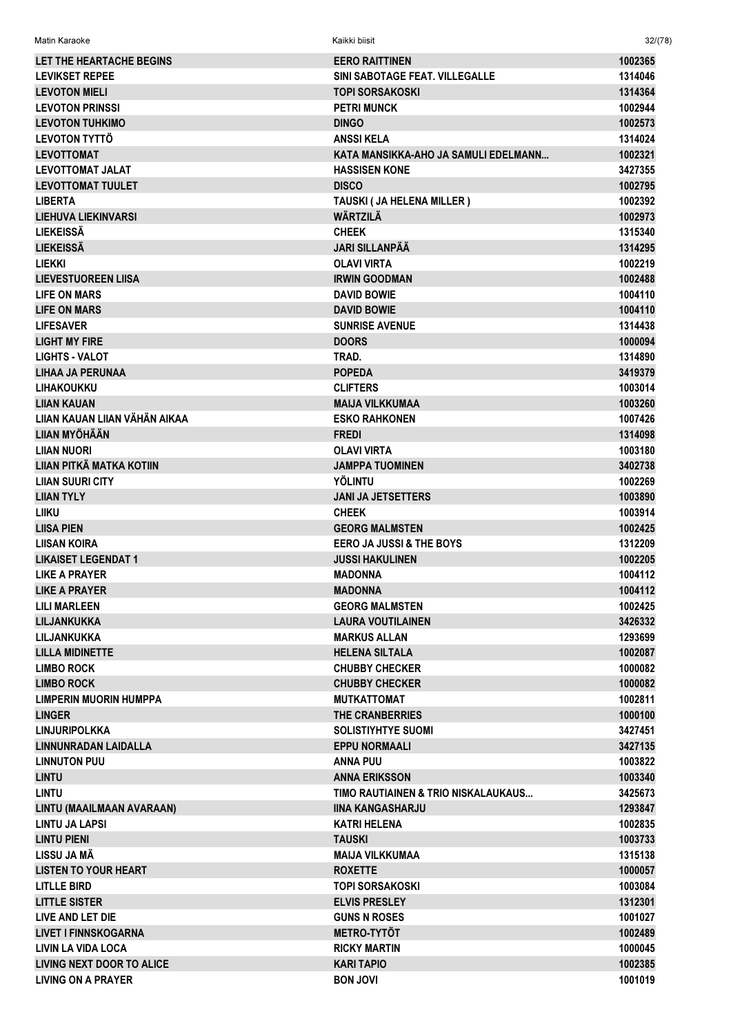| | | |
|---|---|---|
| LET THE HEARTACHE BEGINS | EERO RAITTINEN | 1002365 |
| LEVIKSET REPEE | SINI SABOTAGE FEAT. VILLEGALLE | 1314046 |
| LEVOTON MIELI | TOPI SORSAKOSKI | 1314364 |
| LEVOTON PRINSSI | PETRI MUNCK | 1002944 |
| LEVOTON TUHKIMO | DINGO | 1002573 |
| LEVOTON TYTTÖ | ANSSI KELA | 1314024 |
| LEVOTTOMAT | KATA MANSIKKA-AHO JA SAMULI EDELMANN... | 1002321 |
| LEVOTTOMAT JALAT | HASSISEN KONE | 3427355 |
| LEVOTTOMAT TUULET | DISCO | 1002795 |
| LIBERTA | TAUSKI ( JA HELENA MILLER ) | 1002392 |
| LIEHUVA LIEKINVARSI | WÄRTZILÄ | 1002973 |
| LIEKEISSÄ | CHEEK | 1315340 |
| LIEKEISSÄ | JARI SILLANPÄÄ | 1314295 |
| LIEKKI | OLAVI VIRTA | 1002219 |
| LIEVESTUOREEN LIISA | IRWIN GOODMAN | 1002488 |
| LIFE ON MARS | DAVID BOWIE | 1004110 |
| LIFE ON MARS | DAVID BOWIE | 1004110 |
| LIFESAVER | SUNRISE AVENUE | 1314438 |
| LIGHT MY FIRE | DOORS | 1000094 |
| LIGHTS - VALOT | TRAD. | 1314890 |
| LIHAA JA PERUNAA | POPEDA | 3419379 |
| LIHAKOUKKU | CLIFTERS | 1003014 |
| LIIAN KAUAN | MAIJA VILKKUMAA | 1003260 |
| LIIAN KAUAN LIIAN VÄHÄN AIKAA | ESKO RAHKONEN | 1007426 |
| LIIAN MYÖHÄÄN | FREDI | 1314098 |
| LIIAN NUORI | OLAVI VIRTA | 1003180 |
| LIIAN PITKÄ MATKA KOTIIN | JAMPPA TUOMINEN | 3402738 |
| LIIAN SUURI CITY | YÖLINTU | 1002269 |
| LIIAN TYLY | JANI JA JETSETTERS | 1003890 |
| LIIKU | CHEEK | 1003914 |
| LIISA PIEN | GEORG MALMSTEN | 1002425 |
| LIISAN KOIRA | EERO JA JUSSI & THE BOYS | 1312209 |
| LIKAISET LEGENDAT 1 | JUSSI HAKULINEN | 1002205 |
| LIKE A PRAYER | MADONNA | 1004112 |
| LIKE A PRAYER | MADONNA | 1004112 |
| LILI MARLEEN | GEORG MALMSTEN | 1002425 |
| LILJANKUKKA | LAURA VOUTILAINEN | 3426332 |
| LILJANKUKKA | MARKUS ALLAN | 1293699 |
| LILLA MIDINETTE | HELENA SILTALA | 1002087 |
| LIMBO ROCK | CHUBBY CHECKER | 1000082 |
| LIMBO ROCK | CHUBBY CHECKER | 1000082 |
| LIMPERIN MUORIN HUMPPA | MUTKATTOMAT | 1002811 |
| LINGER | THE CRANBERRIES | 1000100 |
| LINJURIPOLKKA | SOLISTIYHTYE SUOMI | 3427451 |
| LINNUNRADAN LAIDALLA | EPPU NORMAALI | 3427135 |
| LINNUTON PUU | ANNA PUU | 1003822 |
| LINTU | ANNA ERIKSSON | 1003340 |
| LINTU | TIMO RAUTIAINEN & TRIO NISKALAUKAUS... | 3425673 |
| LINTU (MAAILMAAN AVARAAN) | IINA KANGASHARJU | 1293847 |
| LINTU JA LAPSI | KATRI HELENA | 1002835 |
| LINTU PIENI | TAUSKI | 1003733 |
| LISSU JA MÄ | MAIJA VILKKUMAA | 1315138 |
| LISTEN TO YOUR HEART | ROXETTE | 1000057 |
| LITLLE BIRD | TOPI SORSAKOSKI | 1003084 |
| LITTLE SISTER | ELVIS PRESLEY | 1312301 |
| LIVE AND LET DIE | GUNS N ROSES | 1001027 |
| LIVET I FINNSKOGARNA | METRO-TYTÖT | 1002489 |
| LIVIN LA VIDA LOCA | RICKY MARTIN | 1000045 |
| LIVING NEXT DOOR TO ALICE | KARI TAPIO | 1002385 |
| LIVING ON A PRAYER | BON JOVI | 1001019 |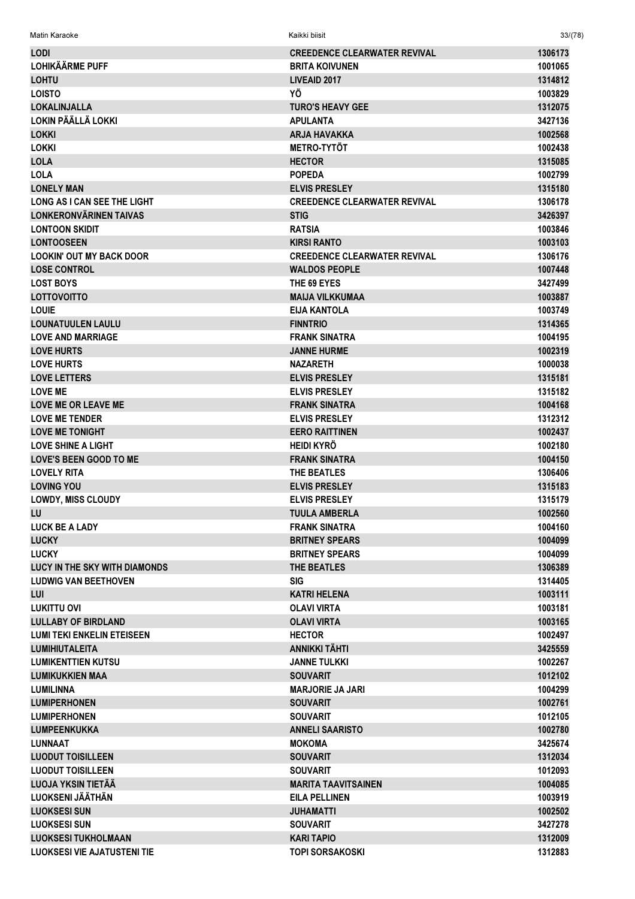| | | |
|---|---|---|
| LODI | CREEDENCE CLEARWATER REVIVAL | 1306173 |
| LOHIKÄÄRME PUFF | BRITA KOIVUNEN | 1001065 |
| LOHTU | LIVEAID 2017 | 1314812 |
| LOISTO | YÖ | 1003829 |
| LOKALINJALLA | TURO'S HEAVY GEE | 1312075 |
| LOKIN PÄÄLLÄ LOKKI | APULANTA | 3427136 |
| LOKKI | ARJA HAVAKKA | 1002568 |
| LOKKI | METRO-TYTÖT | 1002438 |
| LOLA | HECTOR | 1315085 |
| LOLA | POPEDA | 1002799 |
| LONELY MAN | ELVIS PRESLEY | 1315180 |
| LONG AS I CAN SEE THE LIGHT | CREEDENCE CLEARWATER REVIVAL | 1306178 |
| LONKERONVÄRINEN TAIVAS | STIG | 3426397 |
| LONTOON SKIDIT | RATSIA | 1003846 |
| LONTOOSEEN | KIRSI RANTO | 1003103 |
| LOOKIN' OUT MY BACK DOOR | CREEDENCE CLEARWATER REVIVAL | 1306176 |
| LOSE CONTROL | WALDOS PEOPLE | 1007448 |
| LOST BOYS | THE 69 EYES | 3427499 |
| LOTTOVOITTO | MAIJA VILKKUMAA | 1003887 |
| LOUIE | EIJA KANTOLA | 1003749 |
| LOUNATUULEN LAULU | FINNTRIO | 1314365 |
| LOVE AND MARRIAGE | FRANK SINATRA | 1004195 |
| LOVE HURTS | JANNE HURME | 1002319 |
| LOVE HURTS | NAZARETH | 1000038 |
| LOVE LETTERS | ELVIS PRESLEY | 1315181 |
| LOVE ME | ELVIS PRESLEY | 1315182 |
| LOVE ME OR LEAVE ME | FRANK SINATRA | 1004168 |
| LOVE ME TENDER | ELVIS PRESLEY | 1312312 |
| LOVE ME TONIGHT | EERO RAITTINEN | 1002437 |
| LOVE SHINE A LIGHT | HEIDI KYRÖ | 1002180 |
| LOVE'S BEEN GOOD TO ME | FRANK SINATRA | 1004150 |
| LOVELY RITA | THE BEATLES | 1306406 |
| LOVING YOU | ELVIS PRESLEY | 1315183 |
| LOWDY, MISS CLOUDY | ELVIS PRESLEY | 1315179 |
| LU | TUULA AMBERLA | 1002560 |
| LUCK BE A LADY | FRANK SINATRA | 1004160 |
| LUCKY | BRITNEY SPEARS | 1004099 |
| LUCKY | BRITNEY SPEARS | 1004099 |
| LUCY IN THE SKY WITH DIAMONDS | THE BEATLES | 1306389 |
| LUDWIG VAN BEETHOVEN | SIG | 1314405 |
| LUI | KATRI HELENA | 1003111 |
| LUKITTU OVI | OLAVI VIRTA | 1003181 |
| LULLABY OF BIRDLAND | OLAVI VIRTA | 1003165 |
| LUMI TEKI ENKELIN ETEISEEN | HECTOR | 1002497 |
| LUMIHIUTALEITA | ANNIKKI TÄHTI | 3425559 |
| LUMIKENTTIEN KUTSU | JANNE TULKKI | 1002267 |
| LUMIKUKKIEN MAA | SOUVARIT | 1012102 |
| LUMILINNA | MARJORIE JA JARI | 1004299 |
| LUMIPERHONEN | SOUVARIT | 1002761 |
| LUMIPERHONEN | SOUVARIT | 1012105 |
| LUMPEENKUKKA | ANNELI SAARISTO | 1002780 |
| LUNNAAT | MOKOMA | 3425674 |
| LUODUT TOISILLEEN | SOUVARIT | 1312034 |
| LUODUT TOISILLEEN | SOUVARIT | 1012093 |
| LUOJA YKSIN TIETÄÄ | MARITA TAAVITSAINEN | 1004085 |
| LUOKSENI JÄÄTHÄN | EILA PELLINEN | 1003919 |
| LUOKSESI SUN | JUHAMATTI | 1002502 |
| LUOKSESI SUN | SOUVARIT | 3427278 |
| LUOKSESI TUKHOLMAAN | KARI TAPIO | 1312009 |
| LUOKSESI VIE AJATUSTENI TIE | TOPI SORSAKOSKI | 1312883 |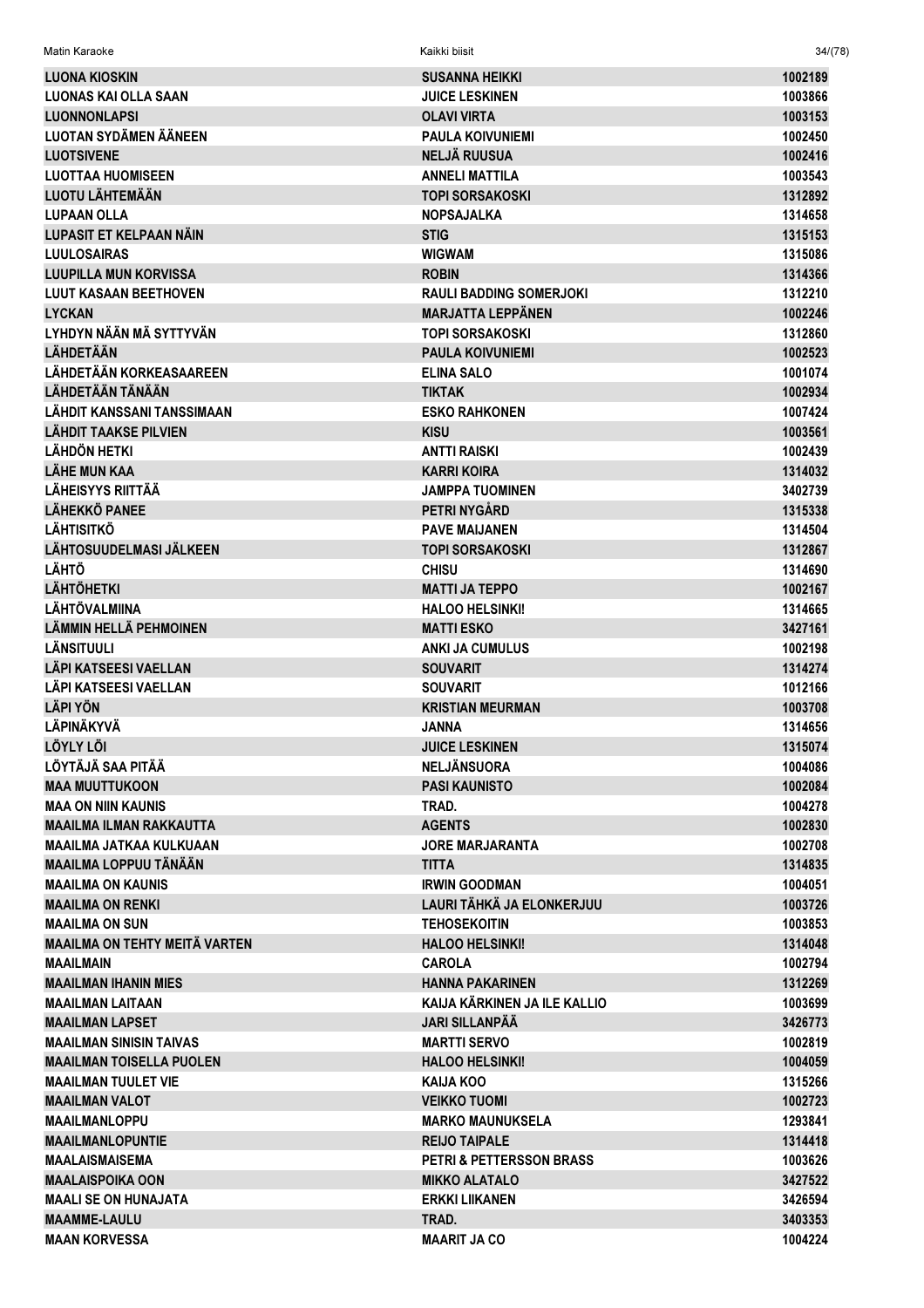| | | |
|---|---|---|
| LUONA KIOSKIN | SUSANNA HEIKKI | 1002189 |
| LUONAS KAI OLLA SAAN | JUICE LESKINEN | 1003866 |
| LUONNONLAPSI | OLAVI VIRTA | 1003153 |
| LUOTAN SYDÄMEN ÄÄNEEN | PAULA KOIVUNIEMI | 1002450 |
| LUOTSIVENE | NELJÄ RUUSUA | 1002416 |
| LUOTTAA HUOMISEEN | ANNELI MATTILA | 1003543 |
| LUOTU LÄHTEMÄÄN | TOPI SORSAKOSKI | 1312892 |
| LUPAAN OLLA | NOPSAJALKA | 1314658 |
| LUPASIT ET KELPAAN NÄIN | STIG | 1315153 |
| LUULOSAIRAS | WIGWAM | 1315086 |
| LUUPILLA MUN KORVISSA | ROBIN | 1314366 |
| LUUT KASAAN BEETHOVEN | RAULI BADDING SOMERJOKI | 1312210 |
| LYCKAN | MARJATTA LEPPÄNEN | 1002246 |
| LYHDYN NÄÄN MÄ SYTTYVÄN | TOPI SORSAKOSKI | 1312860 |
| LÄHDETÄÄN | PAULA KOIVUNIEMI | 1002523 |
| LÄHDETÄÄN KORKEASAAREEN | ELINA SALO | 1001074 |
| LÄHDETÄÄN TÄNÄÄN | TIKTAK | 1002934 |
| LÄHDIT KANSSANI TANSSIMAAN | ESKO RAHKONEN | 1007424 |
| LÄHDIT TAAKSE PILVIEN | KISU | 1003561 |
| LÄHDÖN HETKI | ANTTI RAISKI | 1002439 |
| LÄHE MUN KAA | KARRI KOIRA | 1314032 |
| LÄHEISYYS RIITTÄÄ | JAMPPA TUOMINEN | 3402739 |
| LÄHEKKÖ PANEE | PETRI NYGÅRD | 1315338 |
| LÄHTISITKÖ | PAVE MAIJANEN | 1314504 |
| LÄHTOSUUDELMASI JÄLKEEN | TOPI SORSAKOSKI | 1312867 |
| LÄHTÖ | CHISU | 1314690 |
| LÄHTÖHETKI | MATTI JA TEPPO | 1002167 |
| LÄHTÖVALMIINA | HALOO HELSINKI! | 1314665 |
| LÄMMIN HELLÄ PEHMOINEN | MATTI ESKO | 3427161 |
| LÄNSITUULI | ANKI JA CUMULUS | 1002198 |
| LÄPI KATSEESI VAELLAN | SOUVARIT | 1314274 |
| LÄPI KATSEESI VAELLAN | SOUVARIT | 1012166 |
| LÄPI YÖN | KRISTIAN MEURMAN | 1003708 |
| LÄPINÄKYVÄ | JANNA | 1314656 |
| LÖYLY LÖI | JUICE LESKINEN | 1315074 |
| LÖYTÄJÄ SAA PITÄÄ | NELJÄNSUORA | 1004086 |
| MAA MUUTTUKOON | PASI KAUNISTO | 1002084 |
| MAA ON NIIN KAUNIS | TRAD. | 1004278 |
| MAAILMA ILMAN RAKKAUTTA | AGENTS | 1002830 |
| MAAILMA JATKAA KULKUAAN | JORE MARJARANTA | 1002708 |
| MAAILMA LOPPUU TÄNÄÄN | TITTA | 1314835 |
| MAAILMA ON KAUNIS | IRWIN GOODMAN | 1004051 |
| MAAILMA ON RENKI | LAURI TÄHKÄ JA ELONKERJUU | 1003726 |
| MAAILMA ON SUN | TEHOSEKOITIN | 1003853 |
| MAAILMA ON TEHTY MEITÄ VARTEN | HALOO HELSINKI! | 1314048 |
| MAAILMAIN | CAROLA | 1002794 |
| MAAILMAN IHANIN MIES | HANNA PAKARINEN | 1312269 |
| MAAILMAN LAITAAN | KAIJA KÄRKINEN JA ILE KALLIO | 1003699 |
| MAAILMAN LAPSET | JARI SILLANPÄÄ | 3426773 |
| MAAILMAN SINISIN TAIVAS | MARTTI SERVO | 1002819 |
| MAAILMAN TOISELLA PUOLEN | HALOO HELSINKI! | 1004059 |
| MAAILMAN TUULET VIE | KAIJA KOO | 1315266 |
| MAAILMAN VALOT | VEIKKO TUOMI | 1002723 |
| MAAILMANLOPPU | MARKO MAUNUKSELA | 1293841 |
| MAAILMANLOPUNTIE | REIJO TAIPALE | 1314418 |
| MAALAISMAISEMA | PETRI & PETTERSSON BRASS | 1003626 |
| MAALAISPOIKA OON | MIKKO ALATALO | 3427522 |
| MAALI SE ON HUNAJATA | ERKKI LIIKANEN | 3426594 |
| MAAMME-LAULU | TRAD. | 3403353 |
| MAAN KORVESSA | MAARIT JA CO | 1004224 |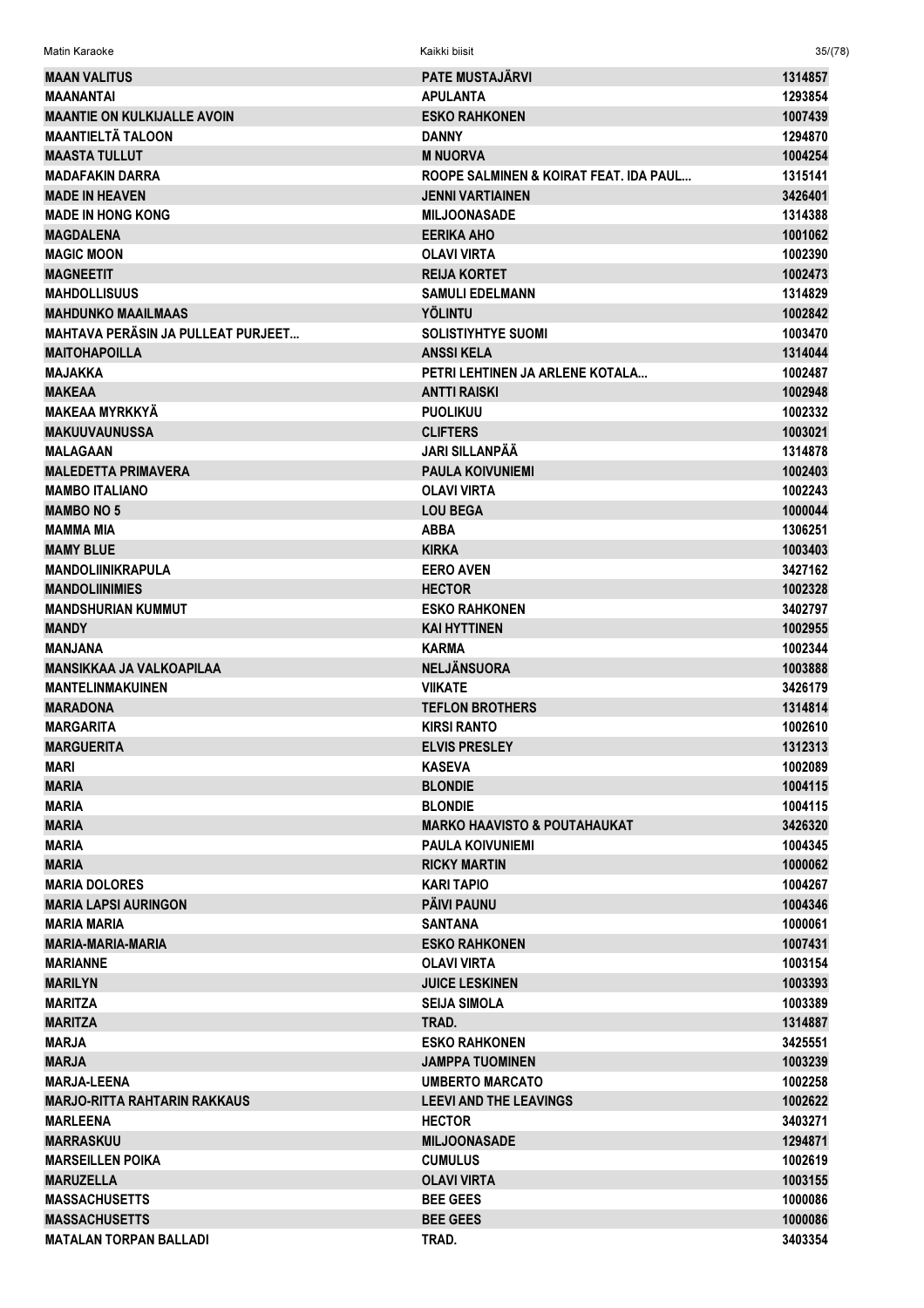| | | |
|---|---|---|
| MAAN VALITUS | PATE MUSTAJÄRVI | 1314857 |
| MAANANTAI | APULANTA | 1293854 |
| MAANTIE ON KULKIJALLE AVOIN | ESKO RAHKONEN | 1007439 |
| MAANTIELTÄ TALOON | DANNY | 1294870 |
| MAASTA TULLUT | M NUORVA | 1004254 |
| MADAFAKIN DARRA | ROOPE SALMINEN & KOIRAT FEAT. IDA PAUL... | 1315141 |
| MADE IN HEAVEN | JENNI VARTIAINEN | 3426401 |
| MADE IN HONG KONG | MILJOONASADE | 1314388 |
| MAGDALENA | EERIKA AHO | 1001062 |
| MAGIC MOON | OLAVI VIRTA | 1002390 |
| MAGNEETIT | REIJA KORTET | 1002473 |
| MAHDOLLISUUS | SAMULI EDELMANN | 1314829 |
| MAHDUNKO MAAILMAAS | YÖLINTU | 1002842 |
| MAHTAVA PERÄSIN JA PULLEAT PURJEET... | SOLISTIYHTYE SUOMI | 1003470 |
| MAITOHAPOILLA | ANSSI KELA | 1314044 |
| MAJAKKA | PETRI LEHTINEN JA ARLENE KOTALA... | 1002487 |
| MAKEAA | ANTTI RAISKI | 1002948 |
| MAKEAA MYRKKYÄ | PUOLIKUU | 1002332 |
| MAKUUVAUNUSSA | CLIFTERS | 1003021 |
| MALAGAAN | JARI SILLANPÄÄ | 1314878 |
| MALEDETTA PRIMAVERA | PAULA KOIVUNIEMI | 1002403 |
| MAMBO ITALIANO | OLAVI VIRTA | 1002243 |
| MAMBO NO 5 | LOU BEGA | 1000044 |
| MAMMA MIA | ABBA | 1306251 |
| MAMY BLUE | KIRKA | 1003403 |
| MANDOLIINIKRAPULA | EERO AVEN | 3427162 |
| MANDOLIINIMIES | HECTOR | 1002328 |
| MANDSHURIAN KUMMUT | ESKO RAHKONEN | 3402797 |
| MANDY | KAI HYTTINEN | 1002955 |
| MANJANA | KARMA | 1002344 |
| MANSIKKAA JA VALKOAPILAA | NELJÄNSUORA | 1003888 |
| MANTELINMAKUINEN | VIIKATE | 3426179 |
| MARADONA | TEFLON BROTHERS | 1314814 |
| MARGARITA | KIRSI RANTO | 1002610 |
| MARGUERITA | ELVIS PRESLEY | 1312313 |
| MARI | KASEVA | 1002089 |
| MARIA | BLONDIE | 1004115 |
| MARIA | BLONDIE | 1004115 |
| MARIA | MARKO HAAVISTO & POUTAHAUKAT | 3426320 |
| MARIA | PAULA KOIVUNIEMI | 1004345 |
| MARIA | RICKY MARTIN | 1000062 |
| MARIA DOLORES | KARI TAPIO | 1004267 |
| MARIA LAPSI AURINGON | PÄIVI PAUNU | 1004346 |
| MARIA MARIA | SANTANA | 1000061 |
| MARIA-MARIA-MARIA | ESKO RAHKONEN | 1007431 |
| MARIANNE | OLAVI VIRTA | 1003154 |
| MARILYN | JUICE LESKINEN | 1003393 |
| MARITZA | SEIJA SIMOLA | 1003389 |
| MARITZA | TRAD. | 1314887 |
| MARJA | ESKO RAHKONEN | 3425551 |
| MARJA | JAMPPA TUOMINEN | 1003239 |
| MARJA-LEENA | UMBERTO MARCATO | 1002258 |
| MARJO-RITTA RAHTARIN RAKKAUS | LEEVI AND THE LEAVINGS | 1002622 |
| MARLEENA | HECTOR | 3403271 |
| MARRASKUU | MILJOONASADE | 1294871 |
| MARSEILLEN POIKA | CUMULUS | 1002619 |
| MARUZELLA | OLAVI VIRTA | 1003155 |
| MASSACHUSETTS | BEE GEES | 1000086 |
| MASSACHUSETTS | BEE GEES | 1000086 |
| MATALAN TORPAN BALLADI | TRAD. | 3403354 |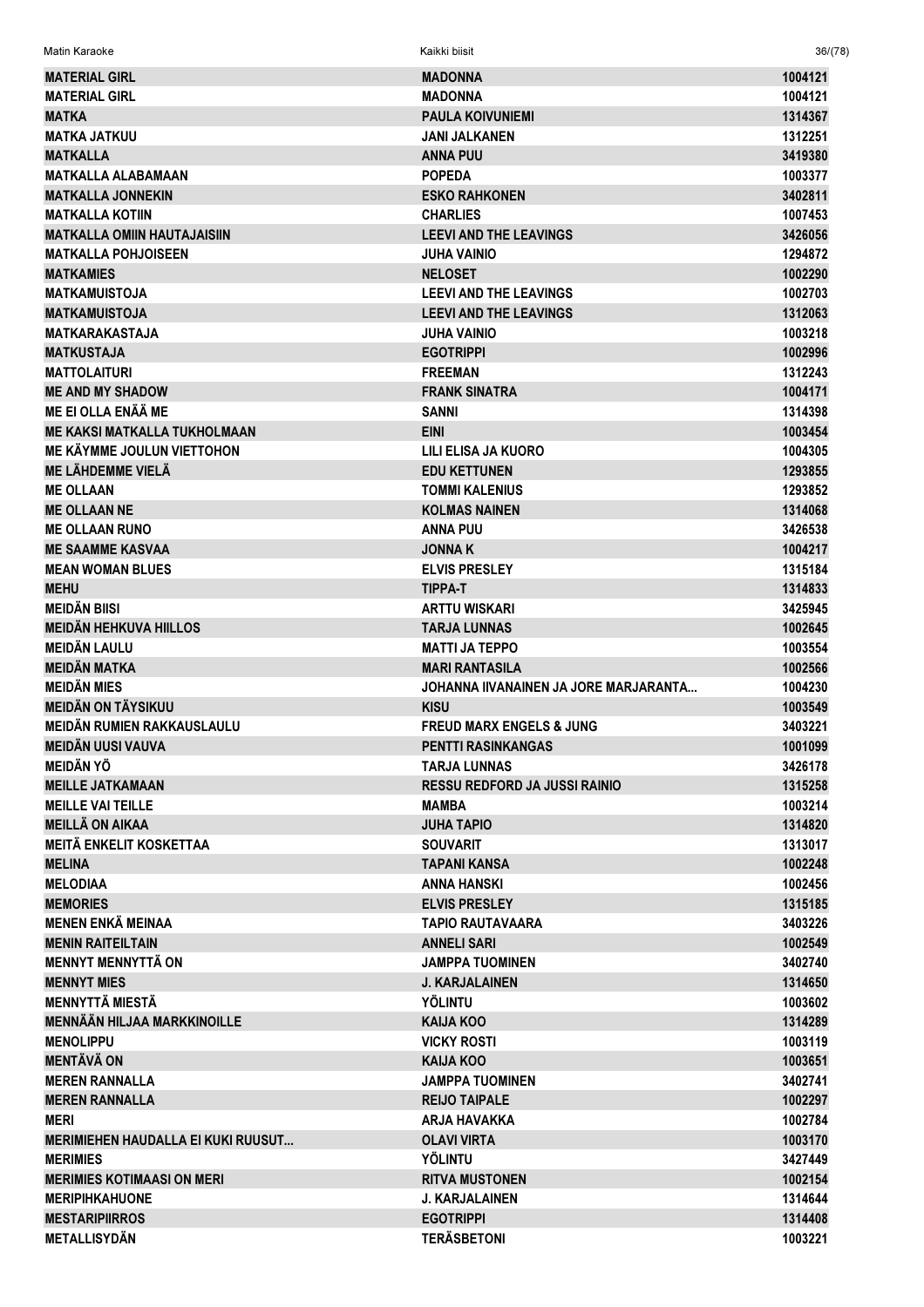| | | |
|---|---|---|
| MATERIAL GIRL | MADONNA | 1004121 |
| MATERIAL GIRL | MADONNA | 1004121 |
| MATKA | PAULA KOIVUNIEMI | 1314367 |
| MATKA JATKUU | JANI JALKANEN | 1312251 |
| MATKALLA | ANNA PUU | 3419380 |
| MATKALLA ALABAMAAN | POPEDA | 1003377 |
| MATKALLA JONNEKIN | ESKO RAHKONEN | 3402811 |
| MATKALLA KOTIIN | CHARLIES | 1007453 |
| MATKALLA OMIIN HAUTAJAISIIN | LEEVI AND THE LEAVINGS | 3426056 |
| MATKALLA POHJOISEEN | JUHA VAINIO | 1294872 |
| MATKAMIES | NELOSET | 1002290 |
| MATKAMUISTOJA | LEEVI AND THE LEAVINGS | 1002703 |
| MATKAMUISTOJA | LEEVI AND THE LEAVINGS | 1312063 |
| MATKARAKASTAJA | JUHA VAINIO | 1003218 |
| MATKUSTAJA | EGOTRIPPI | 1002996 |
| MATTOLAITURI | FREEMAN | 1312243 |
| ME AND MY SHADOW | FRANK SINATRA | 1004171 |
| ME EI OLLA ENÄÄ ME | SANNI | 1314398 |
| ME KAKSI MATKALLA TUKHOLMAAN | EINI | 1003454 |
| ME KÄYMME JOULUN VIETTOHON | LILI ELISA JA KUORO | 1004305 |
| ME LÄHDEMME VIELÄ | EDU KETTUNEN | 1293855 |
| ME OLLAAN | TOMMI KALENIUS | 1293852 |
| ME OLLAAN NE | KOLMAS NAINEN | 1314068 |
| ME OLLAAN RUNO | ANNA PUU | 3426538 |
| ME SAAMME KASVAA | JONNA K | 1004217 |
| MEAN WOMAN BLUES | ELVIS PRESLEY | 1315184 |
| MEHU | TIPPA-T | 1314833 |
| MEIDÄN BIISI | ARTTU WISKARI | 3425945 |
| MEIDÄN HEHKUVA HIILLOS | TARJA LUNNAS | 1002645 |
| MEIDÄN LAULU | MATTI JA TEPPO | 1003554 |
| MEIDÄN MATKA | MARI RANTASILA | 1002566 |
| MEIDÄN MIES | JOHANNA IIVANAINEN JA JORE MARJARANTA... | 1004230 |
| MEIDÄN ON TÄYSIKUU | KISU | 1003549 |
| MEIDÄN RUMIEN RAKKAUSLAULU | FREUD MARX ENGELS & JUNG | 3403221 |
| MEIDÄN UUSI VAUVA | PENTTI RASINKANGAS | 1001099 |
| MEIDÄN YÖ | TARJA LUNNAS | 3426178 |
| MEILLE JATKAMAAN | RESSU REDFORD JA JUSSI RAINIO | 1315258 |
| MEILLE VAI TEILLE | MAMBA | 1003214 |
| MEILLÄ ON AIKAA | JUHA TAPIO | 1314820 |
| MEITÄ ENKELIT KOSKETTAA | SOUVARIT | 1313017 |
| MELINA | TAPANI KANSA | 1002248 |
| MELODIAA | ANNA HANSKI | 1002456 |
| MEMORIES | ELVIS PRESLEY | 1315185 |
| MENEN ENKÄ MEINAA | TAPIO RAUTAVAARA | 3403226 |
| MENIN RAITEILTAIN | ANNELI SARI | 1002549 |
| MENNYT MENNYTTÄ ON | JAMPPA TUOMINEN | 3402740 |
| MENNYT MIES | J. KARJALAINEN | 1314650 |
| MENNYTTÄ MIESTÄ | YÖLINTU | 1003602 |
| MENNÄÄN HILJAA MARKKINOILLE | KAIJA KOO | 1314289 |
| MENOLIPPU | VICKY ROSTI | 1003119 |
| MENTÄVÄ ON | KAIJA KOO | 1003651 |
| MEREN RANNALLA | JAMPPA TUOMINEN | 3402741 |
| MEREN RANNALLA | REIJO TAIPALE | 1002297 |
| MERI | ARJA HAVAKKA | 1002784 |
| MERIMIEHEN HAUDALLA EI KUKI RUUSUT... | OLAVI VIRTA | 1003170 |
| MERIMIES | YÖLINTU | 3427449 |
| MERIMIES KOTIMAASI ON MERI | RITVA MUSTONEN | 1002154 |
| MERIPIHKAHUONE | J. KARJALAINEN | 1314644 |
| MESTARIPIIRROS | EGOTRIPPI | 1314408 |
| METALLISYDÄN | TERÄSBETONI | 1003221 |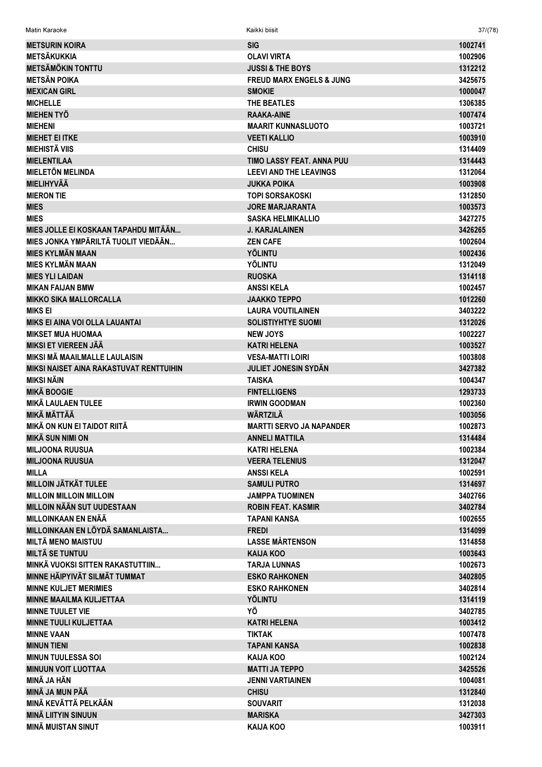| | | |
|---|---|---|
| METSURIN KOIRA | SIG | 1002741 |
| METSÄKUKKIA | OLAVI VIRTA | 1002906 |
| METSÄMÖKIN TONTTU | JUSSI & THE BOYS | 1312212 |
| METSÄN POIKA | FREUD MARX ENGELS & JUNG | 3425675 |
| MEXICAN GIRL | SMOKIE | 1000047 |
| MICHELLE | THE BEATLES | 1306385 |
| MIEHEN TYÖ | RAAKA-AINE | 1007474 |
| MIEHENI | MAARIT KUNNASLUOTO | 1003721 |
| MIEHET EI ITKE | VEETI KALLIO | 1003910 |
| MIEHISTÄ VIIS | CHISU | 1314409 |
| MIELENTILAA | TIMO LASSY FEAT. ANNA PUU | 1314443 |
| MIELETÖN MELINDA | LEEVI AND THE LEAVINGS | 1312064 |
| MIELIHYVÄÄ | JUKKA POIKA | 1003908 |
| MIERON TIE | TOPI SORSAKOSKI | 1312850 |
| MIES | JORE MARJARANTA | 1003573 |
| MIES | SASKA HELMIKALLIO | 3427275 |
| MIES JOLLE EI KOSKAAN TAPAHDU MITÄÄN... | J. KARJALAINEN | 3426265 |
| MIES JONKA YMPÄRILTÄ TUOLIT VIEDÄÄN... | ZEN CAFE | 1002604 |
| MIES KYLMÄN MAAN | YÖLINTU | 1002436 |
| MIES KYLMÄN MAAN | YÖLINTU | 1312049 |
| MIES YLI LAIDAN | RUOSKA | 1314118 |
| MIKAN FAIJAN BMW | ANSSI KELA | 1002457 |
| MIKKO SIKA MALLORCALLA | JAAKKO TEPPO | 1012260 |
| MIKS EI | LAURA VOUTILAINEN | 3403222 |
| MIKS EI AINA VOI OLLA LAUANTAI | SOLISTIYHTYE SUOMI | 1312026 |
| MIKSET MUA HUOMAA | NEW JOYS | 1002227 |
| MIKSI ET VIEREEN JÄÄ | KATRI HELENA | 1003527 |
| MIKSI MÄ MAAILMALLE LAULAISIN | VESA-MATTI LOIRI | 1003808 |
| MIKSI NAISET AINA RAKASTUVAT RENTTUIHIN | JULIET JONESIN SYDÄN | 3427382 |
| MIKSI NÄIN | TAISKA | 1004347 |
| MIKÄ BOOGIE | FINTELLIGENS | 1293733 |
| MIKÄ LAULAEN TULEE | IRWIN GOODMAN | 1002360 |
| MIKÄ MÄTTÄÄ | WÄRTZILÄ | 1003056 |
| MIKÄ ON KUN EI TAIDOT RIITÄ | MARTTI SERVO JA NAPANDER | 1002873 |
| MIKÄ SUN NIMI ON | ANNELI MATTILA | 1314484 |
| MILJOONA RUUSUA | KATRI HELENA | 1002384 |
| MILJOONA RUUSUA | VEERA TELENIUS | 1312047 |
| MILLA | ANSSI KELA | 1002591 |
| MILLOIN JÄTKÄT TULEE | SAMULI PUTRO | 1314697 |
| MILLOIN MILLOIN MILLOIN | JAMPPA TUOMINEN | 3402766 |
| MILLOIN NÄÄN SUT UUDESTAAN | ROBIN FEAT. KASMIR | 3402784 |
| MILLOINKAAN EN ENÄÄ | TAPANI KANSA | 1002655 |
| MILLOINKAAN EN LÖYDÄ SAMANLAISTA... | FREDI | 1314099 |
| MILTÄ MENO MAISTUU | LASSE MÅRTENSON | 1314858 |
| MILTÄ SE TUNTUU | KAIJA KOO | 1003643 |
| MINKÄ VUOKSI SITTEN RAKASTUTTIIN... | TARJA LUNNAS | 1002673 |
| MINNE HÄIPYIVÄT SILMÄT TUMMAT | ESKO RAHKONEN | 3402805 |
| MINNE KULJET MERIMIES | ESKO RAHKONEN | 3402814 |
| MINNE MAAILMA KULJETTAA | YÖLINTU | 1314119 |
| MINNE TUULET VIE | YÖ | 3402785 |
| MINNE TUULI KULJETTAA | KATRI HELENA | 1003412 |
| MINNE VAAN | TIKTAK | 1007478 |
| MINUN TIENI | TAPANI KANSA | 1002838 |
| MINUN TUULESSA SOI | KAIJA KOO | 1002124 |
| MINUUN VOIT LUOTTAA | MATTI JA TEPPO | 3425526 |
| MINÄ JA HÄN | JENNI VARTIAINEN | 1004081 |
| MINÄ JA MUN PÄÄ | CHISU | 1312840 |
| MINÄ KEVÄTTÄ PELKÄÄN | SOUVARIT | 1312038 |
| MINÄ LIITYIN SINUUN | MARISKA | 3427303 |
| MINÄ MUISTAN SINUT | KAIJA KOO | 1003911 |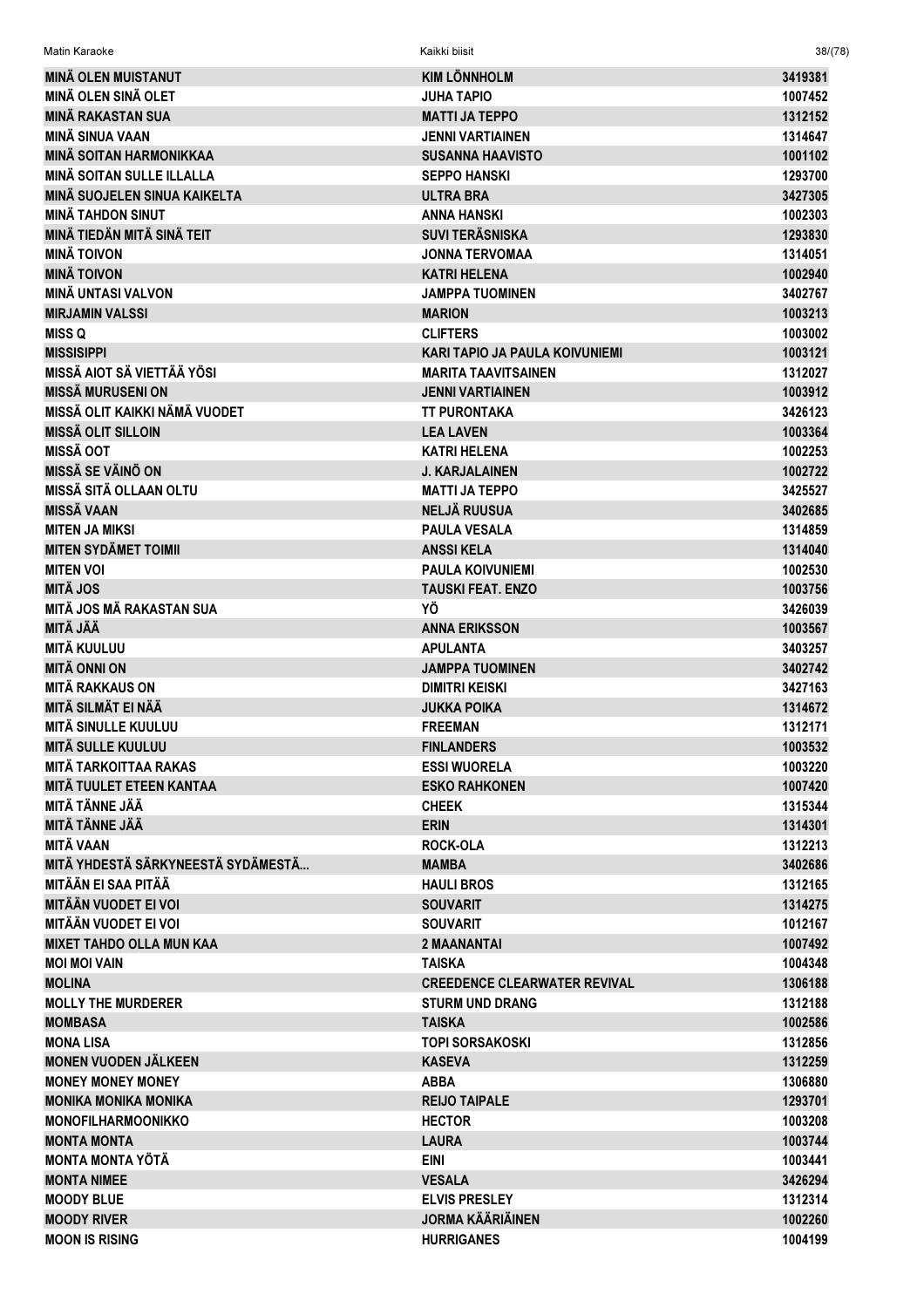| | | |
|---|---|---|
| MINÄ OLEN MUISTANUT | KIM LÖNNHOLM | 3419381 |
| MINÄ OLEN SINÄ OLET | JUHA TAPIO | 1007452 |
| MINÄ RAKASTAN SUA | MATTI JA TEPPO | 1312152 |
| MINÄ SINUA VAAN | JENNI VARTIAINEN | 1314647 |
| MINÄ SOITAN HARMONIKKAA | SUSANNA HAAVISTO | 1001102 |
| MINÄ SOITAN SULLE ILLALLA | SEPPO HANSKI | 1293700 |
| MINÄ SUOJELEN SINUA KAIKELTA | ULTRA BRA | 3427305 |
| MINÄ TAHDON SINUT | ANNA HANSKI | 1002303 |
| MINÄ TIEDÄN MITÄ SINÄ TEIT | SUVI TERÄSNISKA | 1293830 |
| MINÄ TOIVON | JONNA TERVOMAA | 1314051 |
| MINÄ TOIVON | KATRI HELENA | 1002940 |
| MINÄ UNTASI VALVON | JAMPPA TUOMINEN | 3402767 |
| MIRJAMIN VALSSI | MARION | 1003213 |
| MISS Q | CLIFTERS | 1003002 |
| MISSISIPPI | KARI TAPIO JA PAULA KOIVUNIEMI | 1003121 |
| MISSÄ AIOT SÄ VIETTÄÄ YÖSI | MARITA TAAVITSAINEN | 1312027 |
| MISSÄ MURUSENI ON | JENNI VARTIAINEN | 1003912 |
| MISSÄ OLIT KAIKKI NÄMÄ VUODET | TT PURONTAKA | 3426123 |
| MISSÄ OLIT SILLOIN | LEA LAVEN | 1003364 |
| MISSÄ OOT | KATRI HELENA | 1002253 |
| MISSÄ SE VÄINÖ ON | J. KARJALAINEN | 1002722 |
| MISSÄ SITÄ OLLAAN OLTU | MATTI JA TEPPO | 3425527 |
| MISSÄ VAAN | NELJÄ RUUSUA | 3402685 |
| MITEN JA MIKSI | PAULA VESALA | 1314859 |
| MITEN SYDÄMET TOIMII | ANSSI KELA | 1314040 |
| MITEN VOI | PAULA KOIVUNIEMI | 1002530 |
| MITÄ JOS | TAUSKI FEAT. ENZO | 1003756 |
| MITÄ JOS MÄ RAKASTAN SUA | YÖ | 3426039 |
| MITÄ JÄÄ | ANNA ERIKSSON | 1003567 |
| MITÄ KUULUU | APULANTA | 3403257 |
| MITÄ ONNI ON | JAMPPA TUOMINEN | 3402742 |
| MITÄ RAKKAUS ON | DIMITRI KEISKI | 3427163 |
| MITÄ SILMÄT EI NÄÄ | JUKKA POIKA | 1314672 |
| MITÄ SINULLE KUULUU | FREEMAN | 1312171 |
| MITÄ SULLE KUULUU | FINLANDERS | 1003532 |
| MITÄ TARKOITTAA RAKAS | ESSI WUORELA | 1003220 |
| MITÄ TUULET ETEEN KANTAA | ESKO RAHKONEN | 1007420 |
| MITÄ TÄNNE JÄÄ | CHEEK | 1315344 |
| MITÄ TÄNNE JÄÄ | ERIN | 1314301 |
| MITÄ VAAN | ROCK-OLA | 1312213 |
| MITÄ YHDESTÄ SÄRKYNEESTÄ SYDÄMESTÄ... | MAMBA | 3402686 |
| MITÄÄN EI SAA PITÄÄ | HAULI BROS | 1312165 |
| MITÄÄN VUODET EI VOI | SOUVARIT | 1314275 |
| MITÄÄN VUODET EI VOI | SOUVARIT | 1012167 |
| MIXET TAHDO OLLA MUN KAA | 2 MAANANTAI | 1007492 |
| MOI MOI VAIN | TAISKA | 1004348 |
| MOLINA | CREEDENCE CLEARWATER REVIVAL | 1306188 |
| MOLLY THE MURDERER | STURM UND DRANG | 1312188 |
| MOMBASA | TAISKA | 1002586 |
| MONA LISA | TOPI SORSAKOSKI | 1312856 |
| MONEN VUODEN JÄLKEEN | KASEVA | 1312259 |
| MONEY MONEY MONEY | ABBA | 1306880 |
| MONIKA MONIKA MONIKA | REIJO TAIPALE | 1293701 |
| MONOFILHARMOONIKKO | HECTOR | 1003208 |
| MONTA MONTA | LAURA | 1003744 |
| MONTA MONTA YÖTÄ | EINI | 1003441 |
| MONTA NIMEE | VESALA | 3426294 |
| MOODY BLUE | ELVIS PRESLEY | 1312314 |
| MOODY RIVER | JORMA KÄÄRIÄINEN | 1002260 |
| MOON IS RISING | HURRIGANES | 1004199 |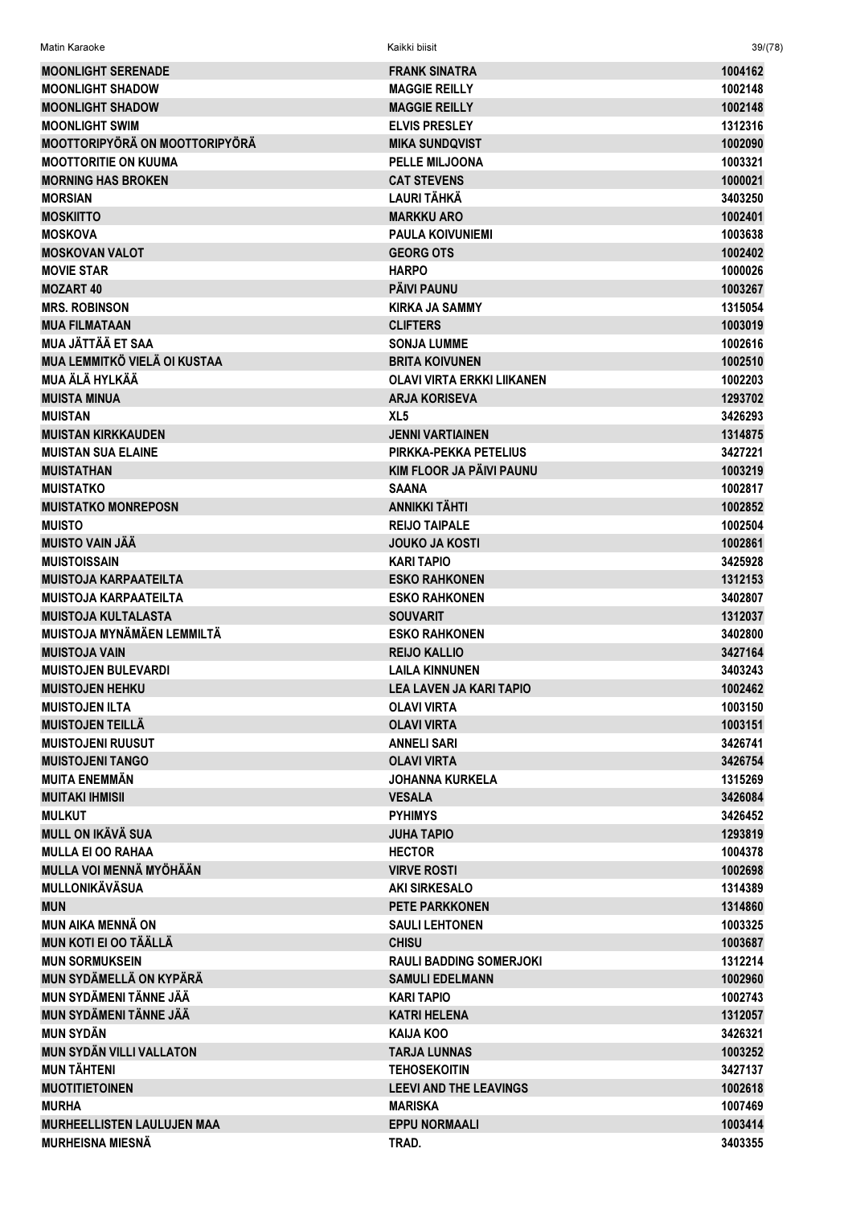| | | |
|---|---|---|
| MOONLIGHT SERENADE | FRANK SINATRA | 1004162 |
| MOONLIGHT SHADOW | MAGGIE REILLY | 1002148 |
| MOONLIGHT SHADOW | MAGGIE REILLY | 1002148 |
| MOONLIGHT SWIM | ELVIS PRESLEY | 1312316 |
| MOOTTORIPYÖRÄ ON MOOTTORIPYÖRÄ | MIKA SUNDQVIST | 1002090 |
| MOOTTORITIE ON KUUMA | PELLE MILJOONA | 1003321 |
| MORNING HAS BROKEN | CAT STEVENS | 1000021 |
| MORSIAN | LAURI TÄHKÄ | 3403250 |
| MOSKIITTO | MARKKU ARO | 1002401 |
| MOSKOVA | PAULA KOIVUNIEMI | 1003638 |
| MOSKOVAN VALOT | GEORG OTS | 1002402 |
| MOVIE STAR | HARPO | 1000026 |
| MOZART 40 | PÄIVI PAUNU | 1003267 |
| MRS. ROBINSON | KIRKA JA SAMMY | 1315054 |
| MUA FILMATAAN | CLIFTERS | 1003019 |
| MUA JÄTTÄÄ ET SAA | SONJA LUMME | 1002616 |
| MUA LEMMITKÖ VIELÄ OI KUSTAA | BRITA KOIVUNEN | 1002510 |
| MUA ÄLÄ HYLKÄÄ | OLAVI VIRTA ERKKI LIIKANEN | 1002203 |
| MUISTA MINUA | ARJA KORISEVA | 1293702 |
| MUISTAN | XL5 | 3426293 |
| MUISTAN KIRKKAUDEN | JENNI VARTIAINEN | 1314875 |
| MUISTAN SUA ELAINE | PIRKKA-PEKKA PETELIUS | 3427221 |
| MUISTATHAN | KIM FLOOR JA PÄIVI PAUNU | 1003219 |
| MUISTATKO | SAANA | 1002817 |
| MUISTATKO MONREPOSN | ANNIKKI TÄHTI | 1002852 |
| MUISTO | REIJO TAIPALE | 1002504 |
| MUISTO VAIN JÄÄ | JOUKO JA KOSTI | 1002861 |
| MUISTOISSAIN | KARI TAPIO | 3425928 |
| MUISTOJA KARPAATEILTA | ESKO RAHKONEN | 1312153 |
| MUISTOJA KARPAATEILTA | ESKO RAHKONEN | 3402807 |
| MUISTOJA KULTALASTA | SOUVARIT | 1312037 |
| MUISTOJA MYNÄMÄEN LEMMILTÄ | ESKO RAHKONEN | 3402800 |
| MUISTOJA VAIN | REIJO KALLIO | 3427164 |
| MUISTOJEN BULEVARDI | LAILA KINNUNEN | 3403243 |
| MUISTOJEN HEHKU | LEA LAVEN JA KARI TAPIO | 1002462 |
| MUISTOJEN ILTA | OLAVI VIRTA | 1003150 |
| MUISTOJEN TEILLÄ | OLAVI VIRTA | 1003151 |
| MUISTOJENI RUUSUT | ANNELI SARI | 3426741 |
| MUISTOJENI TANGO | OLAVI VIRTA | 3426754 |
| MUITA ENEMMÄN | JOHANNA KURKELA | 1315269 |
| MUITAKI IHMISII | VESALA | 3426084 |
| MULKUT | PYHIMYS | 3426452 |
| MULL ON IKÄVÄ SUA | JUHA TAPIO | 1293819 |
| MULLA EI OO RAHAA | HECTOR | 1004378 |
| MULLA VOI MENNÄ MYÖHÄÄN | VIRVE ROSTI | 1002698 |
| MULLONIKÄVÄSUA | AKI SIRKESALO | 1314389 |
| MUN | PETE PARKKONEN | 1314860 |
| MUN AIKA MENNÄ ON | SAULI LEHTONEN | 1003325 |
| MUN KOTI EI OO TÄÄLLÄ | CHISU | 1003687 |
| MUN SORMUKSEIN | RAULI BADDING SOMERJOKI | 1312214 |
| MUN SYDÄMELLÄ ON KYPÄRÄ | SAMULI EDELMANN | 1002960 |
| MUN SYDÄMENI TÄNNE JÄÄ | KARI TAPIO | 1002743 |
| MUN SYDÄMENI TÄNNE JÄÄ | KATRI HELENA | 1312057 |
| MUN SYDÄN | KAIJA KOO | 3426321 |
| MUN SYDÄN VILLI VALLATON | TARJA LUNNAS | 1003252 |
| MUN TÄHTENI | TEHOSEKOITIN | 3427137 |
| MUOTITIETOINEN | LEEVI AND THE LEAVINGS | 1002618 |
| MURHA | MARISKA | 1007469 |
| MURHEELLISTEN LAULUJEN MAA | EPPU NORMAALI | 1003414 |
| MURHEISNA MIESNÄ | TRAD. | 3403355 |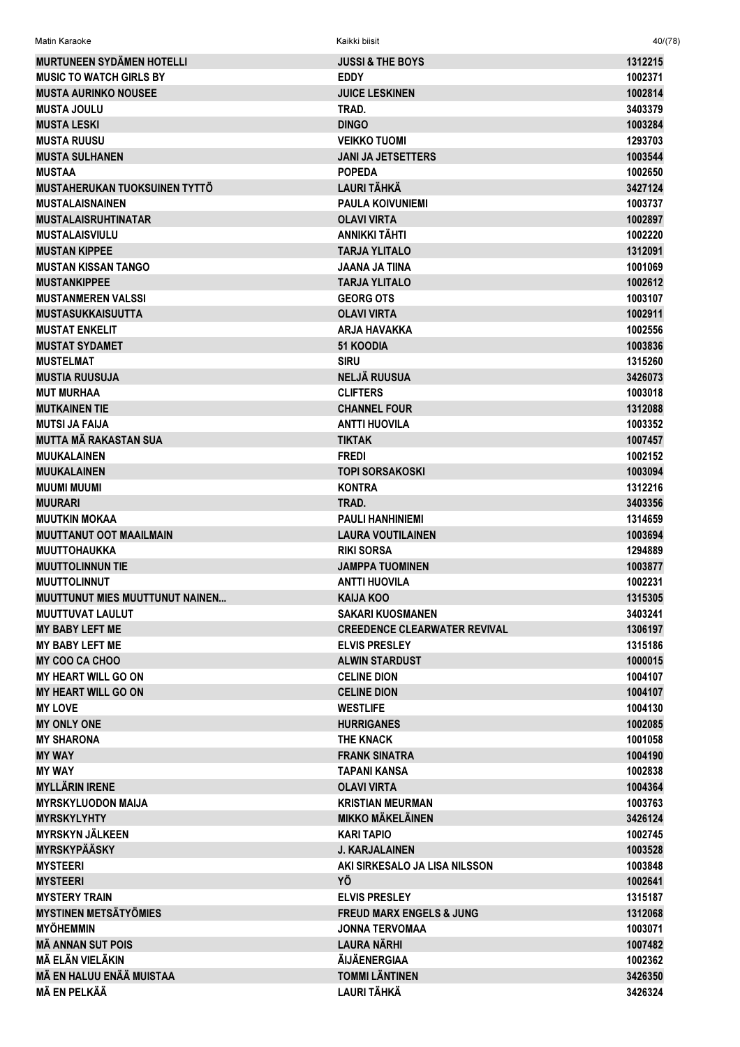| MURTUNEEN SYDÄMEN HOTELLI | JUSSI & THE BOYS | 1312215 |
|---|---|---|
| MUSIC TO WATCH GIRLS BY | EDDY | 1002371 |
| MUSTA AURINKO NOUSEE | JUICE LESKINEN | 1002814 |
| MUSTA JOULU | TRAD. | 3403379 |
| MUSTA LESKI | DINGO | 1003284 |
| MUSTA RUUSU | VEIKKO TUOMI | 1293703 |
| MUSTA SULHANEN | JANI JA JETSETTERS | 1003544 |
| MUSTAA | POPEDA | 1002650 |
| MUSTAHERUKAN TUOKSUINEN TYTTÖ | LAURI TÄHKÄ | 3427124 |
| MUSTALAISNAINEN | PAULA KOIVUNIEMI | 1003737 |
| MUSTALAISRUHTINATAR | OLAVI VIRTA | 1002897 |
| MUSTALAISVIULU | ANNIKKI TÄHTI | 1002220 |
| MUSTAN KIPPEE | TARJA YLITALO | 1312091 |
| MUSTAN KISSAN TANGO | JAANA JA TIINA | 1001069 |
| MUSTANKIPPEE | TARJA YLITALO | 1002612 |
| MUSTANMEREN VALSSI | GEORG OTS | 1003107 |
| MUSTASUKKAISUUTTA | OLAVI VIRTA | 1002911 |
| MUSTAT ENKELIT | ARJA HAVAKKA | 1002556 |
| MUSTAT SYDAMET | 51 KOODIA | 1003836 |
| MUSTELMAT | SIRU | 1315260 |
| MUSTIA RUUSUJA | NELJÄ RUUSUA | 3426073 |
| MUT MURHAA | CLIFTERS | 1003018 |
| MUTKAINEN TIE | CHANNEL FOUR | 1312088 |
| MUTSI JA FAIJA | ANTTI HUOVILA | 1003352 |
| MUTTA MÄ RAKASTAN SUA | TIKTAK | 1007457 |
| MUUKALAINEN | FREDI | 1002152 |
| MUUKALAINEN | TOPI SORSAKOSKI | 1003094 |
| MUUMI MUUMI | KONTRA | 1312216 |
| MUURARI | TRAD. | 3403356 |
| MUUTKIN MOKAA | PAULI HANHINIEMI | 1314659 |
| MUUTTANUT OOT MAAILMAIN | LAURA VOUTILAINEN | 1003694 |
| MUUTTOHAUKKA | RIKI SORSA | 1294889 |
| MUUTTOLINNUN TIE | JAMPPA TUOMINEN | 1003877 |
| MUUTTOLINNUT | ANTTI HUOVILA | 1002231 |
| MUUTTUNUT MIES MUUTTUNUT NAINEN... | KAIJA KOO | 1315305 |
| MUUTTUVAT LAULUT | SAKARI KUOSMANEN | 3403241 |
| MY BABY LEFT ME | CREEDENCE CLEARWATER REVIVAL | 1306197 |
| MY BABY LEFT ME | ELVIS PRESLEY | 1315186 |
| MY COO CA CHOO | ALWIN STARDUST | 1000015 |
| MY HEART WILL GO ON | CELINE DION | 1004107 |
| MY HEART WILL GO ON | CELINE DION | 1004107 |
| MY LOVE | WESTLIFE | 1004130 |
| MY ONLY ONE | HURRIGANES | 1002085 |
| MY SHARONA | THE KNACK | 1001058 |
| MY WAY | FRANK SINATRA | 1004190 |
| MY WAY | TAPANI KANSA | 1002838 |
| MYLLÄRIN IRENE | OLAVI VIRTA | 1004364 |
| MYRSKYLUODON MAIJA | KRISTIAN MEURMAN | 1003763 |
| MYRSKYLYHTY | MIKKO MÄKELÄINEN | 3426124 |
| MYRSKYN JÄLKEEN | KARI TAPIO | 1002745 |
| MYRSKYPÄÄSKY | J. KARJALAINEN | 1003528 |
| MYSTEERI | AKI SIRKESALO JA LISA NILSSON | 1003848 |
| MYSTEERI | YÖ | 1002641 |
| MYSTERY TRAIN | ELVIS PRESLEY | 1315187 |
| MYSTINEN METSÄTYÖMIES | FREUD MARX ENGELS & JUNG | 1312068 |
| MYÖHEMMIN | JONNA TERVOMAA | 1003071 |
| MÄ ANNAN SUT POIS | LAURA NÄRHI | 1007482 |
| MÄ ELÄN VIELÄKIN | ÄIJÄENERGIAA | 1002362 |
| MÄ EN HALUU ENÄÄ MUISTAA | TOMMI LÄNTINEN | 3426350 |
| MÄ EN PELKÄÄ | LAURI TÄHKÄ | 3426324 |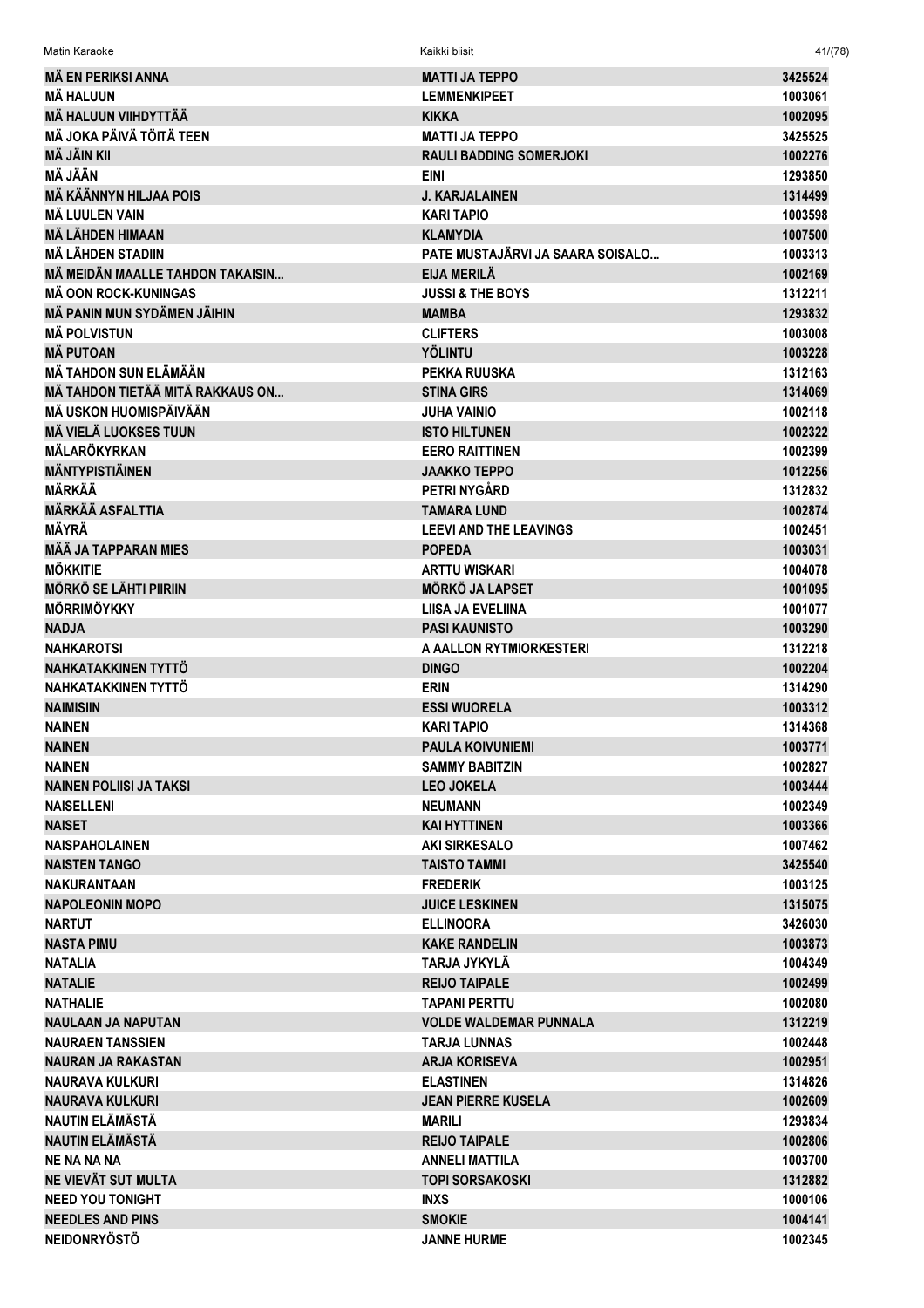| | | |
|---|---|---|
| MÄ EN PERIKSI ANNA | MATTI JA TEPPO | 3425524 |
| MÄ HALUUN | LEMMENKIPEET | 1003061 |
| MÄ HALUUN VIIHDYTTÄÄ | KIKKA | 1002095 |
| MÄ JOKA PÄIVÄ TÖITÄ TEEN | MATTI JA TEPPO | 3425525 |
| MÄ JÄIN KII | RAULI BADDING SOMERJOKI | 1002276 |
| MÄ JÄÄN | EINI | 1293850 |
| MÄ KÄÄNNYN HILJAA POIS | J. KARJALAINEN | 1314499 |
| MÄ LUULEN VAIN | KARI TAPIO | 1003598 |
| MÄ LÄHDEN HIMAAN | KLAMYDIA | 1007500 |
| MÄ LÄHDEN STADIIN | PATE MUSTAJÄRVI JA SAARA SOISALO... | 1003313 |
| MÄ MEIDÄN MAALLE TAHDON TAKAISIN... | EIJA MERILÄ | 1002169 |
| MÄ OON ROCK-KUNINGAS | JUSSI & THE BOYS | 1312211 |
| MÄ PANIN MUN SYDÄMEN JÄIHIN | MAMBA | 1293832 |
| MÄ POLVISTUN | CLIFTERS | 1003008 |
| MÄ PUTOAN | YÖLINTU | 1003228 |
| MÄ TAHDON SUN ELÄMÄÄN | PEKKA RUUSKA | 1312163 |
| MÄ TAHDON TIETÄÄ MITÄ RAKKAUS ON... | STINA GIRS | 1314069 |
| MÄ USKON HUOMISPÄIVÄÄN | JUHA VAINIO | 1002118 |
| MÄ VIELÄ LUOKSES TUUN | ISTO HILTUNEN | 1002322 |
| MÄLARÖKYRKAN | EERO RAITTINEN | 1002399 |
| MÄNTYPISTIÄINEN | JAAKKO TEPPO | 1012256 |
| MÄRKÄÄ | PETRI NYGÅRD | 1312832 |
| MÄRKÄÄ ASFALTTIA | TAMARA LUND | 1002874 |
| MÄYRÄ | LEEVI AND THE LEAVINGS | 1002451 |
| MÄÄ JA TAPPARAN MIES | POPEDA | 1003031 |
| MÖKKITIE | ARTTU WISKARI | 1004078 |
| MÖRKÖ SE LÄHTI PIIRIIN | MÖRKÖ JA LAPSET | 1001095 |
| MÖRRIMÖYKKY | LIISA JA EVELIINA | 1001077 |
| NADJA | PASI KAUNISTO | 1003290 |
| NAHKAROTSI | A AALLON RYTMIORKESTERI | 1312218 |
| NAHKATAKKINEN TYTTÖ | DINGO | 1002204 |
| NAHKATAKKINEN TYTTÖ | ERIN | 1314290 |
| NAIMISIIN | ESSI WUORELA | 1003312 |
| NAINEN | KARI TAPIO | 1314368 |
| NAINEN | PAULA KOIVUNIEMI | 1003771 |
| NAINEN | SAMMY BABITZIN | 1002827 |
| NAINEN POLIISI JA TAKSI | LEO JOKELA | 1003444 |
| NAISELLENI | NEUMANN | 1002349 |
| NAISET | KAI HYTTINEN | 1003366 |
| NAISPAHOLAINEN | AKI SIRKESALO | 1007462 |
| NAISTEN TANGO | TAISTO TAMMI | 3425540 |
| NAKURANTAAN | FREDERIK | 1003125 |
| NAPOLEONIN MOPO | JUICE LESKINEN | 1315075 |
| NARTUT | ELLINOORA | 3426030 |
| NASTA PIMU | KAKE RANDELIN | 1003873 |
| NATALIA | TARJA JYKYLÄ | 1004349 |
| NATALIE | REIJO TAIPALE | 1002499 |
| NATHALIE | TAPANI PERTTU | 1002080 |
| NAULAAN JA NAPUTAN | VOLDE WALDEMAR PUNNALA | 1312219 |
| NAURAEN TANSSIEN | TARJA LUNNAS | 1002448 |
| NAURAN JA RAKASTAN | ARJA KORISEVA | 1002951 |
| NAURAVA KULKURI | ELASTINEN | 1314826 |
| NAURAVA KULKURI | JEAN PIERRE KUSELA | 1002609 |
| NAUTIN ELÄMÄSTÄ | MARILI | 1293834 |
| NAUTIN ELÄMÄSTÄ | REIJO TAIPALE | 1002806 |
| NE NA NA NA | ANNELI MATTILA | 1003700 |
| NE VIEVÄT SUT MULTA | TOPI SORSAKOSKI | 1312882 |
| NEED YOU TONIGHT | INXS | 1000106 |
| NEEDLES AND PINS | SMOKIE | 1004141 |
| NEIDONRYÖSTÖ | JANNE HURME | 1002345 |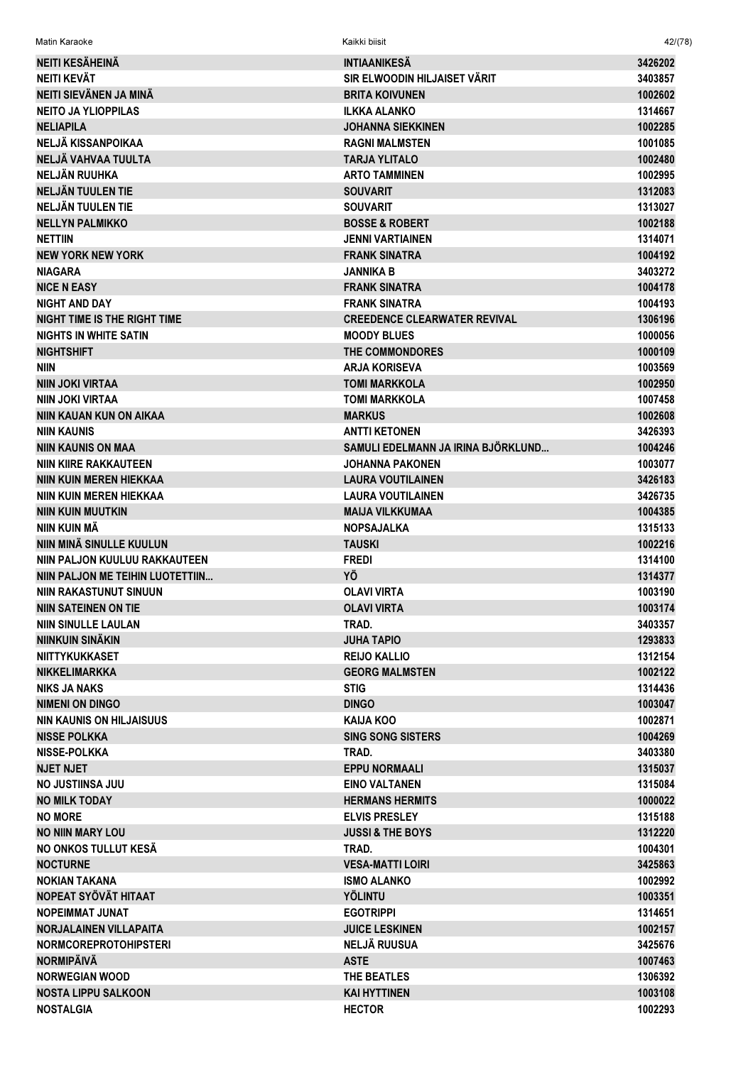| | | |
|---|---|---|
| NEITI KESÄHEINÄ | INTIAANIKESÄ | 3426202 |
| NEITI KEVÄT | SIR ELWOODIN HILJAISET VÄRIT | 3403857 |
| NEITI SIEVÄNEN JA MINÄ | BRITA KOIVUNEN | 1002602 |
| NEITO JA YLIOPPILAS | ILKKA ALANKO | 1314667 |
| NELIAPILA | JOHANNA SIEKKINEN | 1002285 |
| NELJÄ KISSANPOIKAA | RAGNI MALMSTEN | 1001085 |
| NELJÄ VAHVAA TUULTA | TARJA YLITALO | 1002480 |
| NELJÄN RUUHKA | ARTO TAMMINEN | 1002995 |
| NELJÄN TUULEN TIE | SOUVARIT | 1312083 |
| NELJÄN TUULEN TIE | SOUVARIT | 1313027 |
| NELLYN PALMIKKO | BOSSE & ROBERT | 1002188 |
| NETTIIN | JENNI VARTIAINEN | 1314071 |
| NEW YORK NEW YORK | FRANK SINATRA | 1004192 |
| NIAGARA | JANNIKA B | 3403272 |
| NICE N EASY | FRANK SINATRA | 1004178 |
| NIGHT AND DAY | FRANK SINATRA | 1004193 |
| NIGHT TIME IS THE RIGHT TIME | CREEDENCE CLEARWATER REVIVAL | 1306196 |
| NIGHTS IN WHITE SATIN | MOODY BLUES | 1000056 |
| NIGHTSHIFT | THE COMMONDORES | 1000109 |
| NIIN | ARJA KORISEVA | 1003569 |
| NIIN JOKI VIRTAA | TOMI MARKKOLA | 1002950 |
| NIIN JOKI VIRTAA | TOMI MARKKOLA | 1007458 |
| NIIN KAUAN KUN ON AIKAA | MARKUS | 1002608 |
| NIIN KAUNIS | ANTTI KETONEN | 3426393 |
| NIIN KAUNIS ON MAA | SAMULI EDELMANN JA IRINA BJÖRKLUND... | 1004246 |
| NIIN KIIRE RAKKAUTEEN | JOHANNA PAKONEN | 1003077 |
| NIIN KUIN MEREN HIEKKAA | LAURA VOUTILAINEN | 3426183 |
| NIIN KUIN MEREN HIEKKAA | LAURA VOUTILAINEN | 3426735 |
| NIIN KUIN MUUTKIN | MAIJA VILKKUMAA | 1004385 |
| NIIN KUIN MÄ | NOPSAJALKA | 1315133 |
| NIIN MINÄ SINULLE KUULUN | TAUSKI | 1002216 |
| NIIN PALJON KUULUU RAKKAUTEEN | FREDI | 1314100 |
| NIIN PALJON ME TEIHIN LUOTETTIIN... | YÖ | 1314377 |
| NIIN RAKASTUNUT SINUUN | OLAVI VIRTA | 1003190 |
| NIIN SATEINEN ON TIE | OLAVI VIRTA | 1003174 |
| NIIN SINULLE LAULAN | TRAD. | 3403357 |
| NIINKUIN SINÄKIN | JUHA TAPIO | 1293833 |
| NIITTYKUKKASET | REIJO KALLIO | 1312154 |
| NIKKELIMARKKA | GEORG MALMSTEN | 1002122 |
| NIKS JA NAKS | STIG | 1314436 |
| NIMENI ON DINGO | DINGO | 1003047 |
| NIN KAUNIS ON HILJAISUUS | KAIJA KOO | 1002871 |
| NISSE POLKKA | SING SONG SISTERS | 1004269 |
| NISSE-POLKKA | TRAD. | 3403380 |
| NJET NJET | EPPU NORMAALI | 1315037 |
| NO JUSTIINSA JUU | EINO VALTANEN | 1315084 |
| NO MILK TODAY | HERMANS HERMITS | 1000022 |
| NO MORE | ELVIS PRESLEY | 1315188 |
| NO NIIN MARY LOU | JUSSI & THE BOYS | 1312220 |
| NO ONKOS TULLUT KESÄ | TRAD. | 1004301 |
| NOCTURNE | VESA-MATTI LOIRI | 3425863 |
| NOKIAN TAKANA | ISMO ALANKO | 1002992 |
| NOPEAT SYÖVÄT HITAAT | YÖLINTU | 1003351 |
| NOPEIMMAT JUNAT | EGOTRIPPI | 1314651 |
| NORJALAINEN VILLAPAITA | JUICE LESKINEN | 1002157 |
| NORMCOREPROTOHIPSTERI | NELJÄ RUUSUA | 3425676 |
| NORMIPÄIVÄ | ASTE | 1007463 |
| NORWEGIAN WOOD | THE BEATLES | 1306392 |
| NOSTA LIPPU SALKOON | KAI HYTTINEN | 1003108 |
| NOSTALGIA | HECTOR | 1002293 |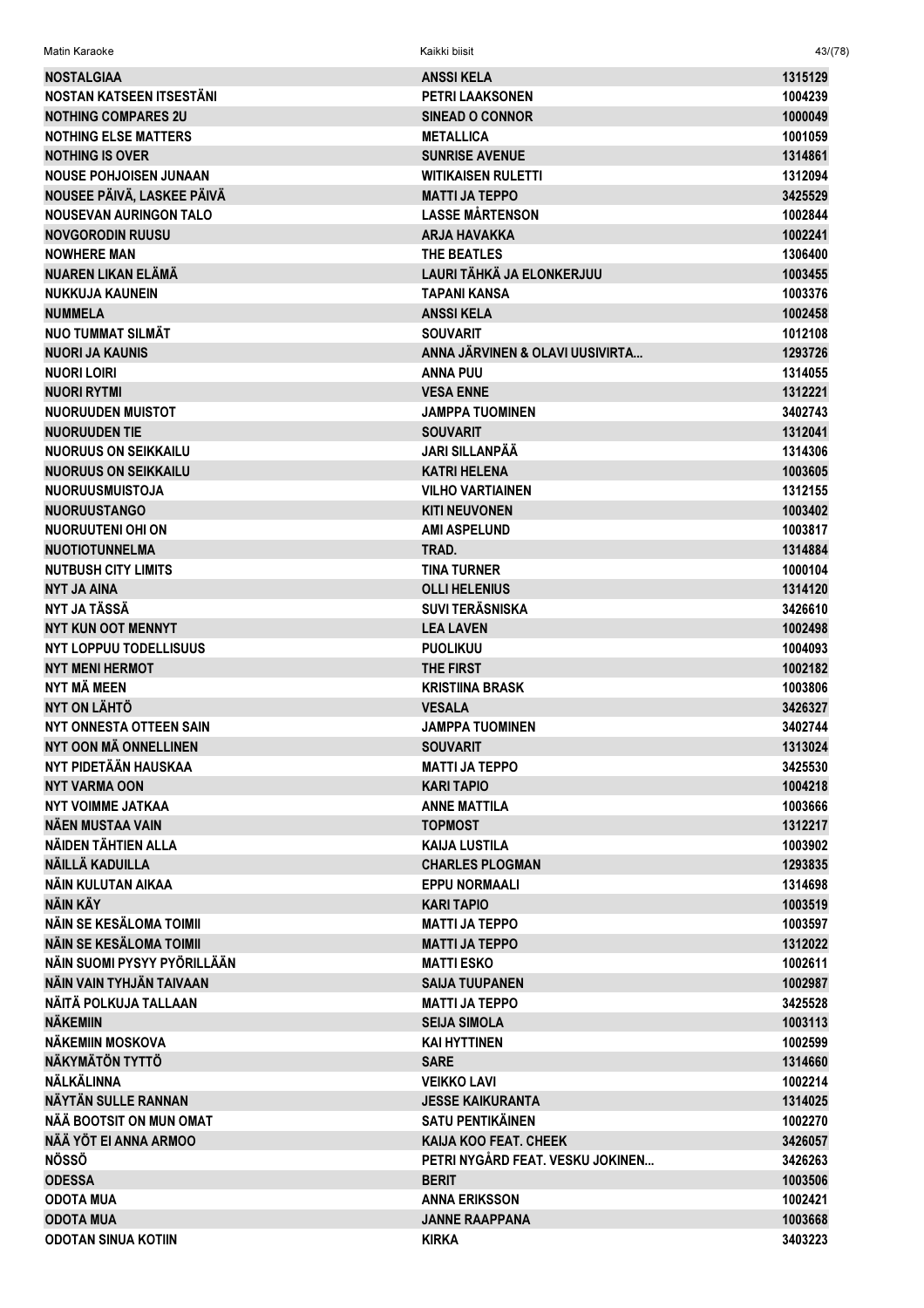| | | |
|---|---|---|
| NOSTALGIAA | ANSSI KELA | 1315129 |
| NOSTAN KATSEEN ITSESTÄNI | PETRI LAAKSONEN | 1004239 |
| NOTHING COMPARES 2U | SINEAD O CONNOR | 1000049 |
| NOTHING ELSE MATTERS | METALLICA | 1001059 |
| NOTHING IS OVER | SUNRISE AVENUE | 1314861 |
| NOUSE POHJOISEN JUNAAN | WITIKAISEN RULETTI | 1312094 |
| NOUSEE PÄIVÄ, LASKEE PÄIVÄ | MATTI JA TEPPO | 3425529 |
| NOUSEVAN AURINGON TALO | LASSE MÅRTENSON | 1002844 |
| NOVGORODIN RUUSU | ARJA HAVAKKA | 1002241 |
| NOWHERE MAN | THE BEATLES | 1306400 |
| NUAREN LIKAN ELÄMÄ | LAURI TÄHKÄ JA ELONKERJUU | 1003455 |
| NUKKUJA KAUNEIN | TAPANI KANSA | 1003376 |
| NUMMELA | ANSSI KELA | 1002458 |
| NUO TUMMAT SILMÄT | SOUVARIT | 1012108 |
| NUORI JA KAUNIS | ANNA JÄRVINEN & OLAVI UUSIVIRTA... | 1293726 |
| NUORI LOIRI | ANNA PUU | 1314055 |
| NUORI RYTMI | VESA ENNE | 1312221 |
| NUORUUDEN MUISTOT | JAMPPA TUOMINEN | 3402743 |
| NUORUUDEN TIE | SOUVARIT | 1312041 |
| NUORUUS ON SEIKKAILU | JARI SILLANPÄÄ | 1314306 |
| NUORUUS ON SEIKKAILU | KATRI HELENA | 1003605 |
| NUORUUSMUISTOJA | VILHO VARTIAINEN | 1312155 |
| NUORUUSTANGO | KITI NEUVONEN | 1003402 |
| NUORUUTENI OHI ON | AMI ASPELUND | 1003817 |
| NUOTIOTUNNELMA | TRAD. | 1314884 |
| NUTBUSH CITY LIMITS | TINA TURNER | 1000104 |
| NYT JA AINA | OLLI HELENIUS | 1314120 |
| NYT JA TÄSSÄ | SUVI TERÄSNISKA | 3426610 |
| NYT KUN OOT MENNYT | LEA LAVEN | 1002498 |
| NYT LOPPUU TODELLISUUS | PUOLIKUU | 1004093 |
| NYT MENI HERMOT | THE FIRST | 1002182 |
| NYT MÄ MEEN | KRISTIINA BRASK | 1003806 |
| NYT ON LÄHTÖ | VESALA | 3426327 |
| NYT ONNESTA OTTEEN SAIN | JAMPPA TUOMINEN | 3402744 |
| NYT OON MÄ ONNELLINEN | SOUVARIT | 1313024 |
| NYT PIDETÄÄN HAUSKAA | MATTI JA TEPPO | 3425530 |
| NYT VARMA OON | KARI TAPIO | 1004218 |
| NYT VOIMME JATKAA | ANNE MATTILA | 1003666 |
| NÄEN MUSTAA VAIN | TOPMOST | 1312217 |
| NÄIDEN TÄHTIEN ALLA | KAIJA LUSTILA | 1003902 |
| NÄILLÄ KADUILLA | CHARLES PLOGMAN | 1293835 |
| NÄIN KULUTAN AIKAA | EPPU NORMAALI | 1314698 |
| NÄIN KÄY | KARI TAPIO | 1003519 |
| NÄIN SE KESÄLOMA TOIMII | MATTI JA TEPPO | 1003597 |
| NÄIN SE KESÄLOMA TOIMII | MATTI JA TEPPO | 1312022 |
| NÄIN SUOMI PYSYY PYÖRILLÄÄN | MATTI ESKO | 1002611 |
| NÄIN VAIN TYHJÄN TAIVAAN | SAIJA TUUPANEN | 1002987 |
| NÄITÄ POLKUJA TALLAAN | MATTI JA TEPPO | 3425528 |
| NÄKEMIIN | SEIJA SIMOLA | 1003113 |
| NÄKEMIIN MOSKOVA | KAI HYTTINEN | 1002599 |
| NÄKYMÄTÖN TYTTÖ | SARE | 1314660 |
| NÄLKÄLINNA | VEIKKO LAVI | 1002214 |
| NÄYTÄN SULLE RANNAN | JESSE KAIKURANTA | 1314025 |
| NÄÄ BOOTSIT ON MUN OMAT | SATU PENTIKÄINEN | 1002270 |
| NÄÄ YÖT EI ANNA ARMOO | KAIJA KOO FEAT. CHEEK | 3426057 |
| NÖSSÖ | PETRI NYGÅRD FEAT. VESKU JOKINEN... | 3426263 |
| ODESSA | BERIT | 1003506 |
| ODOTA MUA | ANNA ERIKSSON | 1002421 |
| ODOTA MUA | JANNE RAAPPANA | 1003668 |
| ODOTAN SINUA KOTIIN | KIRKA | 3403223 |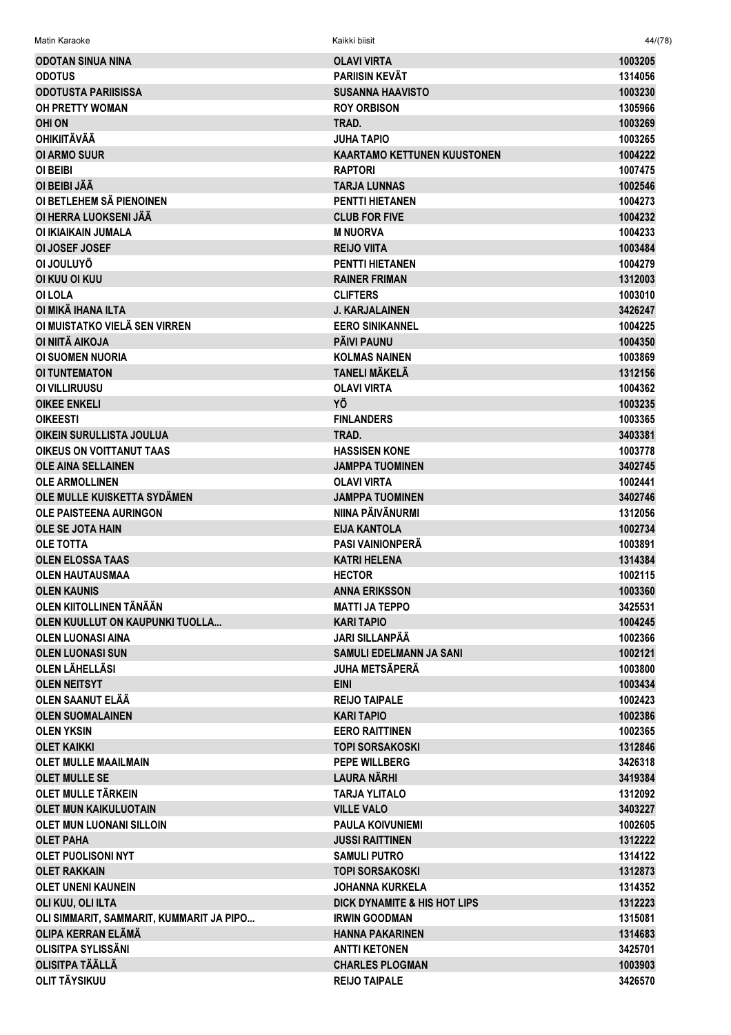| | | |
|---|---|---|
| ODOTAN SINUA NINA | OLAVI VIRTA | 1003205 |
| ODOTUS | PARIISIN KEVÄT | 1314056 |
| ODOTUSTA PARIISISSA | SUSANNA HAAVISTO | 1003230 |
| OH PRETTY WOMAN | ROY ORBISON | 1305966 |
| OHI ON | TRAD. | 1003269 |
| OHIKIITÄVÄÄ | JUHA TAPIO | 1003265 |
| OI ARMO SUUR | KAARTAMO KETTUNEN KUUSTONEN | 1004222 |
| OI BEIBI | RAPTORI | 1007475 |
| OI BEIBI JÄÄ | TARJA LUNNAS | 1002546 |
| OI BETLEHEM SÄ PIENOINEN | PENTTI HIETANEN | 1004273 |
| OI HERRA LUOKSENI JÄÄ | CLUB FOR FIVE | 1004232 |
| OI IKIAIKAIN JUMALA | M NUORVA | 1004233 |
| OI JOSEF JOSEF | REIJO VIITA | 1003484 |
| OI JOULUYÖ | PENTTI HIETANEN | 1004279 |
| OI KUU OI KUU | RAINER FRIMAN | 1312003 |
| OI LOLA | CLIFTERS | 1003010 |
| OI MIKÄ IHANA ILTA | J. KARJALAINEN | 3426247 |
| OI MUISTATKO VIELÄ SEN VIRREN | EERO SINIKANNEL | 1004225 |
| OI NIITÄ AIKOJA | PÄIVI PAUNU | 1004350 |
| OI SUOMEN NUORIA | KOLMAS NAINEN | 1003869 |
| OI TUNTEMATON | TANELI MÄKELÄ | 1312156 |
| OI VILLIRUUSU | OLAVI VIRTA | 1004362 |
| OIKEE ENKELI | YÖ | 1003235 |
| OIKEESTI | FINLANDERS | 1003365 |
| OIKEIN SURULLISTA JOULUA | TRAD. | 3403381 |
| OIKEUS ON VOITTANUT TAAS | HASSISEN KONE | 1003778 |
| OLE AINA SELLAINEN | JAMPPA TUOMINEN | 3402745 |
| OLE ARMOLLINEN | OLAVI VIRTA | 1002441 |
| OLE MULLE KUISKETTA SYDÄMEN | JAMPPA TUOMINEN | 3402746 |
| OLE PAISTEENA AURINGON | NIINA PÄIVÄNURMI | 1312056 |
| OLE SE JOTA HAIN | EIJA KANTOLA | 1002734 |
| OLE TOTTA | PASI VAINIONPERÄ | 1003891 |
| OLEN ELOSSA TAAS | KATRI HELENA | 1314384 |
| OLEN HAUTAUSMAA | HECTOR | 1002115 |
| OLEN KAUNIS | ANNA ERIKSSON | 1003360 |
| OLEN KIITOLLINEN TÄNÄÄN | MATTI JA TEPPO | 3425531 |
| OLEN KUULLUT ON KAUPUNKI TUOLLA... | KARI TAPIO | 1004245 |
| OLEN LUONASI AINA | JARI SILLANPÄÄ | 1002366 |
| OLEN LUONASI SUN | SAMULI EDELMANN JA SANI | 1002121 |
| OLEN LÄHELLÄSI | JUHA METSÄPERÄ | 1003800 |
| OLEN NEITSYT | EINI | 1003434 |
| OLEN SAANUT ELÄÄ | REIJO TAIPALE | 1002423 |
| OLEN SUOMALAINEN | KARI TAPIO | 1002386 |
| OLEN YKSIN | EERO RAITTINEN | 1002365 |
| OLET KAIKKI | TOPI SORSAKOSKI | 1312846 |
| OLET MULLE MAAILMAIN | PEPE WILLBERG | 3426318 |
| OLET MULLE SE | LAURA NÄRHI | 3419384 |
| OLET MULLE TÄRKEIN | TARJA YLITALO | 1312092 |
| OLET MUN KAIKULUOTAIN | VILLE VALO | 3403227 |
| OLET MUN LUONANI SILLOIN | PAULA KOIVUNIEMI | 1002605 |
| OLET PAHA | JUSSI RAITTINEN | 1312222 |
| OLET PUOLISONI NYT | SAMULI PUTRO | 1314122 |
| OLET RAKKAIN | TOPI SORSAKOSKI | 1312873 |
| OLET UNENI KAUNEIN | JOHANNA KURKELA | 1314352 |
| OLI KUU, OLI ILTA | DICK DYNAMITE & HIS HOT LIPS | 1312223 |
| OLI SIMMARIT, SAMMARIT, KUMMARIT JA PIPO... | IRWIN GOODMAN | 1315081 |
| OLIPA KERRAN ELÄMÄ | HANNA PAKARINEN | 1314683 |
| OLISITPA SYLISSÄNI | ANTTI KETONEN | 3425701 |
| OLISITPA TÄÄLLÄ | CHARLES PLOGMAN | 1003903 |
| OLIT TÄYSIKUU | REIJO TAIPALE | 3426570 |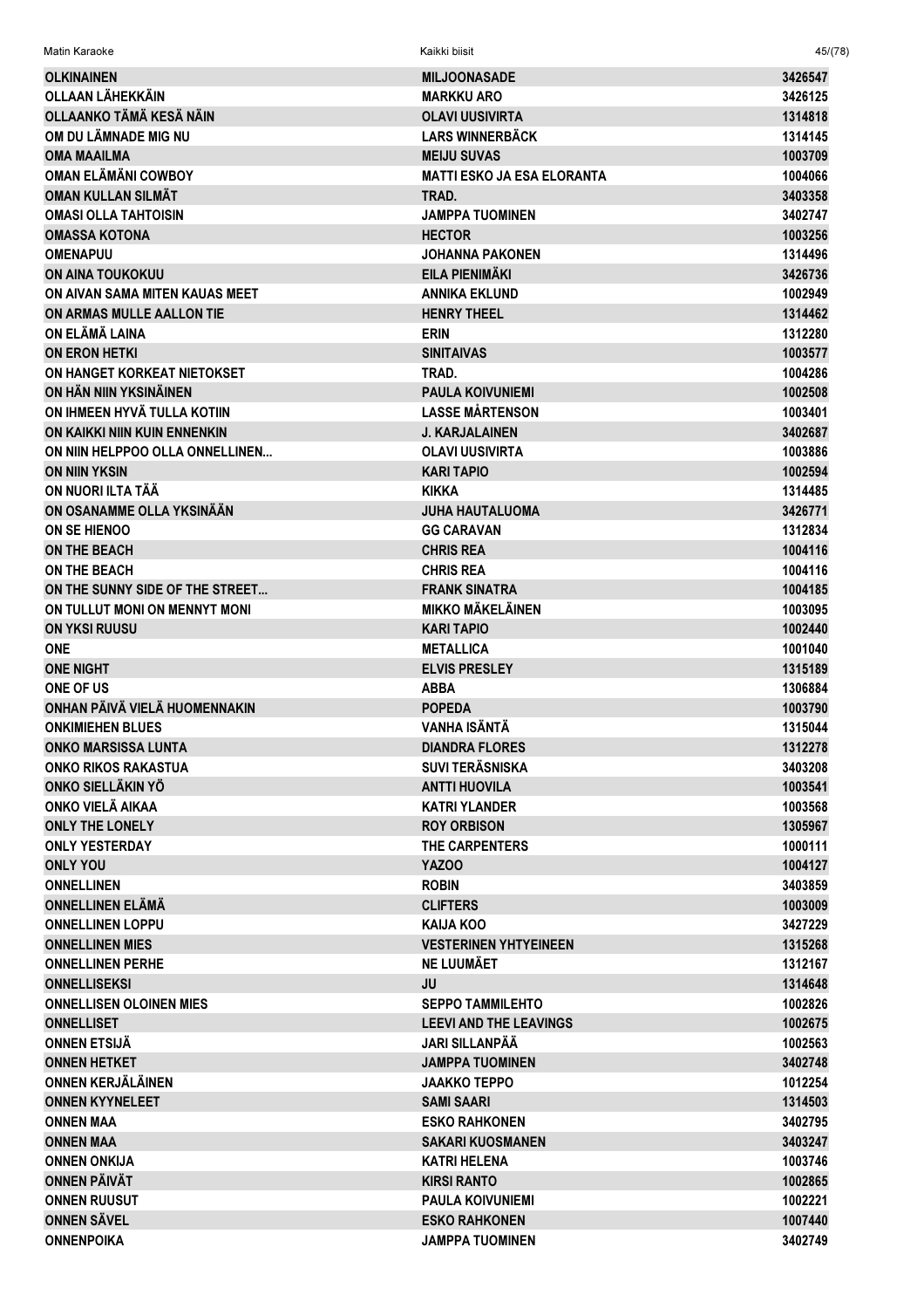| | | |
|---|---|---|
| OLKINAINEN | MILJOONASADE | 3426547 |
| OLLAAN LÄHEKKÄIN | MARKKU ARO | 3426125 |
| OLLAANKO TÄMÄ KESÄ NÄIN | OLAVI UUSIVIRTA | 1314818 |
| OM DU LÄMNADE MIG NU | LARS WINNERBÄCK | 1314145 |
| OMA MAAILMA | MEIJU SUVAS | 1003709 |
| OMAN ELÄMÄNI COWBOY | MATTI ESKO JA ESA ELORANTA | 1004066 |
| OMAN KULLAN SILMÄT | TRAD. | 3403358 |
| OMASI OLLA TAHTOISIN | JAMPPA TUOMINEN | 3402747 |
| OMASSA KOTONA | HECTOR | 1003256 |
| OMENAPUU | JOHANNA PAKONEN | 1314496 |
| ON AINA TOUKOKUU | EILA PIENIMÄKI | 3426736 |
| ON AIVAN SAMA MITEN KAUAS MEET | ANNIKA EKLUND | 1002949 |
| ON ARMAS MULLE AALLON TIE | HENRY THEEL | 1314462 |
| ON ELÄMÄ LAINA | ERIN | 1312280 |
| ON ERON HETKI | SINITAIVAS | 1003577 |
| ON HANGET KORKEAT NIETOKSET | TRAD. | 1004286 |
| ON HÄN NIIN YKSINÄINEN | PAULA KOIVUNIEMI | 1002508 |
| ON IHMEEN HYVÄ TULLA KOTIIN | LASSE MÅRTENSON | 1003401 |
| ON KAIKKI NIIN KUIN ENNENKIN | J. KARJALAINEN | 3402687 |
| ON NIIN HELPPOO OLLA ONNELLINEN... | OLAVI UUSIVIRTA | 1003886 |
| ON NIIN YKSIN | KARI TAPIO | 1002594 |
| ON NUORI ILTA TÄÄ | KIKKA | 1314485 |
| ON OSANAMME OLLA YKSINÄÄN | JUHA HAUTALUOMA | 3426771 |
| ON SE HIENOO | GG CARAVAN | 1312834 |
| ON THE BEACH | CHRIS REA | 1004116 |
| ON THE BEACH | CHRIS REA | 1004116 |
| ON THE SUNNY SIDE OF THE STREET... | FRANK SINATRA | 1004185 |
| ON TULLUT MONI ON MENNYT MONI | MIKKO MÄKELÄINEN | 1003095 |
| ON YKSI RUUSU | KARI TAPIO | 1002440 |
| ONE | METALLICA | 1001040 |
| ONE NIGHT | ELVIS PRESLEY | 1315189 |
| ONE OF US | ABBA | 1306884 |
| ONHAN PÄIVÄ VIELÄ HUOMENNAKIN | POPEDA | 1003790 |
| ONKIMIEHEN BLUES | VANHA ISÄNTÄ | 1315044 |
| ONKO MARSISSA LUNTA | DIANDRA FLORES | 1312278 |
| ONKO RIKOS RAKASTUA | SUVI TERÄSNISKA | 3403208 |
| ONKO SIELLÄKIN YÖ | ANTTI HUOVILA | 1003541 |
| ONKO VIELÄ AIKAA | KATRI YLANDER | 1003568 |
| ONLY THE LONELY | ROY ORBISON | 1305967 |
| ONLY YESTERDAY | THE CARPENTERS | 1000111 |
| ONLY YOU | YAZOO | 1004127 |
| ONNELLINEN | ROBIN | 3403859 |
| ONNELLINEN ELÄMÄ | CLIFTERS | 1003009 |
| ONNELLINEN LOPPU | KAIJA KOO | 3427229 |
| ONNELLINEN MIES | VESTERINEN YHTYEINEEN | 1315268 |
| ONNELLINEN PERHE | NE LUUMÄET | 1312167 |
| ONNELLISEKSI | JU | 1314648 |
| ONNELLISEN OLOINEN MIES | SEPPO TAMMILEHTO | 1002826 |
| ONNELLISET | LEEVI AND THE LEAVINGS | 1002675 |
| ONNEN ETSIJÄ | JARI SILLANPÄÄ | 1002563 |
| ONNEN HETKET | JAMPPA TUOMINEN | 3402748 |
| ONNEN KERJÄLÄINEN | JAAKKO TEPPO | 1012254 |
| ONNEN KYYNELEET | SAMI SAARI | 1314503 |
| ONNEN MAA | ESKO RAHKONEN | 3402795 |
| ONNEN MAA | SAKARI KUOSMANEN | 3403247 |
| ONNEN ONKIJA | KATRI HELENA | 1003746 |
| ONNEN PÄIVÄT | KIRSI RANTO | 1002865 |
| ONNEN RUUSUT | PAULA KOIVUNIEMI | 1002221 |
| ONNEN SÄVEL | ESKO RAHKONEN | 1007440 |
| ONNENPOIKA | JAMPPA TUOMINEN | 3402749 |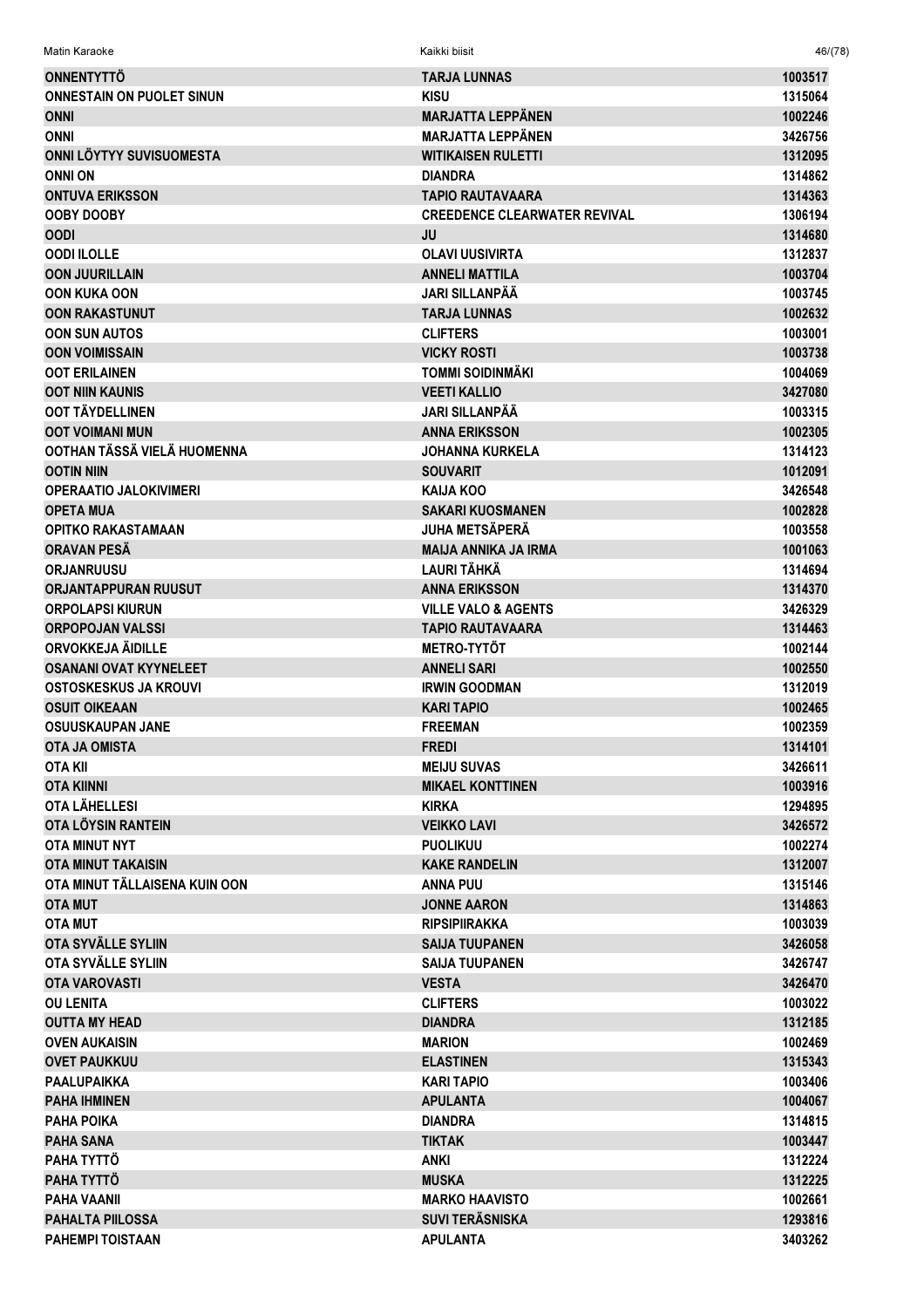| | | |
|---|---|---|
| ONNENTYTTÖ | TARJA LUNNAS | 1003517 |
| ONNESTAIN ON PUOLET SINUN | KISU | 1315064 |
| ONNI | MARJATTA LEPPÄNEN | 1002246 |
| ONNI | MARJATTA LEPPÄNEN | 3426756 |
| ONNI LÖYTYY SUVISUOMESTA | WITIKAISEN RULETTI | 1312095 |
| ONNI ON | DIANDRA | 1314862 |
| ONTUVA ERIKSSON | TAPIO RAUTAVAARA | 1314363 |
| OOBY DOOBY | CREEDENCE CLEARWATER REVIVAL | 1306194 |
| OODI | JU | 1314680 |
| OODI ILOLLE | OLAVI UUSIVIRTA | 1312837 |
| OON JUURILLAIN | ANNELI MATTILA | 1003704 |
| OON KUKA OON | JARI SILLANPÄÄ | 1003745 |
| OON RAKASTUNUT | TARJA LUNNAS | 1002632 |
| OON SUN AUTOS | CLIFTERS | 1003001 |
| OON VOIMISSAIN | VICKY ROSTI | 1003738 |
| OOT ERILAINEN | TOMMI SOIDINMÄKI | 1004069 |
| OOT NIIN KAUNIS | VEETI KALLIO | 3427080 |
| OOT TÄYDELLINEN | JARI SILLANPÄÄ | 1003315 |
| OOT VOIMANI MUN | ANNA ERIKSSON | 1002305 |
| OOTHAN TÄSSÄ VIELÄ HUOMENNA | JOHANNA KURKELA | 1314123 |
| OOTIN NIIN | SOUVARIT | 1012091 |
| OPERAATIO JALOKIVIMERI | KAIJA KOO | 3426548 |
| OPETA MUA | SAKARI KUOSMANEN | 1002828 |
| OPITKO RAKASTAMAAN | JUHA METSÄPERÄ | 1003558 |
| ORAVAN PESÄ | MAIJA ANNIKA JA IRMA | 1001063 |
| ORJANRUUSU | LAURI TÄHKÄ | 1314694 |
| ORJANTAPPURAN RUUSUT | ANNA ERIKSSON | 1314370 |
| ORPOLAPSI KIURUN | VILLE VALO & AGENTS | 3426329 |
| ORPOPOJAN VALSSI | TAPIO RAUTAVAARA | 1314463 |
| ORVOKKEJA ÄIDILLE | METRO-TYTÖT | 1002144 |
| OSANANI OVAT KYYNELEET | ANNELI SARI | 1002550 |
| OSTOSKESKUS JA KROUVI | IRWIN GOODMAN | 1312019 |
| OSUIT OIKEAAN | KARI TAPIO | 1002465 |
| OSUUSKAUPAN JANE | FREEMAN | 1002359 |
| OTA JA OMISTA | FREDI | 1314101 |
| OTA KII | MEIJU SUVAS | 3426611 |
| OTA KIINNI | MIKAEL KONTTINEN | 1003916 |
| OTA LÄHELLESI | KIRKA | 1294895 |
| OTA LÖYSIN RANTEIN | VEIKKO LAVI | 3426572 |
| OTA MINUT NYT | PUOLIKUU | 1002274 |
| OTA MINUT TAKAISIN | KAKE RANDELIN | 1312007 |
| OTA MINUT TÄLLAISENA KUIN OON | ANNA PUU | 1315146 |
| OTA MUT | JONNE AARON | 1314863 |
| OTA MUT | RIPSIPIIRAKKA | 1003039 |
| OTA SYVÄLLE SYLIIN | SAIJA TUUPANEN | 3426058 |
| OTA SYVÄLLE SYLIIN | SAIJA TUUPANEN | 3426747 |
| OTA VAROVASTI | VESTA | 3426470 |
| OU LENITA | CLIFTERS | 1003022 |
| OUTTA MY HEAD | DIANDRA | 1312185 |
| OVEN AUKAISIN | MARION | 1002469 |
| OVET PAUKKUU | ELASTINEN | 1315343 |
| PAALUPAIKKA | KARI TAPIO | 1003406 |
| PAHA IHMINEN | APULANTA | 1004067 |
| PAHA POIKA | DIANDRA | 1314815 |
| PAHA SANA | TIKTAK | 1003447 |
| PAHA TYTTÖ | ANKI | 1312224 |
| PAHA TYTTÖ | MUSKA | 1312225 |
| PAHA VAANII | MARKO HAAVISTO | 1002661 |
| PAHALTA PIILOSSA | SUVI TERÄSNISKA | 1293816 |
| PAHEMPI TOISTAAN | APULANTA | 3403262 |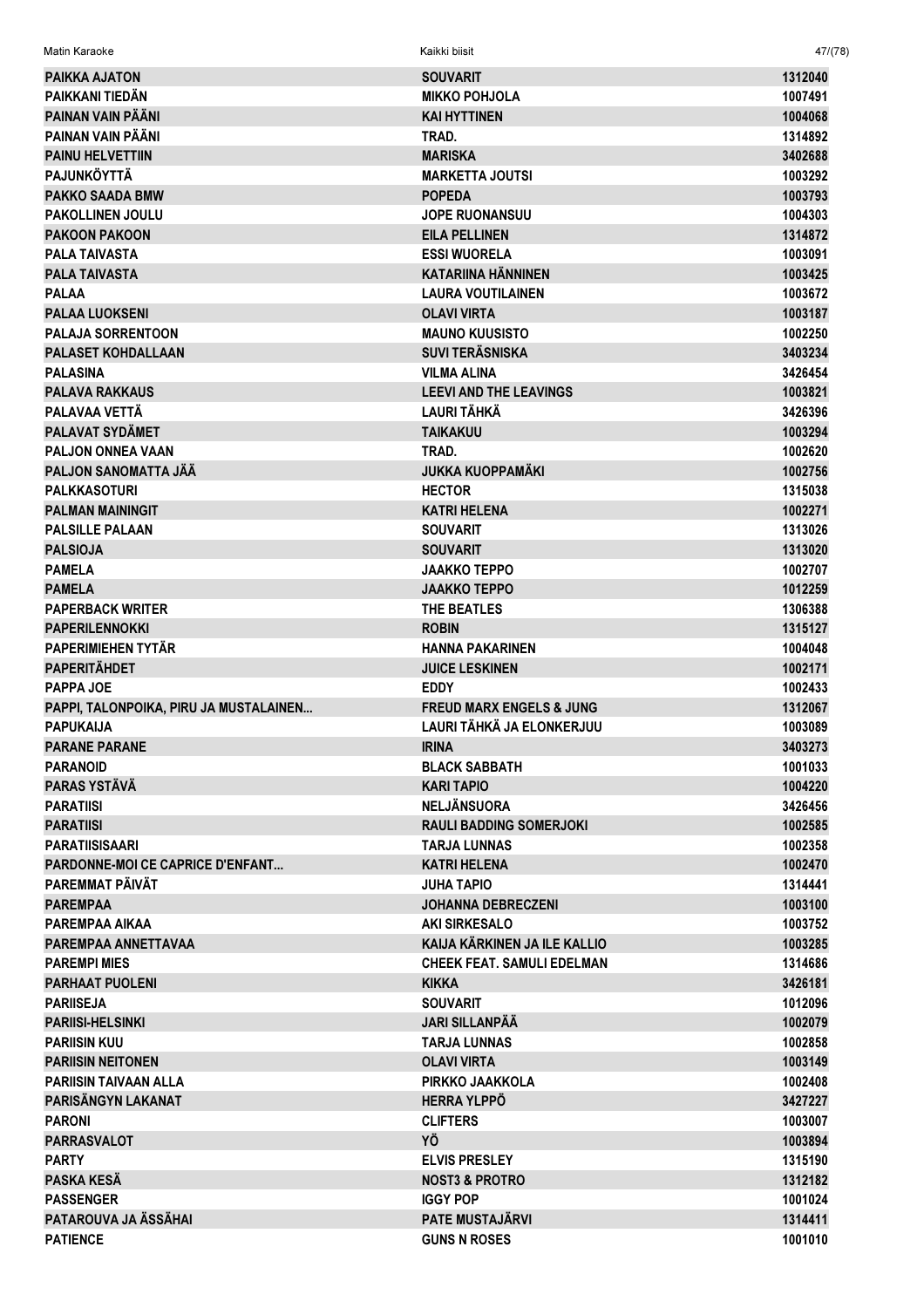| | | |
|---|---|---|
| PAIKKA AJATON | SOUVARIT | 1312040 |
| PAIKKANI TIEDÄN | MIKKO POHJOLA | 1007491 |
| PAINAN VAIN PÄÄNI | KAI HYTTINEN | 1004068 |
| PAINAN VAIN PÄÄNI | TRAD. | 1314892 |
| PAINU HELVETTIIN | MARISKA | 3402688 |
| PAJUNKÖYTTÄ | MARKETTA JOUTSI | 1003292 |
| PAKKO SAADA BMW | POPEDA | 1003793 |
| PAKOLLINEN JOULU | JOPE RUONANSUU | 1004303 |
| PAKOON PAKOON | EILA PELLINEN | 1314872 |
| PALA TAIVASTA | ESSI WUORELA | 1003091 |
| PALA TAIVASTA | KATARIINA HÄNNINEN | 1003425 |
| PALAA | LAURA VOUTILAINEN | 1003672 |
| PALAA LUOKSENI | OLAVI VIRTA | 1003187 |
| PALAJA SORRENTOON | MAUNO KUUSISTO | 1002250 |
| PALASET KOHDALLAAN | SUVI TERÄSNISKA | 3403234 |
| PALASINA | VILMA ALINA | 3426454 |
| PALAVA RAKKAUS | LEEVI AND THE LEAVINGS | 1003821 |
| PALAVAA VETTÄ | LAURI TÄHKÄ | 3426396 |
| PALAVAT SYDÄMET | TAIKAKUU | 1003294 |
| PALJON ONNEA VAAN | TRAD. | 1002620 |
| PALJON SANOMATTA JÄÄ | JUKKA KUOPPAMÄKI | 1002756 |
| PALKKASOTURI | HECTOR | 1315038 |
| PALMAN MAININGIT | KATRI HELENA | 1002271 |
| PALSILLE PALAAN | SOUVARIT | 1313026 |
| PALSIOJA | SOUVARIT | 1313020 |
| PAMELA | JAAKKO TEPPO | 1002707 |
| PAMELA | JAAKKO TEPPO | 1012259 |
| PAPERBACK WRITER | THE BEATLES | 1306388 |
| PAPERILENNOKKI | ROBIN | 1315127 |
| PAPERIMIEHEN TYTÄR | HANNA PAKARINEN | 1004048 |
| PAPERITÄHDET | JUICE LESKINEN | 1002171 |
| PAPPA JOE | EDDY | 1002433 |
| PAPPI, TALONPOIKA, PIRU JA MUSTALAINEN... | FREUD MARX ENGELS & JUNG | 1312067 |
| PAPUKAIJA | LAURI TÄHKÄ JA ELONKERJUU | 1003089 |
| PARANE PARANE | IRINA | 3403273 |
| PARANOID | BLACK SABBATH | 1001033 |
| PARAS YSTÄVÄ | KARI TAPIO | 1004220 |
| PARATIISI | NELJÄNSUORA | 3426456 |
| PARATIISI | RAULI BADDING SOMERJOKI | 1002585 |
| PARATIISISAARI | TARJA LUNNAS | 1002358 |
| PARDONNE-MOI CE CAPRICE D'ENFANT... | KATRI HELENA | 1002470 |
| PAREMMAT PÄIVÄT | JUHA TAPIO | 1314441 |
| PAREMPAA | JOHANNA DEBRECZENI | 1003100 |
| PAREMPAA AIKAA | AKI SIRKESALO | 1003752 |
| PAREMPAA ANNETTAVAA | KAIJA KÄRKINEN JA ILE KALLIO | 1003285 |
| PAREMPI MIES | CHEEK FEAT. SAMULI EDELMAN | 1314686 |
| PARHAAT PUOLENI | KIKKA | 3426181 |
| PARIISEJA | SOUVARIT | 1012096 |
| PARIISI-HELSINKI | JARI SILLANPÄÄ | 1002079 |
| PARIISIN KUU | TARJA LUNNAS | 1002858 |
| PARIISIN NEITONEN | OLAVI VIRTA | 1003149 |
| PARIISIN TAIVAAN ALLA | PIRKKO JAAKKOLA | 1002408 |
| PARISÄNGYN LAKANAT | HERRA YLPPÖ | 3427227 |
| PARONI | CLIFTERS | 1003007 |
| PARRASVALOT | YÖ | 1003894 |
| PARTY | ELVIS PRESLEY | 1315190 |
| PASKA KESÄ | NOST3 & PROTRO | 1312182 |
| PASSENGER | IGGY POP | 1001024 |
| PATAROUVA JA ÄSSÄHAI | PATE MUSTAJÄRVI | 1314411 |
| PATIENCE | GUNS N ROSES | 1001010 |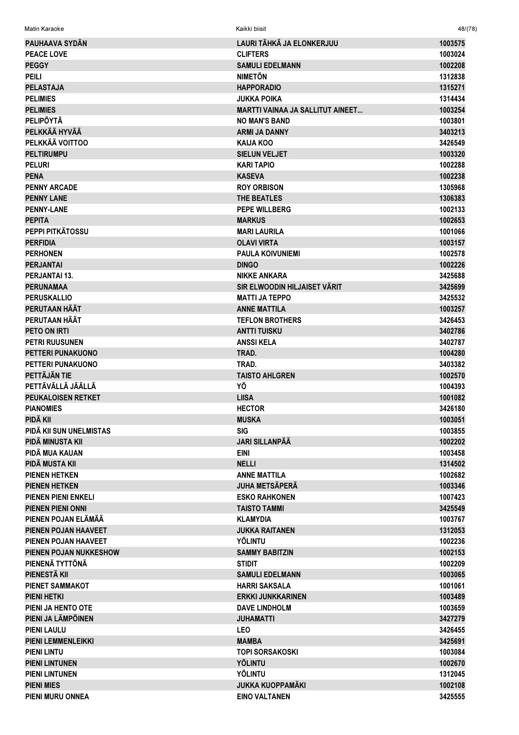| | | |
|---|---|---|
| PAUHAAVA SYDÄN | LAURI TÄHKÄ JA ELONKERJUU | 1003575 |
| PEACE LOVE | CLIFTERS | 1003024 |
| PEGGY | SAMULI EDELMANN | 1002208 |
| PEILI | NIMETÖN | 1312838 |
| PELASTAJA | HAPPORADIO | 1315271 |
| PELIMIES | JUKKA POIKA | 1314434 |
| PELIMIES | MARTTI VAINAA JA SALLITUT AINEET... | 1003254 |
| PELIPÖYTÄ | NO MAN'S BAND | 1003801 |
| PELKKÄÄ HYVÄÄ | ARMI JA DANNY | 3403213 |
| PELKKÄÄ VOITTOO | KAIJA KOO | 3426549 |
| PELTIRUMPU | SIELUN VELJET | 1003320 |
| PELURI | KARI TAPIO | 1002288 |
| PENA | KASEVA | 1002238 |
| PENNY ARCADE | ROY ORBISON | 1305968 |
| PENNY LANE | THE BEATLES | 1306383 |
| PENNY-LANE | PEPE WILLBERG | 1002133 |
| PEPITA | MARKUS | 1002653 |
| PEPPI PITKÄTOSSU | MARI LAURILA | 1001066 |
| PERFIDIA | OLAVI VIRTA | 1003157 |
| PERHONEN | PAULA KOIVUNIEMI | 1002578 |
| PERJANTAI | DINGO | 1002226 |
| PERJANTAI 13. | NIKKE ANKARA | 3425688 |
| PERUNAMAA | SIR ELWOODIN HILJAISET VÄRIT | 3425699 |
| PERUSKALLIO | MATTI JA TEPPO | 3425532 |
| PERUTAAN HÄÄT | ANNE MATTILA | 1003257 |
| PERUTAAN HÄÄT | TEFLON BROTHERS | 3426453 |
| PETO ON IRTI | ANTTI TUISKU | 3402786 |
| PETRI RUUSUNEN | ANSSI KELA | 3402787 |
| PETTERI PUNAKUONO | TRAD. | 1004280 |
| PETTERI PUNAKUONO | TRAD. | 3403382 |
| PETTÄJÄN TIE | TAISTO AHLGREN | 1002570 |
| PETTÄVÄLLÄ JÄÄLLÄ | YÖ | 1004393 |
| PEUKALOISEN RETKET | LIISA | 1001082 |
| PIANOMIES | HECTOR | 3426180 |
| PIDÄ KII | MUSKA | 1003051 |
| PIDÄ KII SUN UNELMISTAS | SIG | 1003855 |
| PIDÄ MINUSTA KII | JARI SILLANPÄÄ | 1002202 |
| PIDÄ MUA KAUAN | EINI | 1003458 |
| PIDÄ MUSTA KII | NELLI | 1314502 |
| PIENEN HETKEN | ANNE MATTILA | 1002682 |
| PIENEN HETKEN | JUHA METSÄPERÄ | 1003346 |
| PIENEN PIENI ENKELI | ESKO RAHKONEN | 1007423 |
| PIENEN PIENI ONNI | TAISTO TAMMI | 3425549 |
| PIENEN POJAN ELÄMÄÄ | KLAMYDIA | 1003767 |
| PIENEN POJAN HAAVEET | JUKKA RAITANEN | 1312053 |
| PIENEN POJAN HAAVEET | YÖLINTU | 1002236 |
| PIENEN POJAN NUKKESHOW | SAMMY BABITZIN | 1002153 |
| PIENENÄ TYTTÖNÄ | STIDIT | 1002209 |
| PIENESTÄ KII | SAMULI EDELMANN | 1003065 |
| PIENET SAMMAKOT | HARRI SAKSALA | 1001061 |
| PIENI HETKI | ERKKI JUNKKARINEN | 1003489 |
| PIENI JA HENTO OTE | DAVE LINDHOLM | 1003659 |
| PIENI JA LÄMPÖINEN | JUHAMATTI | 3427279 |
| PIENI LAULU | LEO | 3426455 |
| PIENI LEMMENLEIKKI | MAMBA | 3425691 |
| PIENI LINTU | TOPI SORSAKOSKI | 1003084 |
| PIENI LINTUNEN | YÖLINTU | 1002670 |
| PIENI LINTUNEN | YÖLINTU | 1312045 |
| PIENI MIES | JUKKA KUOPPAMÄKI | 1002108 |
| PIENI MURU ONNEA | EINO VALTANEN | 3425555 |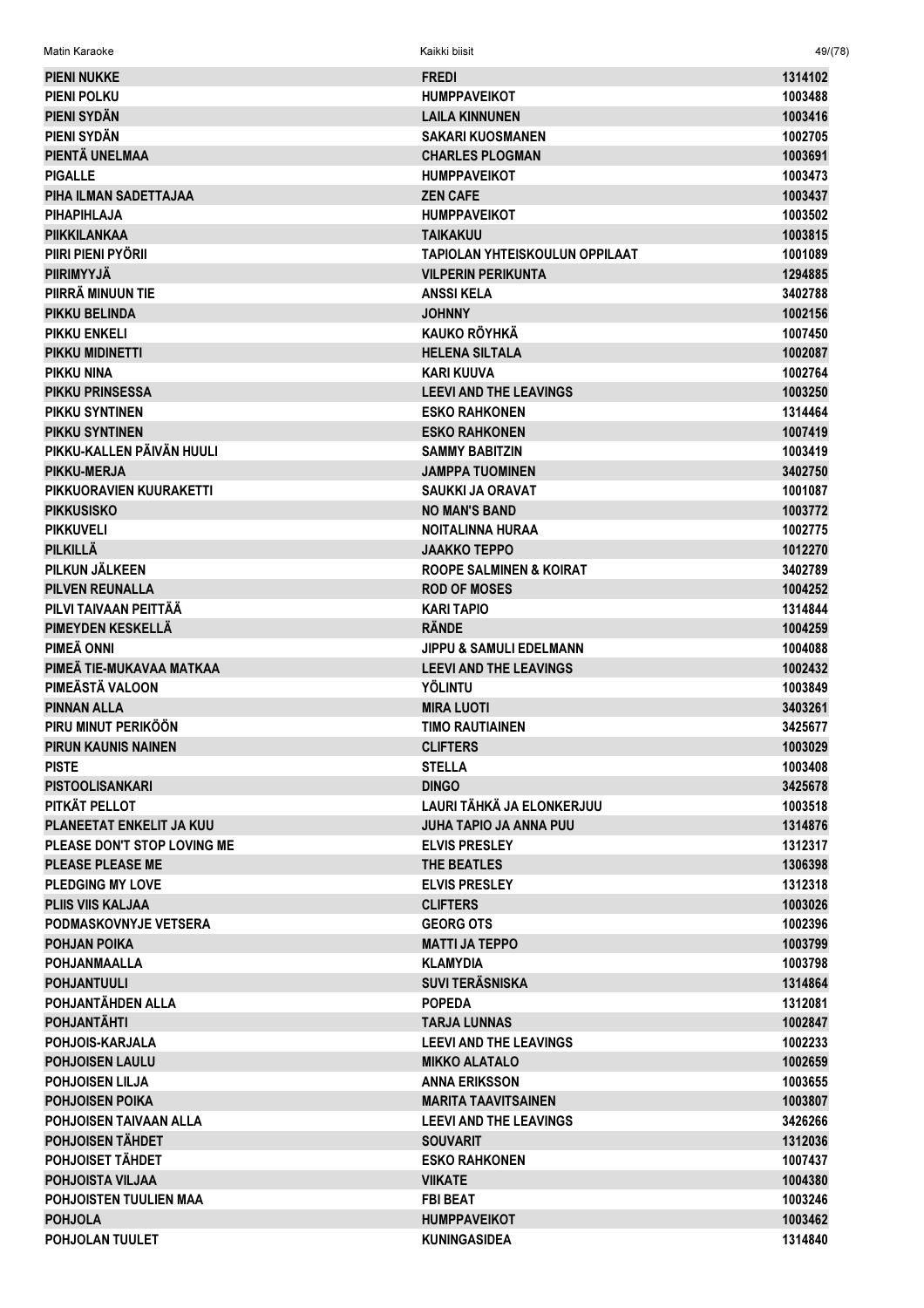| | | |
|---|---|---|
| PIENI NUKKE | FREDI | 1314102 |
| PIENI POLKU | HUMPPAVEIKOT | 1003488 |
| PIENI SYDÄN | LAILA KINNUNEN | 1003416 |
| PIENI SYDÄN | SAKARI KUOSMANEN | 1002705 |
| PIENTÄ UNELMAA | CHARLES PLOGMAN | 1003691 |
| PIGALLE | HUMPPAVEIKOT | 1003473 |
| PIHA ILMAN SADETTAJAA | ZEN CAFE | 1003437 |
| PIHAPIHLAJA | HUMPPAVEIKOT | 1003502 |
| PIIKKILANKAA | TAIKAKUU | 1003815 |
| PIIRI PIENI PYÖRII | TAPIOLAN YHTEISKOULUN OPPILAAT | 1001089 |
| PIIRIMYYJÄ | VILPERIN PERIKUNTA | 1294885 |
| PIIRRÄ MINUUN TIE | ANSSI KELA | 3402788 |
| PIKKU BELINDA | JOHNNY | 1002156 |
| PIKKU ENKELI | KAUKO RÖYHKÄ | 1007450 |
| PIKKU MIDINETTI | HELENA SILTALA | 1002087 |
| PIKKU NINA | KARI KUUVA | 1002764 |
| PIKKU PRINSESSA | LEEVI AND THE LEAVINGS | 1003250 |
| PIKKU SYNTINEN | ESKO RAHKONEN | 1314464 |
| PIKKU SYNTINEN | ESKO RAHKONEN | 1007419 |
| PIKKU-KALLEN PÄIVÄN HUULI | SAMMY BABITZIN | 1003419 |
| PIKKU-MERJA | JAMPPA TUOMINEN | 3402750 |
| PIKKUORAVIEN KUURAKETTI | SAUKKI JA ORAVAT | 1001087 |
| PIKKUSISKO | NO MAN'S BAND | 1003772 |
| PIKKUVELI | NOITALINNA HURAA | 1002775 |
| PILKILLÄ | JAAKKO TEPPO | 1012270 |
| PILKUN JÄLKEEN | ROOPE SALMINEN & KOIRAT | 3402789 |
| PILVEN REUNALLA | ROD OF MOSES | 1004252 |
| PILVI TAIVAAN PEITTÄÄ | KARI TAPIO | 1314844 |
| PIMEYDEN KESKELLÄ | RÄNDE | 1004259 |
| PIMEÄ ONNI | JIPPU & SAMULI EDELMANN | 1004088 |
| PIMEÄ TIE-MUKAVAA MATKAA | LEEVI AND THE LEAVINGS | 1002432 |
| PIMEÄSTÄ VALOON | YÖLINTU | 1003849 |
| PINNAN ALLA | MIRA LUOTI | 3403261 |
| PIRU MINUT PERIKÖÖN | TIMO RAUTIAINEN | 3425677 |
| PIRUN KAUNIS NAINEN | CLIFTERS | 1003029 |
| PISTE | STELLA | 1003408 |
| PISTOOLISANKARI | DINGO | 3425678 |
| PITKÄT PELLOT | LAURI TÄHKÄ JA ELONKERJUU | 1003518 |
| PLANEETAT ENKELIT JA KUU | JUHA TAPIO JA ANNA PUU | 1314876 |
| PLEASE DON'T STOP LOVING ME | ELVIS PRESLEY | 1312317 |
| PLEASE PLEASE ME | THE BEATLES | 1306398 |
| PLEDGING MY LOVE | ELVIS PRESLEY | 1312318 |
| PLIIS VIIS KALJAA | CLIFTERS | 1003026 |
| PODMASKOVNYJE VETSERA | GEORG OTS | 1002396 |
| POHJAN POIKA | MATTI JA TEPPO | 1003799 |
| POHJANMAALLA | KLAMYDIA | 1003798 |
| POHJANTUULI | SUVI TERÄSNISKA | 1314864 |
| POHJANTÄHDEN ALLA | POPEDA | 1312081 |
| POHJANTÄHTI | TARJA LUNNAS | 1002847 |
| POHJOIS-KARJALA | LEEVI AND THE LEAVINGS | 1002233 |
| POHJOISEN LAULU | MIKKO ALATALO | 1002659 |
| POHJOISEN LILJA | ANNA ERIKSSON | 1003655 |
| POHJOISEN POIKA | MARITA TAAVITSAINEN | 1003807 |
| POHJOISEN TAIVAAN ALLA | LEEVI AND THE LEAVINGS | 3426266 |
| POHJOISEN TÄHDET | SOUVARIT | 1312036 |
| POHJOISET TÄHDET | ESKO RAHKONEN | 1007437 |
| POHJOISTA VILJAA | VIIKATE | 1004380 |
| POHJOISTEN TUULIEN MAA | FBI BEAT | 1003246 |
| POHJOLA | HUMPPAVEIKOT | 1003462 |
| POHJOLAN TUULET | KUNINGASIDEA | 1314840 |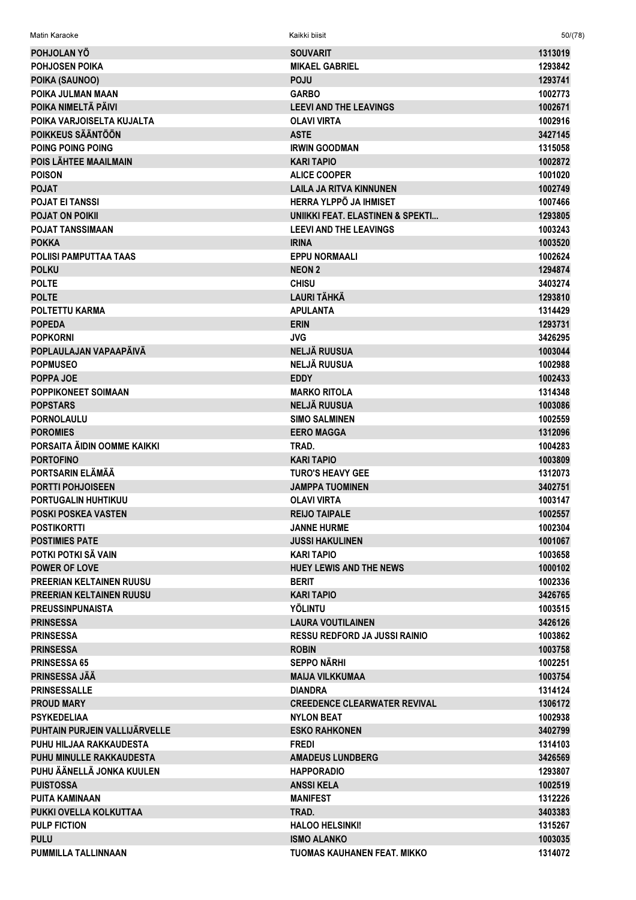| | | |
|---|---|---|
| POHJOLAN YÖ | SOUVARIT | 1313019 |
| POHJOSEN POIKA | MIKAEL GABRIEL | 1293842 |
| POIKA (SAUNOO) | POJU | 1293741 |
| POIKA JULMAN MAAN | GARBO | 1002773 |
| POIKA NIMELTÄ PÄIVI | LEEVI AND THE LEAVINGS | 1002671 |
| POIKA VARJOISELTA KUJALTA | OLAVI VIRTA | 1002916 |
| POIKKEUS SÄÄNTÖÖN | ASTE | 3427145 |
| POING POING POING | IRWIN GOODMAN | 1315058 |
| POIS LÄHTEE MAAILMAIN | KARI TAPIO | 1002872 |
| POISON | ALICE COOPER | 1001020 |
| POJAT | LAILA JA RITVA KINNUNEN | 1002749 |
| POJAT EI TANSSI | HERRA YLPPÖ JA IHMISET | 1007466 |
| POJAT ON POIKII | UNIIKKI FEAT. ELASTINEN & SPEKTI... | 1293805 |
| POJAT TANSSIMAAN | LEEVI AND THE LEAVINGS | 1003243 |
| POKKA | IRINA | 1003520 |
| POLIISI PAMPUTTAA TAAS | EPPU NORMAALI | 1002624 |
| POLKU | NEON 2 | 1294874 |
| POLTE | CHISU | 3403274 |
| POLTE | LAURI TÄHKÄ | 1293810 |
| POLTETTU KARMA | APULANTA | 1314429 |
| POPEDA | ERIN | 1293731 |
| POPKORNI | JVG | 3426295 |
| POPLAULAJAN VAPAAPÄIVÄ | NELJÄ RUUSUA | 1003044 |
| POPMUSEO | NELJÄ RUUSUA | 1002988 |
| POPPA JOE | EDDY | 1002433 |
| POPPIKONEET SOIMAAN | MARKO RITOLA | 1314348 |
| POPSTARS | NELJÄ RUUSUA | 1003086 |
| PORNOLAULU | SIMO SALMINEN | 1002559 |
| POROMIES | EERO MAGGA | 1312096 |
| PORSAITA ÄIDIN OOMME KAIKKI | TRAD. | 1004283 |
| PORTOFINO | KARI TAPIO | 1003809 |
| PORTSARIN ELÄMÄÄ | TURO'S HEAVY GEE | 1312073 |
| PORTTI POHJOISEEN | JAMPPA TUOMINEN | 3402751 |
| PORTUGALIN HUHTIKUU | OLAVI VIRTA | 1003147 |
| POSKI POSKEA VASTEN | REIJO TAIPALE | 1002557 |
| POSTIKORTTI | JANNE HURME | 1002304 |
| POSTIMIES PATE | JUSSI HAKULINEN | 1001067 |
| POTKI POTKI SÄ VAIN | KARI TAPIO | 1003658 |
| POWER OF LOVE | HUEY LEWIS AND THE NEWS | 1000102 |
| PREERIAN KELTAINEN RUUSU | BERIT | 1002336 |
| PREERIAN KELTAINEN RUUSU | KARI TAPIO | 3426765 |
| PREUSSINPUNAISTA | YÖLINTU | 1003515 |
| PRINSESSA | LAURA VOUTILAINEN | 3426126 |
| PRINSESSA | RESSU REDFORD JA JUSSI RAINIO | 1003862 |
| PRINSESSA | ROBIN | 1003758 |
| PRINSESSA 65 | SEPPO NÄRHI | 1002251 |
| PRINSESSA JÄÄ | MAIJA VILKKUMAA | 1003754 |
| PRINSESSALLE | DIANDRA | 1314124 |
| PROUD MARY | CREEDENCE CLEARWATER REVIVAL | 1306172 |
| PSYKEDELIAA | NYLON BEAT | 1002938 |
| PUHTAIN PURJEIN VALLIJÄRVELLE | ESKO RAHKONEN | 3402799 |
| PUHU HILJAA RAKKAUDESTA | FREDI | 1314103 |
| PUHU MINULLE RAKKAUDESTA | AMADEUS LUNDBERG | 3426569 |
| PUHU ÄÄNELLÄ JONKA KUULEN | HAPPORADIO | 1293807 |
| PUISTOSSA | ANSSI KELA | 1002519 |
| PUITA KAMINAAN | MANIFEST | 1312226 |
| PUKKI OVELLA KOLKUTTAA | TRAD. | 3403383 |
| PULP FICTION | HALOO HELSINKI! | 1315267 |
| PULU | ISMO ALANKO | 1003035 |
| PUMMILLA TALLINNAAN | TUOMAS KAUHANEN FEAT. MIKKO | 1314072 |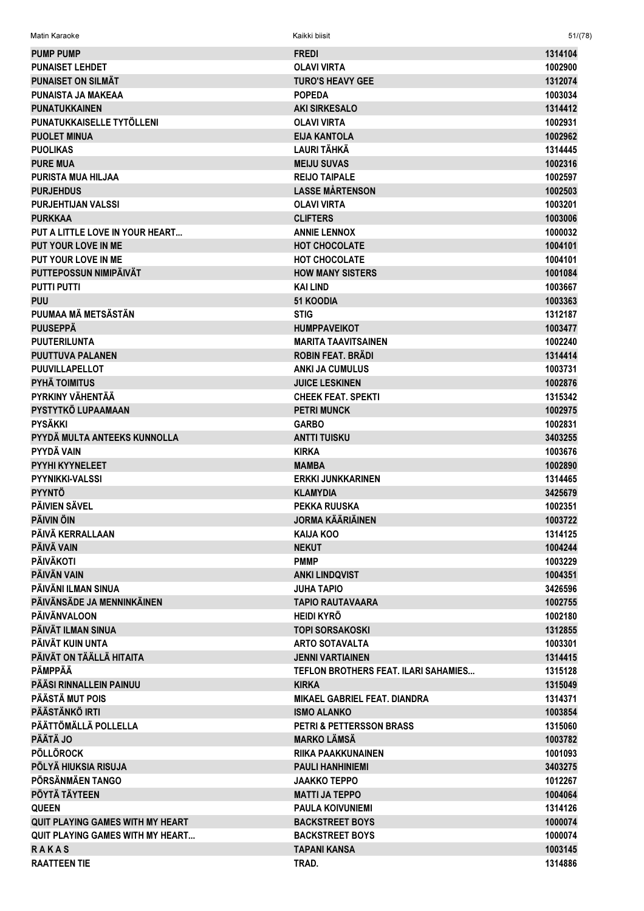| | | |
|---|---|---|
| PUMP PUMP | FREDI | 1314104 |
| PUNAISET LEHDET | OLAVI VIRTA | 1002900 |
| PUNAISET ON SILMÄT | TURO'S HEAVY GEE | 1312074 |
| PUNAISTA JA MAKEAA | POPEDA | 1003034 |
| PUNATUKKAINEN | AKI SIRKESALO | 1314412 |
| PUNATUKKAISELLE TYTÖLLENI | OLAVI VIRTA | 1002931 |
| PUOLET MINUA | EIJA KANTOLA | 1002962 |
| PUOLIKAS | LAURI TÄHKÄ | 1314445 |
| PURE MUA | MEIJU SUVAS | 1002316 |
| PURISTA MUA HILJAA | REIJO TAIPALE | 1002597 |
| PURJEHDUS | LASSE MÅRTENSON | 1002503 |
| PURJEHTIJAN VALSSI | OLAVI VIRTA | 1003201 |
| PURKKAA | CLIFTERS | 1003006 |
| PUT A LITTLE LOVE IN YOUR HEART... | ANNIE LENNOX | 1000032 |
| PUT YOUR LOVE IN ME | HOT CHOCOLATE | 1004101 |
| PUT YOUR LOVE IN ME | HOT CHOCOLATE | 1004101 |
| PUTTEPOSSUN NIMIPÄIVÄT | HOW MANY SISTERS | 1001084 |
| PUTTI PUTTI | KAI LIND | 1003667 |
| PUU | 51 KOODIA | 1003363 |
| PUUMAA MÄ METSÄSTÄN | STIG | 1312187 |
| PUUSEPPÄ | HUMPPAVEIKOT | 1003477 |
| PUUTERILUNTA | MARITA TAAVITSAINEN | 1002240 |
| PUUTTUVA PALANEN | ROBIN FEAT. BRÄDI | 1314414 |
| PUUVILLAPELLOT | ANKI JA CUMULUS | 1003731 |
| PYHÄ TOIMITUS | JUICE LESKINEN | 1002876 |
| PYRKINY VÄHENTÄÄ | CHEEK FEAT. SPEKTI | 1315342 |
| PYSTYTKÖ LUPAAMAAN | PETRI MUNCK | 1002975 |
| PYSÄKKI | GARBO | 1002831 |
| PYYDÄ MULTA ANTEEKS KUNNOLLA | ANTTI TUISKU | 3403255 |
| PYYDÄ VAIN | KIRKA | 1003676 |
| PYYHI KYYNELEET | MAMBA | 1002890 |
| PYYNIKKI-VALSSI | ERKKI JUNKKARINEN | 1314465 |
| PYYNTÖ | KLAMYDIA | 3425679 |
| PÄIVIEN SÄVEL | PEKKA RUUSKA | 1002351 |
| PÄIVIN ÖIN | JORMA KÄÄRIÄINEN | 1003722 |
| PÄIVÄ KERRALLAAN | KAIJA KOO | 1314125 |
| PÄIVÄ VAIN | NEKUT | 1004244 |
| PÄIVÄKOTI | PMMP | 1003229 |
| PÄIVÄN VAIN | ANKI LINDQVIST | 1004351 |
| PÄIVÄNI ILMAN SINUA | JUHA TAPIO | 3426596 |
| PÄIVÄNSÄDE JA MENNINKÄINEN | TAPIO RAUTAVAARA | 1002755 |
| PÄIVÄNVALOON | HEIDI KYRÖ | 1002180 |
| PÄIVÄT ILMAN SINUA | TOPI SORSAKOSKI | 1312855 |
| PÄIVÄT KUIN UNTA | ARTO SOTAVALTA | 1003301 |
| PÄIVÄT ON TÄÄLLÄ HITAITA | JENNI VARTIAINEN | 1314415 |
| PÄMPPÄÄ | TEFLON BROTHERS FEAT. ILARI SAHAMIES... | 1315128 |
| PÄÄSI RINNALLEIN PAINUU | KIRKA | 1315049 |
| PÄÄSTÄ MUT POIS | MIKAEL GABRIEL FEAT. DIANDRA | 1314371 |
| PÄÄSTÄNKÖ IRTI | ISMO ALANKO | 1003854 |
| PÄÄTTÖMÄLLÄ POLLELLA | PETRI & PETTERSSON BRASS | 1315060 |
| PÄÄTÄ JO | MARKO LÄMSÄ | 1003782 |
| PÖLLÖROCK | RIIKA PAAKKUNAINEN | 1001093 |
| PÖLYÄ HIUKSIA RISUJA | PAULI HANHINIEMI | 3403275 |
| PÖRSÄNMÄEN TANGO | JAAKKO TEPPO | 1012267 |
| PÖYTÄ TÄYTEEN | MATTI JA TEPPO | 1004064 |
| QUEEN | PAULA KOIVUNIEMI | 1314126 |
| QUIT PLAYING GAMES WITH MY HEART | BACKSTREET BOYS | 1000074 |
| QUIT PLAYING GAMES WITH MY HEART... | BACKSTREET BOYS | 1000074 |
| R A K A S | TAPANI KANSA | 1003145 |
| RAATTEEN TIE | TRAD. | 1314886 |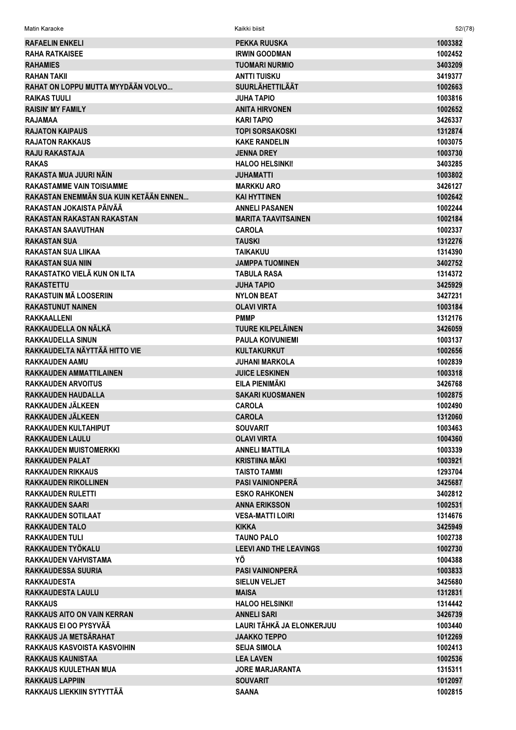| | | |
|---|---|---|
| RAFAELIN ENKELI | PEKKA RUUSKA | 1003382 |
| RAHA RATKAISEE | IRWIN GOODMAN | 1002452 |
| RAHAMIES | TUOMARI NURMIO | 3403209 |
| RAHAN TAKII | ANTTI TUISKU | 3419377 |
| RAHAT ON LOPPU MUTTA MYYDÄÄN VOLVO... | SUURLÄHETTILÄÄT | 1002663 |
| RAIKAS TUULI | JUHA TAPIO | 1003816 |
| RAISIN' MY FAMILY | ANITA HIRVONEN | 1002652 |
| RAJAMAA | KARI TAPIO | 3426337 |
| RAJATON KAIPAUS | TOPI SORSAKOSKI | 1312874 |
| RAJATON RAKKAUS | KAKE RANDELIN | 1003075 |
| RAJU RAKASTAJA | JENNA DREY | 1003730 |
| RAKAS | HALOO HELSINKI! | 3403285 |
| RAKASTA MUA JUURI NÄIN | JUHAMATTI | 1003802 |
| RAKASTAMME VAIN TOISIAMME | MARKKU ARO | 3426127 |
| RAKASTAN ENEMMÄN SUA KUIN KETÄÄN ENNEN... | KAI HYTTINEN | 1002642 |
| RAKASTAN JOKAISTA PÄIVÄÄ | ANNELI PASANEN | 1002244 |
| RAKASTAN RAKASTAN RAKASTAN | MARITA TAAVITSAINEN | 1002184 |
| RAKASTAN SAAVUTHAN | CAROLA | 1002337 |
| RAKASTAN SUA | TAUSKI | 1312276 |
| RAKASTAN SUA LIIKAA | TAIKAKUU | 1314390 |
| RAKASTAN SUA NIIN | JAMPPA TUOMINEN | 3402752 |
| RAKASTATKO VIELÄ KUN ON ILTA | TABULA RASA | 1314372 |
| RAKASTETTU | JUHA TAPIO | 3425929 |
| RAKASTUIN MÄ LOOSERIIN | NYLON BEAT | 3427231 |
| RAKASTUNUT NAINEN | OLAVI VIRTA | 1003184 |
| RAKKAALLENI | PMMP | 1312176 |
| RAKKAUDELLA ON NÄLKÄ | TUURE KILPELÄINEN | 3426059 |
| RAKKAUDELLA SINUN | PAULA KOIVUNIEMI | 1003137 |
| RAKKAUDELTA NÄYTTÄÄ HITTO VIE | KULTAKURKUT | 1002656 |
| RAKKAUDEN AAMU | JUHANI MARKOLA | 1002839 |
| RAKKAUDEN AMMATTILAINEN | JUICE LESKINEN | 1003318 |
| RAKKAUDEN ARVOITUS | EILA PIENIMÄKI | 3426768 |
| RAKKAUDEN HAUDALLA | SAKARI KUOSMANEN | 1002875 |
| RAKKAUDEN JÄLKEEN | CAROLA | 1002490 |
| RAKKAUDEN JÄLKEEN | CAROLA | 1312060 |
| RAKKAUDEN KULTAHIPUT | SOUVARIT | 1003463 |
| RAKKAUDEN LAULU | OLAVI VIRTA | 1004360 |
| RAKKAUDEN MUISTOMERKKI | ANNELI MATTILA | 1003339 |
| RAKKAUDEN PALAT | KRISTIINA MÄKI | 1003921 |
| RAKKAUDEN RIKKAUS | TAISTO TAMMI | 1293704 |
| RAKKAUDEN RIKOLLINEN | PASI VAINIONPERÄ | 3425687 |
| RAKKAUDEN RULETTI | ESKO RAHKONEN | 3402812 |
| RAKKAUDEN SAARI | ANNA ERIKSSON | 1002531 |
| RAKKAUDEN SOTILAAT | VESA-MATTI LOIRI | 1314676 |
| RAKKAUDEN TALO | KIKKA | 3425949 |
| RAKKAUDEN TULI | TAUNO PALO | 1002738 |
| RAKKAUDEN TYÖKALU | LEEVI AND THE LEAVINGS | 1002730 |
| RAKKAUDEN VAHVISTAMA | YÖ | 1004388 |
| RAKKAUDESSA SUURIA | PASI VAINIONPERÄ | 1003833 |
| RAKKAUDESTA | SIELUN VELJET | 3425680 |
| RAKKAUDESTA LAULU | MAISA | 1312831 |
| RAKKAUS | HALOO HELSINKI! | 1314442 |
| RAKKAUS AITO ON VAIN KERRAN | ANNELI SARI | 3426739 |
| RAKKAUS EI OO PYSYVÄÄ | LAURI TÄHKÄ JA ELONKERJUU | 1003440 |
| RAKKAUS JA METSÄRAHAT | JAAKKO TEPPO | 1012269 |
| RAKKAUS KASVOISTA KASVOIHIN | SEIJA SIMOLA | 1002413 |
| RAKKAUS KAUNISTAA | LEA LAVEN | 1002536 |
| RAKKAUS KUULETHAN MUA | JORE MARJARANTA | 1315311 |
| RAKKAUS LAPPIIN | SOUVARIT | 1012097 |
| RAKKAUS LIEKKIIN SYTYTTÄÄ | SAANA | 1002815 |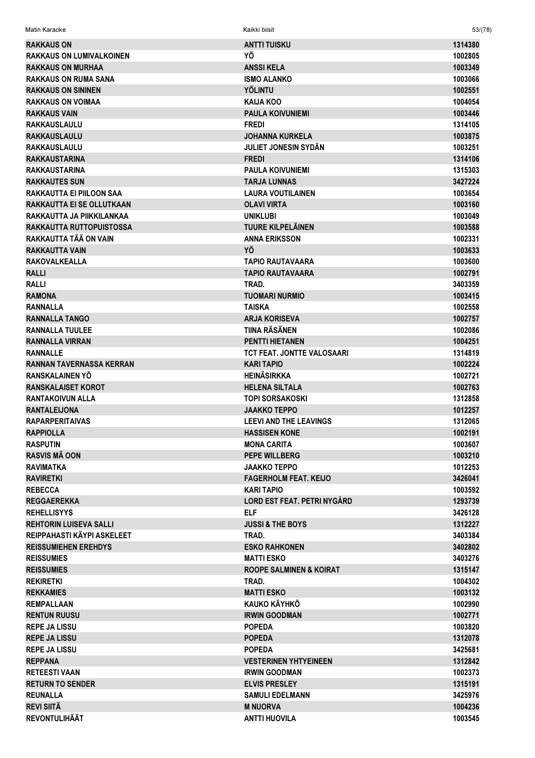| | | |
|---|---|---|
| RAKKAUS ON | ANTTI TUISKU | 1314380 |
| RAKKAUS ON LUMIVALKOINEN | YÖ | 1002805 |
| RAKKAUS ON MURHAA | ANSSI KELA | 1003349 |
| RAKKAUS ON RUMA SANA | ISMO ALANKO | 1003066 |
| RAKKAUS ON SININEN | YÖLINTU | 1002551 |
| RAKKAUS ON VOIMAA | KAIJA KOO | 1004054 |
| RAKKAUS VAIN | PAULA KOIVUNIEMI | 1003446 |
| RAKKAUSLAULU | FREDI | 1314105 |
| RAKKAUSLAULU | JOHANNA KURKELA | 1003875 |
| RAKKAUSLAULU | JULIET JONESIN SYDÄN | 1003251 |
| RAKKAUSTARINA | FREDI | 1314106 |
| RAKKAUSTARINA | PAULA KOIVUNIEMI | 1315303 |
| RAKKAUTES SUN | TARJA LUNNAS | 3427224 |
| RAKKAUTTA EI PIILOON SAA | LAURA VOUTILAINEN | 1003654 |
| RAKKAUTTA EI SE OLLUTKAAN | OLAVI VIRTA | 1003160 |
| RAKKAUTTA JA PIIKKILANKAA | UNIKLUBI | 1003049 |
| RAKKAUTTA RUTTOPUISTOSSA | TUURE KILPELÄINEN | 1003588 |
| RAKKAUTTA TÄÄ ON VAIN | ANNA ERIKSSON | 1002331 |
| RAKKAUTTA VAIN | YÖ | 1003633 |
| RAKOVALKEALLA | TAPIO RAUTAVAARA | 1003600 |
| RALLI | TAPIO RAUTAVAARA | 1002791 |
| RALLI | TRAD. | 3403359 |
| RAMONA | TUOMARI NURMIO | 1003415 |
| RANNALLA | TAISKA | 1002558 |
| RANNALLA TANGO | ARJA KORISEVA | 1002757 |
| RANNALLA TUULEE | TIINA RÄSÄNEN | 1002086 |
| RANNALLA VIRRAN | PENTTI HIETANEN | 1004251 |
| RANNALLE | TCT FEAT. JONTTE VALOSAARI | 1314819 |
| RANNAN TAVERNASSA KERRAN | KARI TAPIO | 1002224 |
| RANSKALAINEN YÖ | HEINÄSIRKKA | 1002721 |
| RANSKALAISET KOROT | HELENA SILTALA | 1002763 |
| RANTAKOIVUN ALLA | TOPI SORSAKOSKI | 1312858 |
| RANTALEIJONA | JAAKKO TEPPO | 1012257 |
| RAPARPERITAIVAS | LEEVI AND THE LEAVINGS | 1312065 |
| RAPPIOLLA | HASSISEN KONE | 1002191 |
| RASPUTIN | MONA CARITA | 1003607 |
| RASVIS MÄ OON | PEPE WILLBERG | 1003210 |
| RAVIMATKA | JAAKKO TEPPO | 1012253 |
| RAVIRETKI | FAGERHOLM FEAT. KEIJO | 3426041 |
| REBECCA | KARI TAPIO | 1003592 |
| REGGAEREKKA | LORD EST FEAT. PETRI NYGÅRD | 1293739 |
| REHELLISYYS | ELF | 3426128 |
| REHTORIN LUISEVA SALLI | JUSSI & THE BOYS | 1312227 |
| REIPPAHASTI KÄYPI ASKELEET | TRAD. | 3403384 |
| REISSUMIEHEN EREHDYS | ESKO RAHKONEN | 3402802 |
| REISSUMIES | MATTI ESKO | 3403276 |
| REISSUMIES | ROOPE SALMINEN & KOIRAT | 1315147 |
| REKIRETKI | TRAD. | 1004302 |
| REKKAMIES | MATTI ESKO | 1003132 |
| REMPALLAAN | KAUKO KÄYHKÖ | 1002990 |
| RENTUN RUUSU | IRWIN GOODMAN | 1002771 |
| REPE JA LISSU | POPEDA | 1003820 |
| REPE JA LISSU | POPEDA | 1312078 |
| REPE JA LISSU | POPEDA | 3425681 |
| REPPANA | VESTERINEN YHTYEINEEN | 1312842 |
| RETEESTI VAAN | IRWIN GOODMAN | 1002373 |
| RETURN TO SENDER | ELVIS PRESLEY | 1315191 |
| REUNALLA | SAMULI EDELMANN | 3425976 |
| REVI SIITÄ | M NUORVA | 1004236 |
| REVONTULIHÄÄT | ANTTI HUOVILA | 1003545 |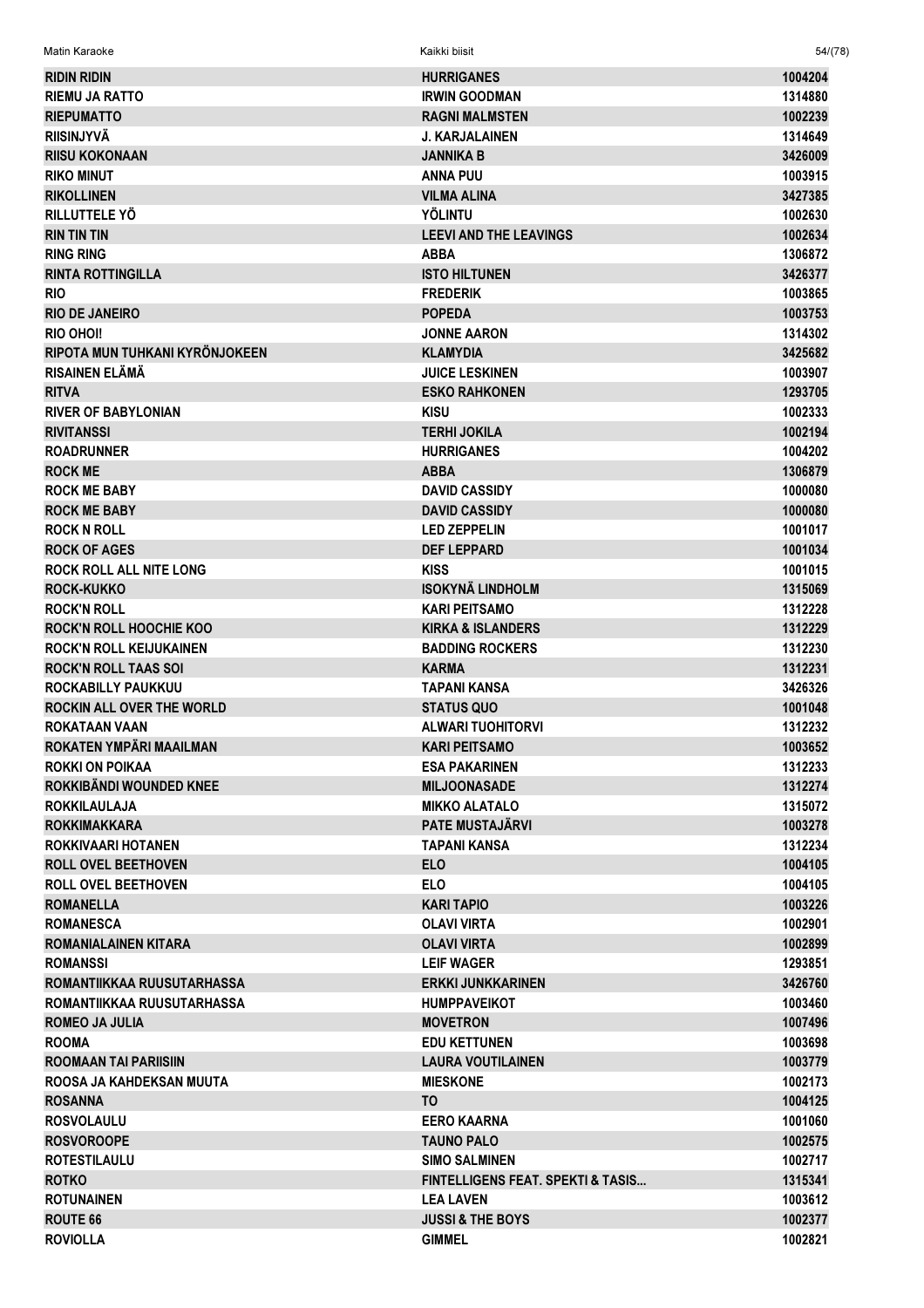| RIDIN RIDIN | HURRIGANES | 1004204 |
|---|---|---|
| RIEMU JA RATTO | IRWIN GOODMAN | 1314880 |
| RIEPUMATTO | RAGNI MALMSTEN | 1002239 |
| RIISINJYVÄ | J. KARJALAINEN | 1314649 |
| RIISU KOKONAAN | JANNIKA B | 3426009 |
| RIKO MINUT | ANNA PUU | 1003915 |
| RIKOLLINEN | VILMA ALINA | 3427385 |
| RILLUTTELE YÖ | YÖLINTU | 1002630 |
| RIN TIN TIN | LEEVI AND THE LEAVINGS | 1002634 |
| RING RING | ABBA | 1306872 |
| RINTA ROTTINGILLA | ISTO HILTUNEN | 3426377 |
| RIO | FREDERIK | 1003865 |
| RIO DE JANEIRO | POPEDA | 1003753 |
| RIO OHOI! | JONNE AARON | 1314302 |
| RIPOTA MUN TUHKANI KYRÖNJOKEEN | KLAMYDIA | 3425682 |
| RISAINEN ELÄMÄ | JUICE LESKINEN | 1003907 |
| RITVA | ESKO RAHKONEN | 1293705 |
| RIVER OF BABYLONIAN | KISU | 1002333 |
| RIVITANSSI | TERHI JOKILA | 1002194 |
| ROADRUNNER | HURRIGANES | 1004202 |
| ROCK ME | ABBA | 1306879 |
| ROCK ME BABY | DAVID CASSIDY | 1000080 |
| ROCK ME BABY | DAVID CASSIDY | 1000080 |
| ROCK N ROLL | LED ZEPPELIN | 1001017 |
| ROCK OF AGES | DEF LEPPARD | 1001034 |
| ROCK ROLL ALL NITE LONG | KISS | 1001015 |
| ROCK-KUKKO | ISOKYNÄ LINDHOLM | 1315069 |
| ROCK'N ROLL | KARI PEITSAMO | 1312228 |
| ROCK'N ROLL HOOCHIE KOO | KIRKA & ISLANDERS | 1312229 |
| ROCK'N ROLL KEIJUKAINEN | BADDING ROCKERS | 1312230 |
| ROCK'N ROLL TAAS SOI | KARMA | 1312231 |
| ROCKABILLY PAUKKUU | TAPANI KANSA | 3426326 |
| ROCKIN ALL OVER THE WORLD | STATUS QUO | 1001048 |
| ROKATAAN VAAN | ALWARI TUOHITORVI | 1312232 |
| ROKATEN YMPÄRI MAAILMAN | KARI PEITSAMO | 1003652 |
| ROKKI ON POIKAA | ESA PAKARINEN | 1312233 |
| ROKKIBÄNDI WOUNDED KNEE | MILJOONASADE | 1312274 |
| ROKKILAULAJA | MIKKO ALATALO | 1315072 |
| ROKKIMAKKARA | PATE MUSTAJÄRVI | 1003278 |
| ROKKIVAARI HOTANEN | TAPANI KANSA | 1312234 |
| ROLL OVEL BEETHOVEN | ELO | 1004105 |
| ROLL OVEL BEETHOVEN | ELO | 1004105 |
| ROMANELLA | KARI TAPIO | 1003226 |
| ROMANESCA | OLAVI VIRTA | 1002901 |
| ROMANIALAINEN KITARA | OLAVI VIRTA | 1002899 |
| ROMANSSI | LEIF WAGER | 1293851 |
| ROMANTIIKKAA RUUSUTARHASSA | ERKKI JUNKKARINEN | 3426760 |
| ROMANTIIKKAA RUUSUTARHASSA | HUMPPAVEIKOT | 1003460 |
| ROMEO JA JULIA | MOVETRON | 1007496 |
| ROOMA | EDU KETTUNEN | 1003698 |
| ROOMAAN TAI PARIISIIN | LAURA VOUTILAINEN | 1003779 |
| ROOSA JA KAHDEKSAN MUUTA | MIESKONE | 1002173 |
| ROSANNA | TO | 1004125 |
| ROSVOLAULU | EERO KAARNA | 1001060 |
| ROSVOROOPE | TAUNO PALO | 1002575 |
| ROTESTILAULU | SIMO SALMINEN | 1002717 |
| ROTKO | FINTELLIGENS FEAT. SPEKTI & TASIS... | 1315341 |
| ROTUNAINEN | LEA LAVEN | 1003612 |
| ROUTE 66 | JUSSI & THE BOYS | 1002377 |
| ROVIOLLA | GIMMEL | 1002821 |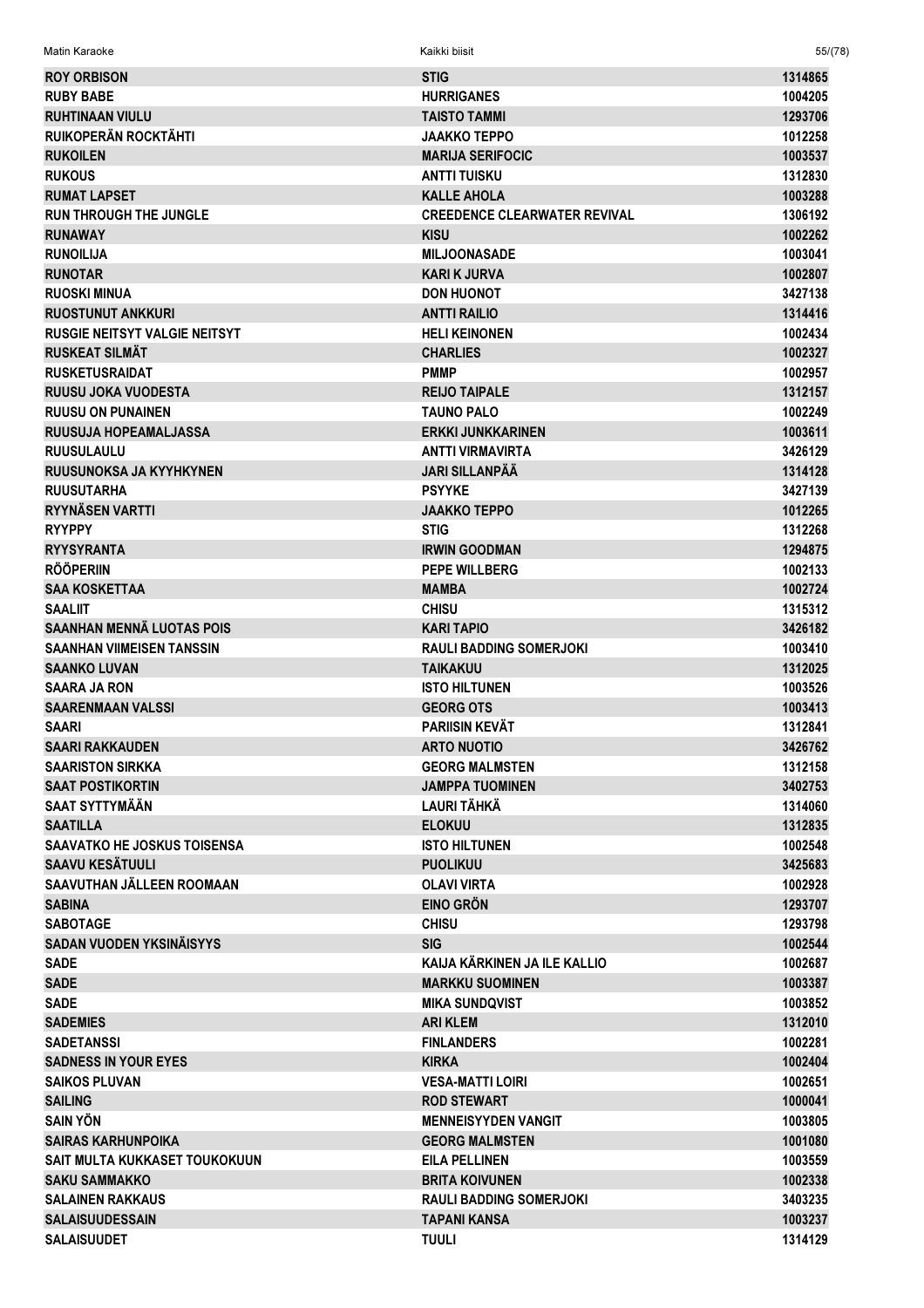| | | |
|---|---|---|
| ROY ORBISON | STIG | 1314865 |
| RUBY BABE | HURRIGANES | 1004205 |
| RUHTINAAN VIULU | TAISTO TAMMI | 1293706 |
| RUIKOPERÄN ROCKTÄHTI | JAAKKO TEPPO | 1012258 |
| RUKOILEN | MARIJA SERIFOCIC | 1003537 |
| RUKOUS | ANTTI TUISKU | 1312830 |
| RUMAT LAPSET | KALLE AHOLA | 1003288 |
| RUN THROUGH THE JUNGLE | CREEDENCE CLEARWATER REVIVAL | 1306192 |
| RUNAWAY | KISU | 1002262 |
| RUNOILIJA | MILJOONASADE | 1003041 |
| RUNOTAR | KARI K JURVA | 1002807 |
| RUOSKI MINUA | DON HUONOT | 3427138 |
| RUOSTUNUT ANKKURI | ANTTI RAILIO | 1314416 |
| RUSGIE NEITSYT VALGIE NEITSYT | HELI KEINONEN | 1002434 |
| RUSKEAT SILMÄT | CHARLIES | 1002327 |
| RUSKETUSRAIDAT | PMMP | 1002957 |
| RUUSU JOKA VUODESTA | REIJO TAIPALE | 1312157 |
| RUUSU ON PUNAINEN | TAUNO PALO | 1002249 |
| RUUSUJA HOPEAMALJASSA | ERKKI JUNKKARINEN | 1003611 |
| RUUSULAULU | ANTTI VIRMAVIRTA | 3426129 |
| RUUSUNOKSA JA KYYHKYNEN | JARI SILLANPÄÄ | 1314128 |
| RUUSUTARHA | PSYYKE | 3427139 |
| RYYNÄSEN VARTTI | JAAKKO TEPPO | 1012265 |
| RYYPPY | STIG | 1312268 |
| RYYSYRANTA | IRWIN GOODMAN | 1294875 |
| RÖÖPERIIN | PEPE WILLBERG | 1002133 |
| SAA KOSKETTAA | MAMBA | 1002724 |
| SAALIIT | CHISU | 1315312 |
| SAANHAN MENNÄ LUOTAS POIS | KARI TAPIO | 3426182 |
| SAANHAN VIIMEISEN TANSSIN | RAULI BADDING SOMERJOKI | 1003410 |
| SAANKO LUVAN | TAIKAKUU | 1312025 |
| SAARA JA RON | ISTO HILTUNEN | 1003526 |
| SAARENMAAN VALSSI | GEORG OTS | 1003413 |
| SAARI | PARIISIN KEVÄT | 1312841 |
| SAARI RAKKAUDEN | ARTO NUOTIO | 3426762 |
| SAARISTON SIRKKA | GEORG MALMSTEN | 1312158 |
| SAAT POSTIKORTIN | JAMPPA TUOMINEN | 3402753 |
| SAAT SYTTYMÄÄN | LAURI TÄHKÄ | 1314060 |
| SAATILLA | ELOKUU | 1312835 |
| SAAVATKO HE JOSKUS TOISENSA | ISTO HILTUNEN | 1002548 |
| SAAVU KESÄTUULI | PUOLIKUU | 3425683 |
| SAAVUTHAN JÄLLEEN ROOMAAN | OLAVI VIRTA | 1002928 |
| SABINA | EINO GRÖN | 1293707 |
| SABOTAGE | CHISU | 1293798 |
| SADAN VUODEN YKSINÄISYYS | SIG | 1002544 |
| SADE | KAIJA KÄRKINEN JA ILE KALLIO | 1002687 |
| SADE | MARKKU SUOMINEN | 1003387 |
| SADE | MIKA SUNDQVIST | 1003852 |
| SADEMIES | ARI KLEM | 1312010 |
| SADETANSSI | FINLANDERS | 1002281 |
| SADNESS IN YOUR EYES | KIRKA | 1002404 |
| SAIKOS PLUVAN | VESA-MATTI LOIRI | 1002651 |
| SAILING | ROD STEWART | 1000041 |
| SAIN YÖN | MENNEISYYDEN VANGIT | 1003805 |
| SAIRAS KARHUNPOIKA | GEORG MALMSTEN | 1001080 |
| SAIT MULTA KUKKASET TOUKOKUUN | EILA PELLINEN | 1003559 |
| SAKU SAMMAKKO | BRITA KOIVUNEN | 1002338 |
| SALAINEN RAKKAUS | RAULI BADDING SOMERJOKI | 3403235 |
| SALAISUUDESSAIN | TAPANI KANSA | 1003237 |
| SALAISUUDET | TUULI | 1314129 |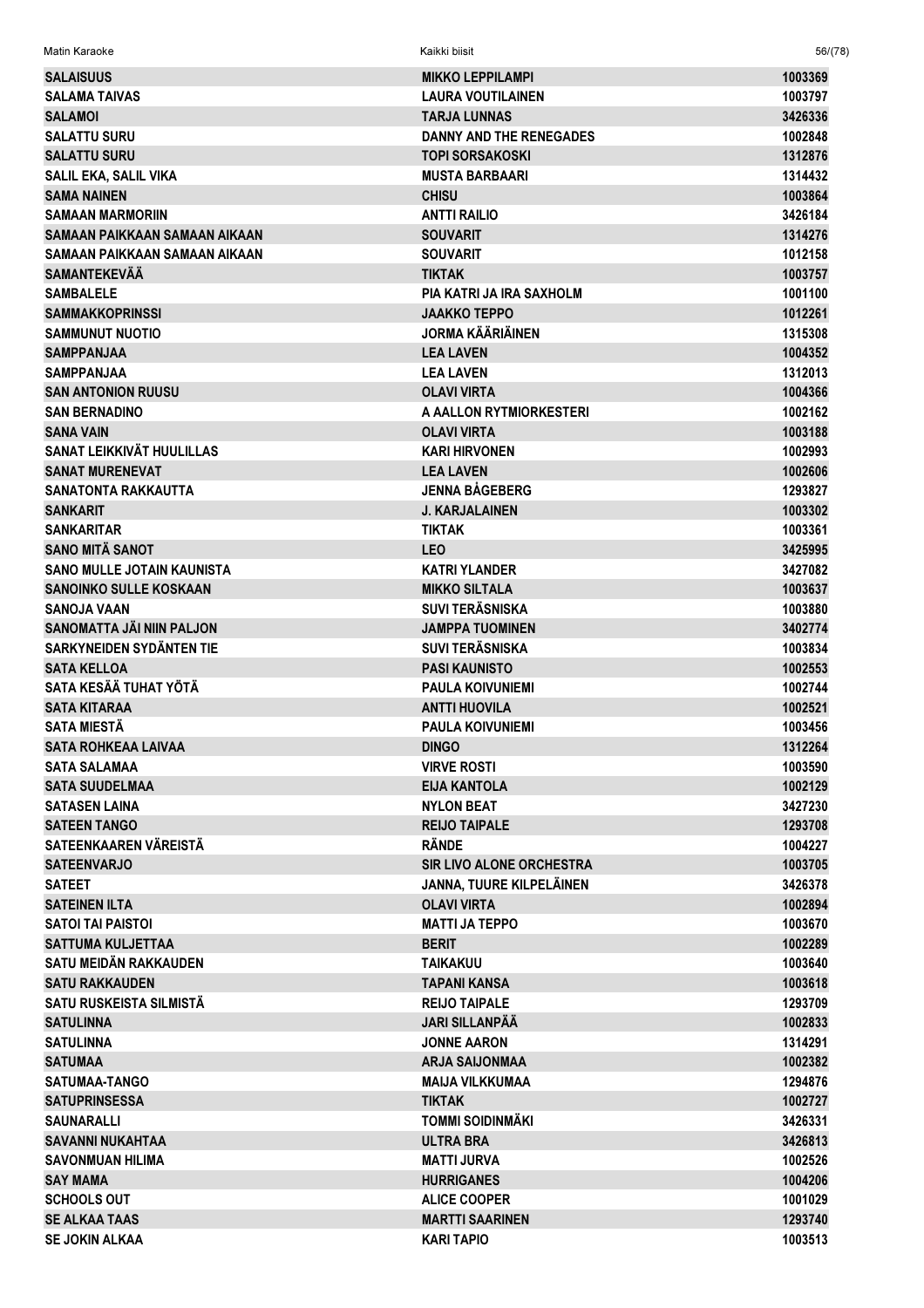| | | |
|---|---|---|
| SALAISUUS | MIKKO LEPPILAMPI | 1003369 |
| SALAMA TAIVAS | LAURA VOUTILAINEN | 1003797 |
| SALAMOI | TARJA LUNNAS | 3426336 |
| SALATTU SURU | DANNY AND THE RENEGADES | 1002848 |
| SALATTU SURU | TOPI SORSAKOSKI | 1312876 |
| SALIL EKA, SALIL VIKA | MUSTA BARBAARI | 1314432 |
| SAMA NAINEN | CHISU | 1003864 |
| SAMAAN MARMORIIN | ANTTI RAILIO | 3426184 |
| SAMAAN PAIKKAAN SAMAAN AIKAAN | SOUVARIT | 1314276 |
| SAMAAN PAIKKAAN SAMAAN AIKAAN | SOUVARIT | 1012158 |
| SAMANTEKEVÄÄ | TIKTAK | 1003757 |
| SAMBALELE | PIA KATRI JA IRA SAXHOLM | 1001100 |
| SAMMAKKOPRINSSI | JAAKKO TEPPO | 1012261 |
| SAMMUNUT NUOTIO | JORMA KÄÄRIÄINEN | 1315308 |
| SAMPPANJAA | LEA LAVEN | 1004352 |
| SAMPPANJAA | LEA LAVEN | 1312013 |
| SAN ANTONION RUUSU | OLAVI VIRTA | 1004366 |
| SAN BERNADINO | A AALLON RYTMIORKESTERI | 1002162 |
| SANA VAIN | OLAVI VIRTA | 1003188 |
| SANAT LEIKKIVÄT HUULILLAS | KARI HIRVONEN | 1002993 |
| SANAT MURENEVAT | LEA LAVEN | 1002606 |
| SANATONTA RAKKAUTTA | JENNA BÅGEBERG | 1293827 |
| SANKARIT | J. KARJALAINEN | 1003302 |
| SANKARITAR | TIKTAK | 1003361 |
| SANO MITÄ SANOT | LEO | 3425995 |
| SANO MULLE JOTAIN KAUNISTA | KATRI YLANDER | 3427082 |
| SANOINKO SULLE KOSKAAN | MIKKO SILTALA | 1003637 |
| SANOJA VAAN | SUVI TERÄSNISKA | 1003880 |
| SANOMATTA JÄI NIIN PALJON | JAMPPA TUOMINEN | 3402774 |
| SARKYNEIDEN SYDÄNTEN TIE | SUVI TERÄSNISKA | 1003834 |
| SATA KELLOA | PASI KAUNISTO | 1002553 |
| SATA KESÄÄ TUHAT YÖTÄ | PAULA KOIVUNIEMI | 1002744 |
| SATA KITARAA | ANTTI HUOVILA | 1002521 |
| SATA MIESTÄ | PAULA KOIVUNIEMI | 1003456 |
| SATA ROHKEAA LAIVAA | DINGO | 1312264 |
| SATA SALAMAA | VIRVE ROSTI | 1003590 |
| SATA SUUDELMAA | EIJA KANTOLA | 1002129 |
| SATASEN LAINA | NYLON BEAT | 3427230 |
| SATEEN TANGO | REIJO TAIPALE | 1293708 |
| SATEENKAAREN VÄREISTÄ | RÄNDE | 1004227 |
| SATEENVARJO | SIR LIVO ALONE ORCHESTRA | 1003705 |
| SATEET | JANNA, TUURE KILPELÄINEN | 3426378 |
| SATEINEN ILTA | OLAVI VIRTA | 1002894 |
| SATOI TAI PAISTOI | MATTI JA TEPPO | 1003670 |
| SATTUMA KULJETTAA | BERIT | 1002289 |
| SATU MEIDÄN RAKKAUDEN | TAIKAKUU | 1003640 |
| SATU RAKKAUDEN | TAPANI KANSA | 1003618 |
| SATU RUSKEISTA SILMISTÄ | REIJO TAIPALE | 1293709 |
| SATULINNA | JARI SILLANPÄÄ | 1002833 |
| SATULINNA | JONNE AARON | 1314291 |
| SATUMAA | ARJA SAIJONMAA | 1002382 |
| SATUMAA-TANGO | MAIJA VILKKUMAA | 1294876 |
| SATUPRINSESSA | TIKTAK | 1002727 |
| SAUNARALLI | TOMMI SOIDINMÄKI | 3426331 |
| SAVANNI NUKAHTAA | ULTRA BRA | 3426813 |
| SAVONMUAN HILIMA | MATTI JURVA | 1002526 |
| SAY MAMA | HURRIGANES | 1004206 |
| SCHOOLS OUT | ALICE COOPER | 1001029 |
| SE ALKAA TAAS | MARTTI SAARINEN | 1293740 |
| SE JOKIN ALKAA | KARI TAPIO | 1003513 |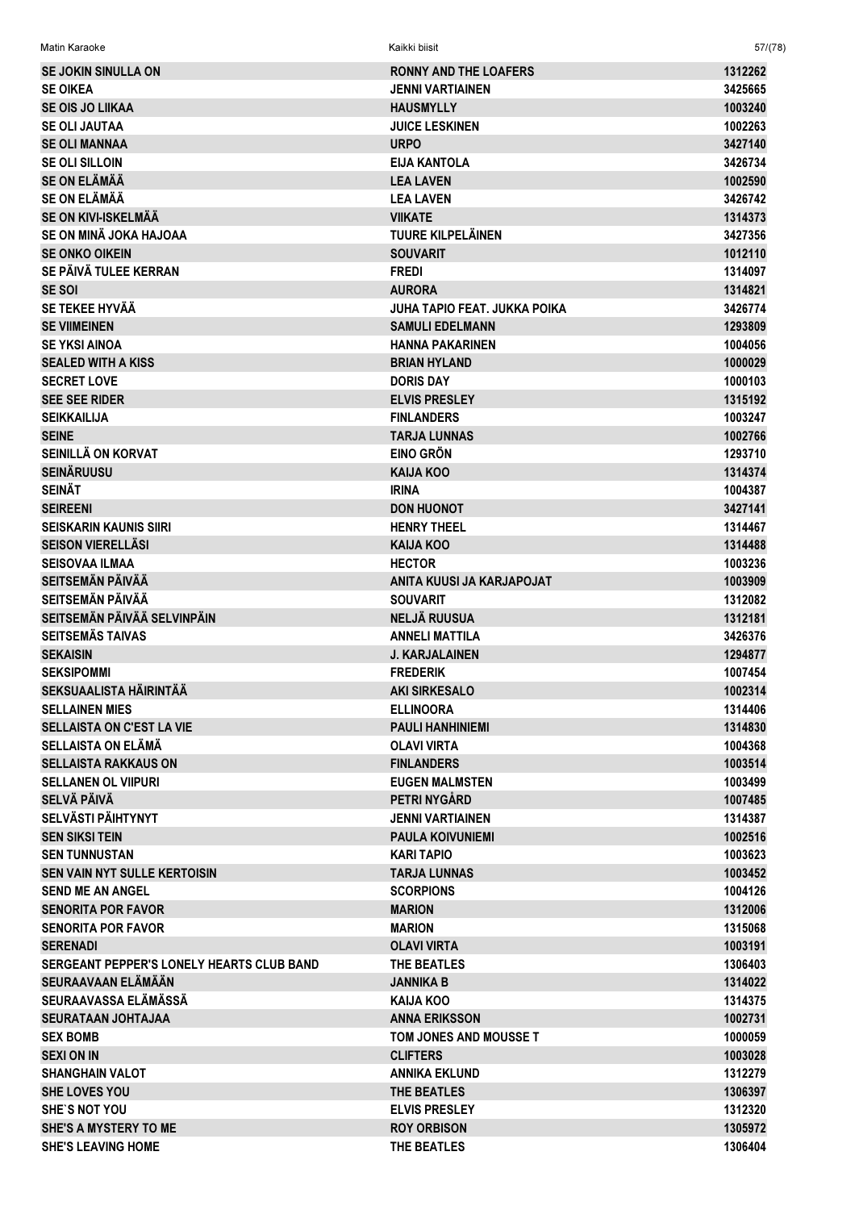| | | |
|---|---|---|
| SE JOKIN SINULLA ON | RONNY AND THE LOAFERS | 1312262 |
| SE OIKEA | JENNI VARTIAINEN | 3425665 |
| SE OIS JO LIIKAA | HAUSMYLLY | 1003240 |
| SE OLI JAUTAA | JUICE LESKINEN | 1002263 |
| SE OLI MANNAA | URPO | 3427140 |
| SE OLI SILLOIN | EIJA KANTOLA | 3426734 |
| SE ON ELÄMÄÄ | LEA LAVEN | 1002590 |
| SE ON ELÄMÄÄ | LEA LAVEN | 3426742 |
| SE ON KIVI-ISKELMÄÄ | VIIKATE | 1314373 |
| SE ON MINÄ JOKA HAJOAA | TUURE KILPELÄINEN | 3427356 |
| SE ONKO OIKEIN | SOUVARIT | 1012110 |
| SE PÄIVÄ TULEE KERRAN | FREDI | 1314097 |
| SE SOI | AURORA | 1314821 |
| SE TEKEE HYVÄÄ | JUHA TAPIO FEAT. JUKKA POIKA | 3426774 |
| SE VIIMEINEN | SAMULI EDELMANN | 1293809 |
| SE YKSI AINOA | HANNA PAKARINEN | 1004056 |
| SEALED WITH A KISS | BRIAN HYLAND | 1000029 |
| SECRET LOVE | DORIS DAY | 1000103 |
| SEE SEE RIDER | ELVIS PRESLEY | 1315192 |
| SEIKKAILIJA | FINLANDERS | 1003247 |
| SEINE | TARJA LUNNAS | 1002766 |
| SEINILLÄ ON KORVAT | EINO GRÖN | 1293710 |
| SEINÄRUUSU | KAIJA KOO | 1314374 |
| SEINÄT | IRINA | 1004387 |
| SEIREENI | DON HUONOT | 3427141 |
| SEISKARIN KAUNIS SIIRI | HENRY THEEL | 1314467 |
| SEISON VIERELLÄSI | KAIJA KOO | 1314488 |
| SEISOVAA ILMAA | HECTOR | 1003236 |
| SEITSEMÄN PÄIVÄÄ | ANITA KUUSI JA KARJAPOJAT | 1003909 |
| SEITSEMÄN PÄIVÄÄ | SOUVARIT | 1312082 |
| SEITSEMÄN PÄIVÄÄ SELVINPÄIN | NELJÄ RUUSUA | 1312181 |
| SEITSEMÄS TAIVAS | ANNELI MATTILA | 3426376 |
| SEKAISIN | J. KARJALAINEN | 1294877 |
| SEKSIPOMMI | FREDERIK | 1007454 |
| SEKSUAALISTA HÄIRINTÄÄ | AKI SIRKESALO | 1002314 |
| SELLAINEN MIES | ELLINOORA | 1314406 |
| SELLAISTA ON C'EST LA VIE | PAULI HANHINIEMI | 1314830 |
| SELLAISTA ON ELÄMÄ | OLAVI VIRTA | 1004368 |
| SELLAISTA RAKKAUS ON | FINLANDERS | 1003514 |
| SELLANEN OL VIIPURI | EUGEN MALMSTEN | 1003499 |
| SELVÄ PÄIVÄ | PETRI NYGÅRD | 1007485 |
| SELVÄSTI PÄIHTYNYT | JENNI VARTIAINEN | 1314387 |
| SEN SIKSI TEIN | PAULA KOIVUNIEMI | 1002516 |
| SEN TUNNUSTAN | KARI TAPIO | 1003623 |
| SEN VAIN NYT SULLE KERTOISIN | TARJA LUNNAS | 1003452 |
| SEND ME AN ANGEL | SCORPIONS | 1004126 |
| SENORITA POR FAVOR | MARION | 1312006 |
| SENORITA POR FAVOR | MARION | 1315068 |
| SERENADI | OLAVI VIRTA | 1003191 |
| SERGEANT PEPPER'S LONELY HEARTS CLUB BAND | THE BEATLES | 1306403 |
| SEURAAVAAN ELÄMÄÄN | JANNIKA B | 1314022 |
| SEURAAVASSA ELÄMÄSSÄ | KAIJA KOO | 1314375 |
| SEURATAAN JOHTAJAA | ANNA ERIKSSON | 1002731 |
| SEX BOMB | TOM JONES AND MOUSSE T | 1000059 |
| SEXI ON IN | CLIFTERS | 1003028 |
| SHANGHAIN VALOT | ANNIKA EKLUND | 1312279 |
| SHE LOVES YOU | THE BEATLES | 1306397 |
| SHE`S NOT YOU | ELVIS PRESLEY | 1312320 |
| SHE'S A MYSTERY TO ME | ROY ORBISON | 1305972 |
| SHE'S LEAVING HOME | THE BEATLES | 1306404 |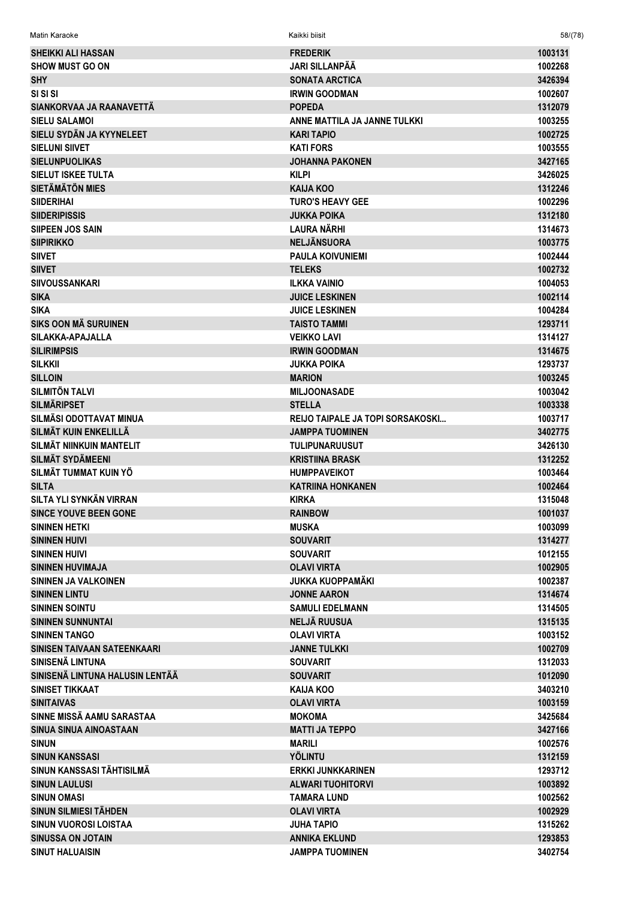| | | |
|---|---|---|
| SHEIKKI ALI HASSAN | FREDERIK | 1003131 |
| SHOW MUST GO ON | JARI SILLANPÄÄ | 1002268 |
| SHY | SONATA ARCTICA | 3426394 |
| SI SI SI | IRWIN GOODMAN | 1002607 |
| SIANKORVAA JA RAANAVETTÄ | POPEDA | 1312079 |
| SIELU SALAMOI | ANNE MATTILA JA JANNE TULKKI | 1003255 |
| SIELU SYDÄN JA KYYNELEET | KARI TAPIO | 1002725 |
| SIELUNI SIIVET | KATI FORS | 1003555 |
| SIELUNPUOLIKAS | JOHANNA PAKONEN | 3427165 |
| SIELUT ISKEE TULTA | KILPI | 3426025 |
| SIETÄMÄTÖN MIES | KAIJA KOO | 1312246 |
| SIIDERIHAI | TURO'S HEAVY GEE | 1002296 |
| SIIDERIPISSIS | JUKKA POIKA | 1312180 |
| SIIPEEN JOS SAIN | LAURA NÄRHI | 1314673 |
| SIIPIRIKKO | NELJÄNSUORA | 1003775 |
| SIIVET | PAULA KOIVUNIEMI | 1002444 |
| SIIVET | TELEKS | 1002732 |
| SIIVOUSSANKARI | ILKKA VAINIO | 1004053 |
| SIKA | JUICE LESKINEN | 1002114 |
| SIKA | JUICE LESKINEN | 1004284 |
| SIKS OON MÄ SURUINEN | TAISTO TAMMI | 1293711 |
| SILAKKA-APAJALLA | VEIKKO LAVI | 1314127 |
| SILIRIMPSIS | IRWIN GOODMAN | 1314675 |
| SILKKII | JUKKA POIKA | 1293737 |
| SILLOIN | MARION | 1003245 |
| SILMITÖN TALVI | MILJOONASADE | 1003042 |
| SILMÄRIPSET | STELLA | 1003338 |
| SILMÄSI ODOTTAVAT MINUA | REIJO TAIPALE JA TOPI SORSAKOSKI... | 1003717 |
| SILMÄT KUIN ENKELILLÄ | JAMPPA TUOMINEN | 3402775 |
| SILMÄT NIINKUIN MANTELIT | TULIPUNARUUSUT | 3426130 |
| SILMÄT SYDÄMEENI | KRISTIINA BRASK | 1312252 |
| SILMÄT TUMMAT KUIN YÖ | HUMPPAVEIKOT | 1003464 |
| SILTA | KATRIINA HONKANEN | 1002464 |
| SILTA YLI SYNKÄN VIRRAN | KIRKA | 1315048 |
| SINCE YOUVE BEEN GONE | RAINBOW | 1001037 |
| SININEN HETKI | MUSKA | 1003099 |
| SININEN HUIVI | SOUVARIT | 1314277 |
| SININEN HUIVI | SOUVARIT | 1012155 |
| SININEN HUVIMAJA | OLAVI VIRTA | 1002905 |
| SININEN JA VALKOINEN | JUKKA KUOPPAMÄKI | 1002387 |
| SININEN LINTU | JONNE AARON | 1314674 |
| SININEN SOINTU | SAMULI EDELMANN | 1314505 |
| SININEN SUNNUNTAI | NELJÄ RUUSUA | 1315135 |
| SININEN TANGO | OLAVI VIRTA | 1003152 |
| SINISEN TAIVAAN SATEENKAARI | JANNE TULKKI | 1002709 |
| SINISENÄ LINTUNA | SOUVARIT | 1312033 |
| SINISENÄ LINTUNA HALUSIN LENTÄÄ | SOUVARIT | 1012090 |
| SINISET TIKKAAT | KAIJA KOO | 3403210 |
| SINITAIVAS | OLAVI VIRTA | 1003159 |
| SINNE MISSÄ AAMU SARASTAA | MOKOMA | 3425684 |
| SINUA SINUA AINOASTAAN | MATTI JA TEPPO | 3427166 |
| SINUN | MARILI | 1002576 |
| SINUN KANSSASI | YÖLINTU | 1312159 |
| SINUN KANSSASI TÄHTISILMÄ | ERKKI JUNKKARINEN | 1293712 |
| SINUN LAULUSI | ALWARI TUOHITORVI | 1003892 |
| SINUN OMASI | TAMARA LUND | 1002562 |
| SINUN SILMIESI TÄHDEN | OLAVI VIRTA | 1002929 |
| SINUN VUOROSI LOISTAA | JUHA TAPIO | 1315262 |
| SINUSSA ON JOTAIN | ANNIKA EKLUND | 1293853 |
| SINUT HALUAISIN | JAMPPA TUOMINEN | 3402754 |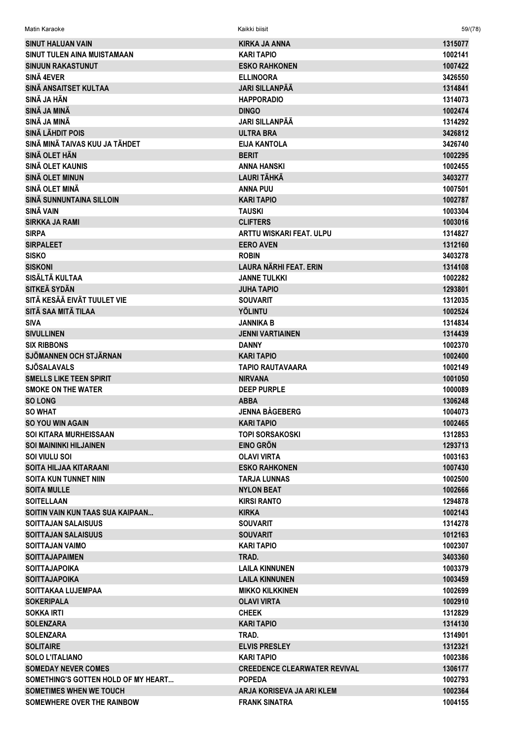| SINUT HALUAN VAIN | KIRKA JA ANNA | 1315077 |
|---|---|---|
| SINUT TULEN AINA MUISTAMAAN | KARI TAPIO | 1002141 |
| SINUUN RAKASTUNUT | ESKO RAHKONEN | 1007422 |
| SINÄ 4EVER | ELLINOORA | 3426550 |
| SINÄ ANSAITSET KULTAA | JARI SILLANPÄÄ | 1314841 |
| SINÄ JA HÄN | HAPPORADIO | 1314073 |
| SINÄ JA MINÄ | DINGO | 1002474 |
| SINÄ JA MINÄ | JARI SILLANPÄÄ | 1314292 |
| SINÄ LÄHDIT POIS | ULTRA BRA | 3426812 |
| SINÄ MINÄ TAIVAS KUU JA TÄHDET | EIJA KANTOLA | 3426740 |
| SINÄ OLET HÄN | BERIT | 1002295 |
| SINÄ OLET KAUNIS | ANNA HANSKI | 1002455 |
| SINÄ OLET MINUN | LAURI TÄHKÄ | 3403277 |
| SINÄ OLET MINÄ | ANNA PUU | 1007501 |
| SINÄ SUNNUNTAINA SILLOIN | KARI TAPIO | 1002787 |
| SINÄ VAIN | TAUSKI | 1003304 |
| SIRKKA JA RAMI | CLIFTERS | 1003016 |
| SIRPA | ARTTU WISKARI FEAT. ULPU | 1314827 |
| SIRPALEET | EERO AVEN | 1312160 |
| SISKO | ROBIN | 3403278 |
| SISKONI | LAURA NÄRHI FEAT. ERIN | 1314108 |
| SISÄLTÄ KULTAA | JANNE TULKKI | 1002282 |
| SITKEÄ SYDÄN | JUHA TAPIO | 1293801 |
| SITÄ KESÄÄ EIVÄT TUULET VIE | SOUVARIT | 1312035 |
| SITÄ SAA MITÄ TILAA | YÖLINTU | 1002524 |
| SIVA | JANNIKA B | 1314834 |
| SIVULLINEN | JENNI VARTIAINEN | 1314439 |
| SIX RIBBONS | DANNY | 1002370 |
| SJÖMANNEN OCH STJÄRNAN | KARI TAPIO | 1002400 |
| SJÖSALAVALS | TAPIO RAUTAVAARA | 1002149 |
| SMELLS LIKE TEEN SPIRIT | NIRVANA | 1001050 |
| SMOKE ON THE WATER | DEEP PURPLE | 1000089 |
| SO LONG | ABBA | 1306248 |
| SO WHAT | JENNA BÅGEBERG | 1004073 |
| SO YOU WIN AGAIN | KARI TAPIO | 1002465 |
| SOI KITARA MURHEISSAAN | TOPI SORSAKOSKI | 1312853 |
| SOI MAININKI HILJAINEN | EINO GRÖN | 1293713 |
| SOI VIULU SOI | OLAVI VIRTA | 1003163 |
| SOITA HILJAA KITARAANI | ESKO RAHKONEN | 1007430 |
| SOITA KUN TUNNET NIIN | TARJA LUNNAS | 1002500 |
| SOITA MULLE | NYLON BEAT | 1002666 |
| SOITELLAAN | KIRSI RANTO | 1294878 |
| SOITIN VAIN KUN TAAS SUA KAIPAAN... | KIRKA | 1002143 |
| SOITTAJAN SALAISUUS | SOUVARIT | 1314278 |
| SOITTAJAN SALAISUUS | SOUVARIT | 1012163 |
| SOITTAJAN VAIMO | KARI TAPIO | 1002307 |
| SOITTAJAPAIMEN | TRAD. | 3403360 |
| SOITTAJAPOIKA | LAILA KINNUNEN | 1003379 |
| SOITTAJAPOIKA | LAILA KINNUNEN | 1003459 |
| SOITTAKAA LUJEMPAA | MIKKO KILKKINEN | 1002699 |
| SOKERIPALA | OLAVI VIRTA | 1002910 |
| SOKKA IRTI | CHEEK | 1312829 |
| SOLENZARA | KARI TAPIO | 1314130 |
| SOLENZARA | TRAD. | 1314901 |
| SOLITAIRE | ELVIS PRESLEY | 1312321 |
| SOLO L'ITALIANO | KARI TAPIO | 1002386 |
| SOMEDAY NEVER COMES | CREEDENCE CLEARWATER REVIVAL | 1306177 |
| SOMETHING'S GOTTEN HOLD OF MY HEART... | POPEDA | 1002793 |
| SOMETIMES WHEN WE TOUCH | ARJA KORISEVA JA ARI KLEM | 1002364 |
| SOMEWHERE OVER THE RAINBOW | FRANK SINATRA | 1004155 |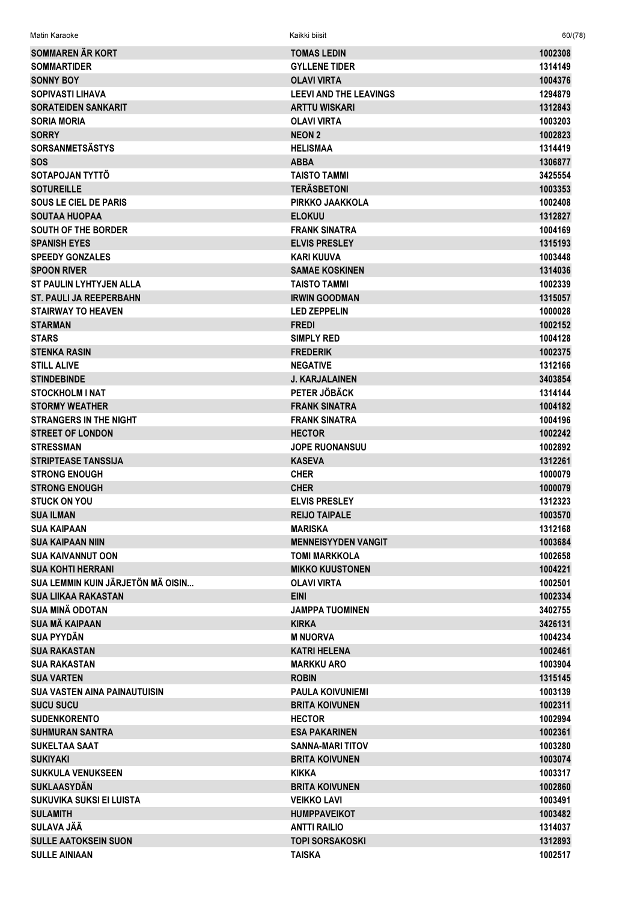| | | |
|---|---|---|
| SOMMAREN ÄR KORT | TOMAS LEDIN | 1002308 |
| SOMMARTIDER | GYLLENE TIDER | 1314149 |
| SONNY BOY | OLAVI VIRTA | 1004376 |
| SOPIVASTI LIHAVA | LEEVI AND THE LEAVINGS | 1294879 |
| SORATEIDEN SANKARIT | ARTTU WISKARI | 1312843 |
| SORIA MORIA | OLAVI VIRTA | 1003203 |
| SORRY | NEON 2 | 1002823 |
| SORSANMETSÄSTYS | HELISMAA | 1314419 |
| SOS | ABBA | 1306877 |
| SOTAPOJAN TYTTÖ | TAISTO TAMMI | 3425554 |
| SOTUREILLE | TERÄSBETONI | 1003353 |
| SOUS LE CIEL DE PARIS | PIRKKO JAAKKOLA | 1002408 |
| SOUTAA HUOPAA | ELOKUU | 1312827 |
| SOUTH OF THE BORDER | FRANK SINATRA | 1004169 |
| SPANISH EYES | ELVIS PRESLEY | 1315193 |
| SPEEDY GONZALES | KARI KUUVA | 1003448 |
| SPOON RIVER | SAMAE KOSKINEN | 1314036 |
| ST PAULIN LYHTYJEN ALLA | TAISTO TAMMI | 1002339 |
| ST. PAULI JA REEPERBAHN | IRWIN GOODMAN | 1315057 |
| STAIRWAY TO HEAVEN | LED ZEPPELIN | 1000028 |
| STARMAN | FREDI | 1002152 |
| STARS | SIMPLY RED | 1004128 |
| STENKA RASIN | FREDERIK | 1002375 |
| STILL ALIVE | NEGATIVE | 1312166 |
| STINDEBINDE | J. KARJALAINEN | 3403854 |
| STOCKHOLM I NAT | PETER JÖBÄCK | 1314144 |
| STORMY WEATHER | FRANK SINATRA | 1004182 |
| STRANGERS IN THE NIGHT | FRANK SINATRA | 1004196 |
| STREET OF LONDON | HECTOR | 1002242 |
| STRESSMAN | JOPE RUONANSUU | 1002892 |
| STRIPTEASE TANSSIJA | KASEVA | 1312261 |
| STRONG ENOUGH | CHER | 1000079 |
| STRONG ENOUGH | CHER | 1000079 |
| STUCK ON YOU | ELVIS PRESLEY | 1312323 |
| SUA ILMAN | REIJO TAIPALE | 1003570 |
| SUA KAIPAAN | MARISKA | 1312168 |
| SUA KAIPAAN NIIN | MENNEISYYDEN VANGIT | 1003684 |
| SUA KAIVANNUT OON | TOMI MARKKOLA | 1002658 |
| SUA KOHTI HERRANI | MIKKO KUUSTONEN | 1004221 |
| SUA LEMMIN KUIN JÄRJETÖN MÄ OISIN... | OLAVI VIRTA | 1002501 |
| SUA LIIKAA RAKASTAN | EINI | 1002334 |
| SUA MINÄ ODOTAN | JAMPPA TUOMINEN | 3402755 |
| SUA MÄ KAIPAAN | KIRKA | 3426131 |
| SUA PYYDÄN | M NUORVA | 1004234 |
| SUA RAKASTAN | KATRI HELENA | 1002461 |
| SUA RAKASTAN | MARKKU ARO | 1003904 |
| SUA VARTEN | ROBIN | 1315145 |
| SUA VASTEN AINA PAINAUTUISIN | PAULA KOIVUNIEMI | 1003139 |
| SUCU SUCU | BRITA KOIVUNEN | 1002311 |
| SUDENKORENTO | HECTOR | 1002994 |
| SUHMURAN SANTRA | ESA PAKARINEN | 1002361 |
| SUKELTAA SAAT | SANNA-MARI TITOV | 1003280 |
| SUKIYAKI | BRITA KOIVUNEN | 1003074 |
| SUKKULA VENUKSEEN | KIKKA | 1003317 |
| SUKLAASYDÄN | BRITA KOIVUNEN | 1002860 |
| SUKUVIKA SUKSI EI LUISTA | VEIKKO LAVI | 1003491 |
| SULAMITH | HUMPPAVEIKOT | 1003482 |
| SULAVA JÄÄ | ANTTI RAILIO | 1314037 |
| SULLE AATOKSEIN SUON | TOPI SORSAKOSKI | 1312893 |
| SULLE AINIAAN | TAISKA | 1002517 |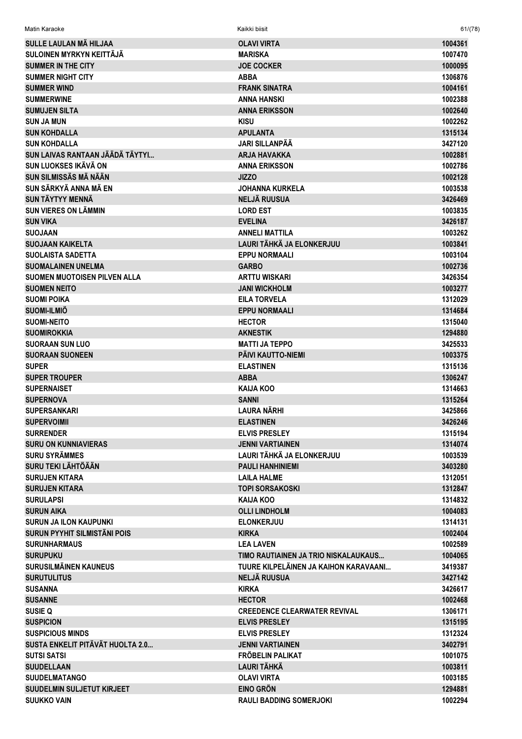| | | |
|---|---|---|
| SULLE LAULAN MÄ HILJAA | OLAVI VIRTA | 1004361 |
| SULOINEN MYRKYN KEITTÄJÄ | MARISKA | 1007470 |
| SUMMER IN THE CITY | JOE COCKER | 1000095 |
| SUMMER NIGHT CITY | ABBA | 1306876 |
| SUMMER WIND | FRANK SINATRA | 1004161 |
| SUMMERWINE | ANNA HANSKI | 1002388 |
| SUMUJEN SILTA | ANNA ERIKSSON | 1002640 |
| SUN JA MUN | KISU | 1002262 |
| SUN KOHDALLA | APULANTA | 1315134 |
| SUN KOHDALLA | JARI SILLANPÄÄ | 3427120 |
| SUN LAIVAS RANTAAN JÄÄDÄ TÄYTYI... | ARJA HAVAKKA | 1002881 |
| SUN LUOKSES IKÄVÄ ON | ANNA ERIKSSON | 1002786 |
| SUN SILMISSÄS MÄ NÄÄN | JIZZO | 1002128 |
| SUN SÄRKYÄ ANNA MÄ EN | JOHANNA KURKELA | 1003538 |
| SUN TÄYTYY MENNÄ | NELJÄ RUUSUA | 3426469 |
| SUN VIERES ON LÄMMIN | LORD EST | 1003835 |
| SUN VIKA | EVELINA | 3426187 |
| SUOJAAN | ANNELI MATTILA | 1003262 |
| SUOJAAN KAIKELTA | LAURI TÄHKÄ JA ELONKERJUU | 1003841 |
| SUOLAISTA SADETTA | EPPU NORMAALI | 1003104 |
| SUOMALAINEN UNELMA | GARBO | 1002736 |
| SUOMEN MUOTOISEN PILVEN ALLA | ARTTU WISKARI | 3426354 |
| SUOMEN NEITO | JANI WICKHOLM | 1003277 |
| SUOMI POIKA | EILA TORVELA | 1312029 |
| SUOMI-ILMIÖ | EPPU NORMAALI | 1314684 |
| SUOMI-NEITO | HECTOR | 1315040 |
| SUOMIROKKIA | AKNESTIK | 1294880 |
| SUORAAN SUN LUO | MATTI JA TEPPO | 3425533 |
| SUORAAN SUONEEN | PÄIVI KAUTTO-NIEMI | 1003375 |
| SUPER | ELASTINEN | 1315136 |
| SUPER TROUPER | ABBA | 1306247 |
| SUPERNAISET | KAIJA KOO | 1314663 |
| SUPERNOVA | SANNI | 1315264 |
| SUPERSANKARI | LAURA NÄRHI | 3425866 |
| SUPERVOIMII | ELASTINEN | 3426246 |
| SURRENDER | ELVIS PRESLEY | 1315194 |
| SURU ON KUNNIAVIERAS | JENNI VARTIAINEN | 1314074 |
| SURU SYRÄMMES | LAURI TÄHKÄ JA ELONKERJUU | 1003539 |
| SURU TEKI LÄHTÖÄÄN | PAULI HANHINIEMI | 3403280 |
| SURUJEN KITARA | LAILA HALME | 1312051 |
| SURUJEN KITARA | TOPI SORSAKOSKI | 1312847 |
| SURULAPSI | KAIJA KOO | 1314832 |
| SURUN AIKA | OLLI LINDHOLM | 1004083 |
| SURUN JA ILON KAUPUNKI | ELONKERJUU | 1314131 |
| SURUN PYYHIT SILMISTÄNI POIS | KIRKA | 1002404 |
| SURUNHARMAUS | LEA LAVEN | 1002589 |
| SURUPUKU | TIMO RAUTIAINEN JA TRIO NISKALAUKAUS... | 1004065 |
| SURUSILMÄINEN KAUNEUS | TUURE KILPELÄINEN JA KAIHON KARAVAANI... | 3419387 |
| SURUTULITUS | NELJÄ RUUSUA | 3427142 |
| SUSANNA | KIRKA | 3426617 |
| SUSANNE | HECTOR | 1002468 |
| SUSIE Q | CREEDENCE CLEARWATER REVIVAL | 1306171 |
| SUSPICION | ELVIS PRESLEY | 1315195 |
| SUSPICIOUS MINDS | ELVIS PRESLEY | 1312324 |
| SUSTA ENKELIT PITÄVÄT HUOLTA 2.0... | JENNI VARTIAINEN | 3402791 |
| SUTSI SATSI | FRÖBELIN PALIKAT | 1001075 |
| SUUDELLAAN | LAURI TÄHKÄ | 1003811 |
| SUUDELMATANGO | OLAVI VIRTA | 1003185 |
| SUUDELMIN SULJETUT KIRJEET | EINO GRÖN | 1294881 |
| SUUKKO VAIN | RAULI BADDING SOMERJOKI | 1002294 |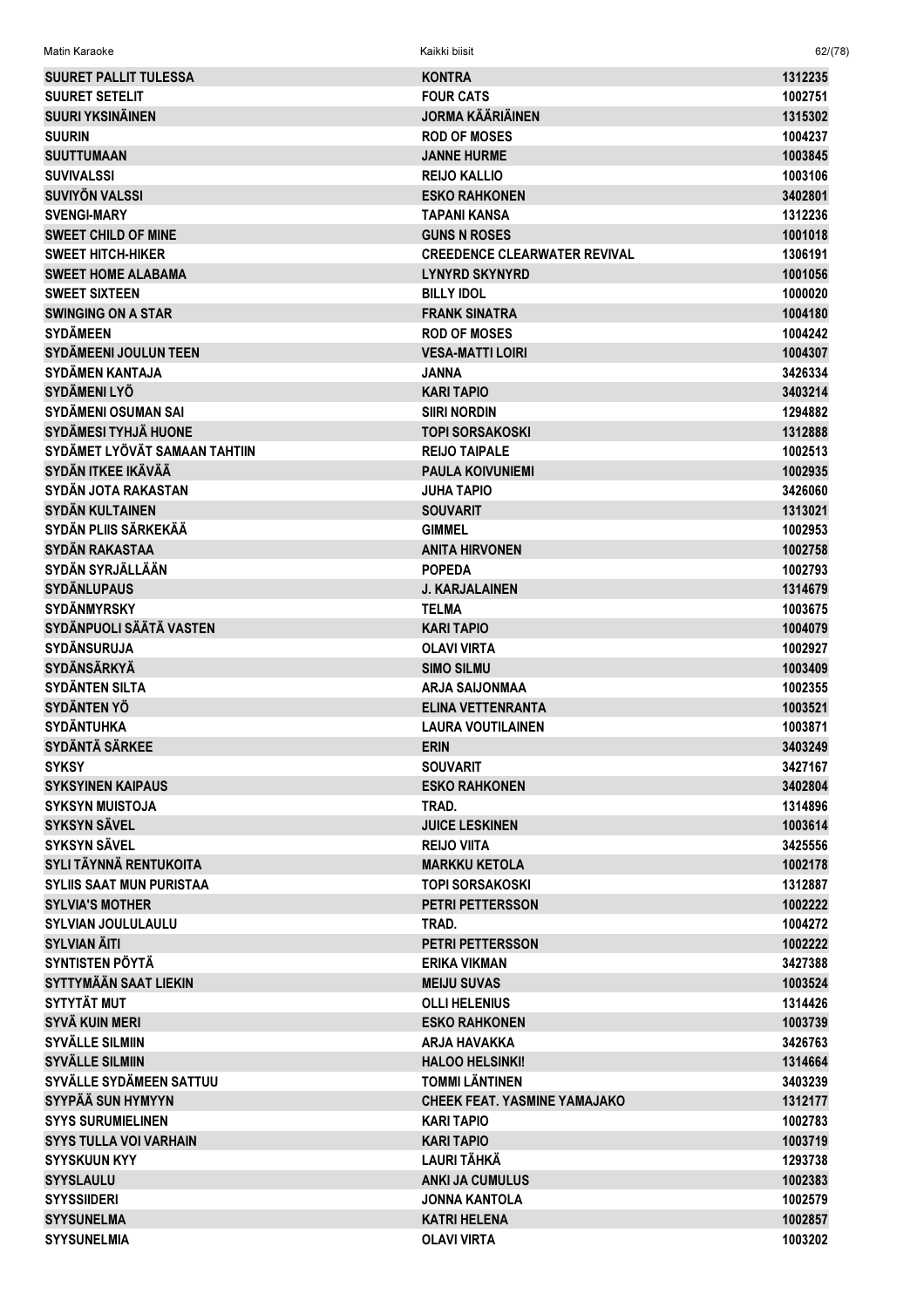| | | |
|---|---|---|
| SUURET PALLIT TULESSA | KONTRA | 1312235 |
| SUURET SETELIT | FOUR CATS | 1002751 |
| SUURI YKSINÄINEN | JORMA KÄÄRIÄINEN | 1315302 |
| SUURIN | ROD OF MOSES | 1004237 |
| SUUTTUMAAN | JANNE HURME | 1003845 |
| SUVIVALSSI | REIJO KALLIO | 1003106 |
| SUVIYÖN VALSSI | ESKO RAHKONEN | 3402801 |
| SVENGI-MARY | TAPANI KANSA | 1312236 |
| SWEET CHILD OF MINE | GUNS N ROSES | 1001018 |
| SWEET HITCH-HIKER | CREEDENCE CLEARWATER REVIVAL | 1306191 |
| SWEET HOME ALABAMA | LYNYRD SKYNYRD | 1001056 |
| SWEET SIXTEEN | BILLY IDOL | 1000020 |
| SWINGING ON A STAR | FRANK SINATRA | 1004180 |
| SYDÄMEEN | ROD OF MOSES | 1004242 |
| SYDÄMEENI JOULUN TEEN | VESA-MATTI LOIRI | 1004307 |
| SYDÄMEN KANTAJA | JANNA | 3426334 |
| SYDÄMENI LYÖ | KARI TAPIO | 3403214 |
| SYDÄMENI OSUMAN SAI | SIIRI NORDIN | 1294882 |
| SYDÄMESI TYHJÄ HUONE | TOPI SORSAKOSKI | 1312888 |
| SYDÄMET LYÖVÄT SAMAAN TAHTIIN | REIJO TAIPALE | 1002513 |
| SYDÄN ITKEE IKÄVÄÄ | PAULA KOIVUNIEMI | 1002935 |
| SYDÄN JOTA RAKASTAN | JUHA TAPIO | 3426060 |
| SYDÄN KULTAINEN | SOUVARIT | 1313021 |
| SYDÄN PLIIS SÄRKEKÄÄ | GIMMEL | 1002953 |
| SYDÄN RAKASTAA | ANITA HIRVONEN | 1002758 |
| SYDÄN SYRJÄLLÄÄN | POPEDA | 1002793 |
| SYDÄNLUPAUS | J. KARJALAINEN | 1314679 |
| SYDÄNMYRSKY | TELMA | 1003675 |
| SYDÄNPUOLI SÄÄTÄ VASTEN | KARI TAPIO | 1004079 |
| SYDÄNSURUJA | OLAVI VIRTA | 1002927 |
| SYDÄNSÄRKYÄ | SIMO SILMU | 1003409 |
| SYDÄNTEN SILTA | ARJA SAIJONMAA | 1002355 |
| SYDÄNTEN YÖ | ELINA VETTENRANTA | 1003521 |
| SYDÄNTUHKA | LAURA VOUTILAINEN | 1003871 |
| SYDÄNTÄ SÄRKEE | ERIN | 3403249 |
| SYKSY | SOUVARIT | 3427167 |
| SYKSYINEN KAIPAUS | ESKO RAHKONEN | 3402804 |
| SYKSYN MUISTOJA | TRAD. | 1314896 |
| SYKSYN SÄVEL | JUICE LESKINEN | 1003614 |
| SYKSYN SÄVEL | REIJO VIITA | 3425556 |
| SYLI TÄYNNÄ RENTUKOITA | MARKKU KETOLA | 1002178 |
| SYLIIS SAAT MUN PURISTAA | TOPI SORSAKOSKI | 1312887 |
| SYLVIA'S MOTHER | PETRI PETTERSSON | 1002222 |
| SYLVIAN JOULULAULU | TRAD. | 1004272 |
| SYLVIAN ÄITI | PETRI PETTERSSON | 1002222 |
| SYNTISTEN PÖYTÄ | ERIKA VIKMAN | 3427388 |
| SYTTYMÄÄN SAAT LIEKIN | MEIJU SUVAS | 1003524 |
| SYTYTÄT MUT | OLLI HELENIUS | 1314426 |
| SYVÄ KUIN MERI | ESKO RAHKONEN | 1003739 |
| SYVÄLLE SILMIIN | ARJA HAVAKKA | 3426763 |
| SYVÄLLE SILMIIN | HALOO HELSINKI! | 1314664 |
| SYVÄLLE SYDÄMEEN SATTUU | TOMMI LÄNTINEN | 3403239 |
| SYYPÄÄ SUN HYMYYN | CHEEK FEAT. YASMINE YAMAJAKO | 1312177 |
| SYYS SURUMIELINEN | KARI TAPIO | 1002783 |
| SYYS TULLA VOI VARHAIN | KARI TAPIO | 1003719 |
| SYYSKUUN KYY | LAURI TÄHKÄ | 1293738 |
| SYYSLAULU | ANKI JA CUMULUS | 1002383 |
| SYYSSIIDERI | JONNA KANTOLA | 1002579 |
| SYYSUNELMA | KATRI HELENA | 1002857 |
| SYYSUNELMIA | OLAVI VIRTA | 1003202 |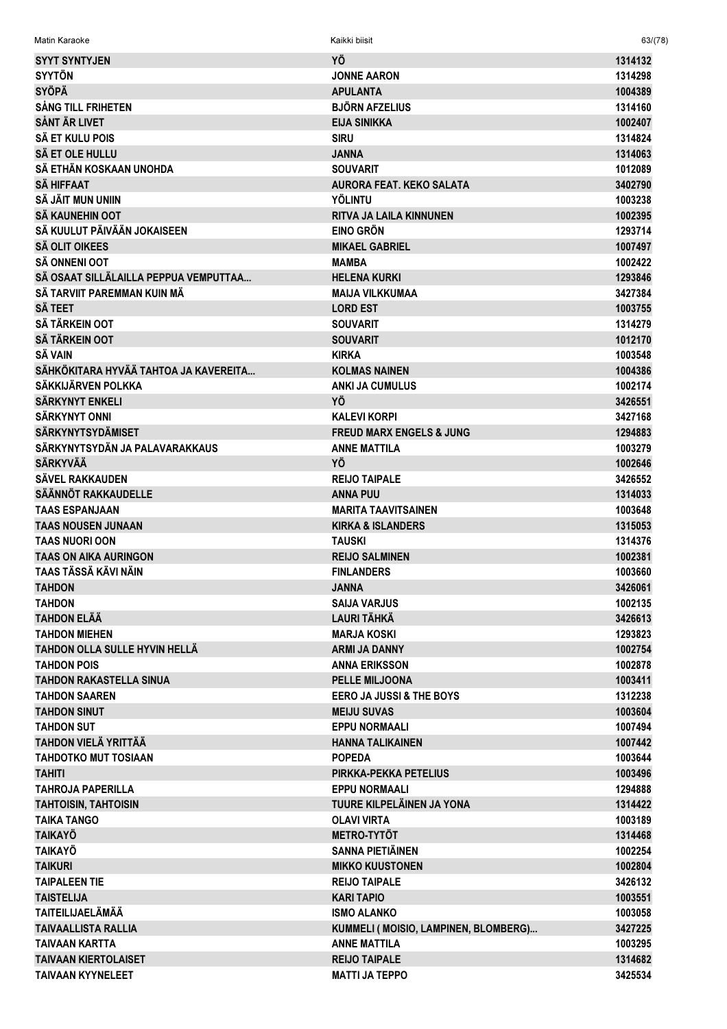| | | |
|---|---|---|
| SYYT SYNTYJEN | YÖ | 1314132 |
| SYYTÖN | JONNE AARON | 1314298 |
| SYÖPÄ | APULANTA | 1004389 |
| SÅNG TILL FRIHETEN | BJÖRN AFZELIUS | 1314160 |
| SÅNT ÄR LIVET | EIJA SINIKKA | 1002407 |
| SÄ ET KULU POIS | SIRU | 1314824 |
| SÄ ET OLE HULLU | JANNA | 1314063 |
| SÄ ETHÄN KOSKAAN UNOHDA | SOUVARIT | 1012089 |
| SÄ HIFFAAT | AURORA FEAT. KEKO SALATA | 3402790 |
| SÄ JÄIT MUN UNIIN | YÖLINTU | 1003238 |
| SÄ KAUNEHIN OOT | RITVA JA LAILA KINNUNEN | 1002395 |
| SÄ KUULUT PÄIVÄÄN JOKAISEEN | EINO GRÖN | 1293714 |
| SÄ OLIT OIKEES | MIKAEL GABRIEL | 1007497 |
| SÄ ONNENI OOT | MAMBA | 1002422 |
| SÄ OSAAT SILLÄLAILLA PEPPUA VEMPUTTAA... | HELENA KURKI | 1293846 |
| SÄ TARVIIT PAREMMAN KUIN MÄ | MAIJA VILKKUMAA | 3427384 |
| SÄ TEET | LORD EST | 1003755 |
| SÄ TÄRKEIN OOT | SOUVARIT | 1314279 |
| SÄ TÄRKEIN OOT | SOUVARIT | 1012170 |
| SÄ VAIN | KIRKA | 1003548 |
| SÄHKÖKITARA HYVÄÄ TAHTOA JA KAVEREITA... | KOLMAS NAINEN | 1004386 |
| SÄKKIJÄRVEN POLKKA | ANKI JA CUMULUS | 1002174 |
| SÄRKYNYT ENKELI | YÖ | 3426551 |
| SÄRKYNYT ONNI | KALEVI KORPI | 3427168 |
| SÄRKYNYTSYDÄMISET | FREUD MARX ENGELS & JUNG | 1294883 |
| SÄRKYNYTSYDÄN JA PALAVARAKKAUS | ANNE MATTILA | 1003279 |
| SÄRKYVÄÄ | YÖ | 1002646 |
| SÄVEL RAKKAUDEN | REIJO TAIPALE | 3426552 |
| SÄÄNNÖT RAKKAUDELLE | ANNA PUU | 1314033 |
| TAAS ESPANJAAN | MARITA TAAVITSAINEN | 1003648 |
| TAAS NOUSEN JUNAAN | KIRKA & ISLANDERS | 1315053 |
| TAAS NUORI OON | TAUSKI | 1314376 |
| TAAS ON AIKA AURINGON | REIJO SALMINEN | 1002381 |
| TAAS TÄSSÄ KÄVI NÄIN | FINLANDERS | 1003660 |
| TAHDON | JANNA | 3426061 |
| TAHDON | SAIJA VARJUS | 1002135 |
| TAHDON ELÄÄ | LAURI TÄHKÄ | 3426613 |
| TAHDON MIEHEN | MARJA KOSKI | 1293823 |
| TAHDON OLLA SULLE HYVIN HELLÄ | ARMI JA DANNY | 1002754 |
| TAHDON POIS | ANNA ERIKSSON | 1002878 |
| TAHDON RAKASTELLA SINUA | PELLE MILJOONA | 1003411 |
| TAHDON SAAREN | EERO JA JUSSI & THE BOYS | 1312238 |
| TAHDON SINUT | MEIJU SUVAS | 1003604 |
| TAHDON SUT | EPPU NORMAALI | 1007494 |
| TAHDON VIELÄ YRITTÄÄ | HANNA TALIKAINEN | 1007442 |
| TAHDOTKO MUT TOSIAAN | POPEDA | 1003644 |
| TAHITI | PIRKKA-PEKKA PETELIUS | 1003496 |
| TAHROJA PAPERILLA | EPPU NORMAALI | 1294888 |
| TAHTOISIN, TAHTOISIN | TUURE KILPELÄINEN JA YONA | 1314422 |
| TAIKA TANGO | OLAVI VIRTA | 1003189 |
| TAIKAYÖ | METRO-TYTÖT | 1314468 |
| TAIKAYÖ | SANNA PIETIÄINEN | 1002254 |
| TAIKURI | MIKKO KUUSTONEN | 1002804 |
| TAIPALEEN TIE | REIJO TAIPALE | 3426132 |
| TAISTELIJA | KARI TAPIO | 1003551 |
| TAITEILIJAELÄMÄÄ | ISMO ALANKO | 1003058 |
| TAIVAALLISTA RALLIA | KUMMELI ( MOISIO, LAMPINEN, BLOMBERG)... | 3427225 |
| TAIVAAN KARTTA | ANNE MATTILA | 1003295 |
| TAIVAAN KIERTOLAISET | REIJO TAIPALE | 1314682 |
| TAIVAAN KYYNELEET | MATTI JA TEPPO | 3425534 |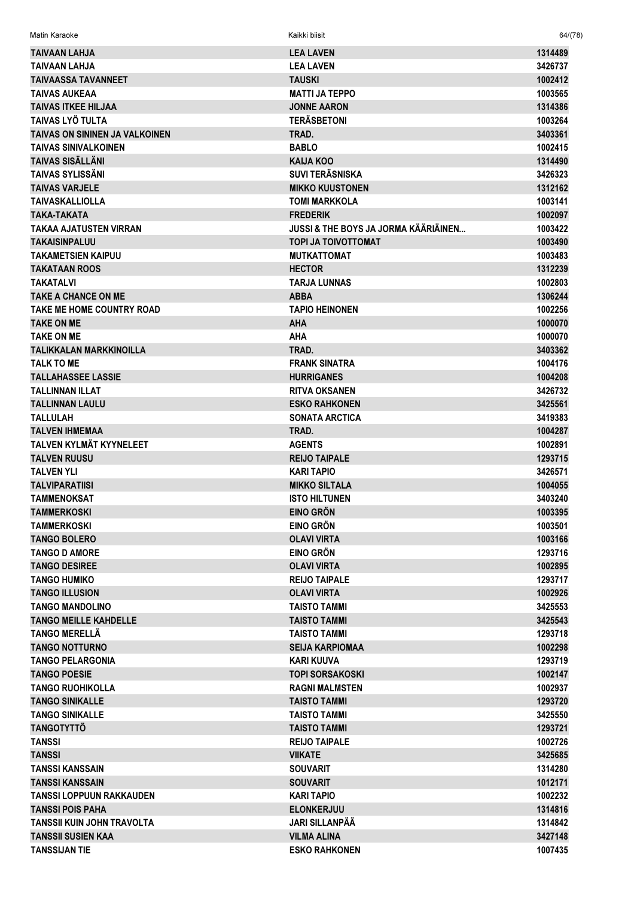| | | |
|---|---|---|
| TAIVAAN LAHJA | LEA LAVEN | 1314489 |
| TAIVAAN LAHJA | LEA LAVEN | 3426737 |
| TAIVAASSA TAVANNEET | TAUSKI | 1002412 |
| TAIVAS AUKEAA | MATTI JA TEPPO | 1003565 |
| TAIVAS ITKEE HILJAA | JONNE AARON | 1314386 |
| TAIVAS LYÖ TULTA | TERÄSBETONI | 1003264 |
| TAIVAS ON SININEN JA VALKOINEN | TRAD. | 3403361 |
| TAIVAS SINIVALKOINEN | BABLO | 1002415 |
| TAIVAS SISÄLLÄNI | KAIJA KOO | 1314490 |
| TAIVAS SYLISSÄNI | SUVI TERÄSNISKA | 3426323 |
| TAIVAS VARJELE | MIKKO KUUSTONEN | 1312162 |
| TAIVASKALLIOLLA | TOMI MARKKOLA | 1003141 |
| TAKA-TAKATA | FREDERIK | 1002097 |
| TAKAA AJATUSTEN VIRRAN | JUSSI & THE BOYS JA JORMA KÄÄRIÄINEN... | 1003422 |
| TAKAISINPALUU | TOPI JA TOIVOTTOMAT | 1003490 |
| TAKAMETSIEN KAIPUU | MUTKATTOMAT | 1003483 |
| TAKATAAN ROOS | HECTOR | 1312239 |
| TAKATALVI | TARJA LUNNAS | 1002803 |
| TAKE A CHANCE ON ME | ABBA | 1306244 |
| TAKE ME HOME COUNTRY ROAD | TAPIO HEINONEN | 1002256 |
| TAKE ON ME | AHA | 1000070 |
| TAKE ON ME | AHA | 1000070 |
| TALIKKALAN MARKKINOILLA | TRAD. | 3403362 |
| TALK TO ME | FRANK SINATRA | 1004176 |
| TALLAHASSEE LASSIE | HURRIGANES | 1004208 |
| TALLINNAN ILLAT | RITVA OKSANEN | 3426732 |
| TALLINNAN LAULU | ESKO RAHKONEN | 3425561 |
| TALLULAH | SONATA ARCTICA | 3419383 |
| TALVEN IHMEMAA | TRAD. | 1004287 |
| TALVEN KYLMÄT KYYNELEET | AGENTS | 1002891 |
| TALVEN RUUSU | REIJO TAIPALE | 1293715 |
| TALVEN YLI | KARI TAPIO | 3426571 |
| TALVIPARATIISI | MIKKO SILTALA | 1004055 |
| TAMMENOKSAT | ISTO HILTUNEN | 3403240 |
| TAMMERKOSKI | EINO GRÖN | 1003395 |
| TAMMERKOSKI | EINO GRÖN | 1003501 |
| TANGO BOLERO | OLAVI VIRTA | 1003166 |
| TANGO D AMORE | EINO GRÖN | 1293716 |
| TANGO DESIREE | OLAVI VIRTA | 1002895 |
| TANGO HUMIKO | REIJO TAIPALE | 1293717 |
| TANGO ILLUSION | OLAVI VIRTA | 1002926 |
| TANGO MANDOLINO | TAISTO TAMMI | 3425553 |
| TANGO MEILLE KAHDELLE | TAISTO TAMMI | 3425543 |
| TANGO MERELLÄ | TAISTO TAMMI | 1293718 |
| TANGO NOTTURNO | SEIJA KARPIOMAA | 1002298 |
| TANGO PELARGONIA | KARI KUUVA | 1293719 |
| TANGO POESIE | TOPI SORSAKOSKI | 1002147 |
| TANGO RUOHIKOLLA | RAGNI MALMSTEN | 1002937 |
| TANGO SINIKALLE | TAISTO TAMMI | 1293720 |
| TANGO SINIKALLE | TAISTO TAMMI | 3425550 |
| TANGOTYTTÖ | TAISTO TAMMI | 1293721 |
| TANSSI | REIJO TAIPALE | 1002726 |
| TANSSI | VIIKATE | 3425685 |
| TANSSI KANSSAIN | SOUVARIT | 1314280 |
| TANSSI KANSSAIN | SOUVARIT | 1012171 |
| TANSSI LOPPUUN RAKKAUDEN | KARI TAPIO | 1002232 |
| TANSSI POIS PAHA | ELONKERJUU | 1314816 |
| TANSSII KUIN JOHN TRAVOLTA | JARI SILLANPÄÄ | 1314842 |
| TANSSII SUSIEN KAA | VILMA ALINA | 3427148 |
| TANSSIJAN TIE | ESKO RAHKONEN | 1007435 |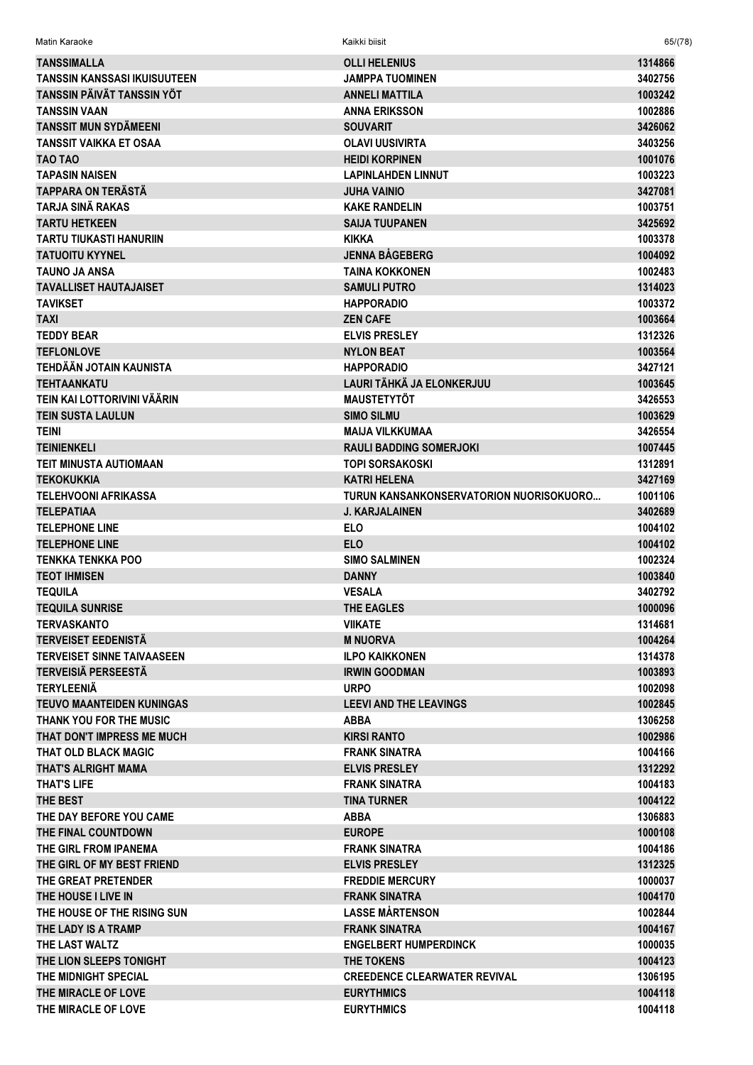| | | |
|---|---|---|
| TANSSIMALLA | OLLI HELENIUS | 1314866 |
| TANSSIN KANSSASI IKUISUUTEEN | JAMPPA TUOMINEN | 3402756 |
| TANSSIN PÄIVÄT TANSSIN YÖT | ANNELI MATTILA | 1003242 |
| TANSSIN VAAN | ANNA ERIKSSON | 1002886 |
| TANSSIT MUN SYDÄMEENI | SOUVARIT | 3426062 |
| TANSSIT VAIKKA ET OSAA | OLAVI UUSIVIRTA | 3403256 |
| TAO TAO | HEIDI KORPINEN | 1001076 |
| TAPASIN NAISEN | LAPINLAHDEN LINNUT | 1003223 |
| TAPPARA ON TERÄSTÄ | JUHA VAINIO | 3427081 |
| TARJA SINÄ RAKAS | KAKE RANDELIN | 1003751 |
| TARTU HETKEEN | SAIJA TUUPANEN | 3425692 |
| TARTU TIUKASTI HANURIIN | KIKKA | 1003378 |
| TATUOITU KYYNEL | JENNA BÅGEBERG | 1004092 |
| TAUNO JA ANSA | TAINA KOKKONEN | 1002483 |
| TAVALLISET HAUTAJAISET | SAMULI PUTRO | 1314023 |
| TAVIKSET | HAPPORADIO | 1003372 |
| TAXI | ZEN CAFE | 1003664 |
| TEDDY BEAR | ELVIS PRESLEY | 1312326 |
| TEFLONLOVE | NYLON BEAT | 1003564 |
| TEHDÄÄN JOTAIN KAUNISTA | HAPPORADIO | 3427121 |
| TEHTAANKATU | LAURI TÄHKÄ JA ELONKERJUU | 1003645 |
| TEIN KAI LOTTORIVINI VÄÄRIN | MAUSTETYTÖT | 3426553 |
| TEIN SUSTA LAULUN | SIMO SILMU | 1003629 |
| TEINI | MAIJA VILKKUMAA | 3426554 |
| TEINIENKELI | RAULI BADDING SOMERJOKI | 1007445 |
| TEIT MINUSTA AUTIOMAAN | TOPI SORSAKOSKI | 1312891 |
| TEKOKUKKIA | KATRI HELENA | 3427169 |
| TELEHVOONI AFRIKASSA | TURUN KANSANKONSERVATORION NUORISOKUORO... | 1001106 |
| TELEPATIAA | J. KARJALAINEN | 3402689 |
| TELEPHONE LINE | ELO | 1004102 |
| TELEPHONE LINE | ELO | 1004102 |
| TENKKA TENKKA POO | SIMO SALMINEN | 1002324 |
| TEOT IHMISEN | DANNY | 1003840 |
| TEQUILA | VESALA | 3402792 |
| TEQUILA SUNRISE | THE EAGLES | 1000096 |
| TERVASKANTO | VIIKATE | 1314681 |
| TERVEISET EEDENISTÄ | M NUORVA | 1004264 |
| TERVEISET SINNE TAIVAASEEN | ILPO KAIKKONEN | 1314378 |
| TERVEISIÄ PERSEESTÄ | IRWIN GOODMAN | 1003893 |
| TERYLEENIÄ | URPO | 1002098 |
| TEUVO MAANTEIDEN KUNINGAS | LEEVI AND THE LEAVINGS | 1002845 |
| THANK YOU FOR THE MUSIC | ABBA | 1306258 |
| THAT DON'T IMPRESS ME MUCH | KIRSI RANTO | 1002986 |
| THAT OLD BLACK MAGIC | FRANK SINATRA | 1004166 |
| THAT'S ALRIGHT MAMA | ELVIS PRESLEY | 1312292 |
| THAT'S LIFE | FRANK SINATRA | 1004183 |
| THE BEST | TINA TURNER | 1004122 |
| THE DAY BEFORE YOU CAME | ABBA | 1306883 |
| THE FINAL COUNTDOWN | EUROPE | 1000108 |
| THE GIRL FROM IPANEMA | FRANK SINATRA | 1004186 |
| THE GIRL OF MY BEST FRIEND | ELVIS PRESLEY | 1312325 |
| THE GREAT PRETENDER | FREDDIE MERCURY | 1000037 |
| THE HOUSE I LIVE IN | FRANK SINATRA | 1004170 |
| THE HOUSE OF THE RISING SUN | LASSE MÅRTENSON | 1002844 |
| THE LADY IS A TRAMP | FRANK SINATRA | 1004167 |
| THE LAST WALTZ | ENGELBERT HUMPERDINCK | 1000035 |
| THE LION SLEEPS TONIGHT | THE TOKENS | 1004123 |
| THE MIDNIGHT SPECIAL | CREEDENCE CLEARWATER REVIVAL | 1306195 |
| THE MIRACLE OF LOVE | EURYTHMICS | 1004118 |
| THE MIRACLE OF LOVE | EURYTHMICS | 1004118 |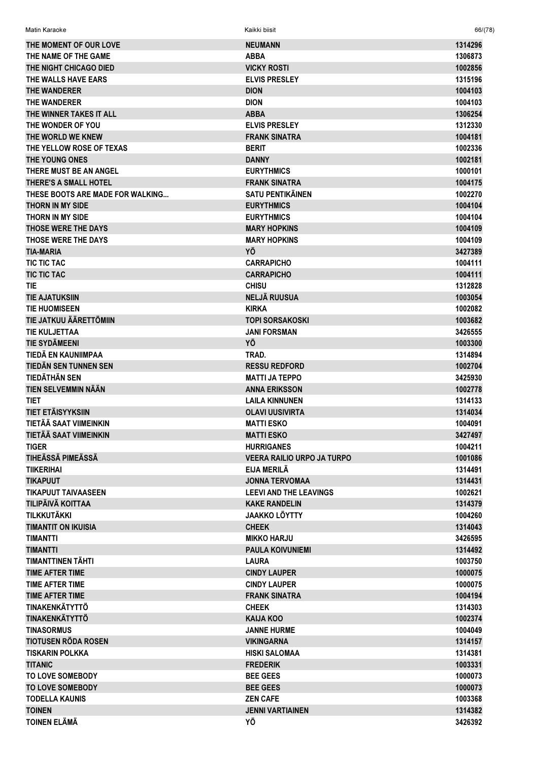| THE MOMENT OF OUR LOVE | NEUMANN | 1314296 |
|---|---|---|
| THE NAME OF THE GAME | ABBA | 1306873 |
| THE NIGHT CHICAGO DIED | VICKY ROSTI | 1002856 |
| THE WALLS HAVE EARS | ELVIS PRESLEY | 1315196 |
| THE WANDERER | DION | 1004103 |
| THE WANDERER | DION | 1004103 |
| THE WINNER TAKES IT ALL | ABBA | 1306254 |
| THE WONDER OF YOU | ELVIS PRESLEY | 1312330 |
| THE WORLD WE KNEW | FRANK SINATRA | 1004181 |
| THE YELLOW ROSE OF TEXAS | BERIT | 1002336 |
| THE YOUNG ONES | DANNY | 1002181 |
| THERE MUST BE AN ANGEL | EURYTHMICS | 1000101 |
| THERE'S A SMALL HOTEL | FRANK SINATRA | 1004175 |
| THESE BOOTS ARE MADE FOR WALKING... | SATU PENTIKÄINEN | 1002270 |
| THORN IN MY SIDE | EURYTHMICS | 1004104 |
| THORN IN MY SIDE | EURYTHMICS | 1004104 |
| THOSE WERE THE DAYS | MARY HOPKINS | 1004109 |
| THOSE WERE THE DAYS | MARY HOPKINS | 1004109 |
| TIA-MARIA | YÖ | 3427389 |
| TIC TIC TAC | CARRAPICHO | 1004111 |
| TIC TIC TAC | CARRAPICHO | 1004111 |
| TIE | CHISU | 1312828 |
| TIE AJATUKSIIN | NELJÄ RUUSUA | 1003054 |
| TIE HUOMISEEN | KIRKA | 1002082 |
| TIE JATKUU ÄÄRETTÖMIIN | TOPI SORSAKOSKI | 1003682 |
| TIE KULJETTAA | JANI FORSMAN | 3426555 |
| TIE SYDÄMEENI | YÖ | 1003300 |
| TIEDÄ EN KAUNIIMPAA | TRAD. | 1314894 |
| TIEDÄN SEN TUNNEN SEN | RESSU REDFORD | 1002704 |
| TIEDÄTHÄN SEN | MATTI JA TEPPO | 3425930 |
| TIEN SELVEMMIN NÄÄN | ANNA ERIKSSON | 1002778 |
| TIET | LAILA KINNUNEN | 1314133 |
| TIET ETÄISYYKSIIN | OLAVI UUSIVIRTA | 1314034 |
| TIETÄÄ SAAT VIIMEINKIN | MATTI ESKO | 1004091 |
| TIETÄÄ SAAT VIIMEINKIN | MATTI ESKO | 3427497 |
| TIGER | HURRIGANES | 1004211 |
| TIHEÄSSÄ PIMEÄSSÄ | VEERA RAILIO URPO JA TURPO | 1001086 |
| TIIKERIHAI | EIJA MERILÄ | 1314491 |
| TIKAPUUT | JONNA TERVOMAA | 1314431 |
| TIKAPUUT TAIVAASEEN | LEEVI AND THE LEAVINGS | 1002621 |
| TILIPÄIVÄ KOITTAA | KAKE RANDELIN | 1314379 |
| TILKKUTÄKKI | JAAKKO LÖYTTY | 1004260 |
| TIMANTIT ON IKUISIA | CHEEK | 1314043 |
| TIMANTTI | MIKKO HARJU | 3426595 |
| TIMANTTI | PAULA KOIVUNIEMI | 1314492 |
| TIMANTTINEN TÄHTI | LAURA | 1003750 |
| TIME AFTER TIME | CINDY LAUPER | 1000075 |
| TIME AFTER TIME | CINDY LAUPER | 1000075 |
| TIME AFTER TIME | FRANK SINATRA | 1004194 |
| TINAKENKÄTYTTÖ | CHEEK | 1314303 |
| TINAKENKÄTYTTÖ | KAIJA KOO | 1002374 |
| TINASORMUS | JANNE HURME | 1004049 |
| TIOTUSEN RÖDA ROSEN | VIKINGARNA | 1314157 |
| TISKARIN POLKKA | HISKI SALOMAA | 1314381 |
| TITANIC | FREDERIK | 1003331 |
| TO LOVE SOMEBODY | BEE GEES | 1000073 |
| TO LOVE SOMEBODY | BEE GEES | 1000073 |
| TODELLA KAUNIS | ZEN CAFE | 1003368 |
| TOINEN | JENNI VARTIAINEN | 1314382 |
| TOINEN ELÄMÄ | YÖ | 3426392 |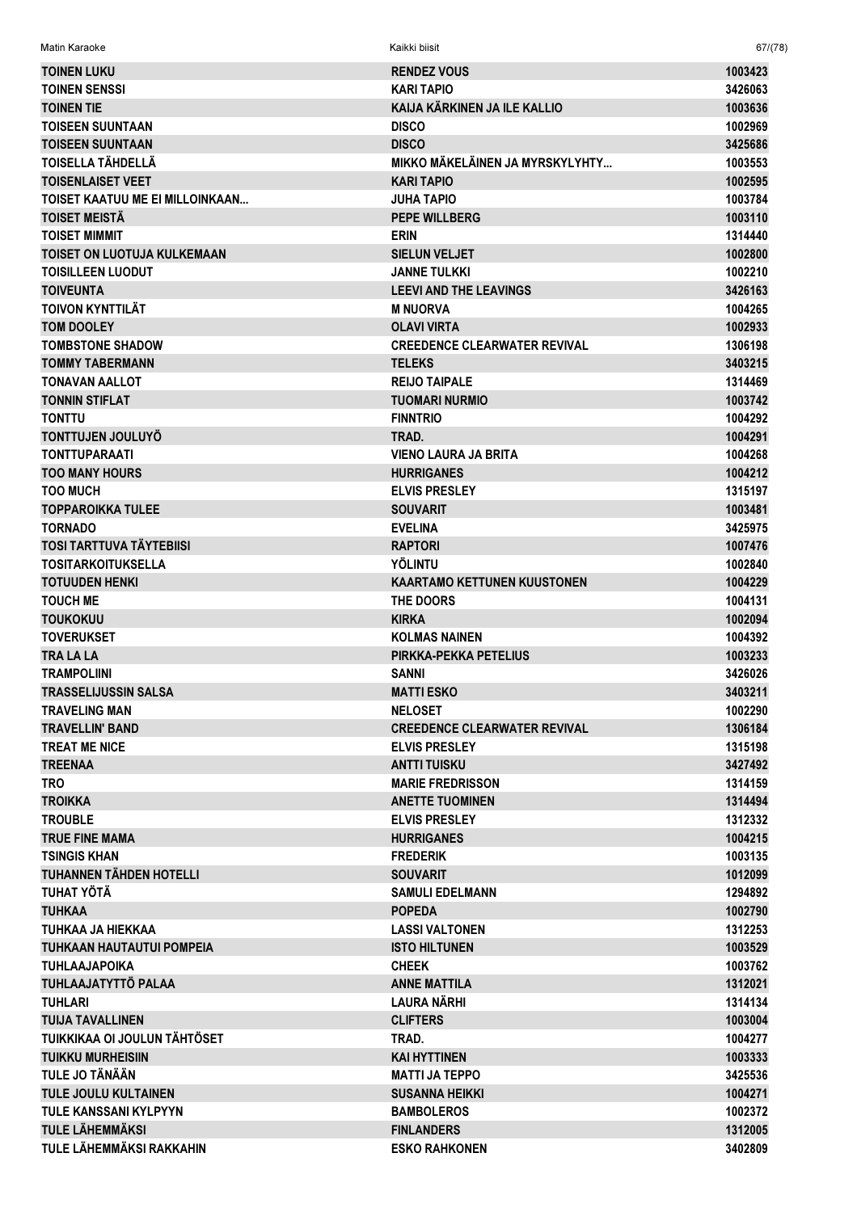| | | |
|---|---|---|
| TOINEN LUKU | RENDEZ VOUS | 1003423 |
| TOINEN SENSSI | KARI TAPIO | 3426063 |
| TOINEN TIE | KAIJA KÄRKINEN JA ILE KALLIO | 1003636 |
| TOISEEN SUUNTAAN | DISCO | 1002969 |
| TOISEEN SUUNTAAN | DISCO | 3425686 |
| TOISELLA TÄHDELLÄ | MIKKO MÄKELÄINEN JA MYRSKYLYHTY... | 1003553 |
| TOISENLAISET VEET | KARI TAPIO | 1002595 |
| TOISET KAATUU ME EI MILLOINKAAN... | JUHA TAPIO | 1003784 |
| TOISET MEISTÄ | PEPE WILLBERG | 1003110 |
| TOISET MIMMIT | ERIN | 1314440 |
| TOISET ON LUOTUJA KULKEMAAN | SIELUN VELJET | 1002800 |
| TOISILLEEN LUODUT | JANNE TULKKI | 1002210 |
| TOIVEUNTA | LEEVI AND THE LEAVINGS | 3426163 |
| TOIVON KYNTTILÄT | M NUORVA | 1004265 |
| TOM DOOLEY | OLAVI VIRTA | 1002933 |
| TOMBSTONE SHADOW | CREEDENCE CLEARWATER REVIVAL | 1306198 |
| TOMMY TABERMANN | TELEKS | 3403215 |
| TONAVAN AALLOT | REIJO TAIPALE | 1314469 |
| TONNIN STIFLAT | TUOMARI NURMIO | 1003742 |
| TONTTU | FINNTRIO | 1004292 |
| TONTTUJEN JOULUYÖ | TRAD. | 1004291 |
| TONTTUPARAATI | VIENO LAURA JA BRITA | 1004268 |
| TOO MANY HOURS | HURRIGANES | 1004212 |
| TOO MUCH | ELVIS PRESLEY | 1315197 |
| TOPPAROIKKA TULEE | SOUVARIT | 1003481 |
| TORNADO | EVELINA | 3425975 |
| TOSI TARTTUVA TÄYTEBIISI | RAPTORI | 1007476 |
| TOSITARKOITUKSELLA | YÖLINTU | 1002840 |
| TOTUUDEN HENKI | KAARTAMO KETTUNEN KUUSTONEN | 1004229 |
| TOUCH ME | THE DOORS | 1004131 |
| TOUKOKUU | KIRKA | 1002094 |
| TOVERUKSET | KOLMAS NAINEN | 1004392 |
| TRA LA LA | PIRKKA-PEKKA PETELIUS | 1003233 |
| TRAMPOLIINI | SANNI | 3426026 |
| TRASSELIJUSSIN SALSA | MATTI ESKO | 3403211 |
| TRAVELING MAN | NELOSET | 1002290 |
| TRAVELLIN' BAND | CREEDENCE CLEARWATER REVIVAL | 1306184 |
| TREAT ME NICE | ELVIS PRESLEY | 1315198 |
| TREENAA | ANTTI TUISKU | 3427492 |
| TRO | MARIE FREDRISSON | 1314159 |
| TROIKKA | ANETTE TUOMINEN | 1314494 |
| TROUBLE | ELVIS PRESLEY | 1312332 |
| TRUE FINE MAMA | HURRIGANES | 1004215 |
| TSINGIS KHAN | FREDERIK | 1003135 |
| TUHANNEN TÄHDEN HOTELLI | SOUVARIT | 1012099 |
| TUHAT YÖTÄ | SAMULI EDELMANN | 1294892 |
| TUHKAA | POPEDA | 1002790 |
| TUHKAA JA HIEKKAA | LASSI VALTONEN | 1312253 |
| TUHKAAN HAUTAUTUI POMPEIA | ISTO HILTUNEN | 1003529 |
| TUHLAAJAPOIKA | CHEEK | 1003762 |
| TUHLAAJATYTTÖ PALAA | ANNE MATTILA | 1312021 |
| TUHLARI | LAURA NÄRHI | 1314134 |
| TUIJA TAVALLINEN | CLIFTERS | 1003004 |
| TUIKKIKAA OI JOULUN TÄHTÖSET | TRAD. | 1004277 |
| TUIKKU MURHEISIIN | KAI HYTTINEN | 1003333 |
| TULE JO TÄNÄÄN | MATTI JA TEPPO | 3425536 |
| TULE JOULU KULTAINEN | SUSANNA HEIKKI | 1004271 |
| TULE KANSSANI KYLPYYN | BAMBOLEROS | 1002372 |
| TULE LÄHEMMÄKSI | FINLANDERS | 1312005 |
| TULE LÄHEMMÄKSI RAKKAHIN | ESKO RAHKONEN | 3402809 |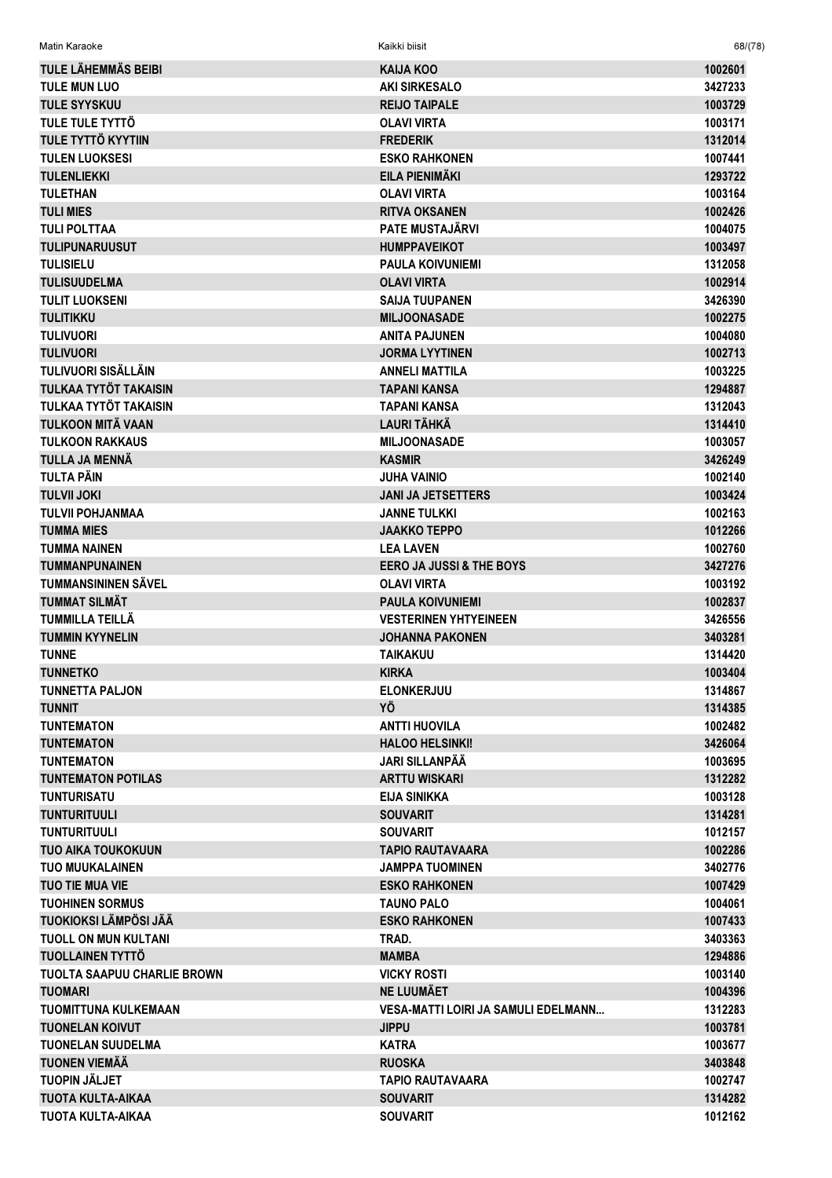| TULE LÄHEMMÄS BEIBI | KAIJA KOO | 1002601 |
|---|---|---|
| TULE MUN LUO | AKI SIRKESALO | 3427233 |
| TULE SYYSKUU | REIJO TAIPALE | 1003729 |
| TULE TULE TYTTÖ | OLAVI VIRTA | 1003171 |
| TULE TYTTÖ KYYTIIN | FREDERIK | 1312014 |
| TULEN LUOKSESI | ESKO RAHKONEN | 1007441 |
| TULENLIEKKI | EILA PIENIMÄKI | 1293722 |
| TULETHAN | OLAVI VIRTA | 1003164 |
| TULI MIES | RITVA OKSANEN | 1002426 |
| TULI POLTTAA | PATE MUSTAJÄRVI | 1004075 |
| TULIPUNARUUSUT | HUMPPAVEIKOT | 1003497 |
| TULISIELU | PAULA KOIVUNIEMI | 1312058 |
| TULISUUDELMA | OLAVI VIRTA | 1002914 |
| TULIT LUOKSENI | SAIJA TUUPANEN | 3426390 |
| TULITIKKU | MILJOONASADE | 1002275 |
| TULIVUORI | ANITA PAJUNEN | 1004080 |
| TULIVUORI | JORMA LYYTINEN | 1002713 |
| TULIVUORI SISÄLLÄIN | ANNELI MATTILA | 1003225 |
| TULKAA TYTÖT TAKAISIN | TAPANI KANSA | 1294887 |
| TULKAA TYTÖT TAKAISIN | TAPANI KANSA | 1312043 |
| TULKOON MITÄ VAAN | LAURI TÄHKÄ | 1314410 |
| TULKOON RAKKAUS | MILJOONASADE | 1003057 |
| TULLA JA MENNÄ | KASMIR | 3426249 |
| TULTA PÄIN | JUHA VAINIO | 1002140 |
| TULVII JOKI | JANI JA JETSETTERS | 1003424 |
| TULVII POHJANMAA | JANNE TULKKI | 1002163 |
| TUMMA MIES | JAAKKO TEPPO | 1012266 |
| TUMMA NAINEN | LEA LAVEN | 1002760 |
| TUMMANPUNAINEN | EERO JA JUSSI & THE BOYS | 3427276 |
| TUMMANSININEN SÄVEL | OLAVI VIRTA | 1003192 |
| TUMMAT SILMÄT | PAULA KOIVUNIEMI | 1002837 |
| TUMMILLA TEILLÄ | VESTERINEN YHTYEINEEN | 3426556 |
| TUMMIN KYYNELIN | JOHANNA PAKONEN | 3403281 |
| TUNNE | TAIKAKUU | 1314420 |
| TUNNETKO | KIRKA | 1003404 |
| TUNNETTA PALJON | ELONKERJUU | 1314867 |
| TUNNIT | YÖ | 1314385 |
| TUNTEMATON | ANTTI HUOVILA | 1002482 |
| TUNTEMATON | HALOO HELSINKI! | 3426064 |
| TUNTEMATON | JARI SILLANPÄÄ | 1003695 |
| TUNTEMATON POTILAS | ARTTU WISKARI | 1312282 |
| TUNTURISATU | EIJA SINIKKA | 1003128 |
| TUNTURITUULI | SOUVARIT | 1314281 |
| TUNTURITUULI | SOUVARIT | 1012157 |
| TUO AIKA TOUKOKUUN | TAPIO RAUTAVAARA | 1002286 |
| TUO MUUKALAINEN | JAMPPA TUOMINEN | 3402776 |
| TUO TIE MUA VIE | ESKO RAHKONEN | 1007429 |
| TUOHINEN SORMUS | TAUNO PALO | 1004061 |
| TUOKIOKSI LÄMPÖSI JÄÄ | ESKO RAHKONEN | 1007433 |
| TUOLL ON MUN KULTANI | TRAD. | 3403363 |
| TUOLLAINEN TYTTÖ | MAMBA | 1294886 |
| TUOLTA SAAPUU CHARLIE BROWN | VICKY ROSTI | 1003140 |
| TUOMARI | NE LUUMÄET | 1004396 |
| TUOMITTUNA KULKEMAAN | VESA-MATTI LOIRI JA SAMULI EDELMANN... | 1312283 |
| TUONELAN KOIVUT | JIPPU | 1003781 |
| TUONELAN SUUDELMA | KATRA | 1003677 |
| TUONEN VIEMÄÄ | RUOSKA | 3403848 |
| TUOPIN JÄLJET | TAPIO RAUTAVAARA | 1002747 |
| TUOTA KULTA-AIKAA | SOUVARIT | 1314282 |
| TUOTA KULTA-AIKAA | SOUVARIT | 1012162 |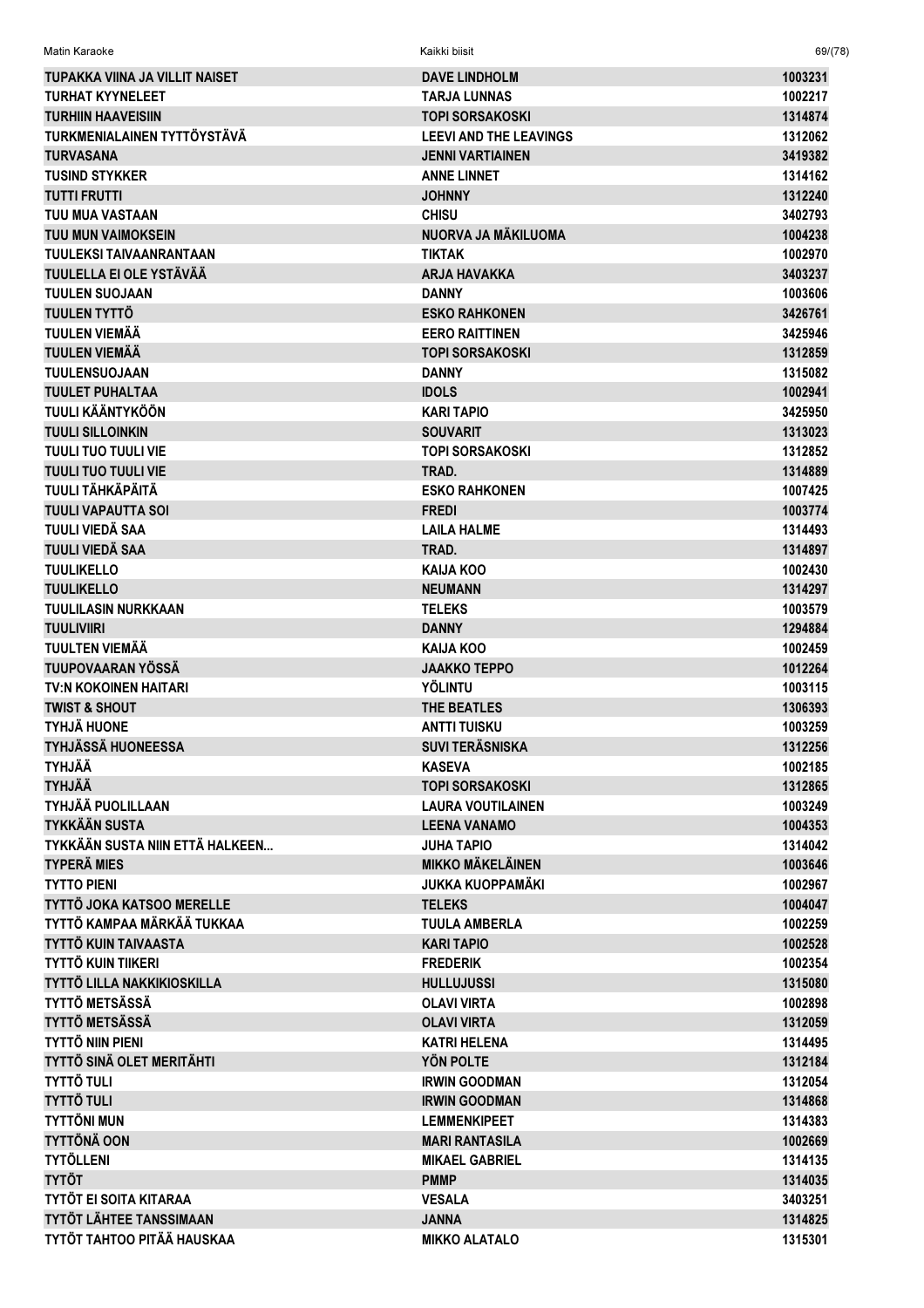| | | |
|---|---|---|
| TUPAKKA VIINA JA VILLIT NAISET | DAVE LINDHOLM | 1003231 |
| TURHAT KYYNELEET | TARJA LUNNAS | 1002217 |
| TURHIIN HAAVEISIIN | TOPI SORSAKOSKI | 1314874 |
| TURKMENIALAINEN TYTTÖYSTÄVÄ | LEEVI AND THE LEAVINGS | 1312062 |
| TURVASANA | JENNI VARTIAINEN | 3419382 |
| TUSIND STYKKER | ANNE LINNET | 1314162 |
| TUTTI FRUTTI | JOHNNY | 1312240 |
| TUU MUA VASTAAN | CHISU | 3402793 |
| TUU MUN VAIMOKSEIN | NUORVA JA MÄKILUOMA | 1004238 |
| TUULEKSI TAIVAANRANTAAN | TIKTAK | 1002970 |
| TUULELLA EI OLE YSTÄVÄÄ | ARJA HAVAKKA | 3403237 |
| TUULEN SUOJAAN | DANNY | 1003606 |
| TUULEN TYTTÖ | ESKO RAHKONEN | 3426761 |
| TUULEN VIEMÄÄ | EERO RAITTINEN | 3425946 |
| TUULEN VIEMÄÄ | TOPI SORSAKOSKI | 1312859 |
| TUULENSUOJAAN | DANNY | 1315082 |
| TUULET PUHALTAA | IDOLS | 1002941 |
| TUULI KÄÄNTYKÖÖN | KARI TAPIO | 3425950 |
| TUULI SILLOINKIN | SOUVARIT | 1313023 |
| TUULI TUO TUULI VIE | TOPI SORSAKOSKI | 1312852 |
| TUULI TUO TUULI VIE | TRAD. | 1314889 |
| TUULI TÄHKÄPÄITÄ | ESKO RAHKONEN | 1007425 |
| TUULI VAPAUTTA SOI | FREDI | 1003774 |
| TUULI VIEDÄ SAA | LAILA HALME | 1314493 |
| TUULI VIEDÄ SAA | TRAD. | 1314897 |
| TUULIKELLO | KAIJA KOO | 1002430 |
| TUULIKELLO | NEUMANN | 1314297 |
| TUULILASIN NURKKAAN | TELEKS | 1003579 |
| TUULIVIIRI | DANNY | 1294884 |
| TUULTEN VIEMÄÄ | KAIJA KOO | 1002459 |
| TUUPOVAARAN YÖSSÄ | JAAKKO TEPPO | 1012264 |
| TV:N KOKOINEN HAITARI | YÖLINTU | 1003115 |
| TWIST & SHOUT | THE BEATLES | 1306393 |
| TYHJÄ HUONE | ANTTI TUISKU | 1003259 |
| TYHJÄSSÄ HUONEESSA | SUVI TERÄSNISKA | 1312256 |
| TYHJÄÄ | KASEVA | 1002185 |
| TYHJÄÄ | TOPI SORSAKOSKI | 1312865 |
| TYHJÄÄ PUOLILLAAN | LAURA VOUTILAINEN | 1003249 |
| TYKKÄÄN SUSTA | LEENA VANAMO | 1004353 |
| TYKKÄÄN SUSTA NIIN ETTÄ HALKEEN... | JUHA TAPIO | 1314042 |
| TYPERÄ MIES | MIKKO MÄKELÄINEN | 1003646 |
| TYTTO PIENI | JUKKA KUOPPAMÄKI | 1002967 |
| TYTTÖ JOKA KATSOO MERELLE | TELEKS | 1004047 |
| TYTTÖ KAMPAA MÄRKÄÄ TUKKAA | TUULA AMBERLA | 1002259 |
| TYTTÖ KUIN TAIVAASTA | KARI TAPIO | 1002528 |
| TYTTÖ KUIN TIIKERI | FREDERIK | 1002354 |
| TYTTÖ LILLA NAKKIKIOSKILLA | HULLUJUSSI | 1315080 |
| TYTTÖ METSÄSSÄ | OLAVI VIRTA | 1002898 |
| TYTTÖ METSÄSSÄ | OLAVI VIRTA | 1312059 |
| TYTTÖ NIIN PIENI | KATRI HELENA | 1314495 |
| TYTTÖ SINÄ OLET MERITÄHTI | YÖN POLTE | 1312184 |
| TYTTÖ TULI | IRWIN GOODMAN | 1312054 |
| TYTTÖ TULI | IRWIN GOODMAN | 1314868 |
| TYTTÖNI MUN | LEMMENKIPEET | 1314383 |
| TYTTÖNÄ OON | MARI RANTASILA | 1002669 |
| TYTÖLLENI | MIKAEL GABRIEL | 1314135 |
| TYTÖT | PMMP | 1314035 |
| TYTÖT EI SOITA KITARAA | VESALA | 3403251 |
| TYTÖT LÄHTEE TANSSIMAAN | JANNA | 1314825 |
| TYTÖT TAHTOO PITÄÄ HAUSKAA | MIKKO ALATALO | 1315301 |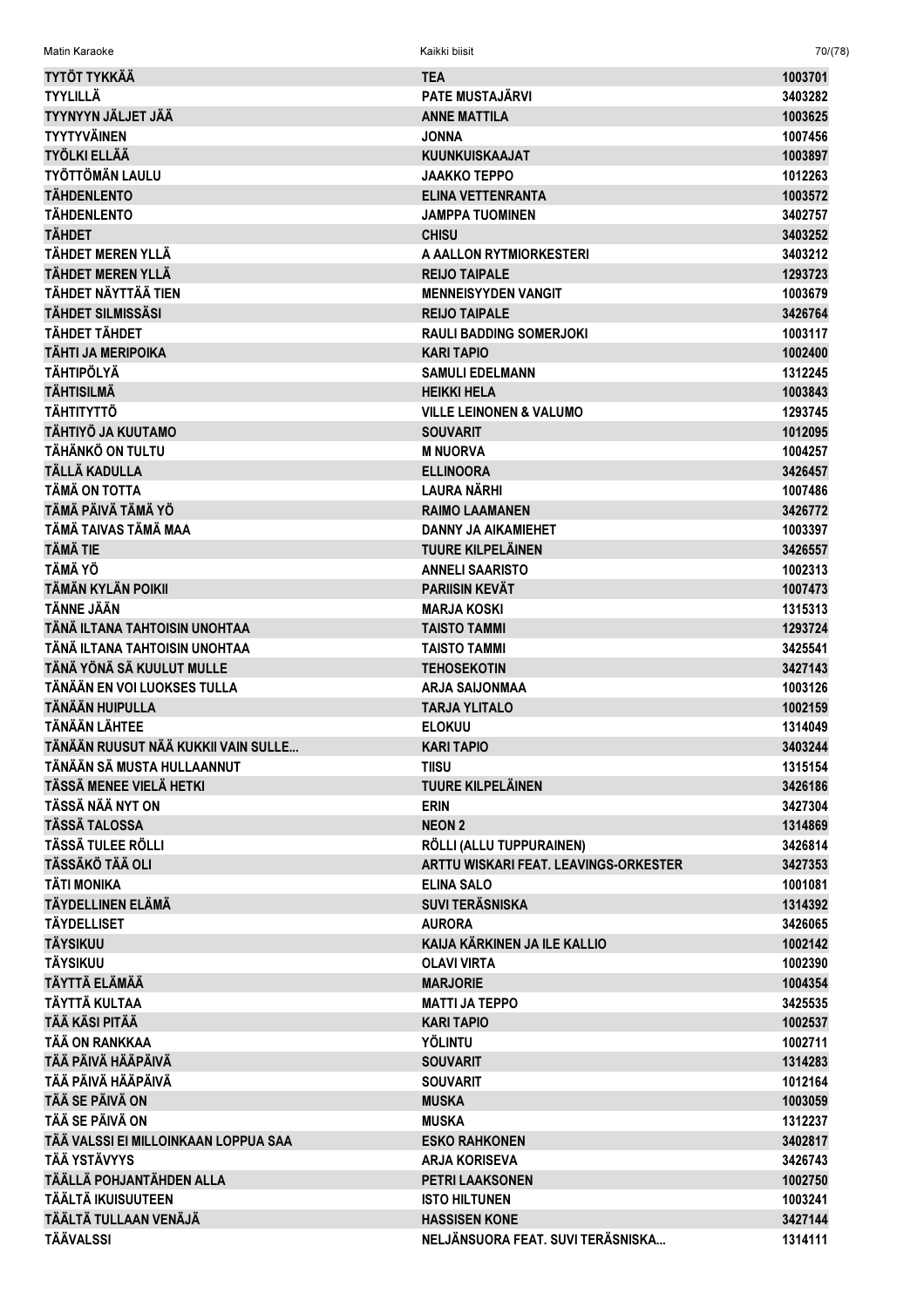| | | |
|---|---|---|
| TYTÖT TYKKÄÄ | TEA | 1003701 |
| TYYLILLÄ | PATE MUSTAJÄRVI | 3403282 |
| TYYNYYN JÄLJET JÄÄ | ANNE MATTILA | 1003625 |
| TYYTYVÄINEN | JONNA | 1007456 |
| TYÖLKI ELLÄÄ | KUUNKUISKAAJAT | 1003897 |
| TYÖTTÖMÄN LAULU | JAAKKO TEPPO | 1012263 |
| TÄHDENLENTO | ELINA VETTENRANTA | 1003572 |
| TÄHDENLENTO | JAMPPA TUOMINEN | 3402757 |
| TÄHDET | CHISU | 3403252 |
| TÄHDET MEREN YLLÄ | A AALLON RYTMIORKESTERI | 3403212 |
| TÄHDET MEREN YLLÄ | REIJO TAIPALE | 1293723 |
| TÄHDET NÄYTTÄÄ TIEN | MENNEISYYDEN VANGIT | 1003679 |
| TÄHDET SILMISSÄSI | REIJO TAIPALE | 3426764 |
| TÄHDET TÄHDET | RAULI BADDING SOMERJOKI | 1003117 |
| TÄHTI JA MERIPOIKA | KARI TAPIO | 1002400 |
| TÄHTIPÖLYÄ | SAMULI EDELMANN | 1312245 |
| TÄHTISILMÄ | HEIKKI HELA | 1003843 |
| TÄHTITYTTÖ | VILLE LEINONEN & VALUMO | 1293745 |
| TÄHTIYÖ JA KUUTAMO | SOUVARIT | 1012095 |
| TÄHÄNKÖ ON TULTU | M NUORVA | 1004257 |
| TÄLLÄ KADULLA | ELLINOORA | 3426457 |
| TÄMÄ ON TOTTA | LAURA NÄRHI | 1007486 |
| TÄMÄ PÄIVÄ TÄMÄ YÖ | RAIMO LAAMANEN | 3426772 |
| TÄMÄ TAIVAS TÄMÄ MAA | DANNY JA AIKAMIEHET | 1003397 |
| TÄMÄ TIE | TUURE KILPELÄINEN | 3426557 |
| TÄMÄ YÖ | ANNELI SAARISTO | 1002313 |
| TÄMÄN KYLÄN POIKII | PARIISIN KEVÄT | 1007473 |
| TÄNNE JÄÄN | MARJA KOSKI | 1315313 |
| TÄNÄ ILTANA TAHTOISIN UNOHTAA | TAISTO TAMMI | 1293724 |
| TÄNÄ ILTANA TAHTOISIN UNOHTAA | TAISTO TAMMI | 3425541 |
| TÄNÄ YÖNÄ SÄ KUULUT MULLE | TEHOSEKOTIN | 3427143 |
| TÄNÄÄN EN VOI LUOKSES TULLA | ARJA SAIJONMAA | 1003126 |
| TÄNÄÄN HUIPULLA | TARJA YLITALO | 1002159 |
| TÄNÄÄN LÄHTEE | ELOKUU | 1314049 |
| TÄNÄÄN RUUSUT NÄÄ KUKKII VAIN SULLE... | KARI TAPIO | 3403244 |
| TÄNÄÄN SÄ MUSTA HULLAANNUT | TIISU | 1315154 |
| TÄSSÄ MENEE VIELÄ HETKI | TUURE KILPELÄINEN | 3426186 |
| TÄSSÄ NÄÄ NYT ON | ERIN | 3427304 |
| TÄSSÄ TALOSSA | NEON 2 | 1314869 |
| TÄSSÄ TULEE RÖLLI | RÖLLI (ALLU TUPPURAINEN) | 3426814 |
| TÄSSÄKÖ TÄÄ OLI | ARTTU WISKARI FEAT. LEAVINGS-ORKESTER | 3427353 |
| TÄTI MONIKA | ELINA SALO | 1001081 |
| TÄYDELLINEN ELÄMÄ | SUVI TERÄSNISKA | 1314392 |
| TÄYDELLISET | AURORA | 3426065 |
| TÄYSIKUU | KAIJA KÄRKINEN JA ILE KALLIO | 1002142 |
| TÄYSIKUU | OLAVI VIRTA | 1002390 |
| TÄYTTÄ ELÄMÄÄ | MARJORIE | 1004354 |
| TÄYTTÄ KULTAA | MATTI JA TEPPO | 3425535 |
| TÄÄ KÄSI PITÄÄ | KARI TAPIO | 1002537 |
| TÄÄ ON RANKKAA | YÖLINTU | 1002711 |
| TÄÄ PÄIVÄ HÄÄPÄIVÄ | SOUVARIT | 1314283 |
| TÄÄ PÄIVÄ HÄÄPÄIVÄ | SOUVARIT | 1012164 |
| TÄÄ SE PÄIVÄ ON | MUSKA | 1003059 |
| TÄÄ SE PÄIVÄ ON | MUSKA | 1312237 |
| TÄÄ VALSSI EI MILLOINKAAN LOPPUA SAA | ESKO RAHKONEN | 3402817 |
| TÄÄ YSTÄVYYS | ARJA KORISEVA | 3426743 |
| TÄÄLLÄ POHJANTÄHDEN ALLA | PETRI LAAKSONEN | 1002750 |
| TÄÄLTÄ IKUISUUTEEN | ISTO HILTUNEN | 1003241 |
| TÄÄLTÄ TULLAAN VENÄJÄ | HASSISEN KONE | 3427144 |
| TÄÄVALSSI | NELJÄNSUORA FEAT. SUVI TERÄSNISKA... | 1314111 |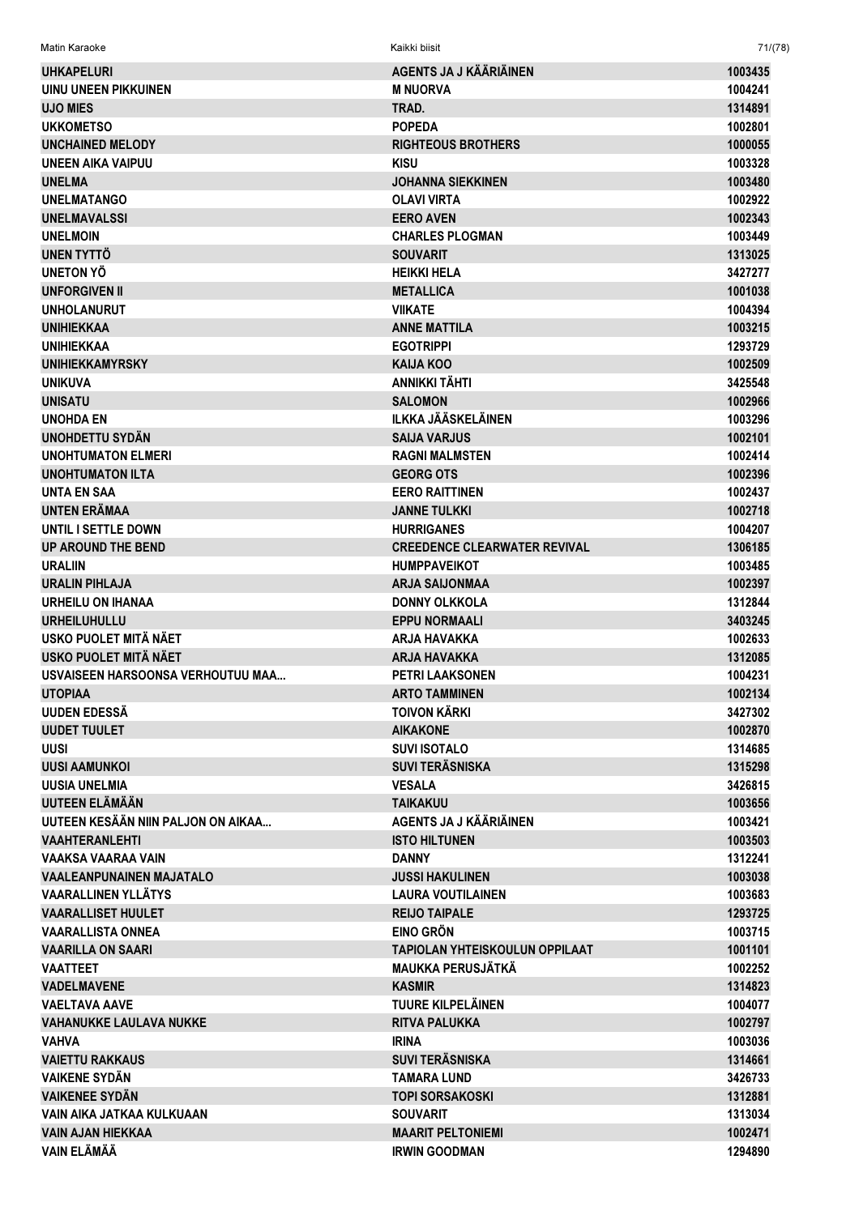| | | |
|---|---|---|
| UHKAPELURI | AGENTS JA J KÄÄRIÄINEN | 1003435 |
| UINU UNEEN PIKKUINEN | M NUORVA | 1004241 |
| UJO MIES | TRAD. | 1314891 |
| UKKOMETSO | POPEDA | 1002801 |
| UNCHAINED MELODY | RIGHTEOUS BROTHERS | 1000055 |
| UNEEN AIKA VAIPUU | KISU | 1003328 |
| UNELMA | JOHANNA SIEKKINEN | 1003480 |
| UNELMATANGO | OLAVI VIRTA | 1002922 |
| UNELMAVALSSI | EERO AVEN | 1002343 |
| UNELMOIN | CHARLES PLOGMAN | 1003449 |
| UNEN TYTTÖ | SOUVARIT | 1313025 |
| UNETON YÖ | HEIKKI HELA | 3427277 |
| UNFORGIVEN II | METALLICA | 1001038 |
| UNHOLANURUT | VIIKATE | 1004394 |
| UNIHIEKKAA | ANNE MATTILA | 1003215 |
| UNIHIEKKAA | EGOTRIPPI | 1293729 |
| UNIHIEKKAMYRSKY | KAIJA KOO | 1002509 |
| UNIKUVA | ANNIKKI TÄHTI | 3425548 |
| UNISATU | SALOMON | 1002966 |
| UNOHDA EN | ILKKA JÄÄSKELÄINEN | 1003296 |
| UNOHDETTU SYDÄN | SAIJA VARJUS | 1002101 |
| UNOHTUMATON ELMERI | RAGNI MALMSTEN | 1002414 |
| UNOHTUMATON ILTA | GEORG OTS | 1002396 |
| UNTA EN SAA | EERO RAITTINEN | 1002437 |
| UNTEN ERÄMAA | JANNE TULKKI | 1002718 |
| UNTIL I SETTLE DOWN | HURRIGANES | 1004207 |
| UP AROUND THE BEND | CREEDENCE CLEARWATER REVIVAL | 1306185 |
| URALIIN | HUMPPAVEIKOT | 1003485 |
| URALIN PIHLAJA | ARJA SAIJONMAA | 1002397 |
| URHEILU ON IHANAA | DONNY OLKKOLA | 1312844 |
| URHEILUHULLU | EPPU NORMAALI | 3403245 |
| USKO PUOLET MITÄ NÄET | ARJA HAVAKKA | 1002633 |
| USKO PUOLET MITÄ NÄET | ARJA HAVAKKA | 1312085 |
| USVAISEEN HARSOONSA VERHOUTUU MAA... | PETRI LAAKSONEN | 1004231 |
| UTOPIAA | ARTO TAMMINEN | 1002134 |
| UUDEN EDESSÄ | TOIVON KÄRKI | 3427302 |
| UUDET TUULET | AIKAKONE | 1002870 |
| UUSI | SUVI ISOTALO | 1314685 |
| UUSI AAMUNKOI | SUVI TERÄSNISKA | 1315298 |
| UUSIA UNELMIA | VESALA | 3426815 |
| UUTEEN ELÄMÄÄN | TAIKAKUU | 1003656 |
| UUTEEN KESÄÄN NIIN PALJON ON AIKAA... | AGENTS JA J KÄÄRIÄINEN | 1003421 |
| VAAHTERANLEHTI | ISTO HILTUNEN | 1003503 |
| VAAKSA VAARAA VAIN | DANNY | 1312241 |
| VAALEANPUNAINEN MAJATALO | JUSSI HAKULINEN | 1003038 |
| VAARALLINEN YLLÄTYS | LAURA VOUTILAINEN | 1003683 |
| VAARALLISET HUULET | REIJO TAIPALE | 1293725 |
| VAARALLISTA ONNEA | EINO GRÖN | 1003715 |
| VAARILLA ON SAARI | TAPIOLAN YHTEISKOULUN OPPILAAT | 1001101 |
| VAATTEET | MAUKKA PERUSJÄTKÄ | 1002252 |
| VADELMAVENE | KASMIR | 1314823 |
| VAELTAVA AAVE | TUURE KILPELÄINEN | 1004077 |
| VAHANUKKE LAULAVA NUKKE | RITVA PALUKKA | 1002797 |
| VAHVA | IRINA | 1003036 |
| VAIETTU RAKKAUS | SUVI TERÄSNISKA | 1314661 |
| VAIKENE SYDÄN | TAMARA LUND | 3426733 |
| VAIKENEE SYDÄN | TOPI SORSAKOSKI | 1312881 |
| VAIN AIKA JATKAA KULKUAAN | SOUVARIT | 1313034 |
| VAIN AJAN HIEKKAA | MAARIT PELTONIEMI | 1002471 |
| VAIN ELÄMÄÄ | IRWIN GOODMAN | 1294890 |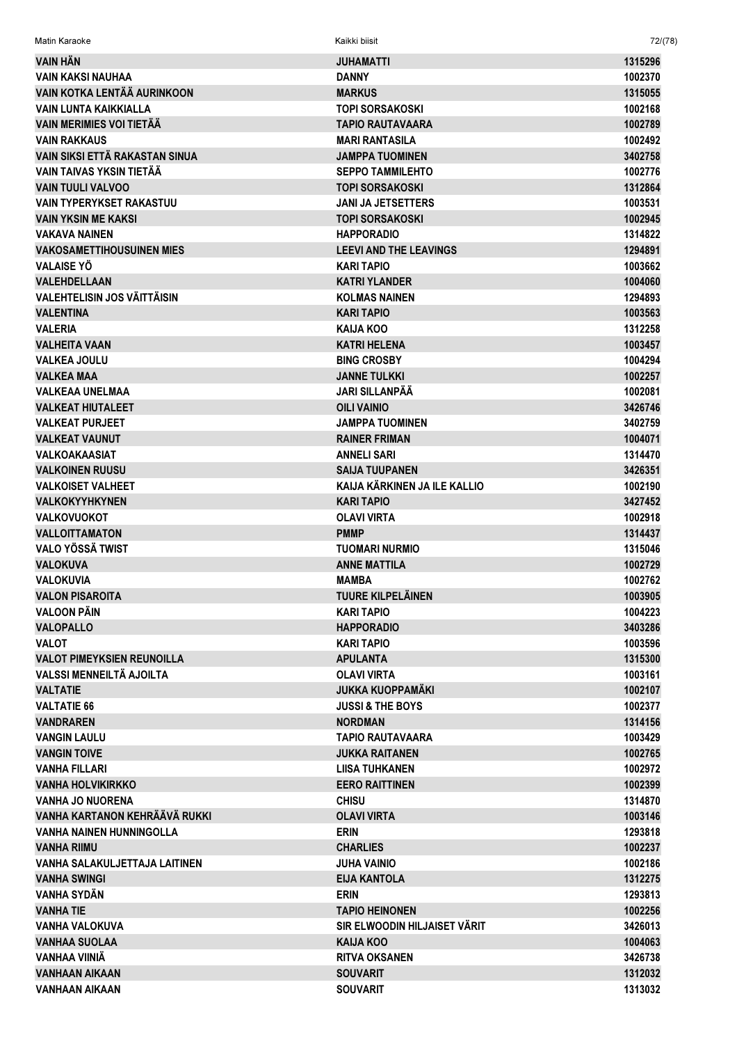| | | |
|---|---|---|
| VAIN HÄN | JUHAMATTI | 1315296 |
| VAIN KAKSI NAUHAA | DANNY | 1002370 |
| VAIN KOTKA LENTÄÄ AURINKOON | MARKUS | 1315055 |
| VAIN LUNTA KAIKKIALLA | TOPI SORSAKOSKI | 1002168 |
| VAIN MERIMIES VOI TIETÄÄ | TAPIO RAUTAVAARA | 1002789 |
| VAIN RAKKAUS | MARI RANTASILA | 1002492 |
| VAIN SIKSI ETTÄ RAKASTAN SINUA | JAMPPA TUOMINEN | 3402758 |
| VAIN TAIVAS YKSIN TIETÄÄ | SEPPO TAMMILEHTO | 1002776 |
| VAIN TUULI VALVOO | TOPI SORSAKOSKI | 1312864 |
| VAIN TYPERYKSET RAKASTUU | JANI JA JETSETTERS | 1003531 |
| VAIN YKSIN ME KAKSI | TOPI SORSAKOSKI | 1002945 |
| VAKAVA NAINEN | HAPPORADIO | 1314822 |
| VAKOSAMETTIHOUSUINEN MIES | LEEVI AND THE LEAVINGS | 1294891 |
| VALAISE YÖ | KARI TAPIO | 1003662 |
| VALEHDELLAAN | KATRI YLANDER | 1004060 |
| VALEHTELISIN JOS VÄITTÄISIN | KOLMAS NAINEN | 1294893 |
| VALENTINA | KARI TAPIO | 1003563 |
| VALERIA | KAIJA KOO | 1312258 |
| VALHEITA VAAN | KATRI HELENA | 1003457 |
| VALKEA JOULU | BING CROSBY | 1004294 |
| VALKEA MAA | JANNE TULKKI | 1002257 |
| VALKEAA UNELMAA | JARI SILLANPÄÄ | 1002081 |
| VALKEAT HIUTALEET | OILI VAINIO | 3426746 |
| VALKEAT PURJEET | JAMPPA TUOMINEN | 3402759 |
| VALKEAT VAUNUT | RAINER FRIMAN | 1004071 |
| VALKOAKAASIAT | ANNELI SARI | 1314470 |
| VALKOINEN RUUSU | SAIJA TUUPANEN | 3426351 |
| VALKOISET VALHEET | KAIJA KÄRKINEN JA ILE KALLIO | 1002190 |
| VALKOKYYHKYNEN | KARI TAPIO | 3427452 |
| VALKOVUOKOT | OLAVI VIRTA | 1002918 |
| VALLOITTAMATON | PMMP | 1314437 |
| VALO YÖSSÄ TWIST | TUOMARI NURMIO | 1315046 |
| VALOKUVA | ANNE MATTILA | 1002729 |
| VALOKUVIA | MAMBA | 1002762 |
| VALON PISAROITA | TUURE KILPELÄINEN | 1003905 |
| VALOON PÄIN | KARI TAPIO | 1004223 |
| VALOPALLO | HAPPORADIO | 3403286 |
| VALOT | KARI TAPIO | 1003596 |
| VALOT PIMEYKSIEN REUNOILLA | APULANTA | 1315300 |
| VALSSI MENNEILTÄ AJOILTA | OLAVI VIRTA | 1003161 |
| VALTATIE | JUKKA KUOPPAMÄKI | 1002107 |
| VALTATIE 66 | JUSSI & THE BOYS | 1002377 |
| VANDRAREN | NORDMAN | 1314156 |
| VANGIN LAULU | TAPIO RAUTAVAARA | 1003429 |
| VANGIN TOIVE | JUKKA RAITANEN | 1002765 |
| VANHA FILLARI | LIISA TUHKANEN | 1002972 |
| VANHA HOLVIKIRKKO | EERO RAITTINEN | 1002399 |
| VANHA JO NUORENA | CHISU | 1314870 |
| VANHA KARTANON KEHRÄÄVÄ RUKKI | OLAVI VIRTA | 1003146 |
| VANHA NAINEN HUNNINGOLLA | ERIN | 1293818 |
| VANHA RIIMU | CHARLIES | 1002237 |
| VANHA SALAKULJETTAJA LAITINEN | JUHA VAINIO | 1002186 |
| VANHA SWINGI | EIJA KANTOLA | 1312275 |
| VANHA SYDÄN | ERIN | 1293813 |
| VANHA TIE | TAPIO HEINONEN | 1002256 |
| VANHA VALOKUVA | SIR ELWOODIN HILJAISET VÄRIT | 3426013 |
| VANHAA SUOLAA | KAIJA KOO | 1004063 |
| VANHAA VIINIÄ | RITVA OKSANEN | 3426738 |
| VANHAAN AIKAAN | SOUVARIT | 1312032 |
| VANHAAN AIKAAN | SOUVARIT | 1313032 |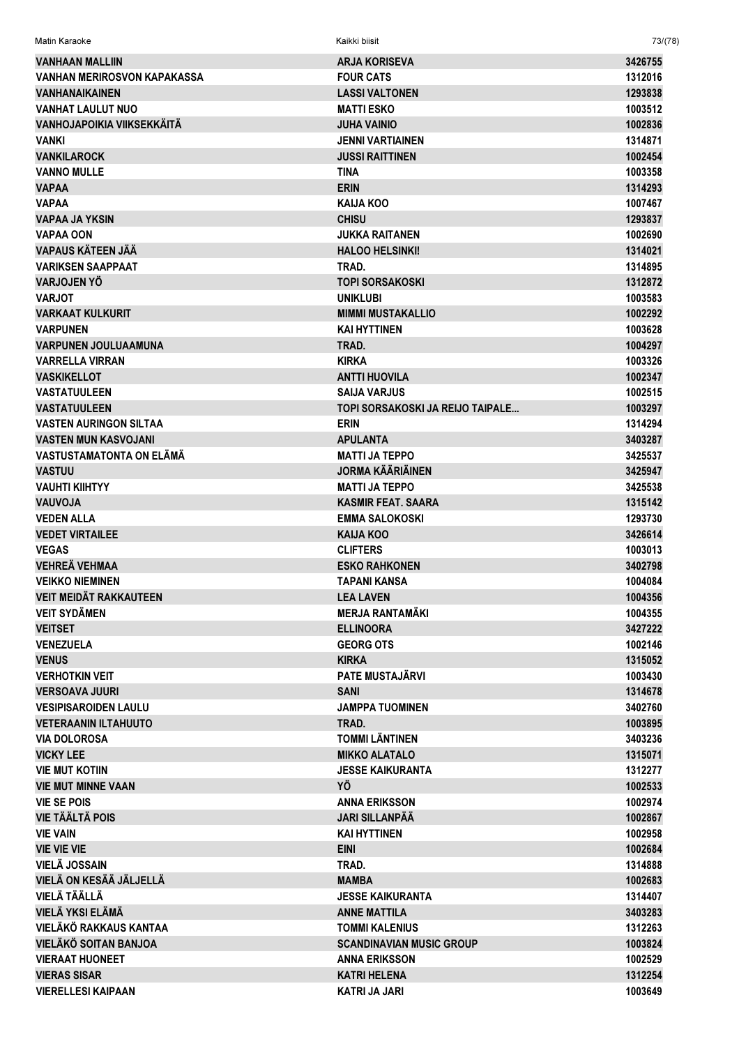| | | |
|---|---|---|
| VANHAAN MALLIIN | ARJA KORISEVA | 3426755 |
| VANHAN MERIROSVON KAPAKASSA | FOUR CATS | 1312016 |
| VANHANAIKAINEN | LASSI VALTONEN | 1293838 |
| VANHAT LAULUT NUO | MATTI ESKO | 1003512 |
| VANHOJAPOIKIA VIIKSEKKÄITÄ | JUHA VAINIO | 1002836 |
| VANKI | JENNI VARTIAINEN | 1314871 |
| VANKILAROCK | JUSSI RAITTINEN | 1002454 |
| VANNO MULLE | TINA | 1003358 |
| VAPAA | ERIN | 1314293 |
| VAPAA | KAIJA KOO | 1007467 |
| VAPAA JA YKSIN | CHISU | 1293837 |
| VAPAA OON | JUKKA RAITANEN | 1002690 |
| VAPAUS KÄTEEN JÄÄ | HALOO HELSINKI! | 1314021 |
| VARIKSEN SAAPPAAT | TRAD. | 1314895 |
| VARJOJEN YÖ | TOPI SORSAKOSKI | 1312872 |
| VARJOT | UNIKLUBI | 1003583 |
| VARKAAT KULKURIT | MIMMI MUSTAKALLIO | 1002292 |
| VARPUNEN | KAI HYTTINEN | 1003628 |
| VARPUNEN JOULUAAMUNA | TRAD. | 1004297 |
| VARRELLA VIRRAN | KIRKA | 1003326 |
| VASKIKELLOT | ANTTI HUOVILA | 1002347 |
| VASTATUULEEN | SAIJA VARJUS | 1002515 |
| VASTATUULEEN | TOPI SORSAKOSKI JA REIJO TAIPALE... | 1003297 |
| VASTEN AURINGON SILTAA | ERIN | 1314294 |
| VASTEN MUN KASVOJANI | APULANTA | 3403287 |
| VASTUSTAMATONTA ON ELÄMÄ | MATTI JA TEPPO | 3425537 |
| VASTUU | JORMA KÄÄRIÄINEN | 3425947 |
| VAUHTI KIIHTYY | MATTI JA TEPPO | 3425538 |
| VAUVOJA | KASMIR FEAT. SAARA | 1315142 |
| VEDEN ALLA | EMMA SALOKOSKI | 1293730 |
| VEDET VIRTAILEE | KAIJA KOO | 3426614 |
| VEGAS | CLIFTERS | 1003013 |
| VEHREÄ VEHMAA | ESKO RAHKONEN | 3402798 |
| VEIKKO NIEMINEN | TAPANI KANSA | 1004084 |
| VEIT MEIDÄT RAKKAUTEEN | LEA LAVEN | 1004356 |
| VEIT SYDÄMEN | MERJA RANTAMÄKI | 1004355 |
| VEITSET | ELLINOORA | 3427222 |
| VENEZUELA | GEORG OTS | 1002146 |
| VENUS | KIRKA | 1315052 |
| VERHOTKIN VEIT | PATE MUSTAJÄRVI | 1003430 |
| VERSOAVA JUURI | SANI | 1314678 |
| VESIPISAROIDEN LAULU | JAMPPA TUOMINEN | 3402760 |
| VETERAANIN ILTAHUUTO | TRAD. | 1003895 |
| VIA DOLOROSA | TOMMI LÄNTINEN | 3403236 |
| VICKY LEE | MIKKO ALATALO | 1315071 |
| VIE MUT KOTIIN | JESSE KAIKURANTA | 1312277 |
| VIE MUT MINNE VAAN | YÖ | 1002533 |
| VIE SE POIS | ANNA ERIKSSON | 1002974 |
| VIE TÄÄLTÄ POIS | JARI SILLANPÄÄ | 1002867 |
| VIE VAIN | KAI HYTTINEN | 1002958 |
| VIE VIE VIE | EINI | 1002684 |
| VIELÄ JOSSAIN | TRAD. | 1314888 |
| VIELÄ ON KESÄÄ JÄLJELLÄ | MAMBA | 1002683 |
| VIELÄ TÄÄLLÄ | JESSE KAIKURANTA | 1314407 |
| VIELÄ YKSI ELÄMÄ | ANNE MATTILA | 3403283 |
| VIELÄKÖ RAKKAUS KANTAA | TOMMI KALENIUS | 1312263 |
| VIELÄKÖ SOITAN BANJOA | SCANDINAVIAN MUSIC GROUP | 1003824 |
| VIERAAT HUONEET | ANNA ERIKSSON | 1002529 |
| VIERAS SISAR | KATRI HELENA | 1312254 |
| VIERELLESI KAIPAAN | KATRI JA JARI | 1003649 |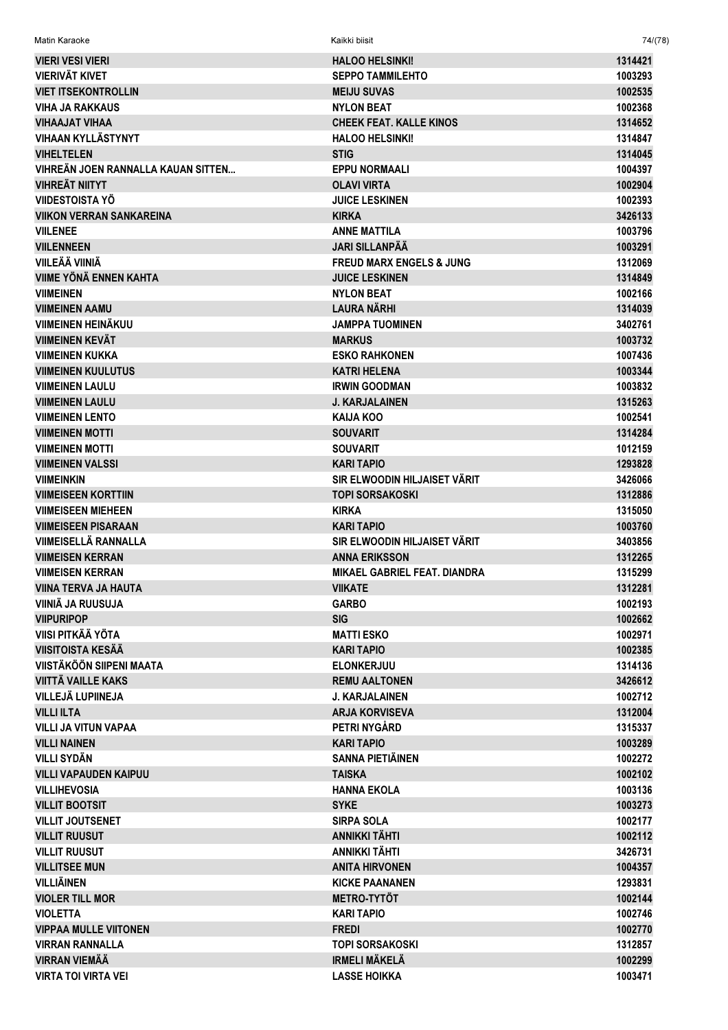| | | |
|---|---|---|
| VIERI VESI VIERI | HALOO HELSINKI! | 1314421 |
| VIERIVÄT KIVET | SEPPO TAMMILEHTO | 1003293 |
| VIET ITSEKONTROLLIN | MEIJU SUVAS | 1002535 |
| VIHA JA RAKKAUS | NYLON BEAT | 1002368 |
| VIHAAJAT VIHAA | CHEEK FEAT. KALLE KINOS | 1314652 |
| VIHAAN KYLLÄSTYNYT | HALOO HELSINKI! | 1314847 |
| VIHELTELEN | STIG | 1314045 |
| VIHREÄN JOEN RANNALLA KAUAN SITTEN... | EPPU NORMAALI | 1004397 |
| VIHREÄT NIITYT | OLAVI VIRTA | 1002904 |
| VIIDESTOISTA YÖ | JUICE LESKINEN | 1002393 |
| VIIKON VERRAN SANKAREINA | KIRKA | 3426133 |
| VIILENEE | ANNE MATTILA | 1003796 |
| VIILENNEEN | JARI SILLANPÄÄ | 1003291 |
| VIILEÄÄ VIINIÄ | FREUD MARX ENGELS & JUNG | 1312069 |
| VIIME YÖNÄ ENNEN KAHTA | JUICE LESKINEN | 1314849 |
| VIIMEINEN | NYLON BEAT | 1002166 |
| VIIMEINEN AAMU | LAURA NÄRHI | 1314039 |
| VIIMEINEN HEINÄKUU | JAMPPA TUOMINEN | 3402761 |
| VIIMEINEN KEVÄT | MARKUS | 1003732 |
| VIIMEINEN KUKKA | ESKO RAHKONEN | 1007436 |
| VIIMEINEN KUULUTUS | KATRI HELENA | 1003344 |
| VIIMEINEN LAULU | IRWIN GOODMAN | 1003832 |
| VIIMEINEN LAULU | J. KARJALAINEN | 1315263 |
| VIIMEINEN LENTO | KAIJA KOO | 1002541 |
| VIIMEINEN MOTTI | SOUVARIT | 1314284 |
| VIIMEINEN MOTTI | SOUVARIT | 1012159 |
| VIIMEINEN VALSSI | KARI TAPIO | 1293828 |
| VIIMEINKIN | SIR ELWOODIN HILJAISET VÄRIT | 3426066 |
| VIIMEISEEN KORTTIIN | TOPI SORSAKOSKI | 1312886 |
| VIIMEISEEN MIEHEEN | KIRKA | 1315050 |
| VIIMEISEEN PISARAAN | KARI TAPIO | 1003760 |
| VIIMEISELLÄ RANNALLA | SIR ELWOODIN HILJAISET VÄRIT | 3403856 |
| VIIMEISEN KERRAN | ANNA ERIKSSON | 1312265 |
| VIIMEISEN KERRAN | MIKAEL GABRIEL FEAT. DIANDRA | 1315299 |
| VIINA TERVA JA HAUTA | VIIKATE | 1312281 |
| VIINIÄ JA RUUSUJA | GARBO | 1002193 |
| VIIPURIPOP | SIG | 1002662 |
| VIISI PITKÄÄ YÖTA | MATTI ESKO | 1002971 |
| VIISITOISTA KESÄÄ | KARI TAPIO | 1002385 |
| VIISTÄKÖÖN SIIPENI MAATA | ELONKERJUU | 1314136 |
| VIITTÄ VAILLE KAKS | REMU AALTONEN | 3426612 |
| VILLEJÄ LUPIINEJA | J. KARJALAINEN | 1002712 |
| VILLI ILTA | ARJA KORVISEVA | 1312004 |
| VILLI JA VITUN VAPAA | PETRI NYGÅRD | 1315337 |
| VILLI NAINEN | KARI TAPIO | 1003289 |
| VILLI SYDÄN | SANNA PIETIÄINEN | 1002272 |
| VILLI VAPAUDEN KAIPUU | TAISKA | 1002102 |
| VILLIHEVOSIA | HANNA EKOLA | 1003136 |
| VILLIT BOOTSIT | SYKE | 1003273 |
| VILLIT JOUTSENET | SIRPA SOLA | 1002177 |
| VILLIT RUUSUT | ANNIKKI TÄHTI | 1002112 |
| VILLIT RUUSUT | ANNIKKI TÄHTI | 3426731 |
| VILLITSEE MUN | ANITA HIRVONEN | 1004357 |
| VILLIÄINEN | KICKE PAANANEN | 1293831 |
| VIOLER TILL MOR | METRO-TYTÖT | 1002144 |
| VIOLETTA | KARI TAPIO | 1002746 |
| VIPPAA MULLE VIITONEN | FREDI | 1002770 |
| VIRRAN RANNALLA | TOPI SORSAKOSKI | 1312857 |
| VIRRAN VIEMÄÄ | IRMELI MÄKELÄ | 1002299 |
| VIRTA TOI VIRTA VEI | LASSE HOIKKA | 1003471 |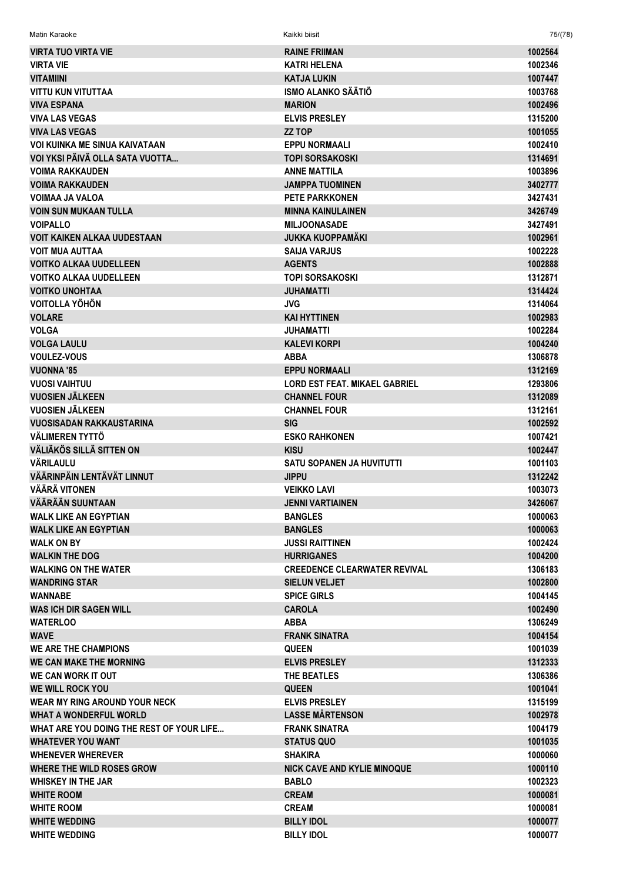| | | |
|---|---|---|
| VIRTA TUO VIRTA VIE | RAINE FRIIMAN | 1002564 |
| VIRTA VIE | KATRI HELENA | 1002346 |
| VITAMIINI | KATJA LUKIN | 1007447 |
| VITTU KUN VITUTTAA | ISMO ALANKO SÄÄTIÖ | 1003768 |
| VIVA ESPANA | MARION | 1002496 |
| VIVA LAS VEGAS | ELVIS PRESLEY | 1315200 |
| VIVA LAS VEGAS | ZZ TOP | 1001055 |
| VOI KUINKA ME SINUA KAIVATAAN | EPPU NORMAALI | 1002410 |
| VOI YKSI PÄIVÄ OLLA SATA VUOTTA... | TOPI SORSAKOSKI | 1314691 |
| VOIMA RAKKAUDEN | ANNE MATTILA | 1003896 |
| VOIMA RAKKAUDEN | JAMPPA TUOMINEN | 3402777 |
| VOIMAA JA VALOA | PETE PARKKONEN | 3427431 |
| VOIN SUN MUKAAN TULLA | MINNA KAINULAINEN | 3426749 |
| VOIPALLO | MILJOONASADE | 3427491 |
| VOIT KAIKEN ALKAA UUDESTAAN | JUKKA KUOPPAMÄKI | 1002961 |
| VOIT MUA AUTTAA | SAIJA VARJUS | 1002228 |
| VOITKO ALKAA UUDELLEEN | AGENTS | 1002888 |
| VOITKO ALKAA UUDELLEEN | TOPI SORSAKOSKI | 1312871 |
| VOITKO UNOHTAA | JUHAMATTI | 1314424 |
| VOITOLLA YÖHÖN | JVG | 1314064 |
| VOLARE | KAI HYTTINEN | 1002983 |
| VOLGA | JUHAMATTI | 1002284 |
| VOLGA LAULU | KALEVI KORPI | 1004240 |
| VOULEZ-VOUS | ABBA | 1306878 |
| VUONNA '85 | EPPU NORMAALI | 1312169 |
| VUOSI VAIHTUU | LORD EST FEAT. MIKAEL GABRIEL | 1293806 |
| VUOSIEN JÄLKEEN | CHANNEL FOUR | 1312089 |
| VUOSIEN JÄLKEEN | CHANNEL FOUR | 1312161 |
| VUOSISADAN RAKKAUSTARINA | SIG | 1002592 |
| VÄLIMEREN TYTTÖ | ESKO RAHKONEN | 1007421 |
| VÄLIÄKÖS SILLÄ SITTEN ON | KISU | 1002447 |
| VÄRILAULU | SATU SOPANEN JA HUVITUTTI | 1001103 |
| VÄÄRINPÄIN LENTÄVÄT LINNUT | JIPPU | 1312242 |
| VÄÄRÄ VITONEN | VEIKKO LAVI | 1003073 |
| VÄÄRÄÄN SUUNTAAN | JENNI VARTIAINEN | 3426067 |
| WALK LIKE AN EGYPTIAN | BANGLES | 1000063 |
| WALK LIKE AN EGYPTIAN | BANGLES | 1000063 |
| WALK ON BY | JUSSI RAITTINEN | 1002424 |
| WALKIN THE DOG | HURRIGANES | 1004200 |
| WALKING ON THE WATER | CREEDENCE CLEARWATER REVIVAL | 1306183 |
| WANDRING STAR | SIELUN VELJET | 1002800 |
| WANNABE | SPICE GIRLS | 1004145 |
| WAS ICH DIR SAGEN WILL | CAROLA | 1002490 |
| WATERLOO | ABBA | 1306249 |
| WAVE | FRANK SINATRA | 1004154 |
| WE ARE THE CHAMPIONS | QUEEN | 1001039 |
| WE CAN MAKE THE MORNING | ELVIS PRESLEY | 1312333 |
| WE CAN WORK IT OUT | THE BEATLES | 1306386 |
| WE WILL ROCK YOU | QUEEN | 1001041 |
| WEAR MY RING AROUND YOUR NECK | ELVIS PRESLEY | 1315199 |
| WHAT A WONDERFUL WORLD | LASSE MÅRTENSON | 1002978 |
| WHAT ARE YOU DOING THE REST OF YOUR LIFE... | FRANK SINATRA | 1004179 |
| WHATEVER YOU WANT | STATUS QUO | 1001035 |
| WHENEVER WHEREVER | SHAKIRA | 1000060 |
| WHERE THE WILD ROSES GROW | NICK CAVE AND KYLIE MINOQUE | 1000110 |
| WHISKEY IN THE JAR | BABLO | 1002323 |
| WHITE ROOM | CREAM | 1000081 |
| WHITE ROOM | CREAM | 1000081 |
| WHITE WEDDING | BILLY IDOL | 1000077 |
| WHITE WEDDING | BILLY IDOL | 1000077 |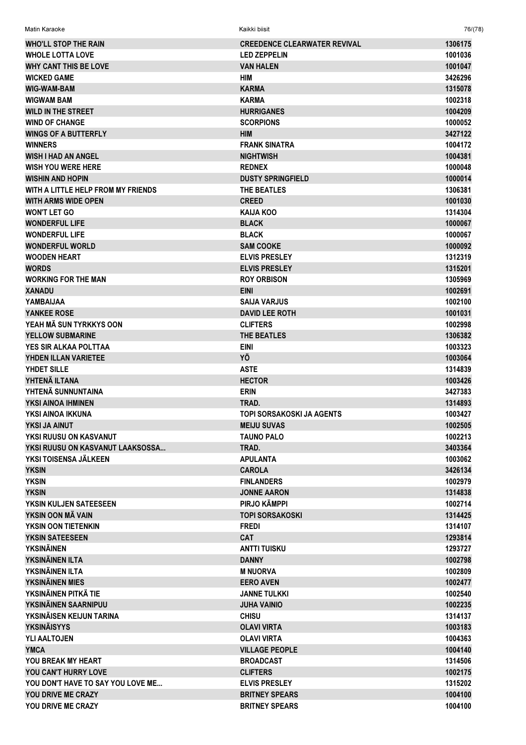| WHO'LL STOP THE RAIN | CREEDENCE CLEARWATER REVIVAL | 1306175 |
|---|---|---|
| WHOLE LOTTA LOVE | LED ZEPPELIN | 1001036 |
| WHY CANT THIS BE LOVE | VAN HALEN | 1001047 |
| WICKED GAME | HIM | 3426296 |
| WIG-WAM-BAM | KARMA | 1315078 |
| WIGWAM BAM | KARMA | 1002318 |
| WILD IN THE STREET | HURRIGANES | 1004209 |
| WIND OF CHANGE | SCORPIONS | 1000052 |
| WINGS OF A BUTTERFLY | HIM | 3427122 |
| WINNERS | FRANK SINATRA | 1004172 |
| WISH I HAD AN ANGEL | NIGHTWISH | 1004381 |
| WISH YOU WERE HERE | REDNEX | 1000048 |
| WISHIN AND HOPIN | DUSTY SPRINGFIELD | 1000014 |
| WITH A LITTLE HELP FROM MY FRIENDS | THE BEATLES | 1306381 |
| WITH ARMS WIDE OPEN | CREED | 1001030 |
| WON'T LET GO | KAIJA KOO | 1314304 |
| WONDERFUL LIFE | BLACK | 1000067 |
| WONDERFUL LIFE | BLACK | 1000067 |
| WONDERFUL WORLD | SAM COOKE | 1000092 |
| WOODEN HEART | ELVIS PRESLEY | 1312319 |
| WORDS | ELVIS PRESLEY | 1315201 |
| WORKING FOR THE MAN | ROY ORBISON | 1305969 |
| XANADU | EINI | 1002691 |
| YAMBAIJAA | SAIJA VARJUS | 1002100 |
| YANKEE ROSE | DAVID LEE ROTH | 1001031 |
| YEAH MÄ SUN TYRKKYS OON | CLIFTERS | 1002998 |
| YELLOW SUBMARINE | THE BEATLES | 1306382 |
| YES SIR ALKAA POLTTAA | EINI | 1003323 |
| YHDEN ILLAN VARIETEE | YÖ | 1003064 |
| YHDET SILLE | ASTE | 1314839 |
| YHTENÄ ILTANA | HECTOR | 1003426 |
| YHTENÄ SUNNUNTAINA | ERIN | 3427383 |
| YKSI AINOA IHMINEN | TRAD. | 1314893 |
| YKSI AINOA IKKUNA | TOPI SORSAKOSKI JA AGENTS | 1003427 |
| YKSI JA AINUT | MEIJU SUVAS | 1002505 |
| YKSI RUUSU ON KASVANUT | TAUNO PALO | 1002213 |
| YKSI RUUSU ON KASVANUT LAAKSOSSA... | TRAD. | 3403364 |
| YKSI TOISENSA JÄLKEEN | APULANTA | 1003062 |
| YKSIN | CAROLA | 3426134 |
| YKSIN | FINLANDERS | 1002979 |
| YKSIN | JONNE AARON | 1314838 |
| YKSIN KULJEN SATEESEEN | PIRJO KÄMPPI | 1002714 |
| YKSIN OON MÄ VAIN | TOPI SORSAKOSKI | 1314425 |
| YKSIN OON TIETENKIN | FREDI | 1314107 |
| YKSIN SATEESEEN | CAT | 1293814 |
| YKSINÄINEN | ANTTI TUISKU | 1293727 |
| YKSINÄINEN ILTA | DANNY | 1002798 |
| YKSINÄINEN ILTA | M NUORVA | 1002809 |
| YKSINÄINEN MIES | EERO AVEN | 1002477 |
| YKSINÄINEN PITKÄ TIE | JANNE TULKKI | 1002540 |
| YKSINÄINEN SAARNIPUU | JUHA VAINIO | 1002235 |
| YKSINÄISEN KEIJUN TARINA | CHISU | 1314137 |
| YKSINÄISYYS | OLAVI VIRTA | 1003183 |
| YLI AALTOJEN | OLAVI VIRTA | 1004363 |
| YMCA | VILLAGE PEOPLE | 1004140 |
| YOU BREAK MY HEART | BROADCAST | 1314506 |
| YOU CAN'T HURRY LOVE | CLIFTERS | 1002175 |
| YOU DON'T HAVE TO SAY YOU LOVE ME... | ELVIS PRESLEY | 1315202 |
| YOU DRIVE ME CRAZY | BRITNEY SPEARS | 1004100 |
| YOU DRIVE ME CRAZY | BRITNEY SPEARS | 1004100 |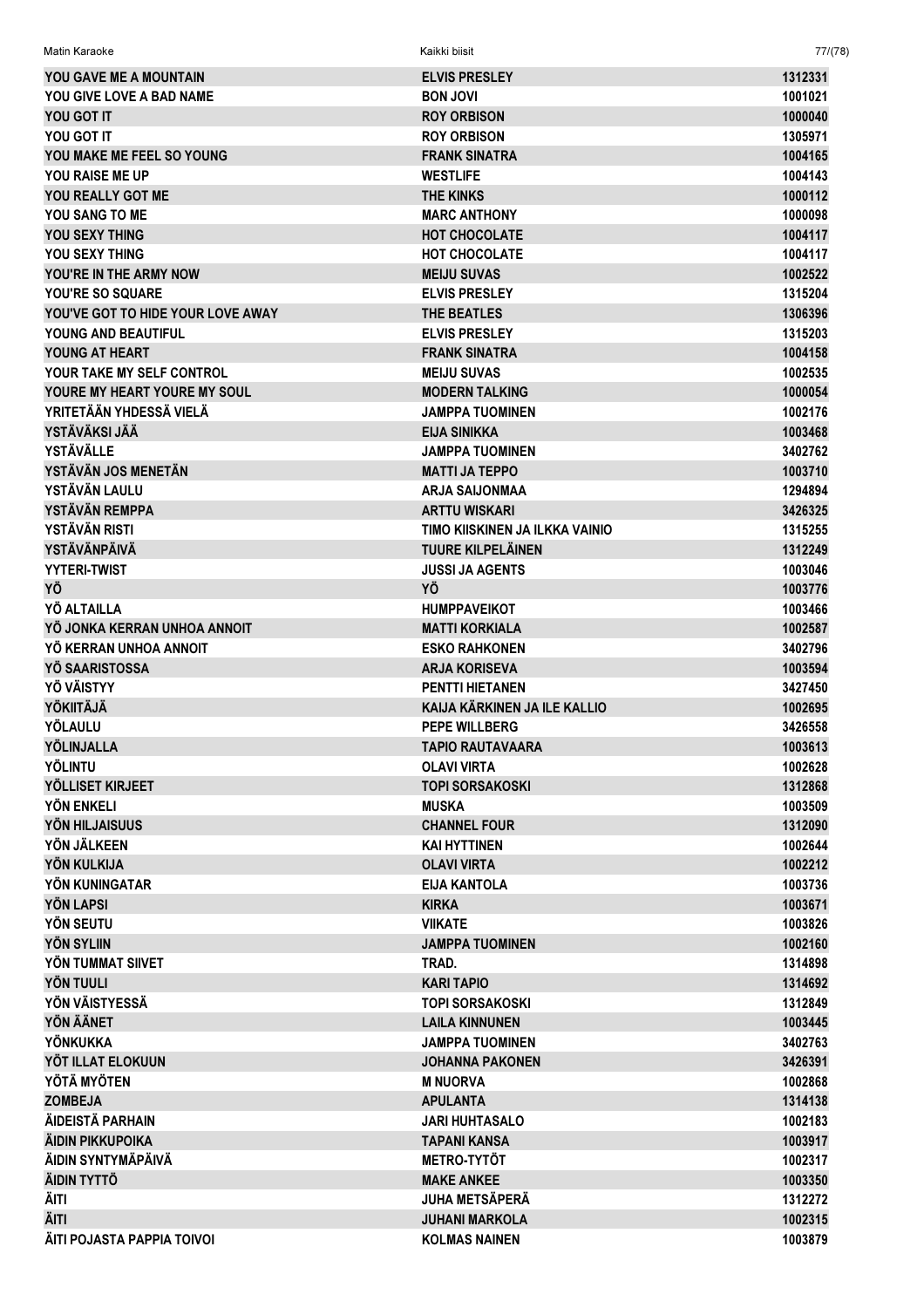| | | |
|---|---|---|
| YOU GAVE ME A MOUNTAIN | ELVIS PRESLEY | 1312331 |
| YOU GIVE LOVE A BAD NAME | BON JOVI | 1001021 |
| YOU GOT IT | ROY ORBISON | 1000040 |
| YOU GOT IT | ROY ORBISON | 1305971 |
| YOU MAKE ME FEEL SO YOUNG | FRANK SINATRA | 1004165 |
| YOU RAISE ME UP | WESTLIFE | 1004143 |
| YOU REALLY GOT ME | THE KINKS | 1000112 |
| YOU SANG TO ME | MARC ANTHONY | 1000098 |
| YOU SEXY THING | HOT CHOCOLATE | 1004117 |
| YOU SEXY THING | HOT CHOCOLATE | 1004117 |
| YOU'RE IN THE ARMY NOW | MEIJU SUVAS | 1002522 |
| YOU'RE SO SQUARE | ELVIS PRESLEY | 1315204 |
| YOU'VE GOT TO HIDE YOUR LOVE AWAY | THE BEATLES | 1306396 |
| YOUNG AND BEAUTIFUL | ELVIS PRESLEY | 1315203 |
| YOUNG AT HEART | FRANK SINATRA | 1004158 |
| YOUR TAKE MY SELF CONTROL | MEIJU SUVAS | 1002535 |
| YOURE MY HEART YOURE MY SOUL | MODERN TALKING | 1000054 |
| YRITETÄÄN YHDESSÄ VIELÄ | JAMPPA TUOMINEN | 1002176 |
| YSTÄVÄKSI JÄÄ | EIJA SINIKKA | 1003468 |
| YSTÄVÄLLE | JAMPPA TUOMINEN | 3402762 |
| YSTÄVÄN JOS MENETÄN | MATTI JA TEPPO | 1003710 |
| YSTÄVÄN LAULU | ARJA SAIJONMAA | 1294894 |
| YSTÄVÄN REMPPA | ARTTU WISKARI | 3426325 |
| YSTÄVÄN RISTI | TIMO KIISKINEN JA ILKKA VAINIO | 1315255 |
| YSTÄVÄNPÄIVÄ | TUURE KILPELÄINEN | 1312249 |
| YYTERI-TWIST | JUSSI JA AGENTS | 1003046 |
| YÖ | YÖ | 1003776 |
| YÖ ALTAILLA | HUMPPAVEIKOT | 1003466 |
| YÖ JONKA KERRAN UNHOA ANNOIT | MATTI KORKIALA | 1002587 |
| YÖ KERRAN UNHOA ANNOIT | ESKO RAHKONEN | 3402796 |
| YÖ SAARISTOSSA | ARJA KORISEVA | 1003594 |
| YÖ VÄISTYY | PENTTI HIETANEN | 3427450 |
| YÖKIITÄJÄ | KAIJA KÄRKINEN JA ILE KALLIO | 1002695 |
| YÖLAULU | PEPE WILLBERG | 3426558 |
| YÖLINJALLA | TAPIO RAUTAVAARA | 1003613 |
| YÖLINTU | OLAVI VIRTA | 1002628 |
| YÖLLISET KIRJEET | TOPI SORSAKOSKI | 1312868 |
| YÖN ENKELI | MUSKA | 1003509 |
| YÖN HILJAISUUS | CHANNEL FOUR | 1312090 |
| YÖN JÄLKEEN | KAI HYTTINEN | 1002644 |
| YÖN KULKIJA | OLAVI VIRTA | 1002212 |
| YÖN KUNINGATAR | EIJA KANTOLA | 1003736 |
| YÖN LAPSI | KIRKA | 1003671 |
| YÖN SEUTU | VIIKATE | 1003826 |
| YÖN SYLIIN | JAMPPA TUOMINEN | 1002160 |
| YÖN TUMMAT SIIVET | TRAD. | 1314898 |
| YÖN TUULI | KARI TAPIO | 1314692 |
| YÖN VÄISTYESSÄ | TOPI SORSAKOSKI | 1312849 |
| YÖN ÄÄNET | LAILA KINNUNEN | 1003445 |
| YÖNKUKKA | JAMPPA TUOMINEN | 3402763 |
| YÖT ILLAT ELOKUUN | JOHANNA PAKONEN | 3426391 |
| YÖTÄ MYÖTEN | M NUORVA | 1002868 |
| ZOMBEJA | APULANTA | 1314138 |
| ÄIDEISTÄ PARHAIN | JARI HUHTASALO | 1002183 |
| ÄIDIN PIKKUPOIKA | TAPANI KANSA | 1003917 |
| ÄIDIN SYNTYMÄPÄIVÄ | METRO-TYTÖT | 1002317 |
| ÄIDIN TYTTÖ | MAKE ANKEE | 1003350 |
| ÄITI | JUHA METSÄPERÄ | 1312272 |
| ÄITI | JUHANI MARKOLA | 1002315 |
| ÄITI POJASTA PAPPIA TOIVOI | KOLMAS NAINEN | 1003879 |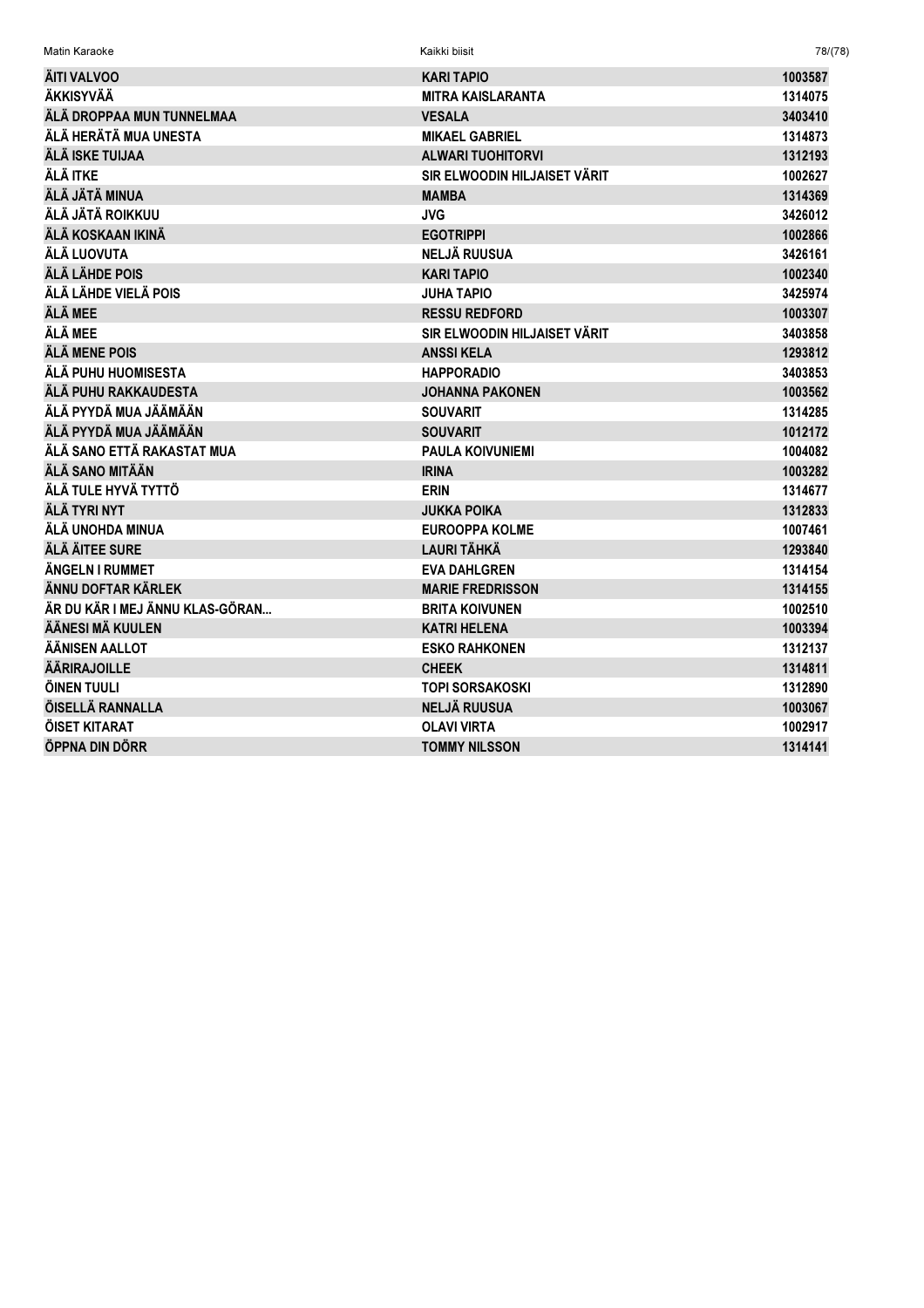| | | |
|---|---|---|
| ÄITI VALVOO | KARI TAPIO | 1003587 |
| ÄKKISYVÄÄ | MITRA KAISLARANTA | 1314075 |
| ÄLÄ DROPPAA MUN TUNNELMAA | VESALA | 3403410 |
| ÄLÄ HERÄTÄ MUA UNESTA | MIKAEL GABRIEL | 1314873 |
| ÄLÄ ISKE TUIJAA | ALWARI TUOHITORVI | 1312193 |
| ÄLÄ ITKE | SIR ELWOODIN HILJAISET VÄRIT | 1002627 |
| ÄLÄ JÄTÄ MINUA | MAMBA | 1314369 |
| ÄLÄ JÄTÄ ROIKKUU | JVG | 3426012 |
| ÄLÄ KOSKAAN IKINÄ | EGOTRIPPI | 1002866 |
| ÄLÄ LUOVUTA | NELJÄ RUUSUA | 3426161 |
| ÄLÄ LÄHDE POIS | KARI TAPIO | 1002340 |
| ÄLÄ LÄHDE VIELÄ POIS | JUHA TAPIO | 3425974 |
| ÄLÄ MEE | RESSU REDFORD | 1003307 |
| ÄLÄ MEE | SIR ELWOODIN HILJAISET VÄRIT | 3403858 |
| ÄLÄ MENE POIS | ANSSI KELA | 1293812 |
| ÄLÄ PUHU HUOMISESTA | HAPPORADIO | 3403853 |
| ÄLÄ PUHU RAKKAUDESTA | JOHANNA PAKONEN | 1003562 |
| ÄLÄ PYYDÄ MUA JÄÄMÄÄN | SOUVARIT | 1314285 |
| ÄLÄ PYYDÄ MUA JÄÄMÄÄN | SOUVARIT | 1012172 |
| ÄLÄ SANO ETTÄ RAKASTAT MUA | PAULA KOIVUNIEMI | 1004082 |
| ÄLÄ SANO MITÄÄN | IRINA | 1003282 |
| ÄLÄ TULE HYVÄ TYTTÖ | ERIN | 1314677 |
| ÄLÄ TYRI NYT | JUKKA POIKA | 1312833 |
| ÄLÄ UNOHDA MINUA | EUROOPPA KOLME | 1007461 |
| ÄLÄ ÄITEE SURE | LAURI TÄHKÄ | 1293840 |
| ÄNGELN I RUMMET | EVA DAHLGREN | 1314154 |
| ÄNNU DOFTAR KÄRLEK | MARIE FREDRISSON | 1314155 |
| ÄR DU KÄR I MEJ ÄNNU KLAS-GÖRAN... | BRITA KOIVUNEN | 1002510 |
| ÄÄNESI MÄ KUULEN | KATRI HELENA | 1003394 |
| ÄÄNISEN AALLOT | ESKO RAHKONEN | 1312137 |
| ÄÄRIRAJOILLE | CHEEK | 1314811 |
| ÖINEN TUULI | TOPI SORSAKOSKI | 1312890 |
| ÖISELLÄ RANNALLA | NELJÄ RUUSUA | 1003067 |
| ÖISET KITARAT | OLAVI VIRTA | 1002917 |
| ÖPPNA DIN DÖRR | TOMMY NILSSON | 1314141 |